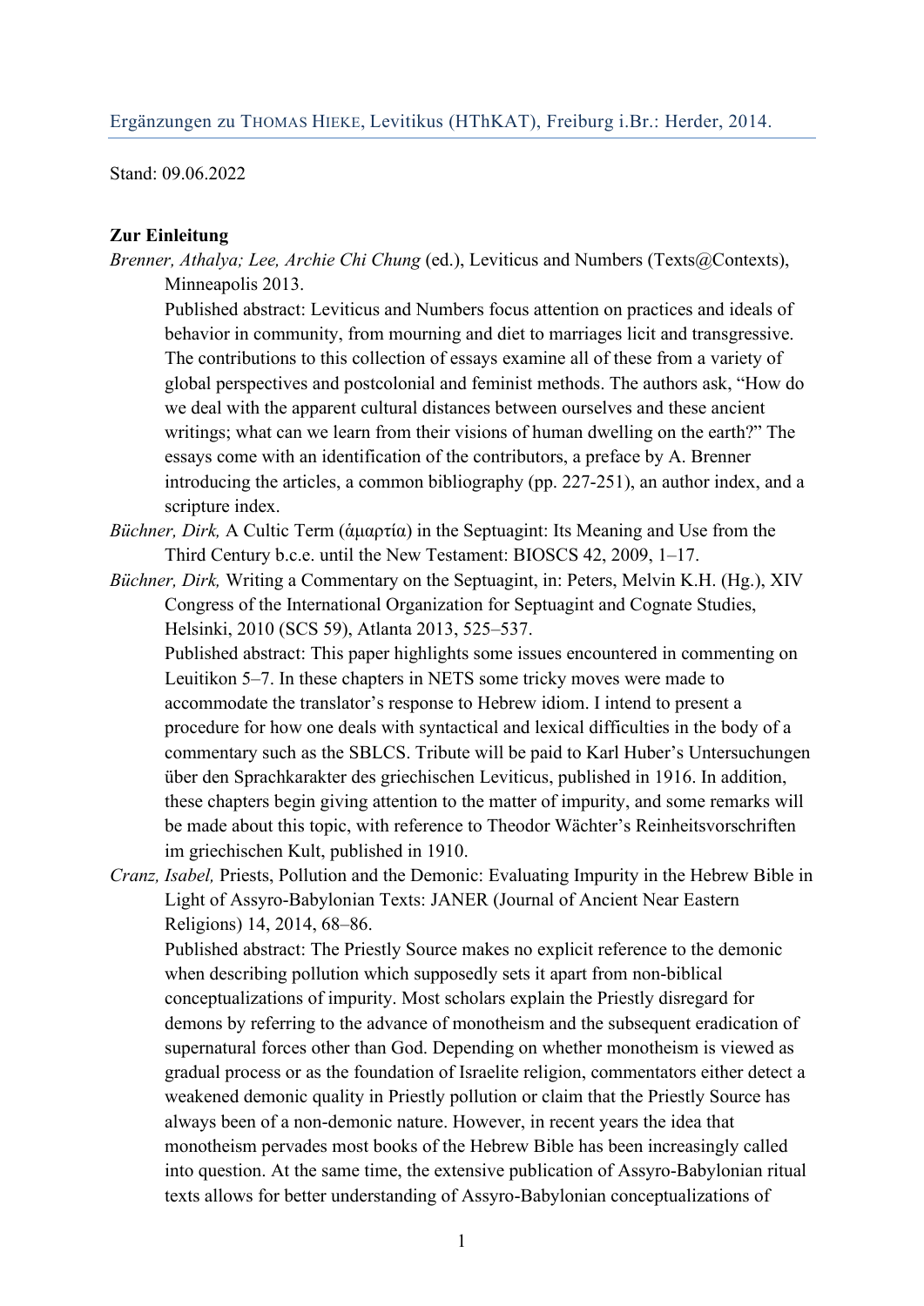Ergänzungen zu THOMAS HIEKE, Levitikus (HThKAT), Freiburg i.Br.: Herder, 2014.

Stand: 09.06.2022

**Zur Einleitung**

*Brenner, Athalya; Lee, Archie Chi Chung* (ed.), Leviticus and Numbers (Texts@Contexts), Minneapolis 2013.
Published abstract: Leviticus and Numbers focus attention on practices and ideals of behavior in community, from mourning and diet to marriages licit and transgressive. The contributions to this collection of essays examine all of these from a variety of global perspectives and postcolonial and feminist methods. The authors ask, "How do we deal with the apparent cultural distances between ourselves and these ancient writings; what can we learn from their visions of human dwelling on the earth?" The essays come with an identification of the contributors, a preface by A. Brenner introducing the articles, a common bibliography (pp. 227-251), an author index, and a scripture index.

*Büchner, Dirk,* A Cultic Term (ἁμαρτία) in the Septuagint: Its Meaning and Use from the Third Century b.c.e. until the New Testament: BIOSCS 42, 2009, 1–17.

*Büchner, Dirk,* Writing a Commentary on the Septuagint, in: Peters, Melvin K.H. (Hg.), XIV Congress of the International Organization for Septuagint and Cognate Studies, Helsinki, 2010 (SCS 59), Atlanta 2013, 525–537.
Published abstract: This paper highlights some issues encountered in commenting on Leuitikon 5–7. In these chapters in NETS some tricky moves were made to accommodate the translator's response to Hebrew idiom. I intend to present a procedure for how one deals with syntactical and lexical difficulties in the body of a commentary such as the SBLCS. Tribute will be paid to Karl Huber's Untersuchungen über den Sprachkarakter des griechischen Leviticus, published in 1916. In addition, these chapters begin giving attention to the matter of impurity, and some remarks will be made about this topic, with reference to Theodor Wächter's Reinheitsvorschriften im griechischen Kult, published in 1910.

*Cranz, Isabel,* Priests, Pollution and the Demonic: Evaluating Impurity in the Hebrew Bible in Light of Assyro-Babylonian Texts: JANER (Journal of Ancient Near Eastern Religions) 14, 2014, 68–86.
Published abstract: The Priestly Source makes no explicit reference to the demonic when describing pollution which supposedly sets it apart from non-biblical conceptualizations of impurity. Most scholars explain the Priestly disregard for demons by referring to the advance of monotheism and the subsequent eradication of supernatural forces other than God. Depending on whether monotheism is viewed as gradual process or as the foundation of Israelite religion, commentators either detect a weakened demonic quality in Priestly pollution or claim that the Priestly Source has always been of a non-demonic nature. However, in recent years the idea that monotheism pervades most books of the Hebrew Bible has been increasingly called into question. At the same time, the extensive publication of Assyro-Babylonian ritual texts allows for better understanding of Assyro-Babylonian conceptualizations of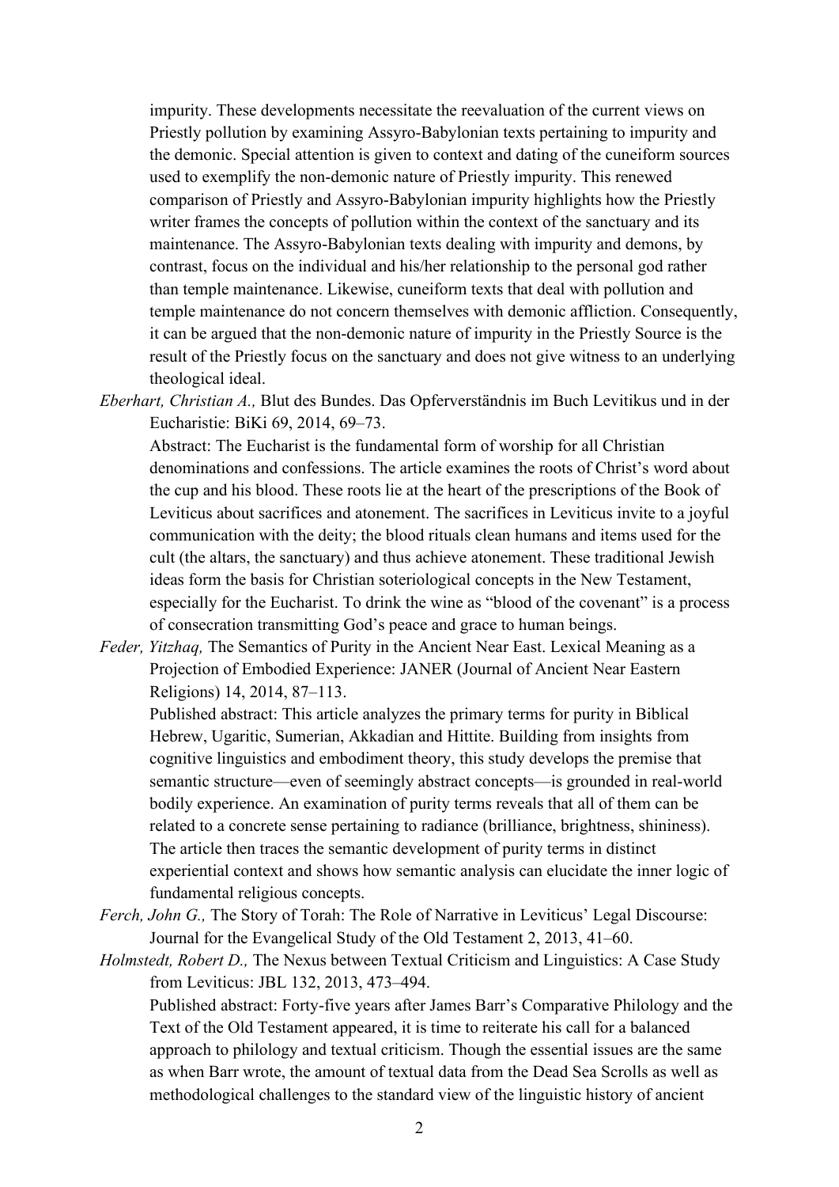impurity. These developments necessitate the reevaluation of the current views on Priestly pollution by examining Assyro-Babylonian texts pertaining to impurity and the demonic. Special attention is given to context and dating of the cuneiform sources used to exemplify the non-demonic nature of Priestly impurity. This renewed comparison of Priestly and Assyro-Babylonian impurity highlights how the Priestly writer frames the concepts of pollution within the context of the sanctuary and its maintenance. The Assyro-Babylonian texts dealing with impurity and demons, by contrast, focus on the individual and his/her relationship to the personal god rather than temple maintenance. Likewise, cuneiform texts that deal with pollution and temple maintenance do not concern themselves with demonic affliction. Consequently, it can be argued that the non-demonic nature of impurity in the Priestly Source is the result of the Priestly focus on the sanctuary and does not give witness to an underlying theological ideal.

*Eberhart, Christian A.,* Blut des Bundes. Das Opferverständnis im Buch Levitikus und in der Eucharistie: BiKi 69, 2014, 69–73.
Abstract: The Eucharist is the fundamental form of worship for all Christian denominations and confessions. The article examines the roots of Christ's word about the cup and his blood. These roots lie at the heart of the prescriptions of the Book of Leviticus about sacrifices and atonement. The sacrifices in Leviticus invite to a joyful communication with the deity; the blood rituals clean humans and items used for the cult (the altars, the sanctuary) and thus achieve atonement. These traditional Jewish ideas form the basis for Christian soteriological concepts in the New Testament, especially for the Eucharist. To drink the wine as "blood of the covenant" is a process of consecration transmitting God's peace and grace to human beings.

*Feder, Yitzhaq,* The Semantics of Purity in the Ancient Near East. Lexical Meaning as a Projection of Embodied Experience: JANER (Journal of Ancient Near Eastern Religions) 14, 2014, 87–113.
Published abstract: This article analyzes the primary terms for purity in Biblical Hebrew, Ugaritic, Sumerian, Akkadian and Hittite. Building from insights from cognitive linguistics and embodiment theory, this study develops the premise that semantic structure—even of seemingly abstract concepts—is grounded in real-world bodily experience. An examination of purity terms reveals that all of them can be related to a concrete sense pertaining to radiance (brilliance, brightness, shininess). The article then traces the semantic development of purity terms in distinct experiential context and shows how semantic analysis can elucidate the inner logic of fundamental religious concepts.

*Ferch, John G.,* The Story of Torah: The Role of Narrative in Leviticus' Legal Discourse: Journal for the Evangelical Study of the Old Testament 2, 2013, 41–60.

*Holmstedt, Robert D.,* The Nexus between Textual Criticism and Linguistics: A Case Study from Leviticus: JBL 132, 2013, 473–494.
Published abstract: Forty-five years after James Barr's Comparative Philology and the Text of the Old Testament appeared, it is time to reiterate his call for a balanced approach to philology and textual criticism. Though the essential issues are the same as when Barr wrote, the amount of textual data from the Dead Sea Scrolls as well as methodological challenges to the standard view of the linguistic history of ancient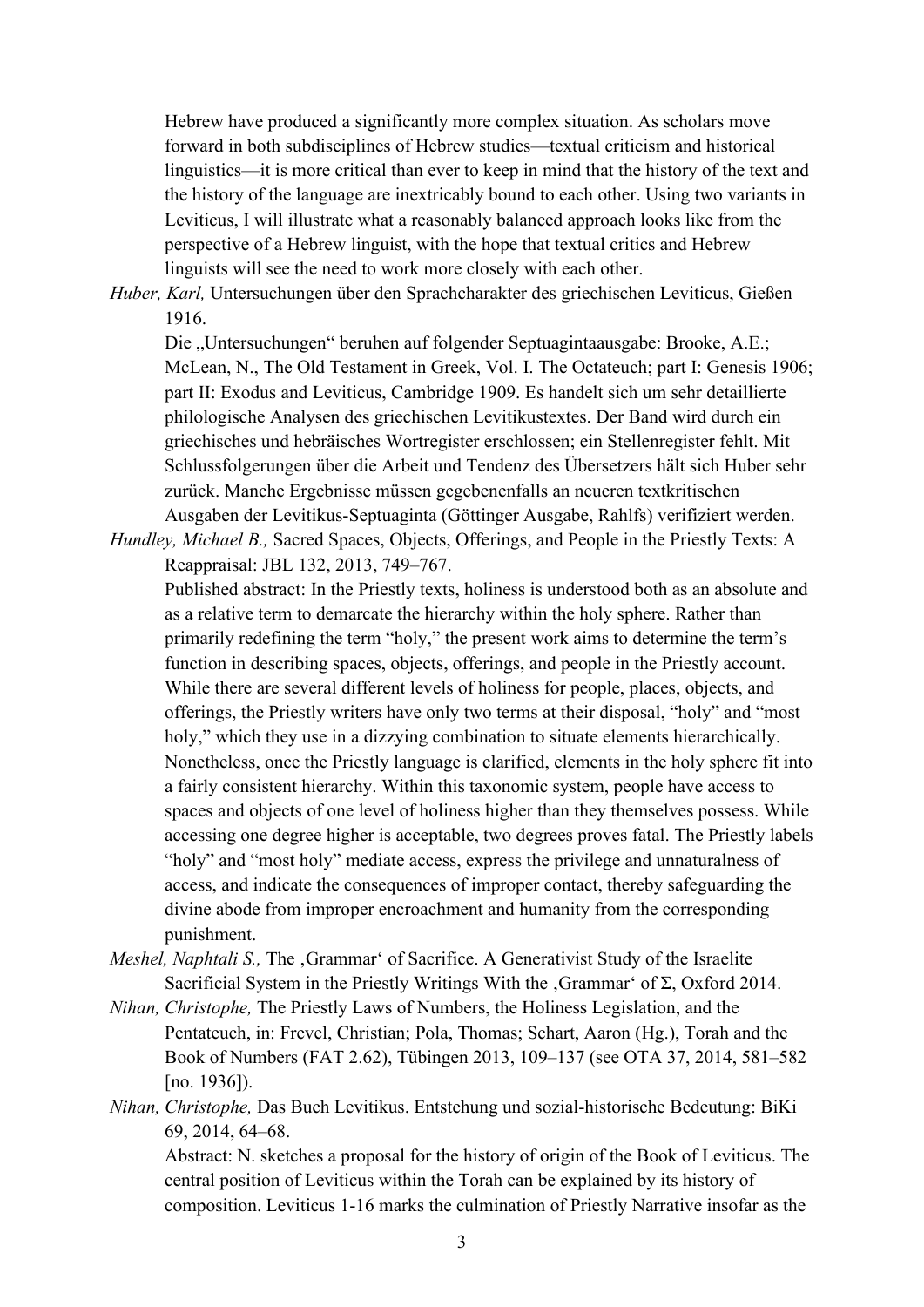Hebrew have produced a significantly more complex situation. As scholars move forward in both subdisciplines of Hebrew studies—textual criticism and historical linguistics—it is more critical than ever to keep in mind that the history of the text and the history of the language are inextricably bound to each other. Using two variants in Leviticus, I will illustrate what a reasonably balanced approach looks like from the perspective of a Hebrew linguist, with the hope that textual critics and Hebrew linguists will see the need to work more closely with each other.

*Huber, Karl,* Untersuchungen über den Sprachcharakter des griechischen Leviticus, Gießen 1916.

Die „Untersuchungen" beruhen auf folgender Septuagintaausgabe: Brooke, A.E.; McLean, N., The Old Testament in Greek, Vol. I. The Octateuch; part I: Genesis 1906; part II: Exodus and Leviticus, Cambridge 1909. Es handelt sich um sehr detaillierte philologische Analysen des griechischen Levitikustextes. Der Band wird durch ein griechisches und hebräisches Wortregister erschlossen; ein Stellenregister fehlt. Mit Schlussfolgerungen über die Arbeit und Tendenz des Übersetzers hält sich Huber sehr zurück. Manche Ergebnisse müssen gegebenenfalls an neueren textkritischen Ausgaben der Levitikus-Septuaginta (Göttinger Ausgabe, Rahlfs) verifiziert werden.

*Hundley, Michael B.,* Sacred Spaces, Objects, Offerings, and People in the Priestly Texts: A Reappraisal: JBL 132, 2013, 749–767.

Published abstract: In the Priestly texts, holiness is understood both as an absolute and as a relative term to demarcate the hierarchy within the holy sphere. Rather than primarily redefining the term "holy," the present work aims to determine the term's function in describing spaces, objects, offerings, and people in the Priestly account. While there are several different levels of holiness for people, places, objects, and offerings, the Priestly writers have only two terms at their disposal, "holy" and "most holy," which they use in a dizzying combination to situate elements hierarchically. Nonetheless, once the Priestly language is clarified, elements in the holy sphere fit into a fairly consistent hierarchy. Within this taxonomic system, people have access to spaces and objects of one level of holiness higher than they themselves possess. While accessing one degree higher is acceptable, two degrees proves fatal. The Priestly labels "holy" and "most holy" mediate access, express the privilege and unnaturalness of access, and indicate the consequences of improper contact, thereby safeguarding the divine abode from improper encroachment and humanity from the corresponding punishment.

*Meshel, Naphtali S.,* The ‚Grammar' of Sacrifice. A Generativist Study of the Israelite Sacrificial System in the Priestly Writings With the ‚Grammar' of Σ, Oxford 2014.

*Nihan, Christophe,* The Priestly Laws of Numbers, the Holiness Legislation, and the Pentateuch, in: Frevel, Christian; Pola, Thomas; Schart, Aaron (Hg.), Torah and the Book of Numbers (FAT 2.62), Tübingen 2013, 109–137 (see OTA 37, 2014, 581–582 [no. 1936]).

*Nihan, Christophe,* Das Buch Levitikus. Entstehung und sozial-historische Bedeutung: BiKi 69, 2014, 64–68.

Abstract: N. sketches a proposal for the history of origin of the Book of Leviticus. The central position of Leviticus within the Torah can be explained by its history of composition. Leviticus 1-16 marks the culmination of Priestly Narrative insofar as the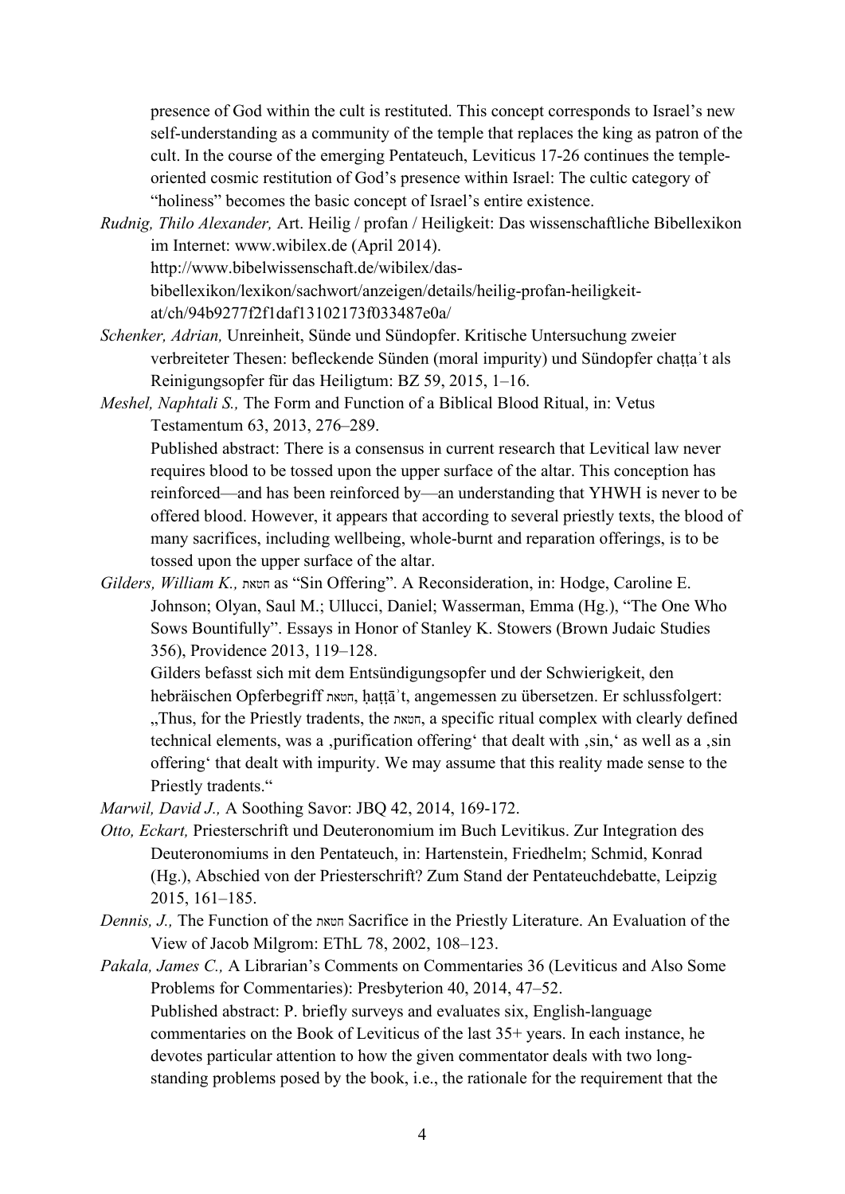presence of God within the cult is restituted. This concept corresponds to Israel's new self-understanding as a community of the temple that replaces the king as patron of the cult. In the course of the emerging Pentateuch, Leviticus 17-26 continues the temple-oriented cosmic restitution of God's presence within Israel: The cultic category of "holiness" becomes the basic concept of Israel's entire existence.

*Rudnig, Thilo Alexander,* Art. Heilig / profan / Heiligkeit: Das wissenschaftliche Bibellexikon im Internet: www.wibilex.de (April 2014). http://www.bibelwissenschaft.de/wibilex/das-bibellexikon/lexikon/sachwort/anzeigen/details/heilig-profan-heiligkeit-at/ch/94b9277f2f1daf13102173f033487e0a/

*Schenker, Adrian,* Unreinheit, Sünde und Sündopfer. Kritische Untersuchung zweier verbreiteter Thesen: befleckende Sünden (moral impurity) und Sündopfer chaṭṭaʾt als Reinigungsopfer für das Heiligtum: BZ 59, 2015, 1–16.

*Meshel, Naphtali S.,* The Form and Function of a Biblical Blood Ritual, in: Vetus Testamentum 63, 2013, 276–289.

Published abstract: There is a consensus in current research that Levitical law never requires blood to be tossed upon the upper surface of the altar. This conception has reinforced—and has been reinforced by—an understanding that YHWH is never to be offered blood. However, it appears that according to several priestly texts, the blood of many sacrifices, including wellbeing, whole-burnt and reparation offerings, is to be tossed upon the upper surface of the altar.

*Gilders, William K.,* חטאת as "Sin Offering". A Reconsideration, in: Hodge, Caroline E. Johnson; Olyan, Saul M.; Ullucci, Daniel; Wasserman, Emma (Hg.), "The One Who Sows Bountifully". Essays in Honor of Stanley K. Stowers (Brown Judaic Studies 356), Providence 2013, 119–128.

Gilders befasst sich mit dem Entsündigungsopfer und der Schwierigkeit, den hebräischen Opferbegriff חטאת, ḥaṭṭāʾt, angemessen zu übersetzen. Er schlussfolgert: „Thus, for the Priestly tradents, the חטאת, a specific ritual complex with clearly defined technical elements, was a ‚purification offering' that dealt with ‚sin,' as well as a ‚sin offering' that dealt with impurity. We may assume that this reality made sense to the Priestly tradents."

*Marwil, David J.,* A Soothing Savor: JBQ 42, 2014, 169-172.

*Otto, Eckart,* Priesterschrift und Deuteronomium im Buch Levitikus. Zur Integration des Deuteronomiums in den Pentateuch, in: Hartenstein, Friedhelm; Schmid, Konrad (Hg.), Abschied von der Priesterschrift? Zum Stand der Pentateuchdebatte, Leipzig 2015, 161–185.

*Dennis, J.,* The Function of the חטאת Sacrifice in the Priestly Literature. An Evaluation of the View of Jacob Milgrom: EThL 78, 2002, 108–123.

*Pakala, James C.,* A Librarian's Comments on Commentaries 36 (Leviticus and Also Some Problems for Commentaries): Presbyterion 40, 2014, 47–52.

Published abstract: P. briefly surveys and evaluates six, English-language commentaries on the Book of Leviticus of the last 35+ years. In each instance, he devotes particular attention to how the given commentator deals with two long-standing problems posed by the book, i.e., the rationale for the requirement that the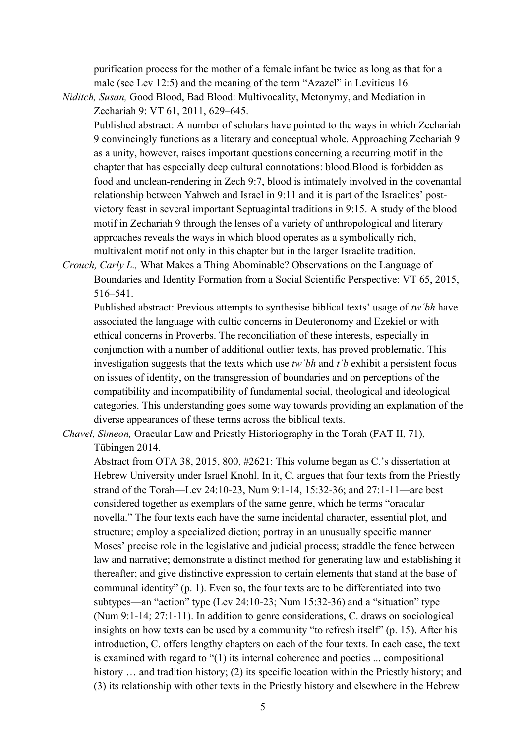purification process for the mother of a female infant be twice as long as that for a male (see Lev 12:5) and the meaning of the term "Azazel" in Leviticus 16.

*Niditch, Susan,* Good Blood, Bad Blood: Multivocality, Metonymy, and Mediation in Zechariah 9: VT 61, 2011, 629–645.

Published abstract: A number of scholars have pointed to the ways in which Zechariah 9 convincingly functions as a literary and conceptual whole. Approaching Zechariah 9 as a unity, however, raises important questions concerning a recurring motif in the chapter that has especially deep cultural connotations: blood.Blood is forbidden as food and unclean-rendering in Zech 9:7, blood is intimately involved in the covenantal relationship between Yahweh and Israel in 9:11 and it is part of the Israelites' post-victory feast in several important Septuagintal traditions in 9:15. A study of the blood motif in Zechariah 9 through the lenses of a variety of anthropological and literary approaches reveals the ways in which blood operates as a symbolically rich, multivalent motif not only in this chapter but in the larger Israelite tradition.

*Crouch, Carly L.,* What Makes a Thing Abominable? Observations on the Language of Boundaries and Identity Formation from a Social Scientific Perspective: VT 65, 2015, 516–541.

Published abstract: Previous attempts to synthesise biblical texts' usage of *twʿbh* have associated the language with cultic concerns in Deuteronomy and Ezekiel or with ethical concerns in Proverbs. The reconciliation of these interests, especially in conjunction with a number of additional outlier texts, has proved problematic. This investigation suggests that the texts which use *twʿbh* and *tʿb* exhibit a persistent focus on issues of identity, on the transgression of boundaries and on perceptions of the compatibility and incompatibility of fundamental social, theological and ideological categories. This understanding goes some way towards providing an explanation of the diverse appearances of these terms across the biblical texts.

*Chavel, Simeon,* Oracular Law and Priestly Historiography in the Torah (FAT II, 71), Tübingen 2014.

Abstract from OTA 38, 2015, 800, #2621: This volume began as C.'s dissertation at Hebrew University under Israel Knohl. In it, C. argues that four texts from the Priestly strand of the Torah—Lev 24:10-23, Num 9:1-14, 15:32-36; and 27:1-11—are best considered together as exemplars of the same genre, which he terms "oracular novella." The four texts each have the same incidental character, essential plot, and structure; employ a specialized diction; portray in an unusually specific manner Moses' precise role in the legislative and judicial process; straddle the fence between law and narrative; demonstrate a distinct method for generating law and establishing it thereafter; and give distinctive expression to certain elements that stand at the base of communal identity" (p. 1). Even so, the four texts are to be differentiated into two subtypes—an "action" type (Lev 24:10-23; Num 15:32-36) and a "situation" type (Num 9:1-14; 27:1-11). In addition to genre considerations, C. draws on sociological insights on how texts can be used by a community "to refresh itself" (p. 15). After his introduction, C. offers lengthy chapters on each of the four texts. In each case, the text is examined with regard to "(1) its internal coherence and poetics ... compositional history … and tradition history; (2) its specific location within the Priestly history; and (3) its relationship with other texts in the Priestly history and elsewhere in the Hebrew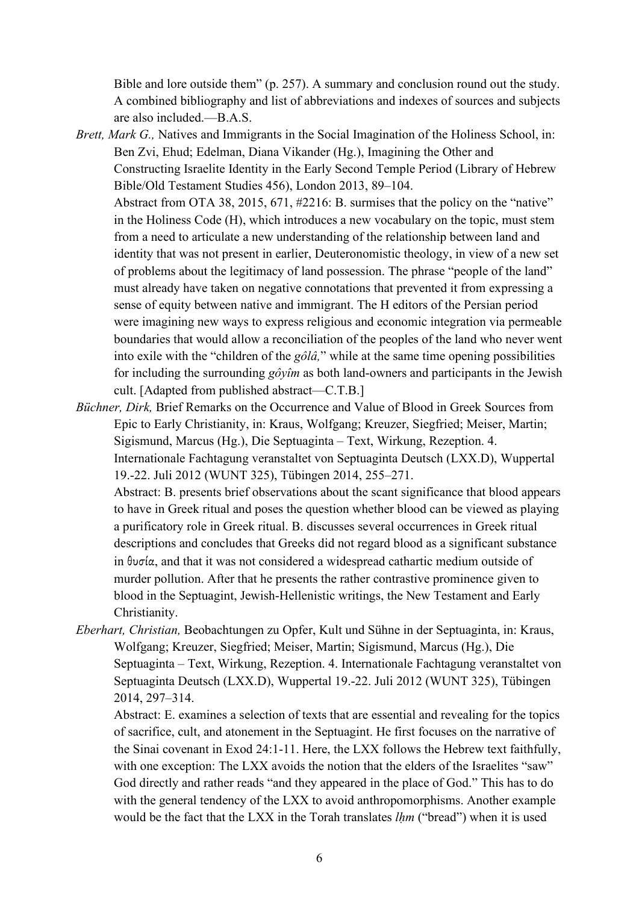Bible and lore outside them" (p. 257). A summary and conclusion round out the study. A combined bibliography and list of abbreviations and indexes of sources and subjects are also included.—B.A.S.

*Brett, Mark G.,* Natives and Immigrants in the Social Imagination of the Holiness School, in: Ben Zvi, Ehud; Edelman, Diana Vikander (Hg.), Imagining the Other and Constructing Israelite Identity in the Early Second Temple Period (Library of Hebrew Bible/Old Testament Studies 456), London 2013, 89–104.

Abstract from OTA 38, 2015, 671, #2216: B. surmises that the policy on the "native" in the Holiness Code (H), which introduces a new vocabulary on the topic, must stem from a need to articulate a new understanding of the relationship between land and identity that was not present in earlier, Deuteronomistic theology, in view of a new set of problems about the legitimacy of land possession. The phrase "people of the land" must already have taken on negative connotations that prevented it from expressing a sense of equity between native and immigrant. The H editors of the Persian period were imagining new ways to express religious and economic integration via permeable boundaries that would allow a reconciliation of the peoples of the land who never went into exile with the "children of the *gôlâ,*" while at the same time opening possibilities for including the surrounding *gôyîm* as both land-owners and participants in the Jewish cult. [Adapted from published abstract—C.T.B.]

*Büchner, Dirk,* Brief Remarks on the Occurrence and Value of Blood in Greek Sources from Epic to Early Christianity, in: Kraus, Wolfgang; Kreuzer, Siegfried; Meiser, Martin; Sigismund, Marcus (Hg.), Die Septuaginta – Text, Wirkung, Rezeption. 4. Internationale Fachtagung veranstaltet von Septuaginta Deutsch (LXX.D), Wuppertal 19.-22. Juli 2012 (WUNT 325), Tübingen 2014, 255–271.

Abstract: B. presents brief observations about the scant significance that blood appears to have in Greek ritual and poses the question whether blood can be viewed as playing a purificatory role in Greek ritual. B. discusses several occurrences in Greek ritual descriptions and concludes that Greeks did not regard blood as a significant substance in θυσία, and that it was not considered a widespread cathartic medium outside of murder pollution. After that he presents the rather contrastive prominence given to blood in the Septuagint, Jewish-Hellenistic writings, the New Testament and Early Christianity.

*Eberhart, Christian,* Beobachtungen zu Opfer, Kult und Sühne in der Septuaginta, in: Kraus, Wolfgang; Kreuzer, Siegfried; Meiser, Martin; Sigismund, Marcus (Hg.), Die Septuaginta – Text, Wirkung, Rezeption. 4. Internationale Fachtagung veranstaltet von Septuaginta Deutsch (LXX.D), Wuppertal 19.-22. Juli 2012 (WUNT 325), Tübingen 2014, 297–314.

Abstract: E. examines a selection of texts that are essential and revealing for the topics of sacrifice, cult, and atonement in the Septuagint. He first focuses on the narrative of the Sinai covenant in Exod 24:1-11. Here, the LXX follows the Hebrew text faithfully, with one exception: The LXX avoids the notion that the elders of the Israelites "saw" God directly and rather reads "and they appeared in the place of God." This has to do with the general tendency of the LXX to avoid anthropomorphisms. Another example would be the fact that the LXX in the Torah translates *lḥm* ("bread") when it is used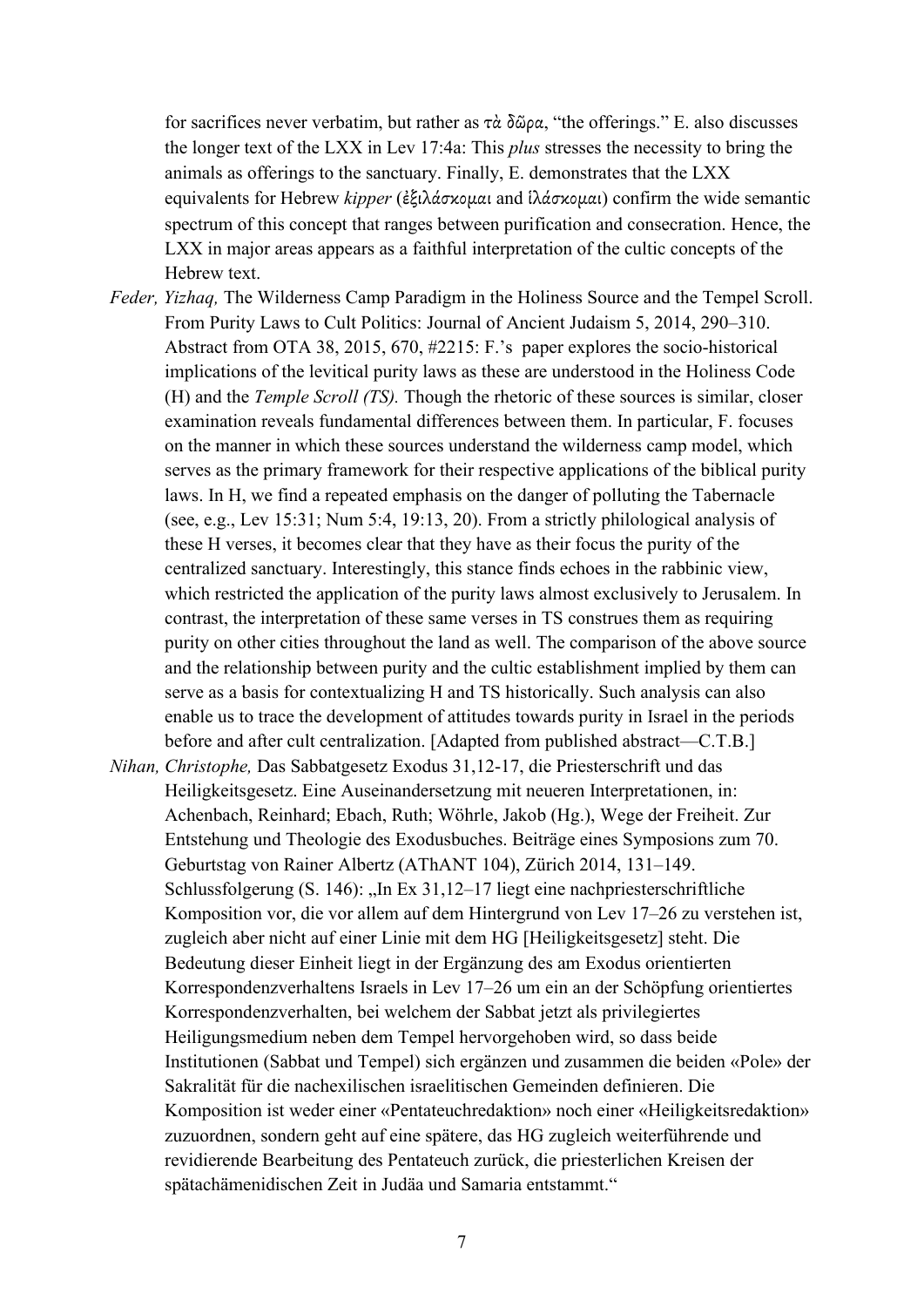for sacrifices never verbatim, but rather as τὰ δῶρα, "the offerings." E. also discusses the longer text of the LXX in Lev 17:4a: This *plus* stresses the necessity to bring the animals as offerings to the sanctuary. Finally, E. demonstrates that the LXX equivalents for Hebrew *kipper* (ἐξιλάσκομαι and ἱλάσκομαι) confirm the wide semantic spectrum of this concept that ranges between purification and consecration. Hence, the LXX in major areas appears as a faithful interpretation of the cultic concepts of the Hebrew text.

*Feder, Yizhaq,* The Wilderness Camp Paradigm in the Holiness Source and the Tempel Scroll. From Purity Laws to Cult Politics: Journal of Ancient Judaism 5, 2014, 290–310. Abstract from OTA 38, 2015, 670, #2215: F.'s paper explores the socio-historical implications of the levitical purity laws as these are understood in the Holiness Code (H) and the *Temple Scroll (TS).* Though the rhetoric of these sources is similar, closer examination reveals fundamental differences between them. In particular, F. focuses on the manner in which these sources understand the wilderness camp model, which serves as the primary framework for their respective applications of the biblical purity laws. In H, we find a repeated emphasis on the danger of polluting the Tabernacle (see, e.g., Lev 15:31; Num 5:4, 19:13, 20). From a strictly philological analysis of these H verses, it becomes clear that they have as their focus the purity of the centralized sanctuary. Interestingly, this stance finds echoes in the rabbinic view, which restricted the application of the purity laws almost exclusively to Jerusalem. In contrast, the interpretation of these same verses in TS construes them as requiring purity on other cities throughout the land as well. The comparison of the above source and the relationship between purity and the cultic establishment implied by them can serve as a basis for contextualizing H and TS historically. Such analysis can also enable us to trace the development of attitudes towards purity in Israel in the periods before and after cult centralization. [Adapted from published abstract—C.T.B.]

*Nihan, Christophe,* Das Sabbatgesetz Exodus 31,12-17, die Priesterschrift und das Heiligkeitsgesetz. Eine Auseinandersetzung mit neueren Interpretationen, in: Achenbach, Reinhard; Ebach, Ruth; Wöhrle, Jakob (Hg.), Wege der Freiheit. Zur Entstehung und Theologie des Exodusbuches. Beiträge eines Symposions zum 70. Geburtstag von Rainer Albertz (AThANT 104), Zürich 2014, 131–149. Schlussfolgerung (S. 146): „In Ex 31,12–17 liegt eine nachpriesterschriftliche Komposition vor, die vor allem auf dem Hintergrund von Lev 17–26 zu verstehen ist, zugleich aber nicht auf einer Linie mit dem HG [Heiligkeitsgesetz] steht. Die Bedeutung dieser Einheit liegt in der Ergänzung des am Exodus orientierten Korrespondenzverhaltens Israels in Lev 17–26 um ein an der Schöpfung orientiertes Korrespondenzverhalten, bei welchem der Sabbat jetzt als privilegiertes Heiligungsmedium neben dem Tempel hervorgehoben wird, so dass beide Institutionen (Sabbat und Tempel) sich ergänzen und zusammen die beiden «Pole» der Sakralität für die nachexilischen israelitischen Gemeinden definieren. Die Komposition ist weder einer «Pentateuchredaktion» noch einer «Heiligkeitsredaktion» zuzuordnen, sondern geht auf eine spätere, das HG zugleich weiterführende und revidierende Bearbeitung des Pentateuch zurück, die priesterlichen Kreisen der spätachämenidischen Zeit in Judäa und Samaria entstammt."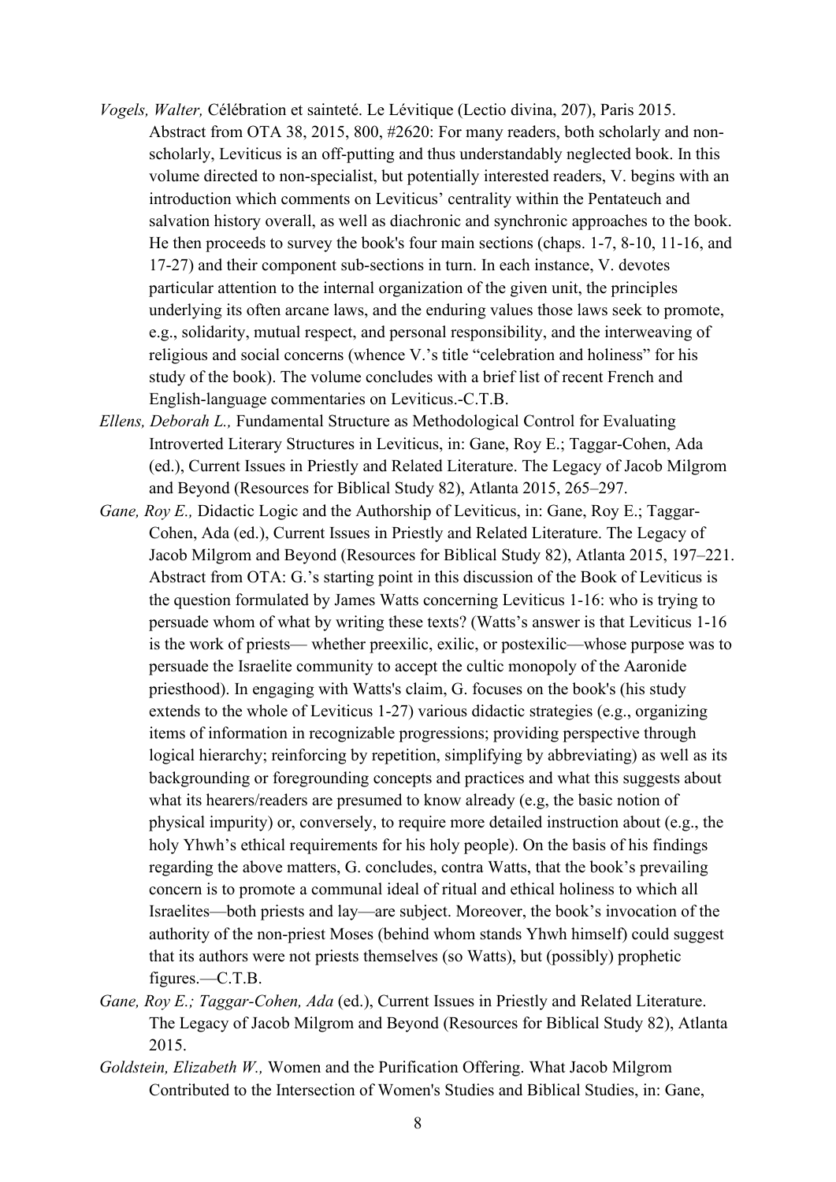*Vogels, Walter,* Célébration et sainteté. Le Lévitique (Lectio divina, 207), Paris 2015. Abstract from OTA 38, 2015, 800, #2620: For many readers, both scholarly and non-scholarly, Leviticus is an off-putting and thus understandably neglected book. In this volume directed to non-specialist, but potentially interested readers, V. begins with an introduction which comments on Leviticus' centrality within the Pentateuch and salvation history overall, as well as diachronic and synchronic approaches to the book. He then proceeds to survey the book's four main sections (chaps. 1-7, 8-10, 11-16, and 17-27) and their component sub-sections in turn. In each instance, V. devotes particular attention to the internal organization of the given unit, the principles underlying its often arcane laws, and the enduring values those laws seek to promote, e.g., solidarity, mutual respect, and personal responsibility, and the interweaving of religious and social concerns (whence V.'s title "celebration and holiness" for his study of the book). The volume concludes with a brief list of recent French and English-language commentaries on Leviticus.-C.T.B.

*Ellens, Deborah L.,* Fundamental Structure as Methodological Control for Evaluating Introverted Literary Structures in Leviticus, in: Gane, Roy E.; Taggar-Cohen, Ada (ed.), Current Issues in Priestly and Related Literature. The Legacy of Jacob Milgrom and Beyond (Resources for Biblical Study 82), Atlanta 2015, 265–297.

*Gane, Roy E.,* Didactic Logic and the Authorship of Leviticus, in: Gane, Roy E.; Taggar-Cohen, Ada (ed.), Current Issues in Priestly and Related Literature. The Legacy of Jacob Milgrom and Beyond (Resources for Biblical Study 82), Atlanta 2015, 197–221. Abstract from OTA: G.'s starting point in this discussion of the Book of Leviticus is the question formulated by James Watts concerning Leviticus 1-16: who is trying to persuade whom of what by writing these texts? (Watts's answer is that Leviticus 1-16 is the work of priests— whether preexilic, exilic, or postexilic—whose purpose was to persuade the Israelite community to accept the cultic monopoly of the Aaronide priesthood). In engaging with Watts's claim, G. focuses on the book's (his study extends to the whole of Leviticus 1-27) various didactic strategies (e.g., organizing items of information in recognizable progressions; providing perspective through logical hierarchy; reinforcing by repetition, simplifying by abbreviating) as well as its backgrounding or foregrounding concepts and practices and what this suggests about what its hearers/readers are presumed to know already (e.g, the basic notion of physical impurity) or, conversely, to require more detailed instruction about (e.g., the holy Yhwh's ethical requirements for his holy people). On the basis of his findings regarding the above matters, G. concludes, contra Watts, that the book's prevailing concern is to promote a communal ideal of ritual and ethical holiness to which all Israelites—both priests and lay—are subject. Moreover, the book's invocation of the authority of the non-priest Moses (behind whom stands Yhwh himself) could suggest that its authors were not priests themselves (so Watts), but (possibly) prophetic figures.—C.T.B.

*Gane, Roy E.; Taggar-Cohen, Ada* (ed.), Current Issues in Priestly and Related Literature. The Legacy of Jacob Milgrom and Beyond (Resources for Biblical Study 82), Atlanta 2015.

*Goldstein, Elizabeth W.,* Women and the Purification Offering. What Jacob Milgrom Contributed to the Intersection of Women's Studies and Biblical Studies, in: Gane,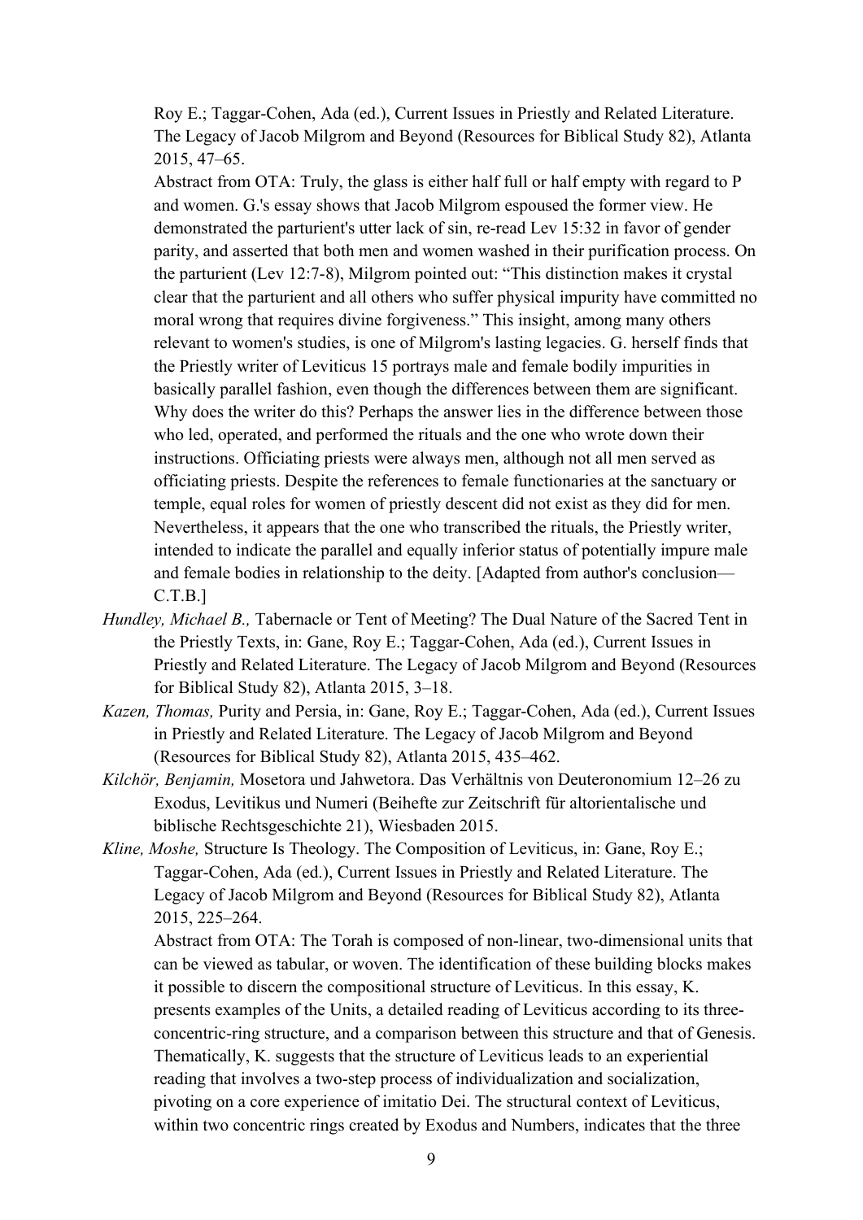Roy E.; Taggar-Cohen, Ada (ed.), Current Issues in Priestly and Related Literature. The Legacy of Jacob Milgrom and Beyond (Resources for Biblical Study 82), Atlanta 2015, 47–65.

Abstract from OTA: Truly, the glass is either half full or half empty with regard to P and women. G.'s essay shows that Jacob Milgrom espoused the former view. He demonstrated the parturient's utter lack of sin, re-read Lev 15:32 in favor of gender parity, and asserted that both men and women washed in their purification process. On the parturient (Lev 12:7-8), Milgrom pointed out: "This distinction makes it crystal clear that the parturient and all others who suffer physical impurity have committed no moral wrong that requires divine forgiveness." This insight, among many others relevant to women's studies, is one of Milgrom's lasting legacies. G. herself finds that the Priestly writer of Leviticus 15 portrays male and female bodily impurities in basically parallel fashion, even though the differences between them are significant. Why does the writer do this? Perhaps the answer lies in the difference between those who led, operated, and performed the rituals and the one who wrote down their instructions. Officiating priests were always men, although not all men served as officiating priests. Despite the references to female functionaries at the sanctuary or temple, equal roles for women of priestly descent did not exist as they did for men. Nevertheless, it appears that the one who transcribed the rituals, the Priestly writer, intended to indicate the parallel and equally inferior status of potentially impure male and female bodies in relationship to the deity. [Adapted from author's conclusion—C.T.B.]

*Hundley, Michael B.,* Tabernacle or Tent of Meeting? The Dual Nature of the Sacred Tent in the Priestly Texts, in: Gane, Roy E.; Taggar-Cohen, Ada (ed.), Current Issues in Priestly and Related Literature. The Legacy of Jacob Milgrom and Beyond (Resources for Biblical Study 82), Atlanta 2015, 3–18.

*Kazen, Thomas,* Purity and Persia, in: Gane, Roy E.; Taggar-Cohen, Ada (ed.), Current Issues in Priestly and Related Literature. The Legacy of Jacob Milgrom and Beyond (Resources for Biblical Study 82), Atlanta 2015, 435–462.

*Kilchör, Benjamin,* Mosetora und Jahwetora. Das Verhältnis von Deuteronomium 12–26 zu Exodus, Levitikus und Numeri (Beihefte zur Zeitschrift für altorientalische und biblische Rechtsgeschichte 21), Wiesbaden 2015.

*Kline, Moshe,* Structure Is Theology. The Composition of Leviticus, in: Gane, Roy E.; Taggar-Cohen, Ada (ed.), Current Issues in Priestly and Related Literature. The Legacy of Jacob Milgrom and Beyond (Resources for Biblical Study 82), Atlanta 2015, 225–264.

Abstract from OTA: The Torah is composed of non-linear, two-dimensional units that can be viewed as tabular, or woven. The identification of these building blocks makes it possible to discern the compositional structure of Leviticus. In this essay, K. presents examples of the Units, a detailed reading of Leviticus according to its three-concentric-ring structure, and a comparison between this structure and that of Genesis. Thematically, K. suggests that the structure of Leviticus leads to an experiential reading that involves a two-step process of individualization and socialization, pivoting on a core experience of imitatio Dei. The structural context of Leviticus, within two concentric rings created by Exodus and Numbers, indicates that the three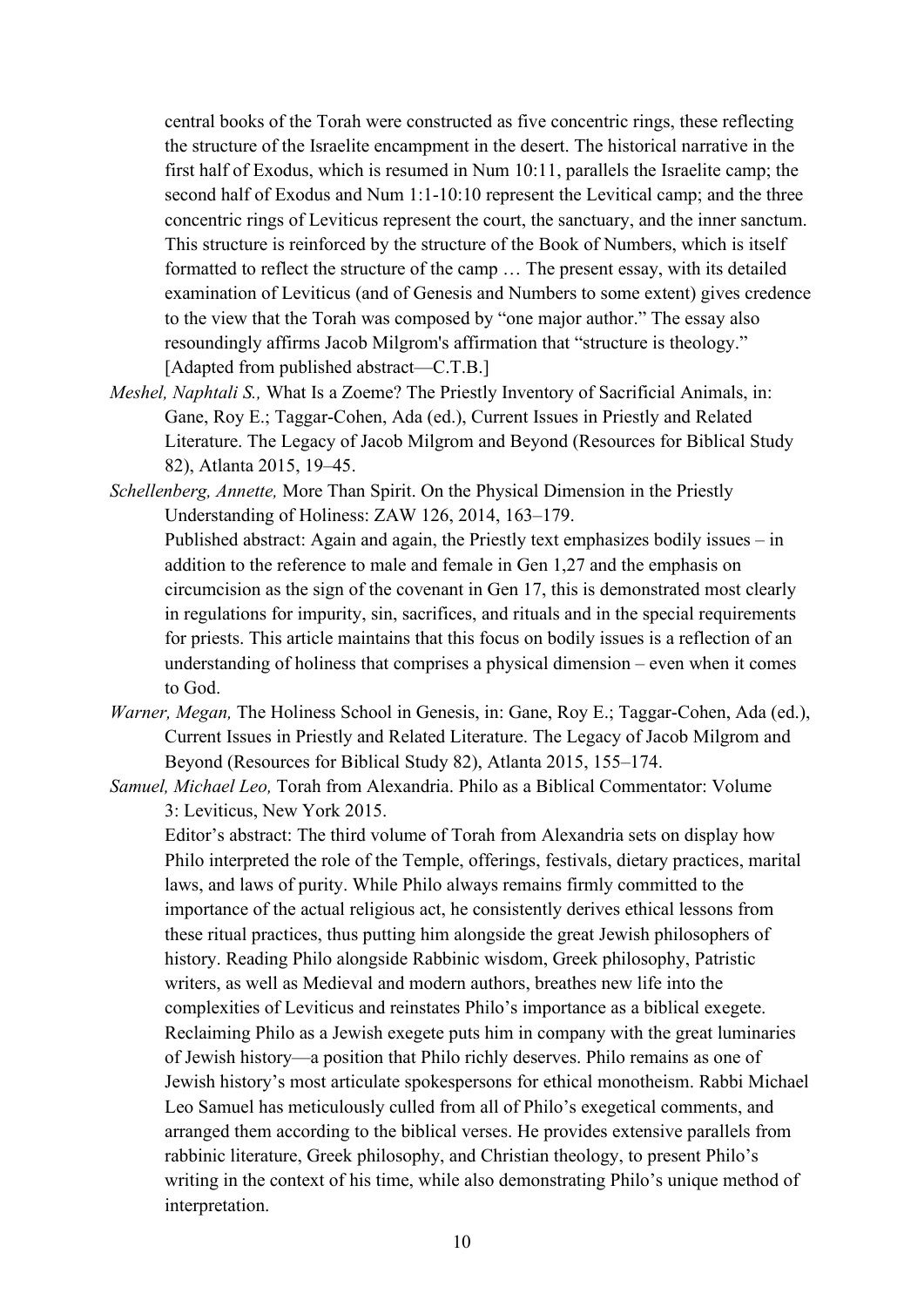central books of the Torah were constructed as five concentric rings, these reflecting the structure of the Israelite encampment in the desert. The historical narrative in the first half of Exodus, which is resumed in Num 10:11, parallels the Israelite camp; the second half of Exodus and Num 1:1-10:10 represent the Levitical camp; and the three concentric rings of Leviticus represent the court, the sanctuary, and the inner sanctum. This structure is reinforced by the structure of the Book of Numbers, which is itself formatted to reflect the structure of the camp … The present essay, with its detailed examination of Leviticus (and of Genesis and Numbers to some extent) gives credence to the view that the Torah was composed by "one major author." The essay also resoundingly affirms Jacob Milgrom's affirmation that "structure is theology." [Adapted from published abstract—C.T.B.]

*Meshel, Naphtali S.,* What Is a Zoeme? The Priestly Inventory of Sacrificial Animals, in: Gane, Roy E.; Taggar-Cohen, Ada (ed.), Current Issues in Priestly and Related Literature. The Legacy of Jacob Milgrom and Beyond (Resources for Biblical Study 82), Atlanta 2015, 19–45.

*Schellenberg, Annette,* More Than Spirit. On the Physical Dimension in the Priestly Understanding of Holiness: ZAW 126, 2014, 163–179.
Published abstract: Again and again, the Priestly text emphasizes bodily issues – in addition to the reference to male and female in Gen 1,27 and the emphasis on circumcision as the sign of the covenant in Gen 17, this is demonstrated most clearly in regulations for impurity, sin, sacrifices, and rituals and in the special requirements for priests. This article maintains that this focus on bodily issues is a reflection of an understanding of holiness that comprises a physical dimension – even when it comes to God.

*Warner, Megan,* The Holiness School in Genesis, in: Gane, Roy E.; Taggar-Cohen, Ada (ed.), Current Issues in Priestly and Related Literature. The Legacy of Jacob Milgrom and Beyond (Resources for Biblical Study 82), Atlanta 2015, 155–174.

*Samuel, Michael Leo,* Torah from Alexandria. Philo as a Biblical Commentator: Volume 3: Leviticus, New York 2015.
Editor's abstract: The third volume of Torah from Alexandria sets on display how Philo interpreted the role of the Temple, offerings, festivals, dietary practices, marital laws, and laws of purity. While Philo always remains firmly committed to the importance of the actual religious act, he consistently derives ethical lessons from these ritual practices, thus putting him alongside the great Jewish philosophers of history. Reading Philo alongside Rabbinic wisdom, Greek philosophy, Patristic writers, as well as Medieval and modern authors, breathes new life into the complexities of Leviticus and reinstates Philo's importance as a biblical exegete. Reclaiming Philo as a Jewish exegete puts him in company with the great luminaries of Jewish history—a position that Philo richly deserves. Philo remains as one of Jewish history's most articulate spokespersons for ethical monotheism. Rabbi Michael Leo Samuel has meticulously culled from all of Philo's exegetical comments, and arranged them according to the biblical verses. He provides extensive parallels from rabbinic literature, Greek philosophy, and Christian theology, to present Philo's writing in the context of his time, while also demonstrating Philo's unique method of interpretation.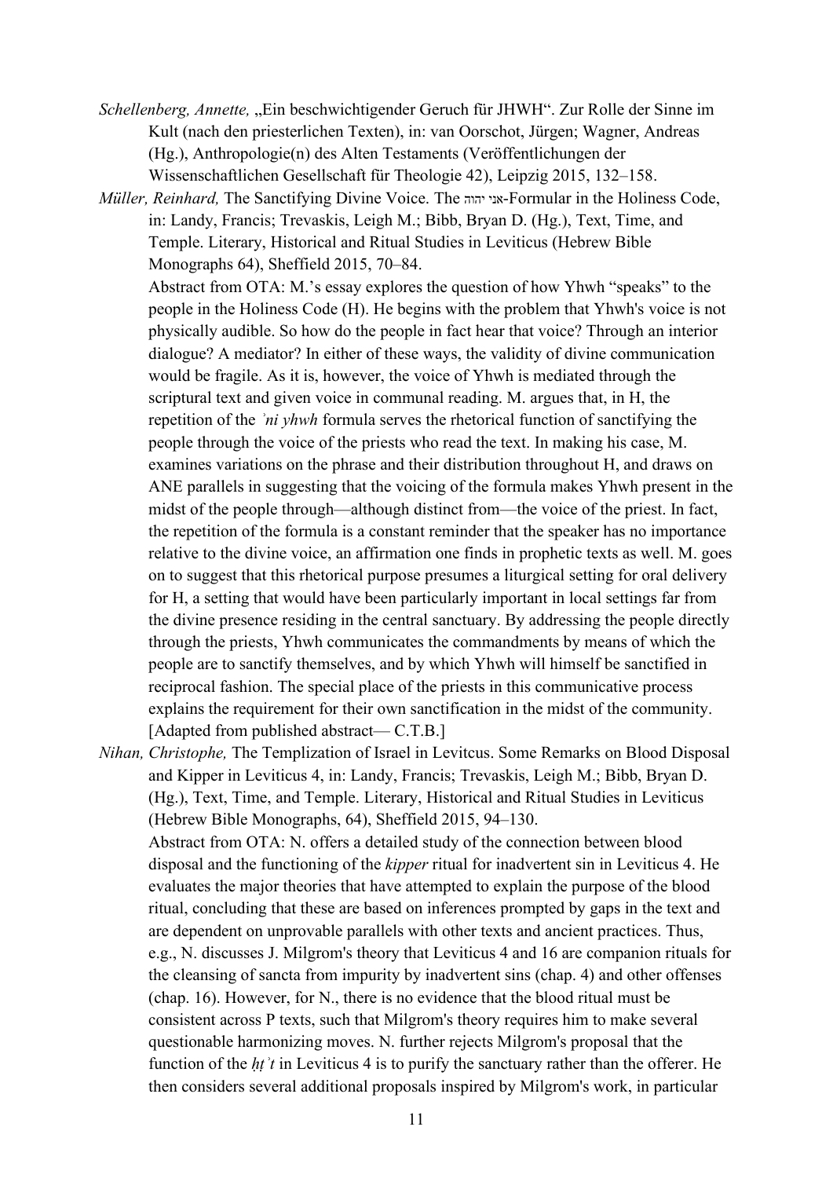*Schellenberg, Annette,* „Ein beschwichtigender Geruch für JHWH“. Zur Rolle der Sinne im Kult (nach den priesterlichen Texten), in: van Oorschot, Jürgen; Wagner, Andreas (Hg.), Anthropologie(n) des Alten Testaments (Veröffentlichungen der Wissenschaftlichen Gesellschaft für Theologie 42), Leipzig 2015, 132–158.

*Müller, Reinhard,* The Sanctifying Divine Voice. The אני יהוה-Formular in the Holiness Code, in: Landy, Francis; Trevaskis, Leigh M.; Bibb, Bryan D. (Hg.), Text, Time, and Temple. Literary, Historical and Ritual Studies in Leviticus (Hebrew Bible Monographs 64), Sheffield 2015, 70–84.

Abstract from OTA: M.’s essay explores the question of how Yhwh “speaks” to the people in the Holiness Code (H). He begins with the problem that Yhwh's voice is not physically audible. So how do the people in fact hear that voice? Through an interior dialogue? A mediator? In either of these ways, the validity of divine communication would be fragile. As it is, however, the voice of Yhwh is mediated through the scriptural text and given voice in communal reading. M. argues that, in H, the repetition of the *ʾni yhwh* formula serves the rhetorical function of sanctifying the people through the voice of the priests who read the text. In making his case, M. examines variations on the phrase and their distribution throughout H, and draws on ANE parallels in suggesting that the voicing of the formula makes Yhwh present in the midst of the people through—although distinct from—the voice of the priest. In fact, the repetition of the formula is a constant reminder that the speaker has no importance relative to the divine voice, an affirmation one finds in prophetic texts as well. M. goes on to suggest that this rhetorical purpose presumes a liturgical setting for oral delivery for H, a setting that would have been particularly important in local settings far from the divine presence residing in the central sanctuary. By addressing the people directly through the priests, Yhwh communicates the commandments by means of which the people are to sanctify themselves, and by which Yhwh will himself be sanctified in reciprocal fashion. The special place of the priests in this communicative process explains the requirement for their own sanctification in the midst of the community. [Adapted from published abstract— C.T.B.]

*Nihan, Christophe,* The Templization of Israel in Levitcus. Some Remarks on Blood Disposal and Kipper in Leviticus 4, in: Landy, Francis; Trevaskis, Leigh M.; Bibb, Bryan D. (Hg.), Text, Time, and Temple. Literary, Historical and Ritual Studies in Leviticus (Hebrew Bible Monographs, 64), Sheffield 2015, 94–130.

Abstract from OTA: N. offers a detailed study of the connection between blood disposal and the functioning of the *kipper* ritual for inadvertent sin in Leviticus 4. He evaluates the major theories that have attempted to explain the purpose of the blood ritual, concluding that these are based on inferences prompted by gaps in the text and are dependent on unprovable parallels with other texts and ancient practices. Thus, e.g., N. discusses J. Milgrom's theory that Leviticus 4 and 16 are companion rituals for the cleansing of sancta from impurity by inadvertent sins (chap. 4) and other offenses (chap. 16). However, for N., there is no evidence that the blood ritual must be consistent across P texts, such that Milgrom's theory requires him to make several questionable harmonizing moves. N. further rejects Milgrom's proposal that the function of the *ḥṭʾt* in Leviticus 4 is to purify the sanctuary rather than the offerer. He then considers several additional proposals inspired by Milgrom's work, in particular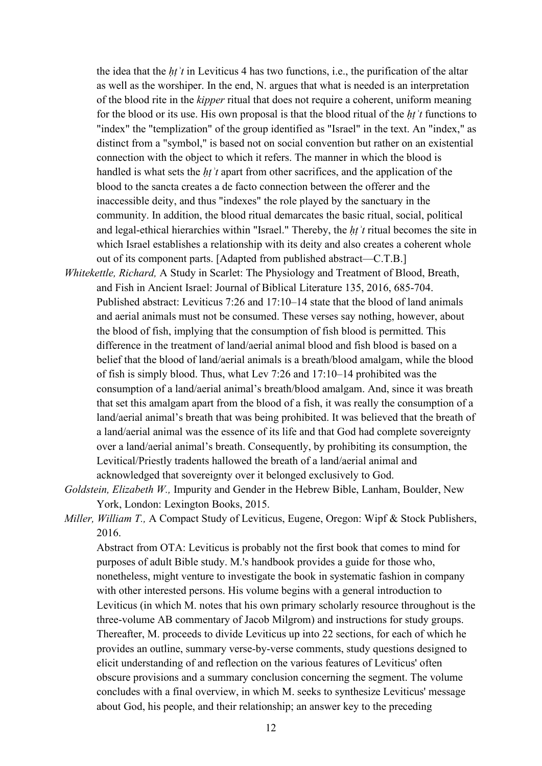the idea that the *ḥṭʾt* in Leviticus 4 has two functions, i.e., the purification of the altar as well as the worshiper. In the end, N. argues that what is needed is an interpretation of the blood rite in the *kipper* ritual that does not require a coherent, uniform meaning for the blood or its use. His own proposal is that the blood ritual of the *ḥṭʾt* functions to "index" the "templization" of the group identified as "Israel" in the text. An "index," as distinct from a "symbol," is based not on social convention but rather on an existential connection with the object to which it refers. The manner in which the blood is handled is what sets the *ḥṭʾt* apart from other sacrifices, and the application of the blood to the sancta creates a de facto connection between the offerer and the inaccessible deity, and thus "indexes" the role played by the sanctuary in the community. In addition, the blood ritual demarcates the basic ritual, social, political and legal-ethical hierarchies within "Israel." Thereby, the *ḥṭʾt* ritual becomes the site in which Israel establishes a relationship with its deity and also creates a coherent whole out of its component parts. [Adapted from published abstract—C.T.B.]

*Whitekettle, Richard,* A Study in Scarlet: The Physiology and Treatment of Blood, Breath, and Fish in Ancient Israel: Journal of Biblical Literature 135, 2016, 685-704.
Published abstract: Leviticus 7:26 and 17:10–14 state that the blood of land animals and aerial animals must not be consumed. These verses say nothing, however, about the blood of fish, implying that the consumption of fish blood is permitted. This difference in the treatment of land/aerial animal blood and fish blood is based on a belief that the blood of land/aerial animals is a breath/blood amalgam, while the blood of fish is simply blood. Thus, what Lev 7:26 and 17:10–14 prohibited was the consumption of a land/aerial animal's breath/blood amalgam. And, since it was breath that set this amalgam apart from the blood of a fish, it was really the consumption of a land/aerial animal's breath that was being prohibited. It was believed that the breath of a land/aerial animal was the essence of its life and that God had complete sovereignty over a land/aerial animal's breath. Consequently, by prohibiting its consumption, the Levitical/Priestly tradents hallowed the breath of a land/aerial animal and acknowledged that sovereignty over it belonged exclusively to God.

*Goldstein, Elizabeth W.,* Impurity and Gender in the Hebrew Bible, Lanham, Boulder, New York, London: Lexington Books, 2015.

*Miller, William T.,* A Compact Study of Leviticus, Eugene, Oregon: Wipf & Stock Publishers, 2016.
Abstract from OTA: Leviticus is probably not the first book that comes to mind for purposes of adult Bible study. M.'s handbook provides a guide for those who, nonetheless, might venture to investigate the book in systematic fashion in company with other interested persons. His volume begins with a general introduction to Leviticus (in which M. notes that his own primary scholarly resource throughout is the three-volume AB commentary of Jacob Milgrom) and instructions for study groups. Thereafter, M. proceeds to divide Leviticus up into 22 sections, for each of which he provides an outline, summary verse-by-verse comments, study questions designed to elicit understanding of and reflection on the various features of Leviticus' often obscure provisions and a summary conclusion concerning the segment. The volume concludes with a final overview, in which M. seeks to synthesize Leviticus' message about God, his people, and their relationship; an answer key to the preceding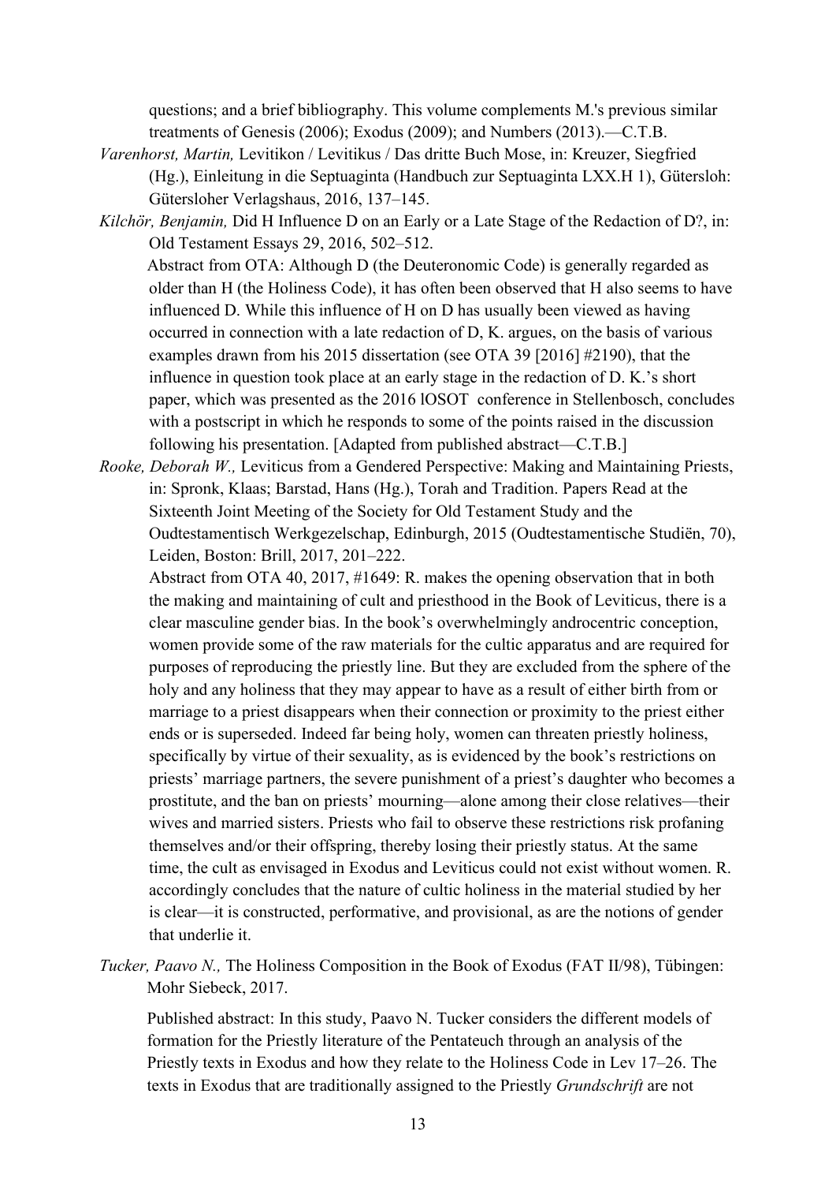questions; and a brief bibliography. This volume complements M.'s previous similar treatments of Genesis (2006); Exodus (2009); and Numbers (2013).—C.T.B.

*Varenhorst, Martin,* Levitikon / Levitikus / Das dritte Buch Mose, in: Kreuzer, Siegfried (Hg.), Einleitung in die Septuaginta (Handbuch zur Septuaginta LXX.H 1), Gütersloh: Gütersloher Verlagshaus, 2016, 137–145.

*Kilchör, Benjamin,* Did H Influence D on an Early or a Late Stage of the Redaction of D?, in: Old Testament Essays 29, 2016, 502–512.

Abstract from OTA: Although D (the Deuteronomic Code) is generally regarded as older than H (the Holiness Code), it has often been observed that H also seems to have influenced D. While this influence of H on D has usually been viewed as having occurred in connection with a late redaction of D, K. argues, on the basis of various examples drawn from his 2015 dissertation (see OTA 39 [2016] #2190), that the influence in question took place at an early stage in the redaction of D. K.'s short paper, which was presented as the 2016 lOSOT conference in Stellenbosch, concludes with a postscript in which he responds to some of the points raised in the discussion following his presentation. [Adapted from published abstract—C.T.B.]

*Rooke, Deborah W.,* Leviticus from a Gendered Perspective: Making and Maintaining Priests, in: Spronk, Klaas; Barstad, Hans (Hg.), Torah and Tradition. Papers Read at the Sixteenth Joint Meeting of the Society for Old Testament Study and the Oudtestamentisch Werkgezelschap, Edinburgh, 2015 (Oudtestamentische Studiën, 70), Leiden, Boston: Brill, 2017, 201–222.

Abstract from OTA 40, 2017, #1649: R. makes the opening observation that in both the making and maintaining of cult and priesthood in the Book of Leviticus, there is a clear masculine gender bias. In the book's overwhelmingly androcentric conception, women provide some of the raw materials for the cultic apparatus and are required for purposes of reproducing the priestly line. But they are excluded from the sphere of the holy and any holiness that they may appear to have as a result of either birth from or marriage to a priest disappears when their connection or proximity to the priest either ends or is superseded. Indeed far being holy, women can threaten priestly holiness, specifically by virtue of their sexuality, as is evidenced by the book's restrictions on priests' marriage partners, the severe punishment of a priest's daughter who becomes a prostitute, and the ban on priests' mourning—alone among their close relatives—their wives and married sisters. Priests who fail to observe these restrictions risk profaning themselves and/or their offspring, thereby losing their priestly status. At the same time, the cult as envisaged in Exodus and Leviticus could not exist without women. R. accordingly concludes that the nature of cultic holiness in the material studied by her is clear—it is constructed, performative, and provisional, as are the notions of gender that underlie it.

*Tucker, Paavo N.,* The Holiness Composition in the Book of Exodus (FAT II/98), Tübingen: Mohr Siebeck, 2017.

Published abstract: In this study, Paavo N. Tucker considers the different models of formation for the Priestly literature of the Pentateuch through an analysis of the Priestly texts in Exodus and how they relate to the Holiness Code in Lev 17–26. The texts in Exodus that are traditionally assigned to the Priestly *Grundschrift* are not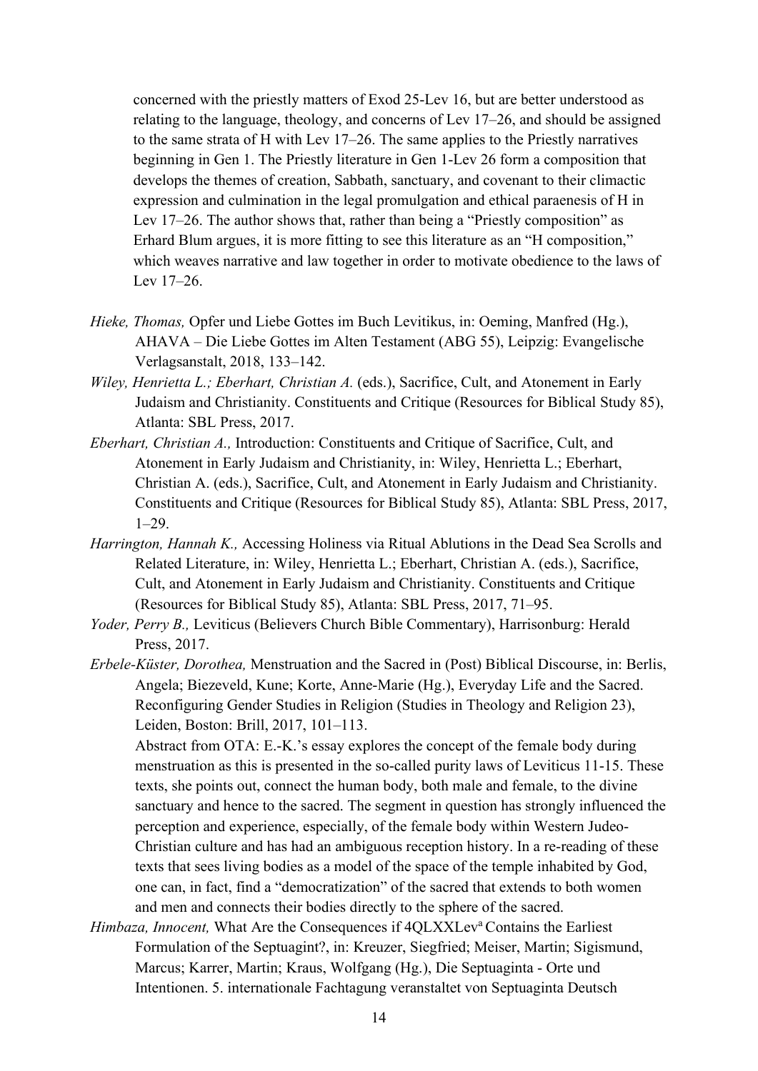concerned with the priestly matters of Exod 25-Lev 16, but are better understood as relating to the language, theology, and concerns of Lev 17–26, and should be assigned to the same strata of H with Lev 17–26. The same applies to the Priestly narratives beginning in Gen 1. The Priestly literature in Gen 1-Lev 26 form a composition that develops the themes of creation, Sabbath, sanctuary, and covenant to their climactic expression and culmination in the legal promulgation and ethical paraenesis of H in Lev 17–26. The author shows that, rather than being a "Priestly composition" as Erhard Blum argues, it is more fitting to see this literature as an "H composition," which weaves narrative and law together in order to motivate obedience to the laws of Lev 17–26.

*Hieke, Thomas,* Opfer und Liebe Gottes im Buch Levitikus, in: Oeming, Manfred (Hg.), AHAVA – Die Liebe Gottes im Alten Testament (ABG 55), Leipzig: Evangelische Verlagsanstalt, 2018, 133–142.

*Wiley, Henrietta L.; Eberhart, Christian A.* (eds.), Sacrifice, Cult, and Atonement in Early Judaism and Christianity. Constituents and Critique (Resources for Biblical Study 85), Atlanta: SBL Press, 2017.

*Eberhart, Christian A.,* Introduction: Constituents and Critique of Sacrifice, Cult, and Atonement in Early Judaism and Christianity, in: Wiley, Henrietta L.; Eberhart, Christian A. (eds.), Sacrifice, Cult, and Atonement in Early Judaism and Christianity. Constituents and Critique (Resources for Biblical Study 85), Atlanta: SBL Press, 2017, 1–29.

*Harrington, Hannah K.,* Accessing Holiness via Ritual Ablutions in the Dead Sea Scrolls and Related Literature, in: Wiley, Henrietta L.; Eberhart, Christian A. (eds.), Sacrifice, Cult, and Atonement in Early Judaism and Christianity. Constituents and Critique (Resources for Biblical Study 85), Atlanta: SBL Press, 2017, 71–95.

*Yoder, Perry B.,* Leviticus (Believers Church Bible Commentary), Harrisonburg: Herald Press, 2017.

*Erbele-Küster, Dorothea,* Menstruation and the Sacred in (Post) Biblical Discourse, in: Berlis, Angela; Biezeveld, Kune; Korte, Anne-Marie (Hg.), Everyday Life and the Sacred. Reconfiguring Gender Studies in Religion (Studies in Theology and Religion 23), Leiden, Boston: Brill, 2017, 101–113.

Abstract from OTA: E.-K.'s essay explores the concept of the female body during menstruation as this is presented in the so-called purity laws of Leviticus 11-15. These texts, she points out, connect the human body, both male and female, to the divine sanctuary and hence to the sacred. The segment in question has strongly influenced the perception and experience, especially, of the female body within Western Judeo-Christian culture and has had an ambiguous reception history. In a re-reading of these texts that sees living bodies as a model of the space of the temple inhabited by God, one can, in fact, find a "democratization" of the sacred that extends to both women and men and connects their bodies directly to the sphere of the sacred.

*Himbaza, Innocent,* What Are the Consequences if 4QLXXLev[a] Contains the Earliest Formulation of the Septuagint?, in: Kreuzer, Siegfried; Meiser, Martin; Sigismund, Marcus; Karrer, Martin; Kraus, Wolfgang (Hg.), Die Septuaginta - Orte und Intentionen. 5. internationale Fachtagung veranstaltet von Septuaginta Deutsch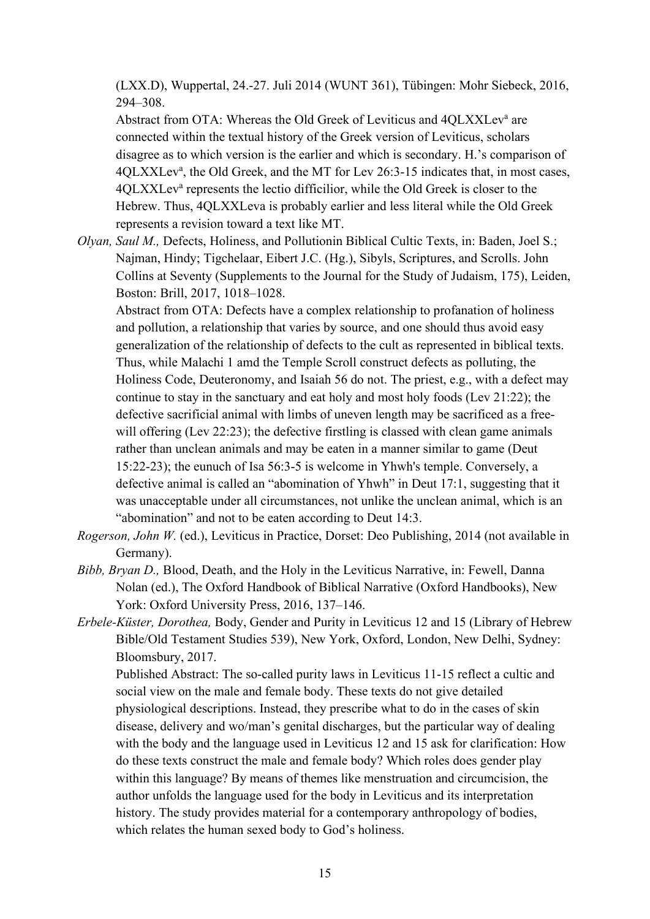(LXX.D), Wuppertal, 24.-27. Juli 2014 (WUNT 361), Tübingen: Mohr Siebeck, 2016, 294–308.

Abstract from OTA: Whereas the Old Greek of Leviticus and 4QLXXLev[a] are connected within the textual history of the Greek version of Leviticus, scholars disagree as to which version is the earlier and which is secondary. H.'s comparison of 4QLXXLev[a], the Old Greek, and the MT for Lev 26:3-15 indicates that, in most cases, 4QLXXLev[a] represents the lectio difficilior, while the Old Greek is closer to the Hebrew. Thus, 4QLXXLeva is probably earlier and less literal while the Old Greek represents a revision toward a text like MT.

*Olyan, Saul M.,* Defects, Holiness, and Pollutionin Biblical Cultic Texts, in: Baden, Joel S.; Najman, Hindy; Tigchelaar, Eibert J.C. (Hg.), Sibyls, Scriptures, and Scrolls. John Collins at Seventy (Supplements to the Journal for the Study of Judaism, 175), Leiden, Boston: Brill, 2017, 1018–1028.

Abstract from OTA: Defects have a complex relationship to profanation of holiness and pollution, a relationship that varies by source, and one should thus avoid easy generalization of the relationship of defects to the cult as represented in biblical texts. Thus, while Malachi 1 amd the Temple Scroll construct defects as polluting, the Holiness Code, Deuteronomy, and Isaiah 56 do not. The priest, e.g., with a defect may continue to stay in the sanctuary and eat holy and most holy foods (Lev 21:22); the defective sacrificial animal with limbs of uneven length may be sacrificed as a free-will offering (Lev 22:23); the defective firstling is classed with clean game animals rather than unclean animals and may be eaten in a manner similar to game (Deut 15:22-23); the eunuch of Isa 56:3-5 is welcome in Yhwh's temple. Conversely, a defective animal is called an "abomination of Yhwh" in Deut 17:1, suggesting that it was unacceptable under all circumstances, not unlike the unclean animal, which is an "abomination" and not to be eaten according to Deut 14:3.

*Rogerson, John W.* (ed.), Leviticus in Practice, Dorset: Deo Publishing, 2014 (not available in Germany).

*Bibb, Bryan D.,* Blood, Death, and the Holy in the Leviticus Narrative, in: Fewell, Danna Nolan (ed.), The Oxford Handbook of Biblical Narrative (Oxford Handbooks), New York: Oxford University Press, 2016, 137–146.

*Erbele-Küster, Dorothea,* Body, Gender and Purity in Leviticus 12 and 15 (Library of Hebrew Bible/Old Testament Studies 539), New York, Oxford, London, New Delhi, Sydney: Bloomsbury, 2017.

Published Abstract: The so-called purity laws in Leviticus 11-15 reflect a cultic and social view on the male and female body. These texts do not give detailed physiological descriptions. Instead, they prescribe what to do in the cases of skin disease, delivery and wo/man's genital discharges, but the particular way of dealing with the body and the language used in Leviticus 12 and 15 ask for clarification: How do these texts construct the male and female body? Which roles does gender play within this language? By means of themes like menstruation and circumcision, the author unfolds the language used for the body in Leviticus and its interpretation history. The study provides material for a contemporary anthropology of bodies, which relates the human sexed body to God's holiness.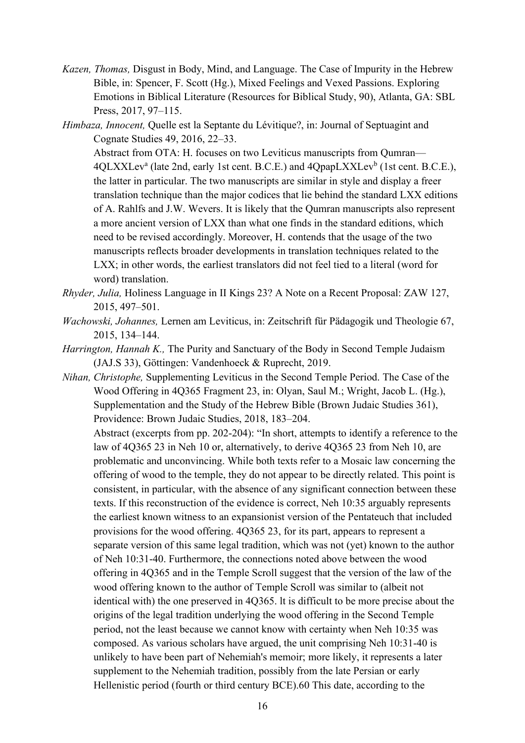*Kazen, Thomas,* Disgust in Body, Mind, and Language. The Case of Impurity in the Hebrew Bible, in: Spencer, F. Scott (Hg.), Mixed Feelings and Vexed Passions. Exploring Emotions in Biblical Literature (Resources for Biblical Study, 90), Atlanta, GA: SBL Press, 2017, 97–115.

*Himbaza, Innocent,* Quelle est la Septante du Lévitique?, in: Journal of Septuagint and Cognate Studies 49, 2016, 22–33.

Abstract from OTA: H. focuses on two Leviticus manuscripts from Qumran—4QLXXLev[a] (late 2nd, early 1st cent. B.C.E.) and 4QpapLXXLev[b] (1st cent. B.C.E.), the latter in particular. The two manuscripts are similar in style and display a freer translation technique than the major codices that lie behind the standard LXX editions of A. Rahlfs and J.W. Wevers. It is likely that the Qumran manuscripts also represent a more ancient version of LXX than what one finds in the standard editions, which need to be revised accordingly. Moreover, H. contends that the usage of the two manuscripts reflects broader developments in translation techniques related to the LXX; in other words, the earliest translators did not feel tied to a literal (word for word) translation.

*Rhyder, Julia,* Holiness Language in II Kings 23? A Note on a Recent Proposal: ZAW 127, 2015, 497–501.

*Wachowski, Johannes,* Lernen am Leviticus, in: Zeitschrift für Pädagogik und Theologie 67, 2015, 134–144.

*Harrington, Hannah K.,* The Purity and Sanctuary of the Body in Second Temple Judaism (JAJ.S 33), Göttingen: Vandenhoeck & Ruprecht, 2019.

*Nihan, Christophe,* Supplementing Leviticus in the Second Temple Period. The Case of the Wood Offering in 4Q365 Fragment 23, in: Olyan, Saul M.; Wright, Jacob L. (Hg.), Supplementation and the Study of the Hebrew Bible (Brown Judaic Studies 361), Providence: Brown Judaic Studies, 2018, 183–204.

Abstract (excerpts from pp. 202-204): "In short, attempts to identify a reference to the law of 4Q365 23 in Neh 10 or, alternatively, to derive 4Q365 23 from Neh 10, are problematic and unconvincing. While both texts refer to a Mosaic law concerning the offering of wood to the temple, they do not appear to be directly related. This point is consistent, in particular, with the absence of any significant connection between these texts. If this reconstruction of the evidence is correct, Neh 10:35 arguably represents the earliest known witness to an expansionist version of the Pentateuch that included provisions for the wood offering. 4Q365 23, for its part, appears to represent a separate version of this same legal tradition, which was not (yet) known to the author of Neh 10:31-40. Furthermore, the connections noted above between the wood offering in 4Q365 and in the Temple Scroll suggest that the version of the law of the wood offering known to the author of Temple Scroll was similar to (albeit not identical with) the one preserved in 4Q365. lt is difficult to be more precise about the origins of the legal tradition underlying the wood offering in the Second Temple period, not the least because we cannot know with certainty when Neh 10:35 was composed. As various scholars have argued, the unit comprising Neh 10:31-40 is unlikely to have been part of Nehemiah's memoir; more likely, it represents a later supplement to the Nehemiah tradition, possibly from the late Persian or early Hellenistic period (fourth or third century BCE).60 This date, according to the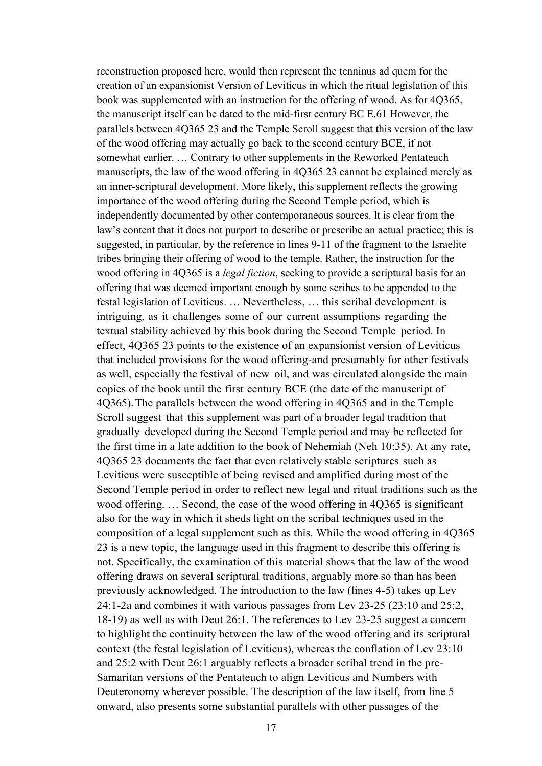reconstruction proposed here, would then represent the tenninus ad quem for the creation of an expansionist Version of Leviticus in which the ritual legislation of this book was supplemented with an instruction for the offering of wood. As for 4Q365, the manuscript itself can be dated to the mid-first century BC E.61 However, the parallels between 4Q365 23 and the Temple Scroll suggest that this version of the law of the wood offering may actually go back to the second century BCE, if not somewhat earlier. … Contrary to other supplements in the Reworked Pentateuch manuscripts, the law of the wood offering in 4Q365 23 cannot be explained merely as an inner-scriptural development. More likely, this supplement reflects the growing importance of the wood offering during the Second Temple period, which is independently documented by other contemporaneous sources. lt is clear from the law's content that it does not purport to describe or prescribe an actual practice; this is suggested, in particular, by the reference in lines 9-11 of the fragment to the Israelite tribes bringing their offering of wood to the temple. Rather, the instruction for the wood offering in 4Q365 is a *legal fiction*, seeking to provide a scriptural basis for an offering that was deemed important enough by some scribes to be appended to the festal legislation of Leviticus. … Nevertheless, … this scribal development is intriguing, as it challenges some of our current assumptions regarding the textual stability achieved by this book during the Second Temple period. In effect, 4Q365 23 points to the existence of an expansionist version of Leviticus that included provisions for the wood offering-and presumably for other festivals as well, especially the festival of new oil, and was circulated alongside the main copies of the book until the first century BCE (the date of the manuscript of 4Q365). The parallels between the wood offering in 4Q365 and in the Temple Scroll suggest that this supplement was part of a broader legal tradition that gradually developed during the Second Temple period and may be reflected for the first time in a late addition to the book of Nehemiah (Neh 10:35). At any rate, 4Q365 23 documents the fact that even relatively stable scriptures such as Leviticus were susceptible of being revised and amplified during most of the Second Temple period in order to reflect new legal and ritual traditions such as the wood offering. … Second, the case of the wood offering in 4Q365 is significant also for the way in which it sheds light on the scribal techniques used in the composition of a legal supplement such as this. While the wood offering in 4Q365 23 is a new topic, the language used in this fragment to describe this offering is not. Specifically, the examination of this material shows that the law of the wood offering draws on several scriptural traditions, arguably more so than has been previously acknowledged. The introduction to the law (lines 4-5) takes up Lev 24:1-2a and combines it with various passages from Lev 23-25 (23:10 and 25:2, 18-19) as well as with Deut 26:1. The references to Lev 23-25 suggest a concern to highlight the continuity between the law of the wood offering and its scriptural context (the festal legislation of Leviticus), whereas the conflation of Lev 23:10 and 25:2 with Deut 26:1 arguably reflects a broader scribal trend in the pre-Samaritan versions of the Pentateuch to align Leviticus and Numbers with Deuteronomy wherever possible. The description of the law itself, from line 5 onward, also presents some substantial parallels with other passages of the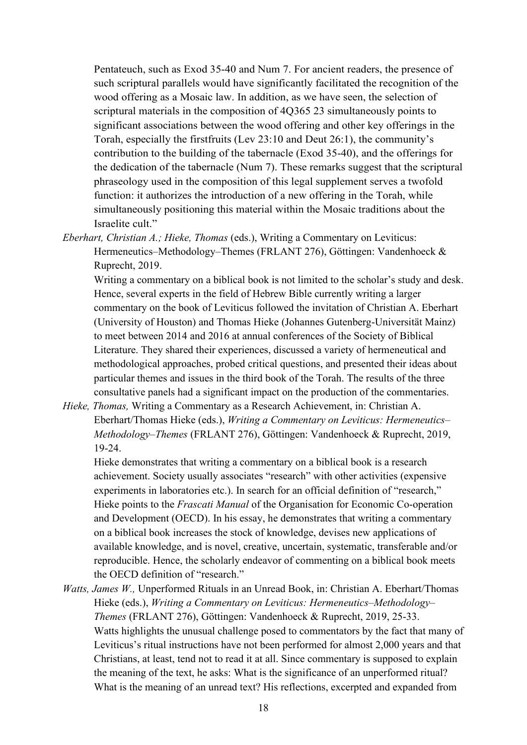Pentateuch, such as Exod 35-40 and Num 7. For ancient readers, the presence of such scriptural parallels would have significantly facilitated the recognition of the wood offering as a Mosaic law. In addition, as we have seen, the selection of scriptural materials in the composition of 4Q365 23 simultaneously points to significant associations between the wood offering and other key offerings in the Torah, especially the firstfruits (Lev 23:10 and Deut 26:1), the community's contribution to the building of the tabernacle (Exod 35-40), and the offerings for the dedication of the tabernacle (Num 7). These remarks suggest that the scriptural phraseology used in the composition of this legal supplement serves a twofold function: it authorizes the introduction of a new offering in the Torah, while simultaneously positioning this material within the Mosaic traditions about the Israelite cult."

*Eberhart, Christian A.; Hieke, Thomas* (eds.), Writing a Commentary on Leviticus: Hermeneutics–Methodology–Themes (FRLANT 276), Göttingen: Vandenhoeck & Ruprecht, 2019.
Writing a commentary on a biblical book is not limited to the scholar's study and desk. Hence, several experts in the field of Hebrew Bible currently writing a larger commentary on the book of Leviticus followed the invitation of Christian A. Eberhart (University of Houston) and Thomas Hieke (Johannes Gutenberg-Universität Mainz) to meet between 2014 and 2016 at annual conferences of the Society of Biblical Literature. They shared their experiences, discussed a variety of hermeneutical and methodological approaches, probed critical questions, and presented their ideas about particular themes and issues in the third book of the Torah. The results of the three consultative panels had a significant impact on the production of the commentaries.

*Hieke, Thomas,* Writing a Commentary as a Research Achievement, in: Christian A. Eberhart/Thomas Hieke (eds.), *Writing a Commentary on Leviticus: Hermeneutics–Methodology–Themes* (FRLANT 276), Göttingen: Vandenhoeck & Ruprecht, 2019, 19-24.
Hieke demonstrates that writing a commentary on a biblical book is a research achievement. Society usually associates "research" with other activities (expensive experiments in laboratories etc.). In search for an official definition of "research," Hieke points to the *Frascati Manual* of the Organisation for Economic Co-operation and Development (OECD). In his essay, he demonstrates that writing a commentary on a biblical book increases the stock of knowledge, devises new applications of available knowledge, and is novel, creative, uncertain, systematic, transferable and/or reproducible. Hence, the scholarly endeavor of commenting on a biblical book meets the OECD definition of "research."

*Watts, James W.,* Unperformed Rituals in an Unread Book, in: Christian A. Eberhart/Thomas Hieke (eds.), *Writing a Commentary on Leviticus: Hermeneutics–Methodology–Themes* (FRLANT 276), Göttingen: Vandenhoeck & Ruprecht, 2019, 25-33.
Watts highlights the unusual challenge posed to commentators by the fact that many of Leviticus's ritual instructions have not been performed for almost 2,000 years and that Christians, at least, tend not to read it at all. Since commentary is supposed to explain the meaning of the text, he asks: What is the significance of an unperformed ritual? What is the meaning of an unread text? His reflections, excerpted and expanded from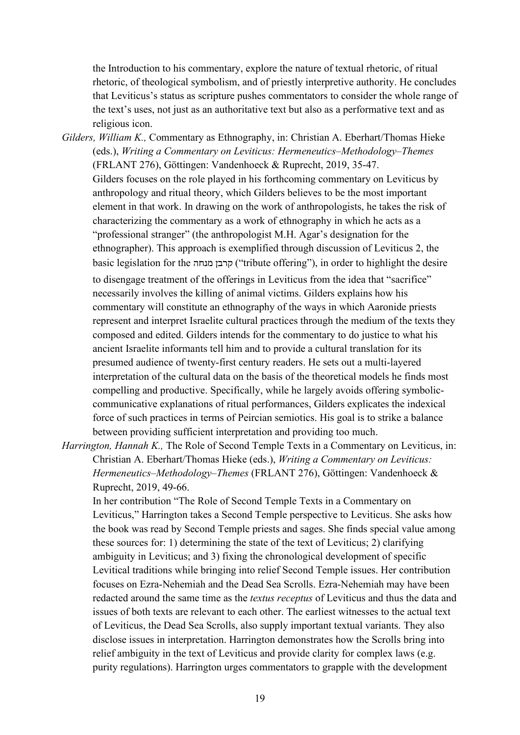the Introduction to his commentary, explore the nature of textual rhetoric, of ritual rhetoric, of theological symbolism, and of priestly interpretive authority. He concludes that Leviticus's status as scripture pushes commentators to consider the whole range of the text's uses, not just as an authoritative text but also as a performative text and as religious icon.

*Gilders, William K.,* Commentary as Ethnography, in: Christian A. Eberhart/Thomas Hieke (eds.), *Writing a Commentary on Leviticus: Hermeneutics–Methodology–Themes* (FRLANT 276), Göttingen: Vandenhoeck & Ruprecht, 2019, 35-47.
Gilders focuses on the role played in his forthcoming commentary on Leviticus by anthropology and ritual theory, which Gilders believes to be the most important element in that work. In drawing on the work of anthropologists, he takes the risk of characterizing the commentary as a work of ethnography in which he acts as a "professional stranger" (the anthropologist M.H. Agar's designation for the ethnographer). This approach is exemplified through discussion of Leviticus 2, the basic legislation for the קרבן מנחה ("tribute offering"), in order to highlight the desire to disengage treatment of the offerings in Leviticus from the idea that "sacrifice" necessarily involves the killing of animal victims. Gilders explains how his commentary will constitute an ethnography of the ways in which Aaronide priests represent and interpret Israelite cultural practices through the medium of the texts they composed and edited. Gilders intends for the commentary to do justice to what his ancient Israelite informants tell him and to provide a cultural translation for its presumed audience of twenty-first century readers. He sets out a multi-layered interpretation of the cultural data on the basis of the theoretical models he finds most compelling and productive. Specifically, while he largely avoids offering symbolic-communicative explanations of ritual performances, Gilders explicates the indexical force of such practices in terms of Peircian semiotics. His goal is to strike a balance between providing sufficient interpretation and providing too much.

*Harrington, Hannah K.,* The Role of Second Temple Texts in a Commentary on Leviticus, in: Christian A. Eberhart/Thomas Hieke (eds.), *Writing a Commentary on Leviticus: Hermeneutics–Methodology–Themes* (FRLANT 276), Göttingen: Vandenhoeck & Ruprecht, 2019, 49-66.
In her contribution "The Role of Second Temple Texts in a Commentary on Leviticus," Harrington takes a Second Temple perspective to Leviticus. She asks how the book was read by Second Temple priests and sages. She finds special value among these sources for: 1) determining the state of the text of Leviticus; 2) clarifying ambiguity in Leviticus; and 3) fixing the chronological development of specific Levitical traditions while bringing into relief Second Temple issues. Her contribution focuses on Ezra-Nehemiah and the Dead Sea Scrolls. Ezra-Nehemiah may have been redacted around the same time as the *textus receptus* of Leviticus and thus the data and issues of both texts are relevant to each other. The earliest witnesses to the actual text of Leviticus, the Dead Sea Scrolls, also supply important textual variants. They also disclose issues in interpretation. Harrington demonstrates how the Scrolls bring into relief ambiguity in the text of Leviticus and provide clarity for complex laws (e.g. purity regulations). Harrington urges commentators to grapple with the development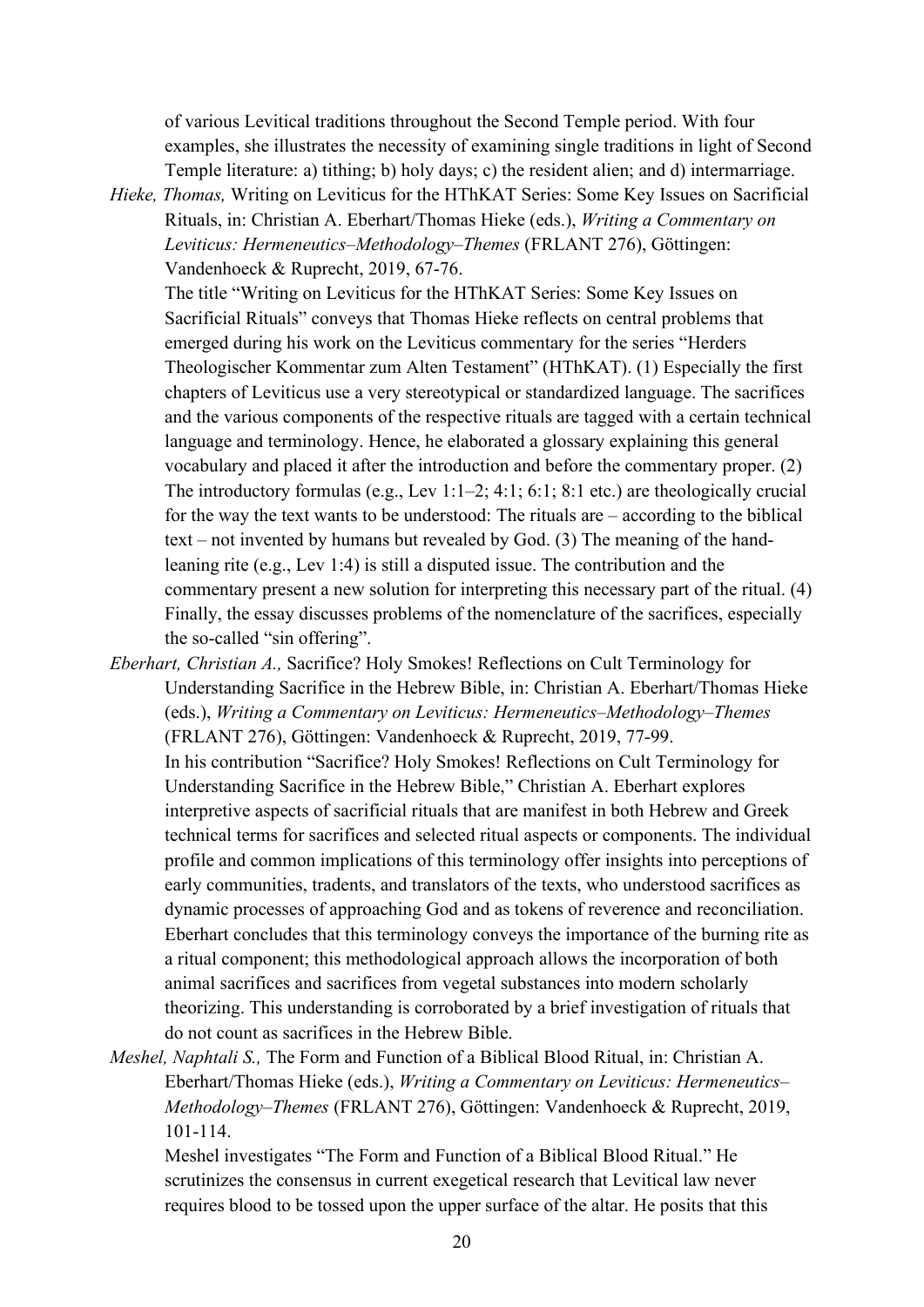of various Levitical traditions throughout the Second Temple period. With four examples, she illustrates the necessity of examining single traditions in light of Second Temple literature: a) tithing; b) holy days; c) the resident alien; and d) intermarriage.

*Hieke, Thomas,* Writing on Leviticus for the HThKAT Series: Some Key Issues on Sacrificial Rituals, in: Christian A. Eberhart/Thomas Hieke (eds.), *Writing a Commentary on Leviticus: Hermeneutics–Methodology–Themes* (FRLANT 276), Göttingen: Vandenhoeck & Ruprecht, 2019, 67-76.

The title "Writing on Leviticus for the HThKAT Series: Some Key Issues on Sacrificial Rituals" conveys that Thomas Hieke reflects on central problems that emerged during his work on the Leviticus commentary for the series "Herders Theologischer Kommentar zum Alten Testament" (HThKAT). (1) Especially the first chapters of Leviticus use a very stereotypical or standardized language. The sacrifices and the various components of the respective rituals are tagged with a certain technical language and terminology. Hence, he elaborated a glossary explaining this general vocabulary and placed it after the introduction and before the commentary proper. (2) The introductory formulas (e.g., Lev 1:1–2; 4:1; 6:1; 8:1 etc.) are theologically crucial for the way the text wants to be understood: The rituals are – according to the biblical text – not invented by humans but revealed by God. (3) The meaning of the hand-leaning rite (e.g., Lev 1:4) is still a disputed issue. The contribution and the commentary present a new solution for interpreting this necessary part of the ritual. (4) Finally, the essay discusses problems of the nomenclature of the sacrifices, especially the so-called "sin offering".

*Eberhart, Christian A.,* Sacrifice? Holy Smokes! Reflections on Cult Terminology for Understanding Sacrifice in the Hebrew Bible, in: Christian A. Eberhart/Thomas Hieke (eds.), *Writing a Commentary on Leviticus: Hermeneutics–Methodology–Themes* (FRLANT 276), Göttingen: Vandenhoeck & Ruprecht, 2019, 77-99.

In his contribution "Sacrifice? Holy Smokes! Reflections on Cult Terminology for Understanding Sacrifice in the Hebrew Bible," Christian A. Eberhart explores interpretive aspects of sacrificial rituals that are manifest in both Hebrew and Greek technical terms for sacrifices and selected ritual aspects or components. The individual profile and common implications of this terminology offer insights into perceptions of early communities, tradents, and translators of the texts, who understood sacrifices as dynamic processes of approaching God and as tokens of reverence and reconciliation. Eberhart concludes that this terminology conveys the importance of the burning rite as a ritual component; this methodological approach allows the incorporation of both animal sacrifices and sacrifices from vegetal substances into modern scholarly theorizing. This understanding is corroborated by a brief investigation of rituals that do not count as sacrifices in the Hebrew Bible.

*Meshel, Naphtali S.,* The Form and Function of a Biblical Blood Ritual, in: Christian A. Eberhart/Thomas Hieke (eds.), *Writing a Commentary on Leviticus: Hermeneutics–Methodology–Themes* (FRLANT 276), Göttingen: Vandenhoeck & Ruprecht, 2019, 101-114.

Meshel investigates "The Form and Function of a Biblical Blood Ritual." He scrutinizes the consensus in current exegetical research that Levitical law never requires blood to be tossed upon the upper surface of the altar. He posits that this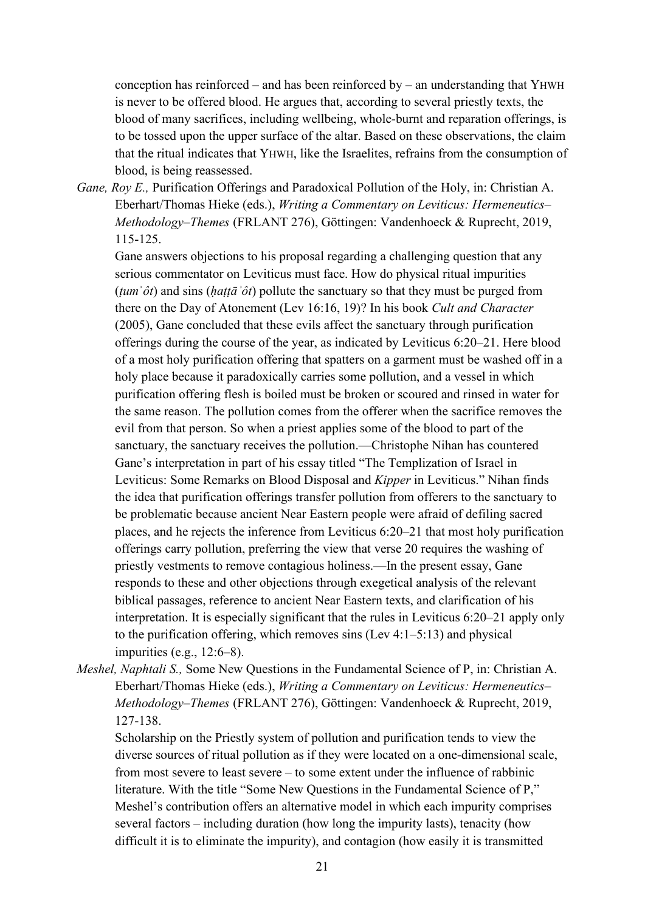conception has reinforced – and has been reinforced by – an understanding that YHWH is never to be offered blood. He argues that, according to several priestly texts, the blood of many sacrifices, including wellbeing, whole-burnt and reparation offerings, is to be tossed upon the upper surface of the altar. Based on these observations, the claim that the ritual indicates that YHWH, like the Israelites, refrains from the consumption of blood, is being reassessed.

*Gane, Roy E.,* Purification Offerings and Paradoxical Pollution of the Holy, in: Christian A. Eberhart/Thomas Hieke (eds.), *Writing a Commentary on Leviticus: Hermeneutics–Methodology–Themes* (FRLANT 276), Göttingen: Vandenhoeck & Ruprecht, 2019, 115-125.

Gane answers objections to his proposal regarding a challenging question that any serious commentator on Leviticus must face. How do physical ritual impurities (*ṭumʾôt*) and sins (*ḥaṭṭāʾôt*) pollute the sanctuary so that they must be purged from there on the Day of Atonement (Lev 16:16, 19)? In his book *Cult and Character* (2005), Gane concluded that these evils affect the sanctuary through purification offerings during the course of the year, as indicated by Leviticus 6:20–21. Here blood of a most holy purification offering that spatters on a garment must be washed off in a holy place because it paradoxically carries some pollution, and a vessel in which purification offering flesh is boiled must be broken or scoured and rinsed in water for the same reason. The pollution comes from the offerer when the sacrifice removes the evil from that person. So when a priest applies some of the blood to part of the sanctuary, the sanctuary receives the pollution.—Christophe Nihan has countered Gane's interpretation in part of his essay titled "The Templization of Israel in Leviticus: Some Remarks on Blood Disposal and *Kipper* in Leviticus." Nihan finds the idea that purification offerings transfer pollution from offerers to the sanctuary to be problematic because ancient Near Eastern people were afraid of defiling sacred places, and he rejects the inference from Leviticus 6:20–21 that most holy purification offerings carry pollution, preferring the view that verse 20 requires the washing of priestly vestments to remove contagious holiness.—In the present essay, Gane responds to these and other objections through exegetical analysis of the relevant biblical passages, reference to ancient Near Eastern texts, and clarification of his interpretation. It is especially significant that the rules in Leviticus 6:20–21 apply only to the purification offering, which removes sins (Lev 4:1–5:13) and physical impurities (e.g., 12:6–8).

*Meshel, Naphtali S.,* Some New Questions in the Fundamental Science of P, in: Christian A. Eberhart/Thomas Hieke (eds.), *Writing a Commentary on Leviticus: Hermeneutics–Methodology–Themes* (FRLANT 276), Göttingen: Vandenhoeck & Ruprecht, 2019, 127-138.

Scholarship on the Priestly system of pollution and purification tends to view the diverse sources of ritual pollution as if they were located on a one-dimensional scale, from most severe to least severe – to some extent under the influence of rabbinic literature. With the title "Some New Questions in the Fundamental Science of P," Meshel's contribution offers an alternative model in which each impurity comprises several factors – including duration (how long the impurity lasts), tenacity (how difficult it is to eliminate the impurity), and contagion (how easily it is transmitted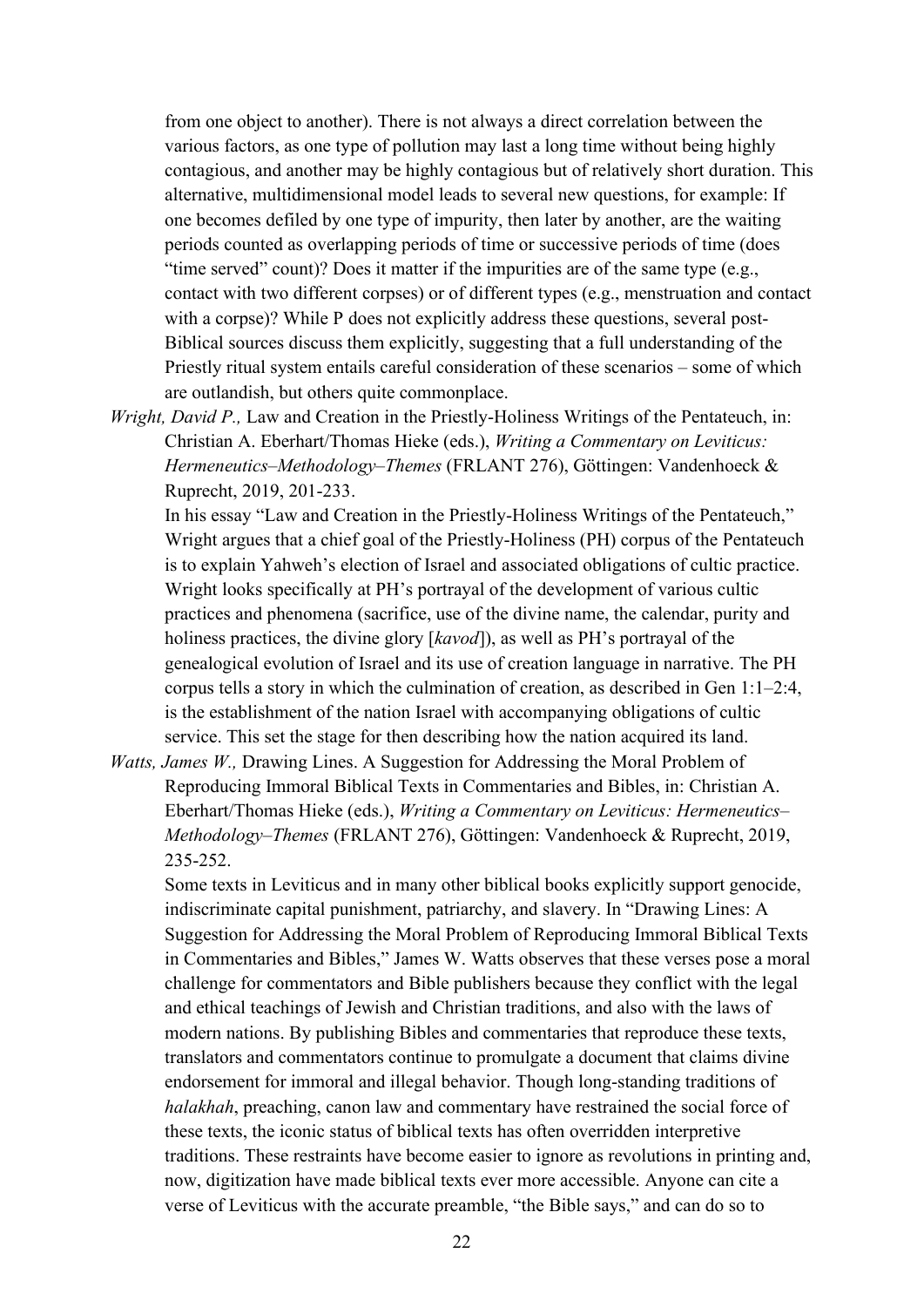from one object to another). There is not always a direct correlation between the various factors, as one type of pollution may last a long time without being highly contagious, and another may be highly contagious but of relatively short duration. This alternative, multidimensional model leads to several new questions, for example: If one becomes defiled by one type of impurity, then later by another, are the waiting periods counted as overlapping periods of time or successive periods of time (does "time served" count)? Does it matter if the impurities are of the same type (e.g., contact with two different corpses) or of different types (e.g., menstruation and contact with a corpse)? While P does not explicitly address these questions, several post-Biblical sources discuss them explicitly, suggesting that a full understanding of the Priestly ritual system entails careful consideration of these scenarios – some of which are outlandish, but others quite commonplace.

*Wright, David P.,* Law and Creation in the Priestly-Holiness Writings of the Pentateuch, in: Christian A. Eberhart/Thomas Hieke (eds.), *Writing a Commentary on Leviticus: Hermeneutics–Methodology–Themes* (FRLANT 276), Göttingen: Vandenhoeck & Ruprecht, 2019, 201-233.

In his essay "Law and Creation in the Priestly-Holiness Writings of the Pentateuch," Wright argues that a chief goal of the Priestly-Holiness (PH) corpus of the Pentateuch is to explain Yahweh's election of Israel and associated obligations of cultic practice. Wright looks specifically at PH's portrayal of the development of various cultic practices and phenomena (sacrifice, use of the divine name, the calendar, purity and holiness practices, the divine glory [*kavod*]), as well as PH's portrayal of the genealogical evolution of Israel and its use of creation language in narrative. The PH corpus tells a story in which the culmination of creation, as described in Gen 1:1–2:4, is the establishment of the nation Israel with accompanying obligations of cultic service. This set the stage for then describing how the nation acquired its land.

*Watts, James W.,* Drawing Lines. A Suggestion for Addressing the Moral Problem of Reproducing Immoral Biblical Texts in Commentaries and Bibles, in: Christian A. Eberhart/Thomas Hieke (eds.), *Writing a Commentary on Leviticus: Hermeneutics–Methodology–Themes* (FRLANT 276), Göttingen: Vandenhoeck & Ruprecht, 2019, 235-252.

Some texts in Leviticus and in many other biblical books explicitly support genocide, indiscriminate capital punishment, patriarchy, and slavery. In "Drawing Lines: A Suggestion for Addressing the Moral Problem of Reproducing Immoral Biblical Texts in Commentaries and Bibles," James W. Watts observes that these verses pose a moral challenge for commentators and Bible publishers because they conflict with the legal and ethical teachings of Jewish and Christian traditions, and also with the laws of modern nations. By publishing Bibles and commentaries that reproduce these texts, translators and commentators continue to promulgate a document that claims divine endorsement for immoral and illegal behavior. Though long-standing traditions of *halakhah*, preaching, canon law and commentary have restrained the social force of these texts, the iconic status of biblical texts has often overridden interpretive traditions. These restraints have become easier to ignore as revolutions in printing and, now, digitization have made biblical texts ever more accessible. Anyone can cite a verse of Leviticus with the accurate preamble, "the Bible says," and can do so to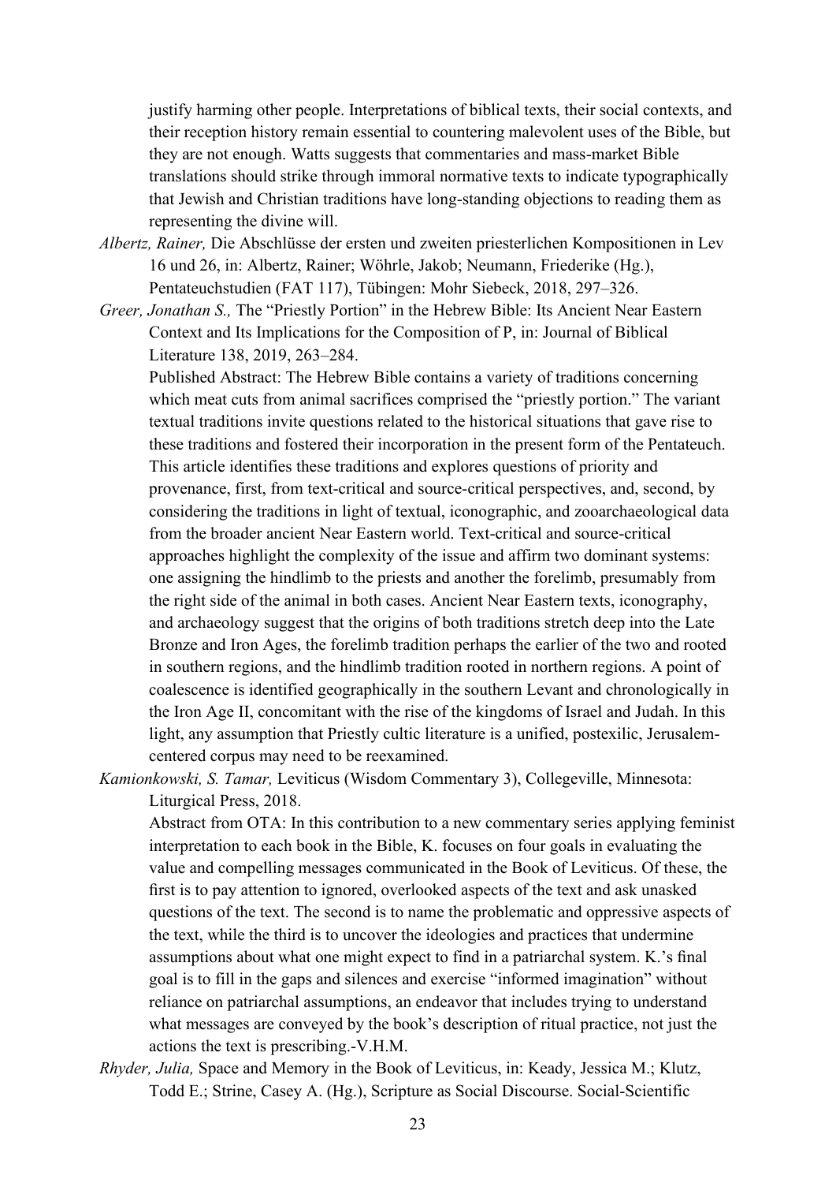justify harming other people. Interpretations of biblical texts, their social contexts, and their reception history remain essential to countering malevolent uses of the Bible, but they are not enough. Watts suggests that commentaries and mass-market Bible translations should strike through immoral normative texts to indicate typographically that Jewish and Christian traditions have long-standing objections to reading them as representing the divine will.

*Albertz, Rainer,* Die Abschlüsse der ersten und zweiten priesterlichen Kompositionen in Lev 16 und 26, in: Albertz, Rainer; Wöhrle, Jakob; Neumann, Friederike (Hg.), Pentateuchstudien (FAT 117), Tübingen: Mohr Siebeck, 2018, 297–326.

*Greer, Jonathan S.,* The "Priestly Portion" in the Hebrew Bible: Its Ancient Near Eastern Context and Its Implications for the Composition of P, in: Journal of Biblical Literature 138, 2019, 263–284.

Published Abstract: The Hebrew Bible contains a variety of traditions concerning which meat cuts from animal sacrifices comprised the "priestly portion." The variant textual traditions invite questions related to the historical situations that gave rise to these traditions and fostered their incorporation in the present form of the Pentateuch. This article identifies these traditions and explores questions of priority and provenance, first, from text-critical and source-critical perspectives, and, second, by considering the traditions in light of textual, iconographic, and zooarchaeological data from the broader ancient Near Eastern world. Text-critical and source-critical approaches highlight the complexity of the issue and affirm two dominant systems: one assigning the hindlimb to the priests and another the forelimb, presumably from the right side of the animal in both cases. Ancient Near Eastern texts, iconography, and archaeology suggest that the origins of both traditions stretch deep into the Late Bronze and Iron Ages, the forelimb tradition perhaps the earlier of the two and rooted in southern regions, and the hindlimb tradition rooted in northern regions. A point of coalescence is identified geographically in the southern Levant and chronologically in the Iron Age II, concomitant with the rise of the kingdoms of Israel and Judah. In this light, any assumption that Priestly cultic literature is a unified, postexilic, Jerusalem-centered corpus may need to be reexamined.

*Kamionkowski, S. Tamar,* Leviticus (Wisdom Commentary 3), Collegeville, Minnesota: Liturgical Press, 2018.

Abstract from OTA: In this contribution to a new commentary series applying feminist interpretation to each book in the Bible, K. focuses on four goals in evaluating the value and compelling messages communicated in the Book of Leviticus. Of these, the first is to pay attention to ignored, overlooked aspects of the text and ask unasked questions of the text. The second is to name the problematic and oppressive aspects of the text, while the third is to uncover the ideologies and practices that undermine assumptions about what one might expect to find in a patriarchal system. K.'s final goal is to fill in the gaps and silences and exercise "informed imagination" without reliance on patriarchal assumptions, an endeavor that includes trying to understand what messages are conveyed by the book's description of ritual practice, not just the actions the text is prescribing.-V.H.M.

*Rhyder, Julia,* Space and Memory in the Book of Leviticus, in: Keady, Jessica M.; Klutz, Todd E.; Strine, Casey A. (Hg.), Scripture as Social Discourse. Social-Scientific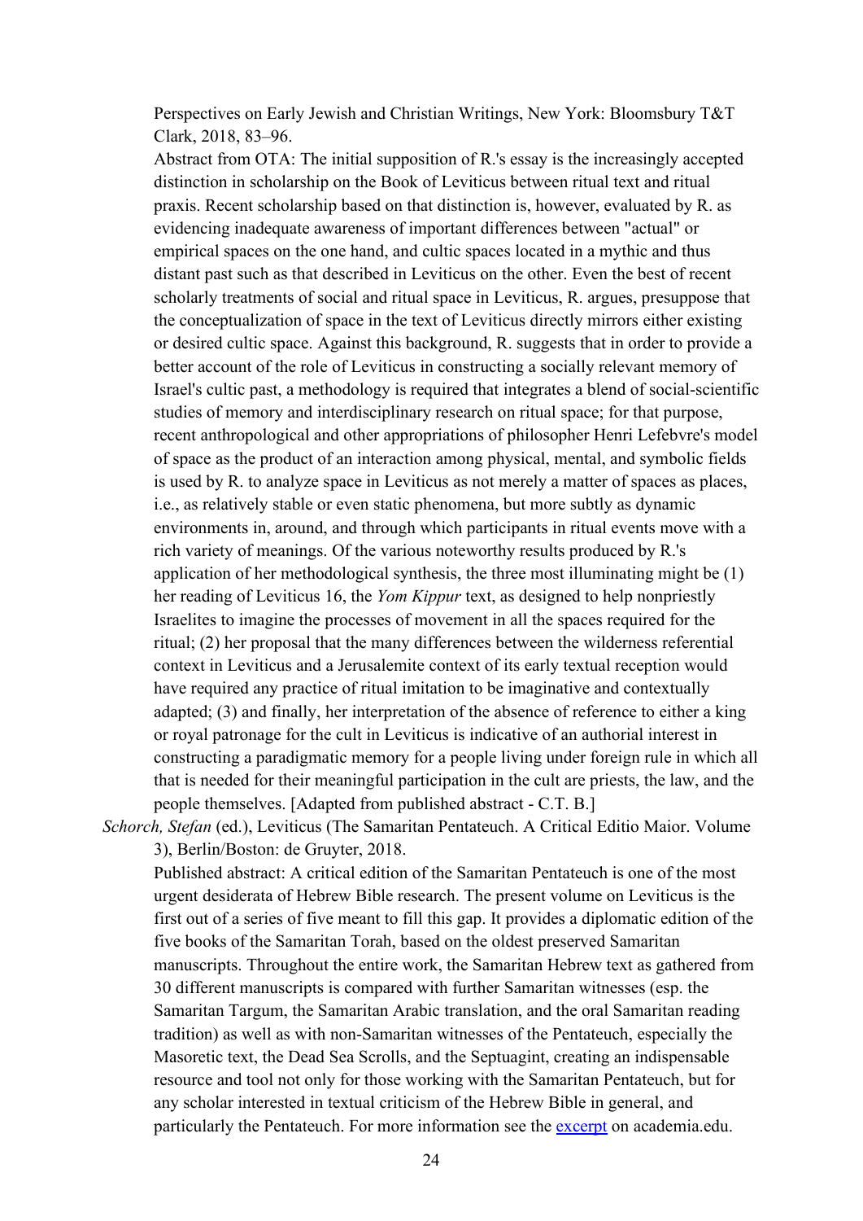Perspectives on Early Jewish and Christian Writings, New York: Bloomsbury T&T Clark, 2018, 83–96.

Abstract from OTA: The initial supposition of R.'s essay is the increasingly accepted distinction in scholarship on the Book of Leviticus between ritual text and ritual praxis. Recent scholarship based on that distinction is, however, evaluated by R. as evidencing inadequate awareness of important differences between "actual" or empirical spaces on the one hand, and cultic spaces located in a mythic and thus distant past such as that described in Leviticus on the other. Even the best of recent scholarly treatments of social and ritual space in Leviticus, R. argues, presuppose that the conceptualization of space in the text of Leviticus directly mirrors either existing or desired cultic space. Against this background, R. suggests that in order to provide a better account of the role of Leviticus in constructing a socially relevant memory of Israel's cultic past, a methodology is required that integrates a blend of social-scientific studies of memory and interdisciplinary research on ritual space; for that purpose, recent anthropological and other appropriations of philosopher Henri Lefebvre's model of space as the product of an interaction among physical, mental, and symbolic fields is used by R. to analyze space in Leviticus as not merely a matter of spaces as places, i.e., as relatively stable or even static phenomena, but more subtly as dynamic environments in, around, and through which participants in ritual events move with a rich variety of meanings. Of the various noteworthy results produced by R.'s application of her methodological synthesis, the three most illuminating might be (1) her reading of Leviticus 16, the *Yom Kippur* text, as designed to help nonpriestly Israelites to imagine the processes of movement in all the spaces required for the ritual; (2) her proposal that the many differences between the wilderness referential context in Leviticus and a Jerusalemite context of its early textual reception would have required any practice of ritual imitation to be imaginative and contextually adapted; (3) and finally, her interpretation of the absence of reference to either a king or royal patronage for the cult in Leviticus is indicative of an authorial interest in constructing a paradigmatic memory for a people living under foreign rule in which all that is needed for their meaningful participation in the cult are priests, the law, and the people themselves. [Adapted from published abstract - C.T. B.]

*Schorch, Stefan* (ed.), Leviticus (The Samaritan Pentateuch. A Critical Editio Maior. Volume 3), Berlin/Boston: de Gruyter, 2018.

Published abstract: A critical edition of the Samaritan Pentateuch is one of the most urgent desiderata of Hebrew Bible research. The present volume on Leviticus is the first out of a series of five meant to fill this gap. It provides a diplomatic edition of the five books of the Samaritan Torah, based on the oldest preserved Samaritan manuscripts. Throughout the entire work, the Samaritan Hebrew text as gathered from 30 different manuscripts is compared with further Samaritan witnesses (esp. the Samaritan Targum, the Samaritan Arabic translation, and the oral Samaritan reading tradition) as well as with non-Samaritan witnesses of the Pentateuch, especially the Masoretic text, the Dead Sea Scrolls, and the Septuagint, creating an indispensable resource and tool not only for those working with the Samaritan Pentateuch, but for any scholar interested in textual criticism of the Hebrew Bible in general, and particularly the Pentateuch. For more information see the excerpt on academia.edu.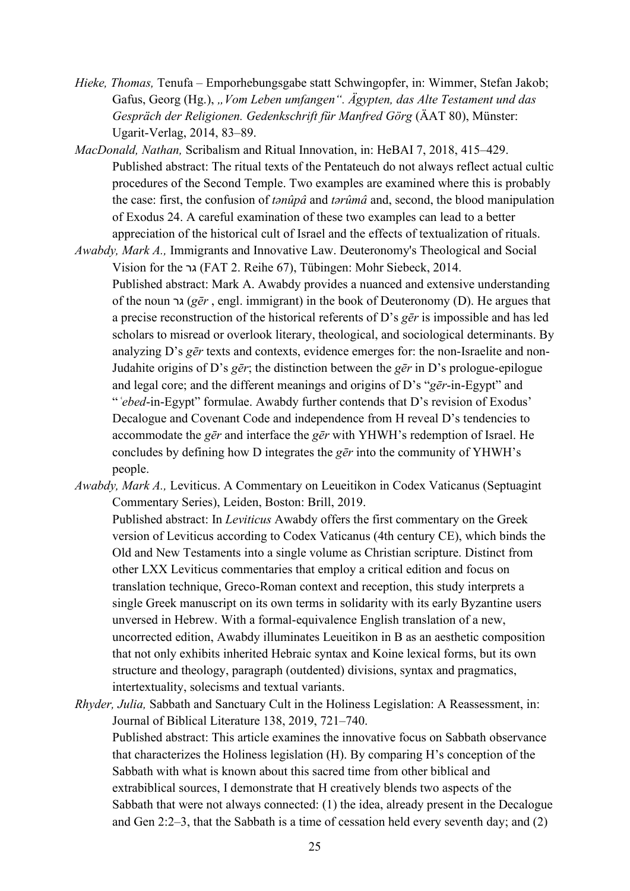*Hieke, Thomas,* Tenufa – Emporhebungsgabe statt Schwingopfer, in: Wimmer, Stefan Jakob; Gafus, Georg (Hg.), *„Vom Leben umfangen". Ägypten, das Alte Testament und das Gespräch der Religionen. Gedenkschrift für Manfred Görg* (ÄAT 80), Münster: Ugarit-Verlag, 2014, 83–89.

*MacDonald, Nathan,* Scribalism and Ritual Innovation, in: HeBAI 7, 2018, 415–429.
Published abstract: The ritual texts of the Pentateuch do not always reflect actual cultic procedures of the Second Temple. Two examples are examined where this is probably the case: first, the confusion of *tənûpâ* and *tərûmâ* and, second, the blood manipulation of Exodus 24. A careful examination of these two examples can lead to a better appreciation of the historical cult of Israel and the effects of textualization of rituals.

*Awabdy, Mark A.,* Immigrants and Innovative Law. Deuteronomy's Theological and Social Vision for the גר (FAT 2. Reihe 67), Tübingen: Mohr Siebeck, 2014.
Published abstract: Mark A. Awabdy provides a nuanced and extensive understanding of the noun גר (*gēr* , engl. immigrant) in the book of Deuteronomy (D). He argues that a precise reconstruction of the historical referents of D's *gēr* is impossible and has led scholars to misread or overlook literary, theological, and sociological determinants. By analyzing D's *gēr* texts and contexts, evidence emerges for: the non-Israelite and non-Judahite origins of D's *gēr*; the distinction between the *gēr* in D's prologue-epilogue and legal core; and the different meanings and origins of D's "*gēr*-in-Egypt" and "*ʿebed*-in-Egypt" formulae. Awabdy further contends that D's revision of Exodus' Decalogue and Covenant Code and independence from H reveal D's tendencies to accommodate the *gēr* and interface the *gēr* with YHWH's redemption of Israel. He concludes by defining how D integrates the *gēr* into the community of YHWH's people.

*Awabdy, Mark A.,* Leviticus. A Commentary on Leueitikon in Codex Vaticanus (Septuagint Commentary Series), Leiden, Boston: Brill, 2019.
Published abstract: In *Leviticus* Awabdy offers the first commentary on the Greek version of Leviticus according to Codex Vaticanus (4th century CE), which binds the Old and New Testaments into a single volume as Christian scripture. Distinct from other LXX Leviticus commentaries that employ a critical edition and focus on translation technique, Greco-Roman context and reception, this study interprets a single Greek manuscript on its own terms in solidarity with its early Byzantine users unversed in Hebrew. With a formal-equivalence English translation of a new, uncorrected edition, Awabdy illuminates Leueitikon in B as an aesthetic composition that not only exhibits inherited Hebraic syntax and Koine lexical forms, but its own structure and theology, paragraph (outdented) divisions, syntax and pragmatics, intertextuality, solecisms and textual variants.

*Rhyder, Julia,* Sabbath and Sanctuary Cult in the Holiness Legislation: A Reassessment, in: Journal of Biblical Literature 138, 2019, 721–740.
Published abstract: This article examines the innovative focus on Sabbath observance that characterizes the Holiness legislation (H). By comparing H's conception of the Sabbath with what is known about this sacred time from other biblical and extrabiblical sources, I demonstrate that H creatively blends two aspects of the Sabbath that were not always connected: (1) the idea, already present in the Decalogue and Gen 2:2–3, that the Sabbath is a time of cessation held every seventh day; and (2)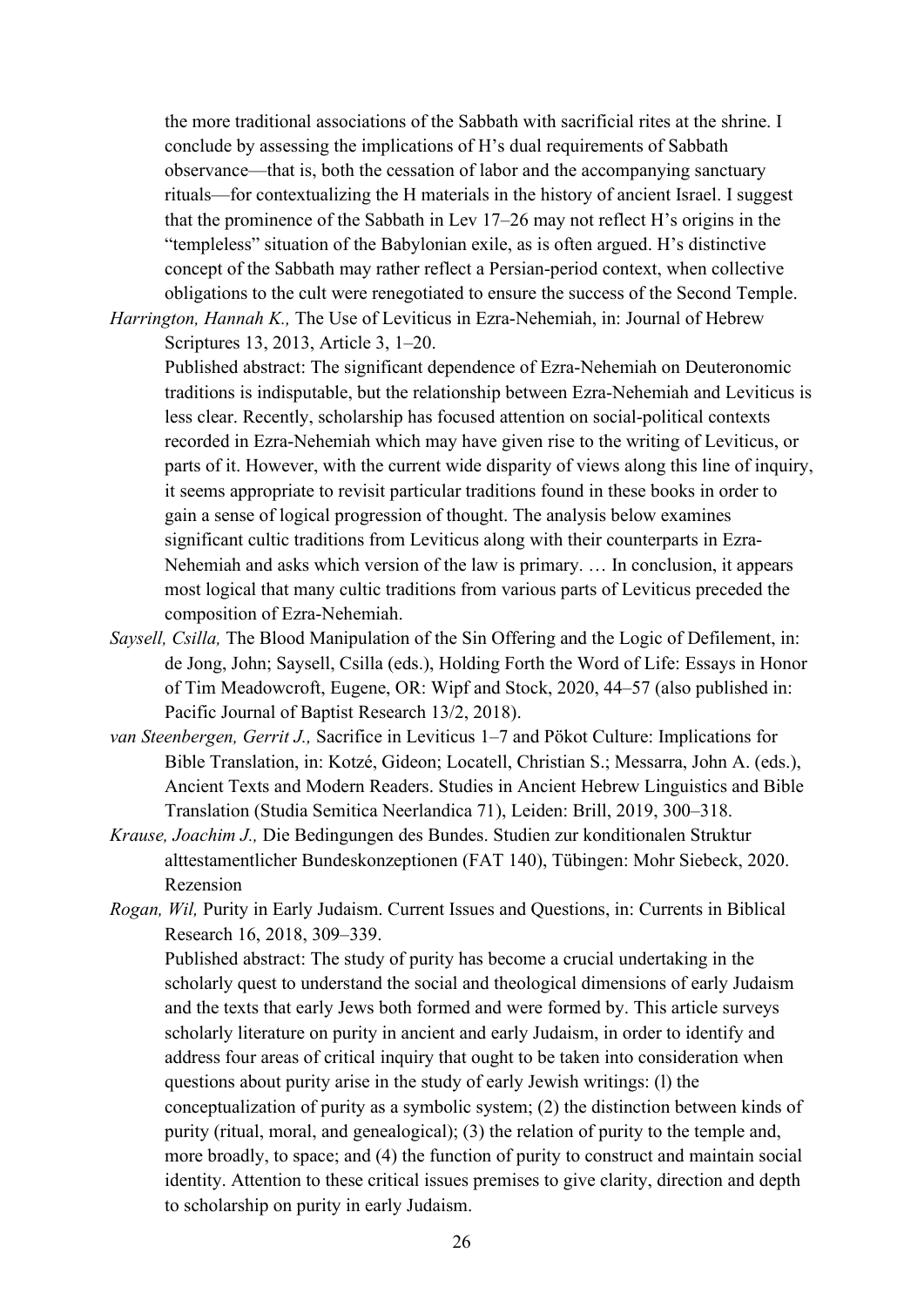the more traditional associations of the Sabbath with sacrificial rites at the shrine. I conclude by assessing the implications of H's dual requirements of Sabbath observance—that is, both the cessation of labor and the accompanying sanctuary rituals—for contextualizing the H materials in the history of ancient Israel. I suggest that the prominence of the Sabbath in Lev 17–26 may not reflect H's origins in the "templeless" situation of the Babylonian exile, as is often argued. H's distinctive concept of the Sabbath may rather reflect a Persian-period context, when collective obligations to the cult were renegotiated to ensure the success of the Second Temple.

*Harrington, Hannah K.,* The Use of Leviticus in Ezra-Nehemiah, in: Journal of Hebrew Scriptures 13, 2013, Article 3, 1–20.

Published abstract: The significant dependence of Ezra-Nehemiah on Deuteronomic traditions is indisputable, but the relationship between Ezra-Nehemiah and Leviticus is less clear. Recently, scholarship has focused attention on social-political contexts recorded in Ezra-Nehemiah which may have given rise to the writing of Leviticus, or parts of it. However, with the current wide disparity of views along this line of inquiry, it seems appropriate to revisit particular traditions found in these books in order to gain a sense of logical progression of thought. The analysis below examines significant cultic traditions from Leviticus along with their counterparts in Ezra-Nehemiah and asks which version of the law is primary. … In conclusion, it appears most logical that many cultic traditions from various parts of Leviticus preceded the composition of Ezra-Nehemiah.

*Saysell, Csilla,* The Blood Manipulation of the Sin Offering and the Logic of Defilement, in: de Jong, John; Saysell, Csilla (eds.), Holding Forth the Word of Life: Essays in Honor of Tim Meadowcroft, Eugene, OR: Wipf and Stock, 2020, 44–57 (also published in: Pacific Journal of Baptist Research 13/2, 2018).

*van Steenbergen, Gerrit J.,* Sacrifice in Leviticus 1–7 and Pökot Culture: Implications for Bible Translation, in: Kotzé, Gideon; Locatell, Christian S.; Messarra, John A. (eds.), Ancient Texts and Modern Readers. Studies in Ancient Hebrew Linguistics and Bible Translation (Studia Semitica Neerlandica 71), Leiden: Brill, 2019, 300–318.

*Krause, Joachim J.,* Die Bedingungen des Bundes. Studien zur konditionalen Struktur alttestamentlicher Bundeskonzeptionen (FAT 140), Tübingen: Mohr Siebeck, 2020. Rezension

*Rogan, Wil,* Purity in Early Judaism. Current Issues and Questions, in: Currents in Biblical Research 16, 2018, 309–339.

Published abstract: The study of purity has become a crucial undertaking in the scholarly quest to understand the social and theological dimensions of early Judaism and the texts that early Jews both formed and were formed by. This article surveys scholarly literature on purity in ancient and early Judaism, in order to identify and address four areas of critical inquiry that ought to be taken into consideration when questions about purity arise in the study of early Jewish writings: (l) the conceptualization of purity as a symbolic system; (2) the distinction between kinds of purity (ritual, moral, and genealogical); (3) the relation of purity to the temple and, more broadly, to space; and (4) the function of purity to construct and maintain social identity. Attention to these critical issues premises to give clarity, direction and depth to scholarship on purity in early Judaism.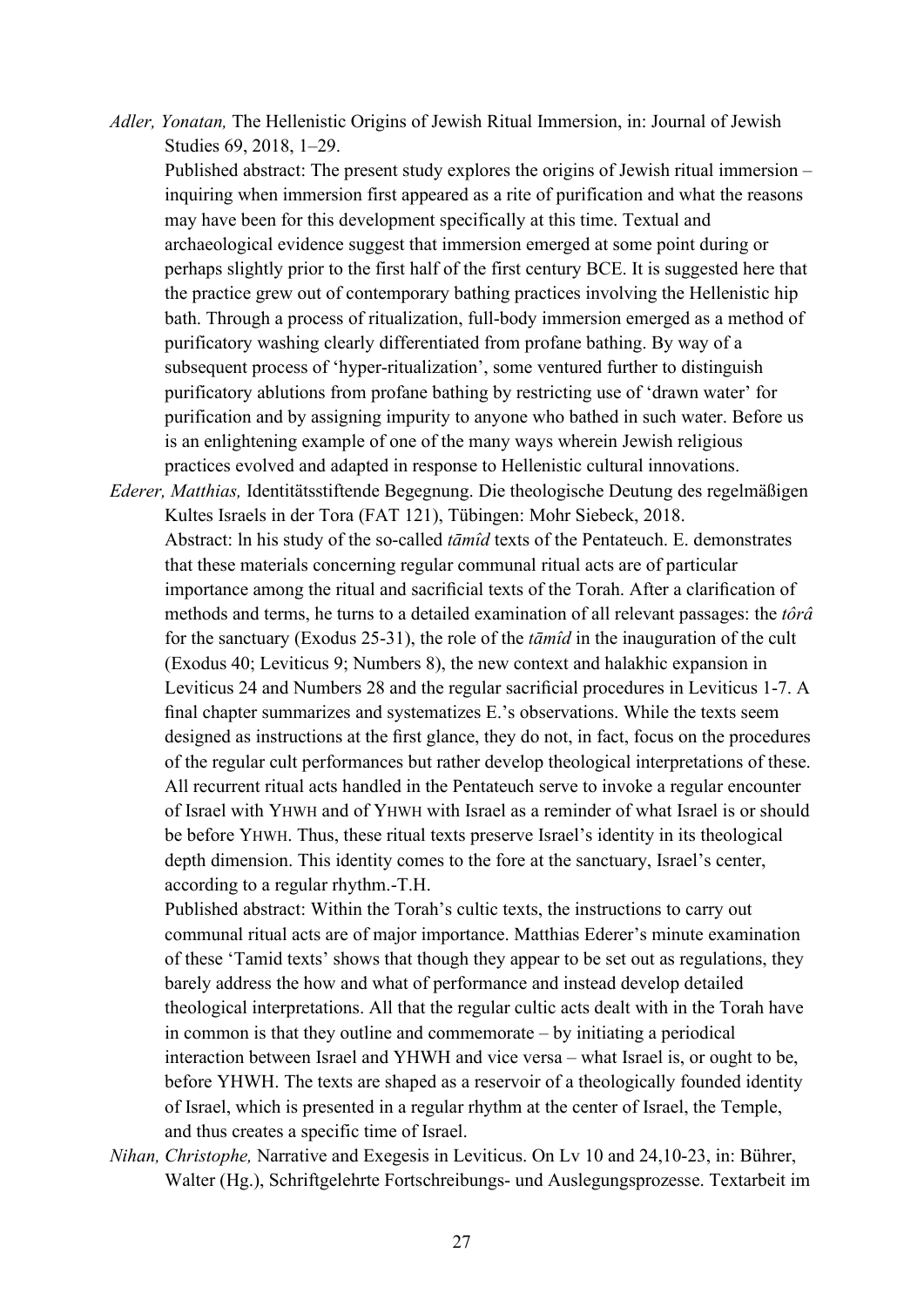*Adler, Yonatan,* The Hellenistic Origins of Jewish Ritual Immersion, in: Journal of Jewish Studies 69, 2018, 1–29.

Published abstract: The present study explores the origins of Jewish ritual immersion – inquiring when immersion first appeared as a rite of purification and what the reasons may have been for this development specifically at this time. Textual and archaeological evidence suggest that immersion emerged at some point during or perhaps slightly prior to the first half of the first century BCE. It is suggested here that the practice grew out of contemporary bathing practices involving the Hellenistic hip bath. Through a process of ritualization, full-body immersion emerged as a method of purificatory washing clearly differentiated from profane bathing. By way of a subsequent process of 'hyper-ritualization', some ventured further to distinguish purificatory ablutions from profane bathing by restricting use of 'drawn water' for purification and by assigning impurity to anyone who bathed in such water. Before us is an enlightening example of one of the many ways wherein Jewish religious practices evolved and adapted in response to Hellenistic cultural innovations.

*Ederer, Matthias,* Identitätsstiftende Begegnung. Die theologische Deutung des regelmäßigen Kultes Israels in der Tora (FAT 121), Tübingen: Mohr Siebeck, 2018.

Abstract: ln his study of the so-called *tāmîd* texts of the Pentateuch. E. demonstrates that these materials concerning regular communal ritual acts are of particular importance among the ritual and sacrificial texts of the Torah. After a clarification of methods and terms, he turns to a detailed examination of all relevant passages: the *tôrâ* for the sanctuary (Exodus 25-31), the role of the *tāmîd* in the inauguration of the cult (Exodus 40; Leviticus 9; Numbers 8), the new context and halakhic expansion in Leviticus 24 and Numbers 28 and the regular sacrificial procedures in Leviticus 1-7. A final chapter summarizes and systematizes E.'s observations. While the texts seem designed as instructions at the first glance, they do not, in fact, focus on the procedures of the regular cult performances but rather develop theological interpretations of these. All recurrent ritual acts handled in the Pentateuch serve to invoke a regular encounter of Israel with YHWH and of YHWH with Israel as a reminder of what Israel is or should be before YHWH. Thus, these ritual texts preserve Israel's identity in its theological depth dimension. This identity comes to the fore at the sanctuary, Israel's center, according to a regular rhythm.-T.H.

Published abstract: Within the Torah's cultic texts, the instructions to carry out communal ritual acts are of major importance. Matthias Ederer's minute examination of these 'Tamid texts' shows that though they appear to be set out as regulations, they barely address the how and what of performance and instead develop detailed theological interpretations. All that the regular cultic acts dealt with in the Torah have in common is that they outline and commemorate – by initiating a periodical interaction between Israel and YHWH and vice versa – what Israel is, or ought to be, before YHWH. The texts are shaped as a reservoir of a theologically founded identity of Israel, which is presented in a regular rhythm at the center of Israel, the Temple, and thus creates a specific time of Israel.

*Nihan, Christophe,* Narrative and Exegesis in Leviticus. On Lv 10 and 24,10-23, in: Bührer, Walter (Hg.), Schriftgelehrte Fortschreibungs- und Auslegungsprozesse. Textarbeit im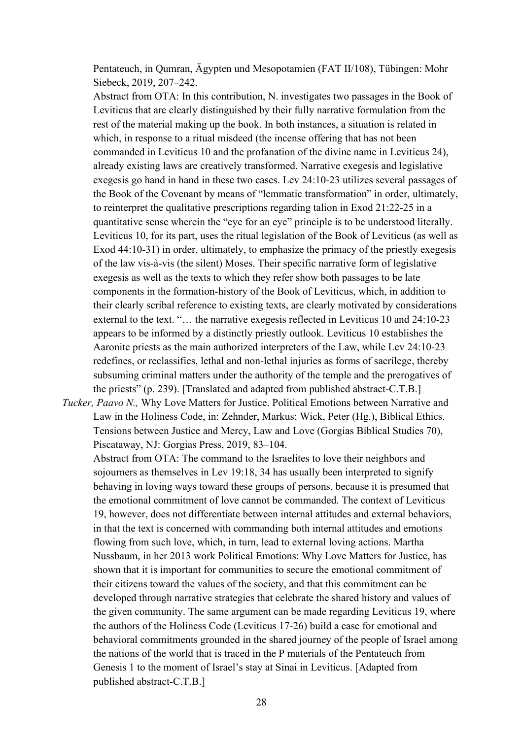Pentateuch, in Qumran, Ägypten und Mesopotamien (FAT II/108), Tübingen: Mohr Siebeck, 2019, 207–242.

Abstract from OTA: In this contribution, N. investigates two passages in the Book of Leviticus that are clearly distinguished by their fully narrative formulation from the rest of the material making up the book. In both instances, a situation is related in which, in response to a ritual misdeed (the incense offering that has not been commanded in Leviticus 10 and the profanation of the divine name in Leviticus 24), already existing laws are creatively transformed. Narrative exegesis and legislative exegesis go hand in hand in these two cases. Lev 24:10-23 utilizes several passages of the Book of the Covenant by means of "lemmatic transformation" in order, ultimately, to reinterpret the qualitative prescriptions regarding talion in Exod 21:22-25 in a quantitative sense wherein the "eye for an eye" principle is to be understood literally. Leviticus 10, for its part, uses the ritual legislation of the Book of Leviticus (as well as Exod 44:10-31) in order, ultimately, to emphasize the primacy of the priestly exegesis of the law vis-à-vis (the silent) Moses. Their specific narrative form of legislative exegesis as well as the texts to which they refer show both passages to be late components in the formation-history of the Book of Leviticus, which, in addition to their clearly scribal reference to existing texts, are clearly motivated by considerations external to the text. "… the narrative exegesis reflected in Leviticus 10 and 24:10-23 appears to be informed by a distinctly priestly outlook. Leviticus 10 establishes the Aaronite priests as the main authorized interpreters of the Law, while Lev 24:10-23 redefines, or reclassifies, lethal and non-lethal injuries as forms of sacrilege, thereby subsuming criminal matters under the authority of the temple and the prerogatives of the priests" (p. 239). [Translated and adapted from published abstract-C.T.B.]

*Tucker, Paavo N.,* Why Love Matters for Justice. Political Emotions between Narrative and Law in the Holiness Code, in: Zehnder, Markus; Wick, Peter (Hg.), Biblical Ethics. Tensions between Justice and Mercy, Law and Love (Gorgias Biblical Studies 70), Piscataway, NJ: Gorgias Press, 2019, 83–104.

Abstract from OTA: The command to the Israelites to love their neighbors and sojourners as themselves in Lev 19:18, 34 has usually been interpreted to signify behaving in loving ways toward these groups of persons, because it is presumed that the emotional commitment of love cannot be commanded. The context of Leviticus 19, however, does not differentiate between internal attitudes and external behaviors, in that the text is concerned with commanding both internal attitudes and emotions flowing from such love, which, in turn, lead to external loving actions. Martha Nussbaum, in her 2013 work Political Emotions: Why Love Matters for Justice, has shown that it is important for communities to secure the emotional commitment of their citizens toward the values of the society, and that this commitment can be developed through narrative strategies that celebrate the shared history and values of the given community. The same argument can be made regarding Leviticus 19, where the authors of the Holiness Code (Leviticus 17-26) build a case for emotional and behavioral commitments grounded in the shared journey of the people of Israel among the nations of the world that is traced in the P materials of the Pentateuch from Genesis 1 to the moment of Israel's stay at Sinai in Leviticus. [Adapted from published abstract-C.T.B.]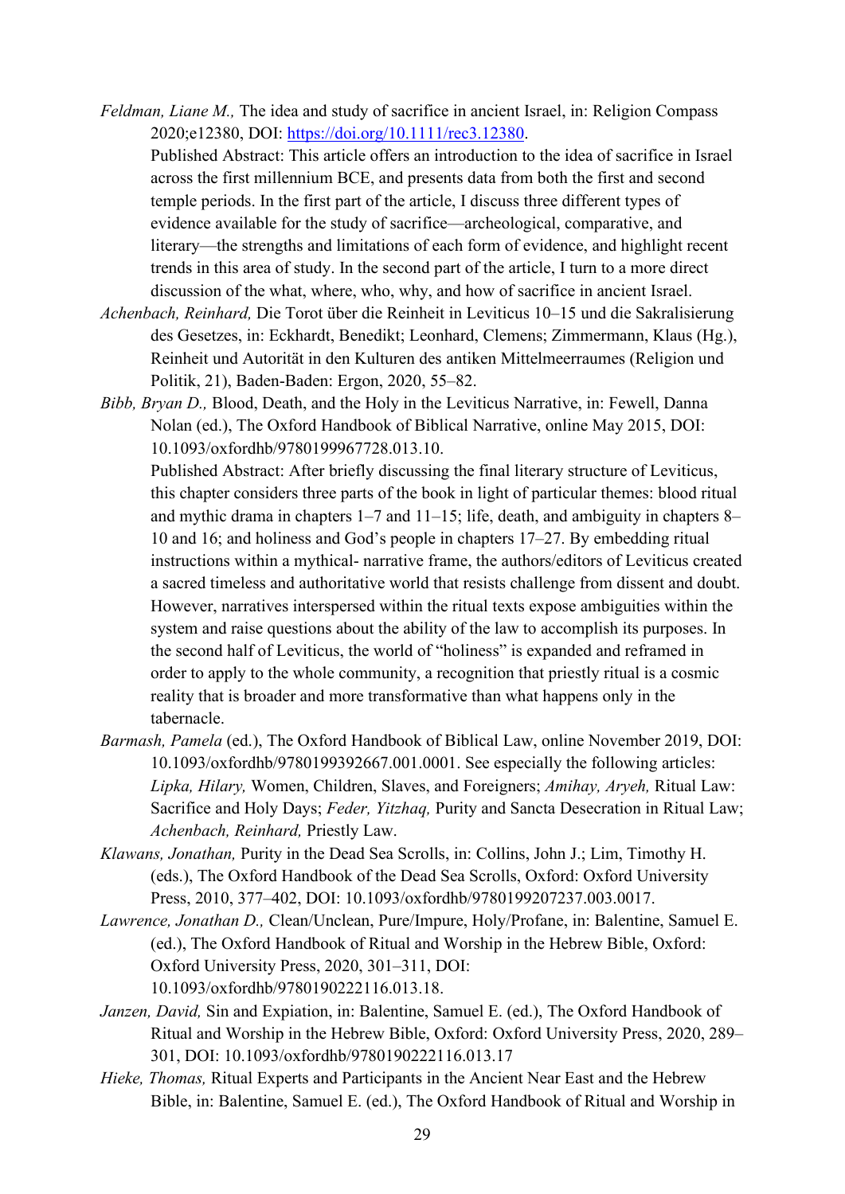*Feldman, Liane M.,* The idea and study of sacrifice in ancient Israel, in: Religion Compass 2020;e12380, DOI: https://doi.org/10.1111/rec3.12380.

Published Abstract: This article offers an introduction to the idea of sacrifice in Israel across the first millennium BCE, and presents data from both the first and second temple periods. In the first part of the article, I discuss three different types of evidence available for the study of sacrifice—archeological, comparative, and literary—the strengths and limitations of each form of evidence, and highlight recent trends in this area of study. In the second part of the article, I turn to a more direct discussion of the what, where, who, why, and how of sacrifice in ancient Israel.

*Achenbach, Reinhard,* Die Torot über die Reinheit in Leviticus 10–15 und die Sakralisierung des Gesetzes, in: Eckhardt, Benedikt; Leonhard, Clemens; Zimmermann, Klaus (Hg.), Reinheit und Autorität in den Kulturen des antiken Mittelmeerraumes (Religion und Politik, 21), Baden-Baden: Ergon, 2020, 55–82.

*Bibb, Bryan D.,* Blood, Death, and the Holy in the Leviticus Narrative, in: Fewell, Danna Nolan (ed.), The Oxford Handbook of Biblical Narrative, online May 2015, DOI: 10.1093/oxfordhb/9780199967728.013.10.

Published Abstract: After briefly discussing the final literary structure of Leviticus, this chapter considers three parts of the book in light of particular themes: blood ritual and mythic drama in chapters 1–7 and 11–15; life, death, and ambiguity in chapters 8–10 and 16; and holiness and God's people in chapters 17–27. By embedding ritual instructions within a mythical- narrative frame, the authors/editors of Leviticus created a sacred timeless and authoritative world that resists challenge from dissent and doubt. However, narratives interspersed within the ritual texts expose ambiguities within the system and raise questions about the ability of the law to accomplish its purposes. In the second half of Leviticus, the world of "holiness" is expanded and reframed in order to apply to the whole community, a recognition that priestly ritual is a cosmic reality that is broader and more transformative than what happens only in the tabernacle.

*Barmash, Pamela* (ed.), The Oxford Handbook of Biblical Law, online November 2019, DOI: 10.1093/oxfordhb/9780199392667.001.0001. See especially the following articles: *Lipka, Hilary,* Women, Children, Slaves, and Foreigners; *Amihay, Aryeh,* Ritual Law: Sacrifice and Holy Days; *Feder, Yitzhaq,* Purity and Sancta Desecration in Ritual Law; *Achenbach, Reinhard,* Priestly Law.

*Klawans, Jonathan,* Purity in the Dead Sea Scrolls, in: Collins, John J.; Lim, Timothy H. (eds.), The Oxford Handbook of the Dead Sea Scrolls, Oxford: Oxford University Press, 2010, 377–402, DOI: 10.1093/oxfordhb/9780199207237.003.0017.

*Lawrence, Jonathan D.,* Clean/Unclean, Pure/Impure, Holy/Profane, in: Balentine, Samuel E. (ed.), The Oxford Handbook of Ritual and Worship in the Hebrew Bible, Oxford: Oxford University Press, 2020, 301–311, DOI: 10.1093/oxfordhb/9780190222116.013.18.

*Janzen, David,* Sin and Expiation, in: Balentine, Samuel E. (ed.), The Oxford Handbook of Ritual and Worship in the Hebrew Bible, Oxford: Oxford University Press, 2020, 289–301, DOI: 10.1093/oxfordhb/9780190222116.013.17

*Hieke, Thomas,* Ritual Experts and Participants in the Ancient Near East and the Hebrew Bible, in: Balentine, Samuel E. (ed.), The Oxford Handbook of Ritual and Worship in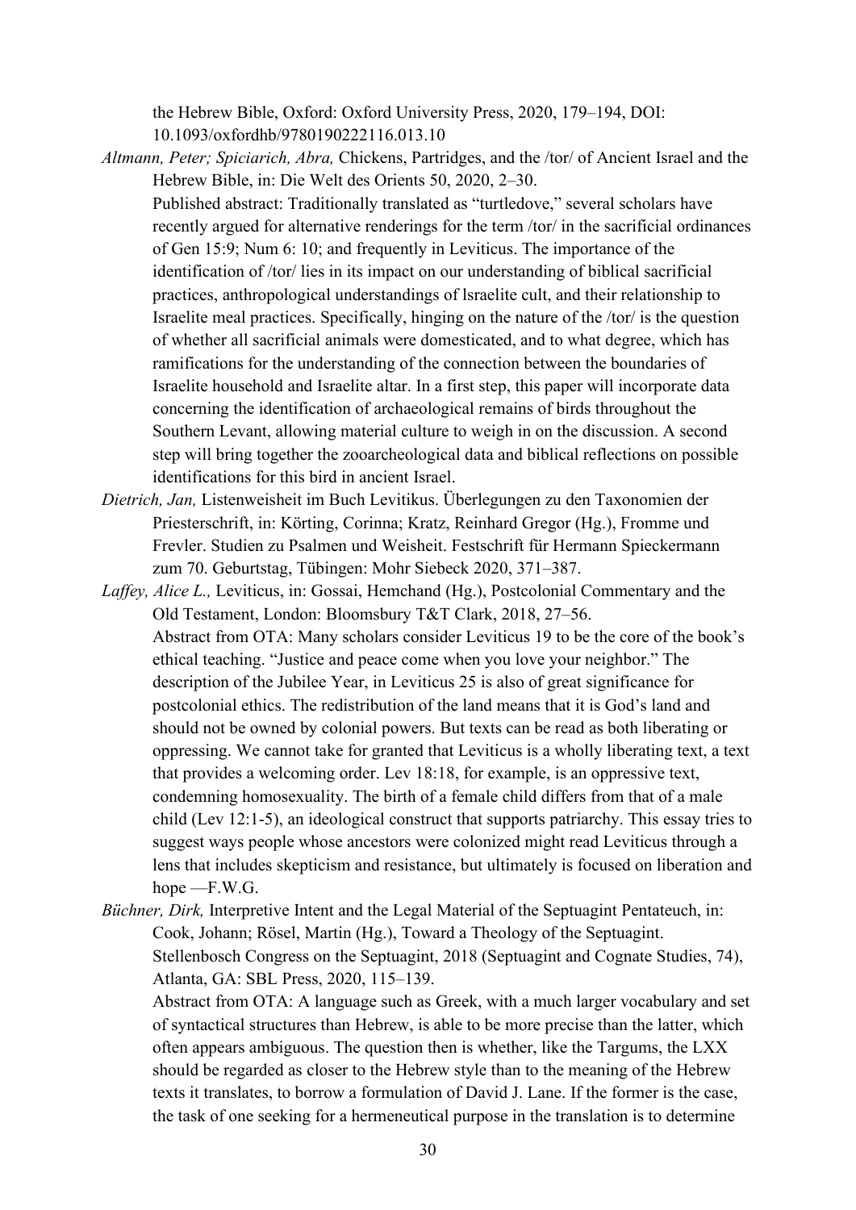the Hebrew Bible, Oxford: Oxford University Press, 2020, 179–194, DOI: 10.1093/oxfordhb/9780190222116.013.10

*Altmann, Peter; Spiciarich, Abra,* Chickens, Partridges, and the /tor/ of Ancient Israel and the Hebrew Bible, in: Die Welt des Orients 50, 2020, 2–30.
Published abstract: Traditionally translated as "turtledove," several scholars have recently argued for alternative renderings for the term /tor/ in the sacrificial ordinances of Gen 15:9; Num 6: 10; and frequently in Leviticus. The importance of the identification of /tor/ lies in its impact on our understanding of biblical sacrificial practices, anthropological understandings of lsraelite cult, and their relationship to Israelite meal practices. Specifically, hinging on the nature of the /tor/ is the question of whether all sacrificial animals were domesticated, and to what degree, which has ramifications for the understanding of the connection between the boundaries of Israelite household and Israelite altar. In a first step, this paper will incorporate data concerning the identification of archaeological remains of birds throughout the Southern Levant, allowing material culture to weigh in on the discussion. A second step will bring together the zooarcheological data and biblical reflections on possible identifications for this bird in ancient Israel.

*Dietrich, Jan,* Listenweisheit im Buch Levitikus. Überlegungen zu den Taxonomien der Priesterschrift, in: Körting, Corinna; Kratz, Reinhard Gregor (Hg.), Fromme und Frevler. Studien zu Psalmen und Weisheit. Festschrift für Hermann Spieckermann zum 70. Geburtstag, Tübingen: Mohr Siebeck 2020, 371–387.

*Laffey, Alice L.,* Leviticus, in: Gossai, Hemchand (Hg.), Postcolonial Commentary and the Old Testament, London: Bloomsbury T&T Clark, 2018, 27–56.
Abstract from OTA: Many scholars consider Leviticus 19 to be the core of the book's ethical teaching. "Justice and peace come when you love your neighbor." The description of the Jubilee Year, in Leviticus 25 is also of great significance for postcolonial ethics. The redistribution of the land means that it is God's land and should not be owned by colonial powers. But texts can be read as both liberating or oppressing. We cannot take for granted that Leviticus is a wholly liberating text, a text that provides a welcoming order. Lev 18:18, for example, is an oppressive text, condemning homosexuality. The birth of a female child differs from that of a male child (Lev 12:1-5), an ideological construct that supports patriarchy. This essay tries to suggest ways people whose ancestors were colonized might read Leviticus through a lens that includes skepticism and resistance, but ultimately is focused on liberation and hope —F.W.G.

*Büchner, Dirk,* Interpretive Intent and the Legal Material of the Septuagint Pentateuch, in: Cook, Johann; Rösel, Martin (Hg.), Toward a Theology of the Septuagint. Stellenbosch Congress on the Septuagint, 2018 (Septuagint and Cognate Studies, 74), Atlanta, GA: SBL Press, 2020, 115–139.
Abstract from OTA: A language such as Greek, with a much larger vocabulary and set of syntactical structures than Hebrew, is able to be more precise than the latter, which often appears ambiguous. The question then is whether, like the Targums, the LXX should be regarded as closer to the Hebrew style than to the meaning of the Hebrew texts it translates, to borrow a formulation of David J. Lane. If the former is the case, the task of one seeking for a hermeneutical purpose in the translation is to determine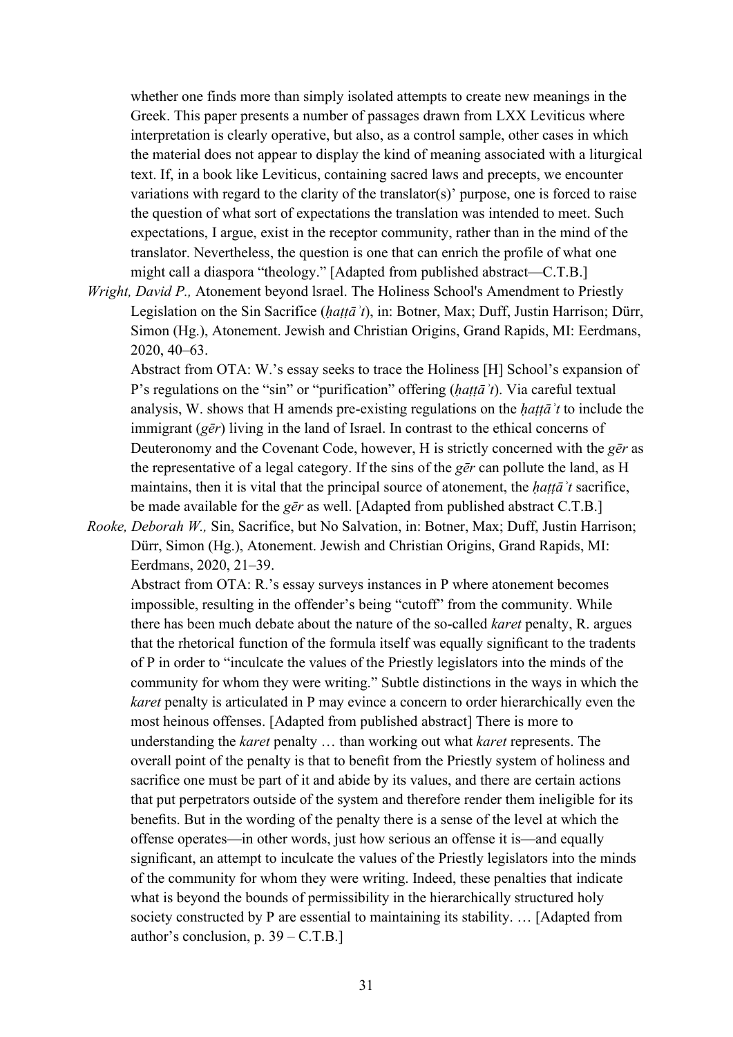whether one finds more than simply isolated attempts to create new meanings in the Greek. This paper presents a number of passages drawn from LXX Leviticus where interpretation is clearly operative, but also, as a control sample, other cases in which the material does not appear to display the kind of meaning associated with a liturgical text. If, in a book like Leviticus, containing sacred laws and precepts, we encounter variations with regard to the clarity of the translator(s)' purpose, one is forced to raise the question of what sort of expectations the translation was intended to meet. Such expectations, I argue, exist in the receptor community, rather than in the mind of the translator. Nevertheless, the question is one that can enrich the profile of what one might call a diaspora "theology." [Adapted from published abstract—C.T.B.]

*Wright, David P.,* Atonement beyond lsrael. The Holiness School's Amendment to Priestly Legislation on the Sin Sacrifice (*ḥaṭṭāʾt*), in: Botner, Max; Duff, Justin Harrison; Dürr, Simon (Hg.), Atonement. Jewish and Christian Origins, Grand Rapids, MI: Eerdmans, 2020, 40–63.
Abstract from OTA: W.'s essay seeks to trace the Holiness [H] School's expansion of P's regulations on the "sin" or "purification" offering (*ḥaṭṭāʾt*). Via careful textual analysis, W. shows that H amends pre-existing regulations on the *ḥaṭṭāʾt* to include the immigrant (*gēr*) living in the land of Israel. In contrast to the ethical concerns of Deuteronomy and the Covenant Code, however, H is strictly concerned with the *gēr* as the representative of a legal category. If the sins of the *gēr* can pollute the land, as H maintains, then it is vital that the principal source of atonement, the *ḥaṭṭāʾt* sacrifice, be made available for the *gēr* as well. [Adapted from published abstract C.T.B.]

*Rooke, Deborah W.,* Sin, Sacrifice, but No Salvation, in: Botner, Max; Duff, Justin Harrison; Dürr, Simon (Hg.), Atonement. Jewish and Christian Origins, Grand Rapids, MI: Eerdmans, 2020, 21–39.
Abstract from OTA: R.'s essay surveys instances in P where atonement becomes impossible, resulting in the offender's being "cutoff" from the community. While there has been much debate about the nature of the so-called *karet* penalty, R. argues that the rhetorical function of the formula itself was equally significant to the tradents of P in order to "inculcate the values of the Priestly legislators into the minds of the community for whom they were writing." Subtle distinctions in the ways in which the *karet* penalty is articulated in P may evince a concern to order hierarchically even the most heinous offenses. [Adapted from published abstract] There is more to understanding the *karet* penalty … than working out what *karet* represents. The overall point of the penalty is that to benefit from the Priestly system of holiness and sacrifice one must be part of it and abide by its values, and there are certain actions that put perpetrators outside of the system and therefore render them ineligible for its benefits. But in the wording of the penalty there is a sense of the level at which the offense operates—in other words, just how serious an offense it is—and equally significant, an attempt to inculcate the values of the Priestly legislators into the minds of the community for whom they were writing. Indeed, these penalties that indicate what is beyond the bounds of permissibility in the hierarchically structured holy society constructed by P are essential to maintaining its stability. … [Adapted from author's conclusion, p. 39 – C.T.B.]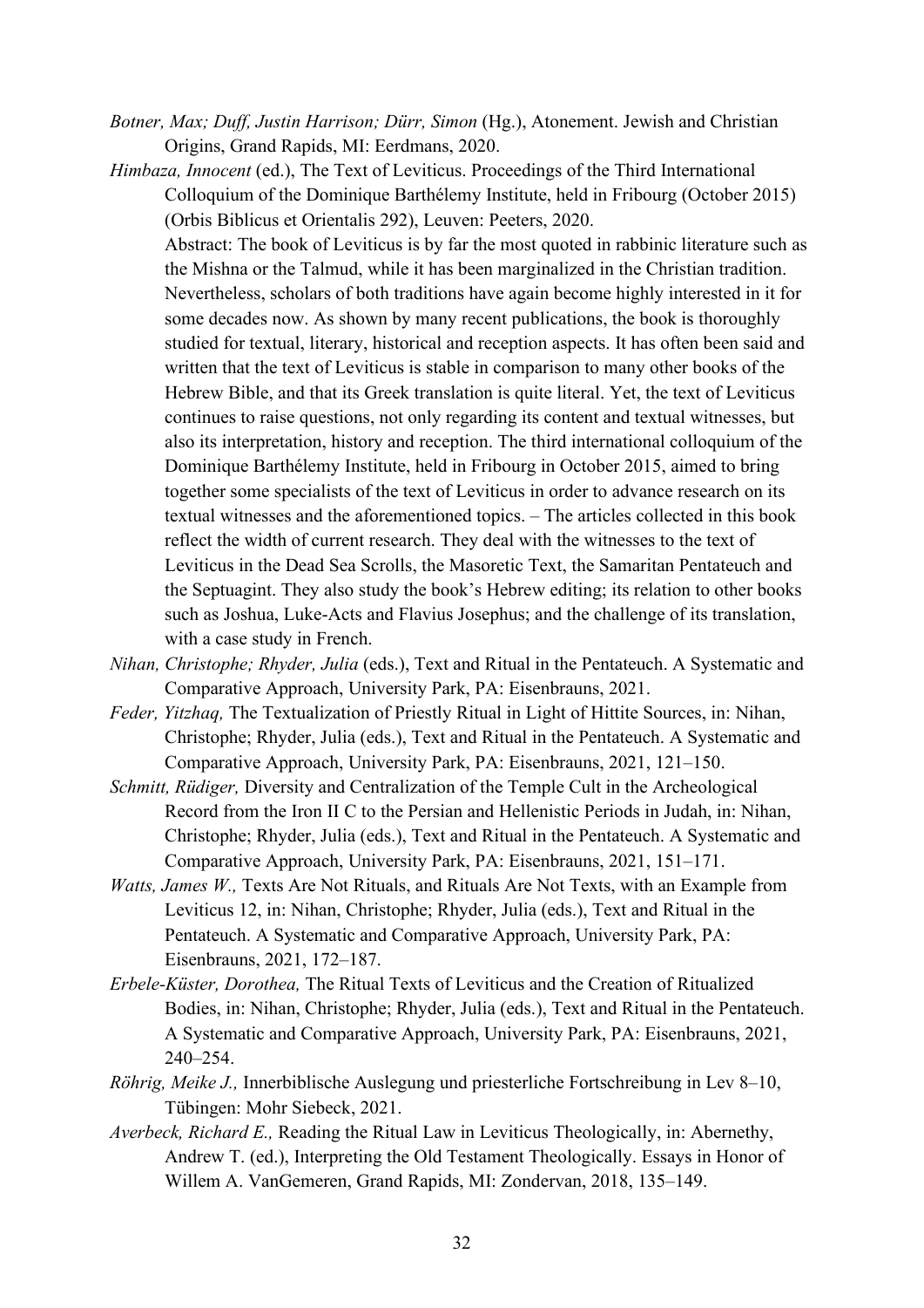*Botner, Max; Duff, Justin Harrison; Dürr, Simon* (Hg.), Atonement. Jewish and Christian Origins, Grand Rapids, MI: Eerdmans, 2020.

*Himbaza, Innocent* (ed.), The Text of Leviticus. Proceedings of the Third International Colloquium of the Dominique Barthélemy Institute, held in Fribourg (October 2015) (Orbis Biblicus et Orientalis 292), Leuven: Peeters, 2020.
Abstract: The book of Leviticus is by far the most quoted in rabbinic literature such as the Mishna or the Talmud, while it has been marginalized in the Christian tradition. Nevertheless, scholars of both traditions have again become highly interested in it for some decades now. As shown by many recent publications, the book is thoroughly studied for textual, literary, historical and reception aspects. It has often been said and written that the text of Leviticus is stable in comparison to many other books of the Hebrew Bible, and that its Greek translation is quite literal. Yet, the text of Leviticus continues to raise questions, not only regarding its content and textual witnesses, but also its interpretation, history and reception. The third international colloquium of the Dominique Barthélemy Institute, held in Fribourg in October 2015, aimed to bring together some specialists of the text of Leviticus in order to advance research on its textual witnesses and the aforementioned topics. – The articles collected in this book reflect the width of current research. They deal with the witnesses to the text of Leviticus in the Dead Sea Scrolls, the Masoretic Text, the Samaritan Pentateuch and the Septuagint. They also study the book's Hebrew editing; its relation to other books such as Joshua, Luke-Acts and Flavius Josephus; and the challenge of its translation, with a case study in French.

*Nihan, Christophe; Rhyder, Julia* (eds.), Text and Ritual in the Pentateuch. A Systematic and Comparative Approach, University Park, PA: Eisenbrauns, 2021.

*Feder, Yitzhaq,* The Textualization of Priestly Ritual in Light of Hittite Sources, in: Nihan, Christophe; Rhyder, Julia (eds.), Text and Ritual in the Pentateuch. A Systematic and Comparative Approach, University Park, PA: Eisenbrauns, 2021, 121–150.

*Schmitt, Rüdiger,* Diversity and Centralization of the Temple Cult in the Archeological Record from the Iron II C to the Persian and Hellenistic Periods in Judah, in: Nihan, Christophe; Rhyder, Julia (eds.), Text and Ritual in the Pentateuch. A Systematic and Comparative Approach, University Park, PA: Eisenbrauns, 2021, 151–171.

*Watts, James W.,* Texts Are Not Rituals, and Rituals Are Not Texts, with an Example from Leviticus 12, in: Nihan, Christophe; Rhyder, Julia (eds.), Text and Ritual in the Pentateuch. A Systematic and Comparative Approach, University Park, PA: Eisenbrauns, 2021, 172–187.

*Erbele-Küster, Dorothea,* The Ritual Texts of Leviticus and the Creation of Ritualized Bodies, in: Nihan, Christophe; Rhyder, Julia (eds.), Text and Ritual in the Pentateuch. A Systematic and Comparative Approach, University Park, PA: Eisenbrauns, 2021, 240–254.

*Röhrig, Meike J.,* Innerbiblische Auslegung und priesterliche Fortschreibung in Lev 8–10, Tübingen: Mohr Siebeck, 2021.

*Averbeck, Richard E.,* Reading the Ritual Law in Leviticus Theologically, in: Abernethy, Andrew T. (ed.), Interpreting the Old Testament Theologically. Essays in Honor of Willem A. VanGemeren, Grand Rapids, MI: Zondervan, 2018, 135–149.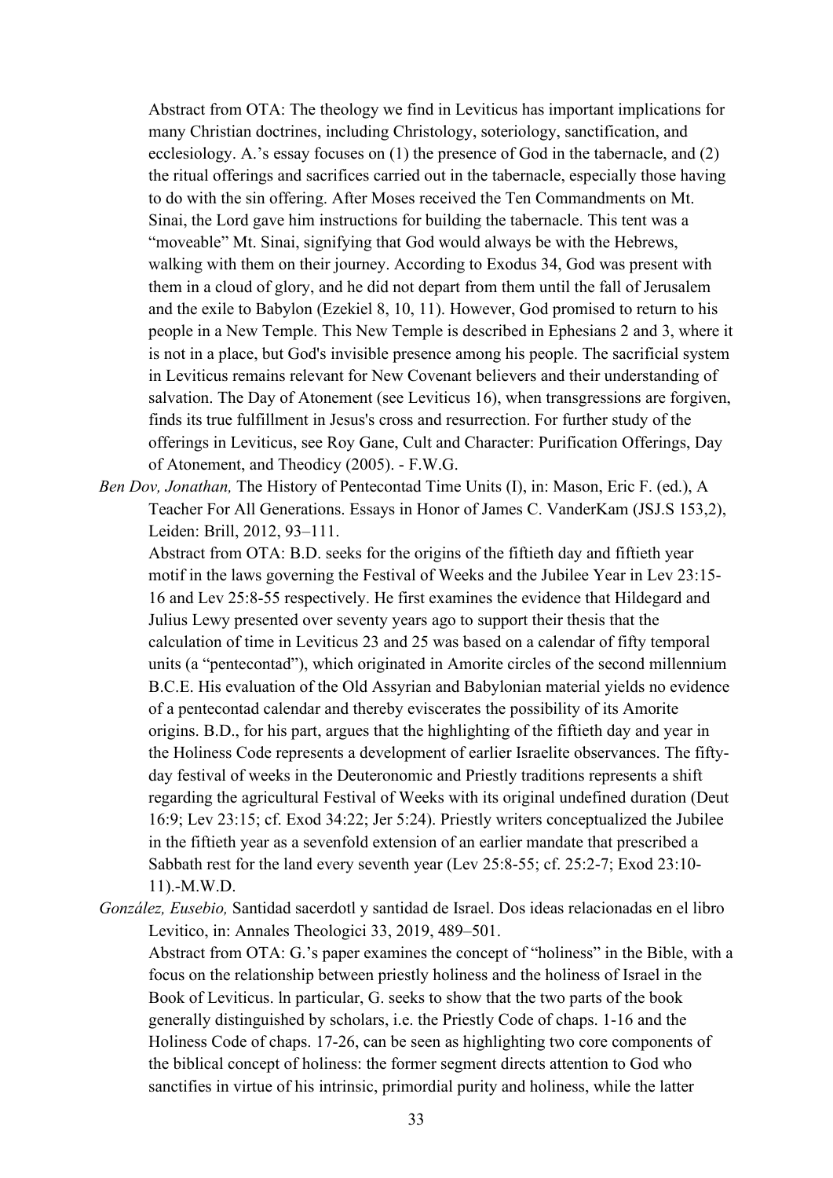Abstract from OTA: The theology we find in Leviticus has important implications for many Christian doctrines, including Christology, soteriology, sanctification, and ecclesiology. A.'s essay focuses on (1) the presence of God in the tabernacle, and (2) the ritual offerings and sacrifices carried out in the tabernacle, especially those having to do with the sin offering. After Moses received the Ten Commandments on Mt. Sinai, the Lord gave him instructions for building the tabernacle. This tent was a "moveable" Mt. Sinai, signifying that God would always be with the Hebrews, walking with them on their journey. According to Exodus 34, God was present with them in a cloud of glory, and he did not depart from them until the fall of Jerusalem and the exile to Babylon (Ezekiel 8, 10, 11). However, God promised to return to his people in a New Temple. This New Temple is described in Ephesians 2 and 3, where it is not in a place, but God's invisible presence among his people. The sacrificial system in Leviticus remains relevant for New Covenant believers and their understanding of salvation. The Day of Atonement (see Leviticus 16), when transgressions are forgiven, finds its true fulfillment in Jesus's cross and resurrection. For further study of the offerings in Leviticus, see Roy Gane, Cult and Character: Purification Offerings, Day of Atonement, and Theodicy (2005). - F.W.G.

*Ben Dov, Jonathan,* The History of Pentecontad Time Units (I), in: Mason, Eric F. (ed.), A Teacher For All Generations. Essays in Honor of James C. VanderKam (JSJ.S 153,2), Leiden: Brill, 2012, 93–111.

Abstract from OTA: B.D. seeks for the origins of the fiftieth day and fiftieth year motif in the laws governing the Festival of Weeks and the Jubilee Year in Lev 23:15-16 and Lev 25:8-55 respectively. He first examines the evidence that Hildegard and Julius Lewy presented over seventy years ago to support their thesis that the calculation of time in Leviticus 23 and 25 was based on a calendar of fifty temporal units (a "pentecontad"), which originated in Amorite circles of the second millennium B.C.E. His evaluation of the Old Assyrian and Babylonian material yields no evidence of a pentecontad calendar and thereby eviscerates the possibility of its Amorite origins. B.D., for his part, argues that the highlighting of the fiftieth day and year in the Holiness Code represents a development of earlier Israelite observances. The fifty-day festival of weeks in the Deuteronomic and Priestly traditions represents a shift regarding the agricultural Festival of Weeks with its original undefined duration (Deut 16:9; Lev 23:15; cf. Exod 34:22; Jer 5:24). Priestly writers conceptualized the Jubilee in the fiftieth year as a sevenfold extension of an earlier mandate that prescribed a Sabbath rest for the land every seventh year (Lev 25:8-55; cf. 25:2-7; Exod 23:10-11).-M.W.D.

*González, Eusebio,* Santidad sacerdotl y santidad de Israel. Dos ideas relacionadas en el libro Levitico, in: Annales Theologici 33, 2019, 489–501.

Abstract from OTA: G.'s paper examines the concept of "holiness" in the Bible, with a focus on the relationship between priestly holiness and the holiness of Israel in the Book of Leviticus. ln particular, G. seeks to show that the two parts of the book generally distinguished by scholars, i.e. the Priestly Code of chaps. 1-16 and the Holiness Code of chaps. 17-26, can be seen as highlighting two core components of the biblical concept of holiness: the former segment directs attention to God who sanctifies in virtue of his intrinsic, primordial purity and holiness, while the latter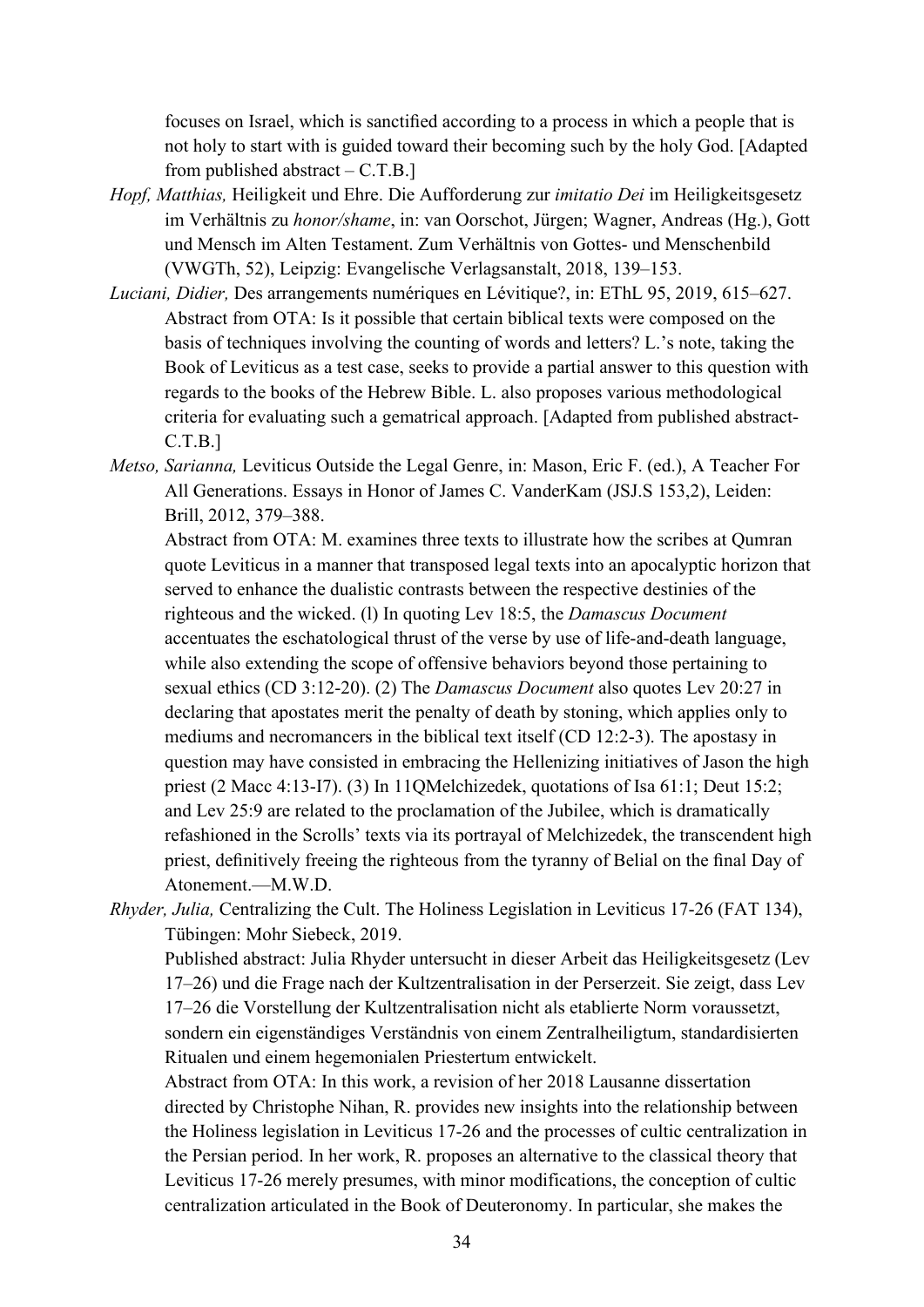focuses on Israel, which is sanctified according to a process in which a people that is not holy to start with is guided toward their becoming such by the holy God. [Adapted from published abstract – C.T.B.]

*Hopf, Matthias,* Heiligkeit und Ehre. Die Aufforderung zur *imitatio Dei* im Heiligkeitsgesetz im Verhältnis zu *honor/shame*, in: van Oorschot, Jürgen; Wagner, Andreas (Hg.), Gott und Mensch im Alten Testament. Zum Verhältnis von Gottes- und Menschenbild (VWGTh, 52), Leipzig: Evangelische Verlagsanstalt, 2018, 139–153.

*Luciani, Didier,* Des arrangements numériques en Lévitique?, in: EThL 95, 2019, 615–627.
Abstract from OTA: Is it possible that certain biblical texts were composed on the basis of techniques involving the counting of words and letters? L.'s note, taking the Book of Leviticus as a test case, seeks to provide a partial answer to this question with regards to the books of the Hebrew Bible. L. also proposes various methodological criteria for evaluating such a gematrical approach. [Adapted from published abstract- C.T.B.]

*Metso, Sarianna,* Leviticus Outside the Legal Genre, in: Mason, Eric F. (ed.), A Teacher For All Generations. Essays in Honor of James C. VanderKam (JSJ.S 153,2), Leiden: Brill, 2012, 379–388.
Abstract from OTA: M. examines three texts to illustrate how the scribes at Qumran quote Leviticus in a manner that transposed legal texts into an apocalyptic horizon that served to enhance the dualistic contrasts between the respective destinies of the righteous and the wicked. (l) In quoting Lev 18:5, the *Damascus Document* accentuates the eschatological thrust of the verse by use of life-and-death language, while also extending the scope of offensive behaviors beyond those pertaining to sexual ethics (CD 3:12-20). (2) The *Damascus Document* also quotes Lev 20:27 in declaring that apostates merit the penalty of death by stoning, which applies only to mediums and necromancers in the biblical text itself (CD 12:2-3). The apostasy in question may have consisted in embracing the Hellenizing initiatives of Jason the high priest (2 Macc 4:13-I7). (3) In 11QMelchizedek, quotations of Isa 61:1; Deut 15:2; and Lev 25:9 are related to the proclamation of the Jubilee, which is dramatically refashioned in the Scrolls' texts via its portrayal of Melchizedek, the transcendent high priest, definitively freeing the righteous from the tyranny of Belial on the final Day of Atonement.—M.W.D.

*Rhyder, Julia,* Centralizing the Cult. The Holiness Legislation in Leviticus 17-26 (FAT 134), Tübingen: Mohr Siebeck, 2019.
Published abstract: Julia Rhyder untersucht in dieser Arbeit das Heiligkeitsgesetz (Lev 17–26) und die Frage nach der Kultzentralisation in der Perserzeit. Sie zeigt, dass Lev 17–26 die Vorstellung der Kultzentralisation nicht als etablierte Norm voraussetzt, sondern ein eigenständiges Verständnis von einem Zentralheiligtum, standardisierten Ritualen und einem hegemonialen Priestertum entwickelt.
Abstract from OTA: In this work, a revision of her 2018 Lausanne dissertation directed by Christophe Nihan, R. provides new insights into the relationship between the Holiness legislation in Leviticus 17-26 and the processes of cultic centralization in the Persian period. In her work, R. proposes an alternative to the classical theory that Leviticus 17-26 merely presumes, with minor modifications, the conception of cultic centralization articulated in the Book of Deuteronomy. In particular, she makes the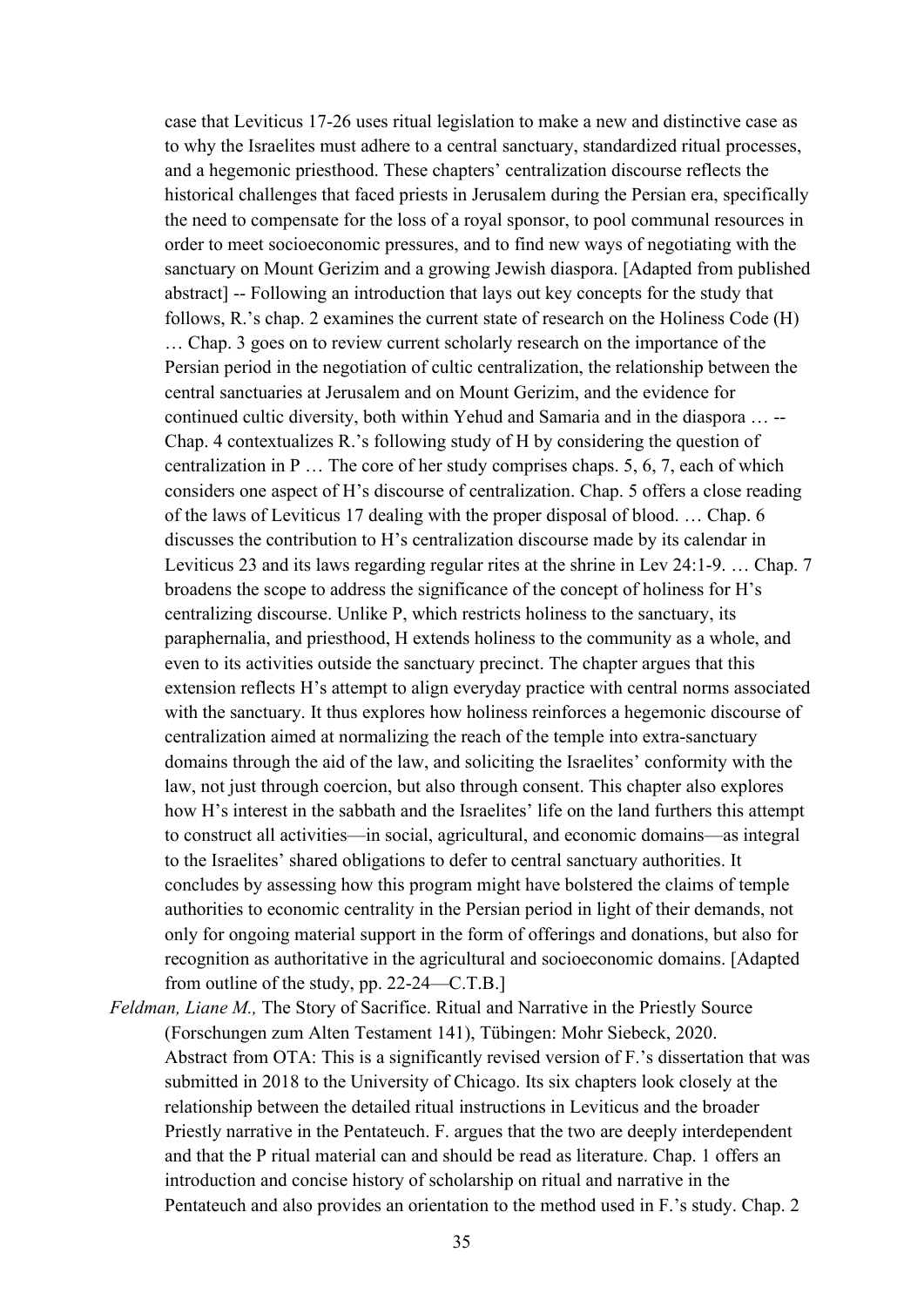case that Leviticus 17-26 uses ritual legislation to make a new and distinctive case as to why the Israelites must adhere to a central sanctuary, standardized ritual processes, and a hegemonic priesthood. These chapters' centralization discourse reflects the historical challenges that faced priests in Jerusalem during the Persian era, specifically the need to compensate for the loss of a royal sponsor, to pool communal resources in order to meet socioeconomic pressures, and to find new ways of negotiating with the sanctuary on Mount Gerizim and a growing Jewish diaspora. [Adapted from published abstract] -- Following an introduction that lays out key concepts for the study that follows, R.'s chap. 2 examines the current state of research on the Holiness Code (H) … Chap. 3 goes on to review current scholarly research on the importance of the Persian period in the negotiation of cultic centralization, the relationship between the central sanctuaries at Jerusalem and on Mount Gerizim, and the evidence for continued cultic diversity, both within Yehud and Samaria and in the diaspora … -- Chap. 4 contextualizes R.'s following study of H by considering the question of centralization in P … The core of her study comprises chaps. 5, 6, 7, each of which considers one aspect of H's discourse of centralization. Chap. 5 offers a close reading of the laws of Leviticus 17 dealing with the proper disposal of blood. … Chap. 6 discusses the contribution to H's centralization discourse made by its calendar in Leviticus 23 and its laws regarding regular rites at the shrine in Lev 24:1-9. … Chap. 7 broadens the scope to address the significance of the concept of holiness for H's centralizing discourse. Unlike P, which restricts holiness to the sanctuary, its paraphernalia, and priesthood, H extends holiness to the community as a whole, and even to its activities outside the sanctuary precinct. The chapter argues that this extension reflects H's attempt to align everyday practice with central norms associated with the sanctuary. It thus explores how holiness reinforces a hegemonic discourse of centralization aimed at normalizing the reach of the temple into extra-sanctuary domains through the aid of the law, and soliciting the Israelites' conformity with the law, not just through coercion, but also through consent. This chapter also explores how H's interest in the sabbath and the Israelites' life on the land furthers this attempt to construct all activities—in social, agricultural, and economic domains—as integral to the Israelites' shared obligations to defer to central sanctuary authorities. It concludes by assessing how this program might have bolstered the claims of temple authorities to economic centrality in the Persian period in light of their demands, not only for ongoing material support in the form of offerings and donations, but also for recognition as authoritative in the agricultural and socioeconomic domains. [Adapted from outline of the study, pp. 22-24—C.T.B.]

*Feldman, Liane M.,* The Story of Sacrifice. Ritual and Narrative in the Priestly Source (Forschungen zum Alten Testament 141), Tübingen: Mohr Siebeck, 2020.
Abstract from OTA: This is a significantly revised version of F.'s dissertation that was submitted in 2018 to the University of Chicago. Its six chapters look closely at the relationship between the detailed ritual instructions in Leviticus and the broader Priestly narrative in the Pentateuch. F. argues that the two are deeply interdependent and that the P ritual material can and should be read as literature. Chap. 1 offers an introduction and concise history of scholarship on ritual and narrative in the Pentateuch and also provides an orientation to the method used in F.'s study. Chap. 2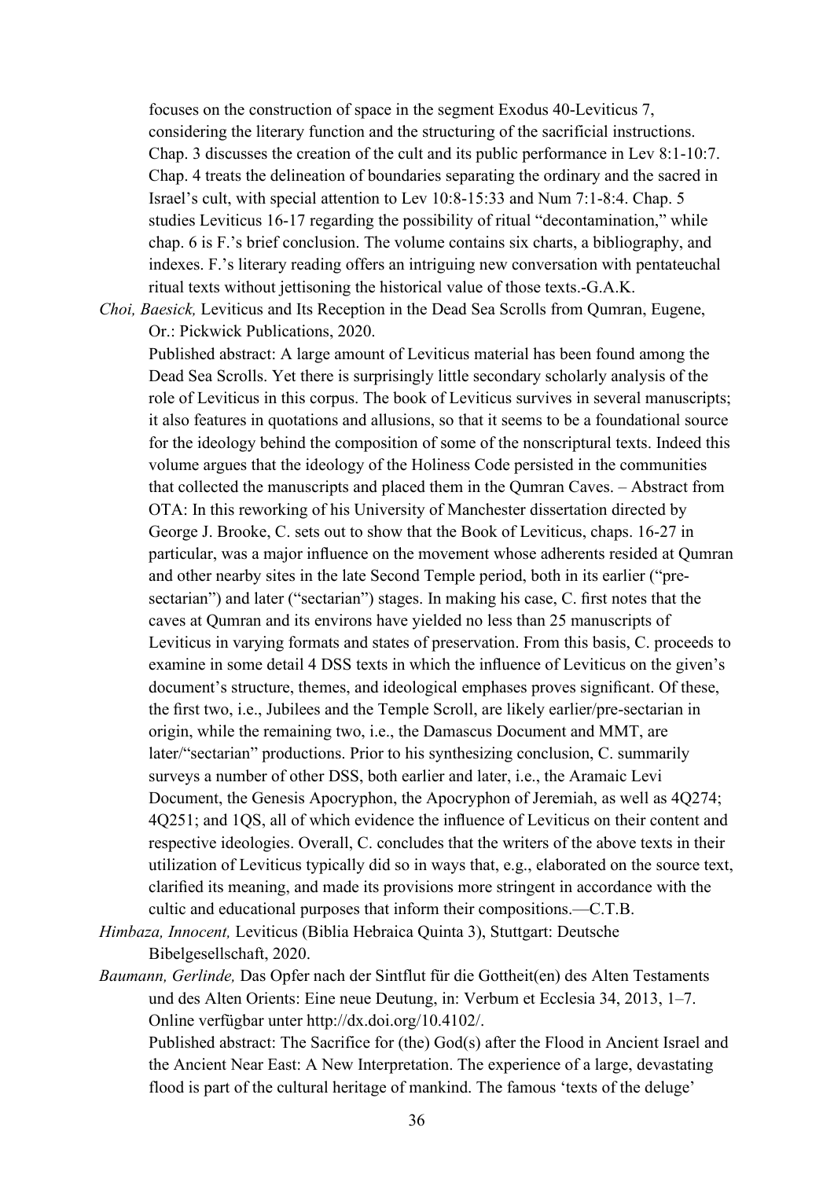focuses on the construction of space in the segment Exodus 40-Leviticus 7, considering the literary function and the structuring of the sacrificial instructions. Chap. 3 discusses the creation of the cult and its public performance in Lev 8:1-10:7. Chap. 4 treats the delineation of boundaries separating the ordinary and the sacred in Israel's cult, with special attention to Lev 10:8-15:33 and Num 7:1-8:4. Chap. 5 studies Leviticus 16-17 regarding the possibility of ritual "decontamination," while chap. 6 is F.'s brief conclusion. The volume contains six charts, a bibliography, and indexes. F.'s literary reading offers an intriguing new conversation with pentateuchal ritual texts without jettisoning the historical value of those texts.-G.A.K.

*Choi, Baesick,* Leviticus and Its Reception in the Dead Sea Scrolls from Qumran, Eugene, Or.: Pickwick Publications, 2020.

Published abstract: A large amount of Leviticus material has been found among the Dead Sea Scrolls. Yet there is surprisingly little secondary scholarly analysis of the role of Leviticus in this corpus. The book of Leviticus survives in several manuscripts; it also features in quotations and allusions, so that it seems to be a foundational source for the ideology behind the composition of some of the nonscriptural texts. Indeed this volume argues that the ideology of the Holiness Code persisted in the communities that collected the manuscripts and placed them in the Qumran Caves. – Abstract from OTA: In this reworking of his University of Manchester dissertation directed by George J. Brooke, C. sets out to show that the Book of Leviticus, chaps. 16-27 in particular, was a major influence on the movement whose adherents resided at Qumran and other nearby sites in the late Second Temple period, both in its earlier ("pre-sectarian") and later ("sectarian") stages. In making his case, C. first notes that the caves at Qumran and its environs have yielded no less than 25 manuscripts of Leviticus in varying formats and states of preservation. From this basis, C. proceeds to examine in some detail 4 DSS texts in which the influence of Leviticus on the given's document's structure, themes, and ideological emphases proves significant. Of these, the first two, i.e., Jubilees and the Temple Scroll, are likely earlier/pre-sectarian in origin, while the remaining two, i.e., the Damascus Document and MMT, are later/"sectarian" productions. Prior to his synthesizing conclusion, C. summarily surveys a number of other DSS, both earlier and later, i.e., the Aramaic Levi Document, the Genesis Apocryphon, the Apocryphon of Jeremiah, as well as 4Q274; 4Q251; and 1QS, all of which evidence the influence of Leviticus on their content and respective ideologies. Overall, C. concludes that the writers of the above texts in their utilization of Leviticus typically did so in ways that, e.g., elaborated on the source text, clarified its meaning, and made its provisions more stringent in accordance with the cultic and educational purposes that inform their compositions.—C.T.B.

*Himbaza, Innocent,* Leviticus (Biblia Hebraica Quinta 3), Stuttgart: Deutsche Bibelgesellschaft, 2020.

*Baumann, Gerlinde,* Das Opfer nach der Sintflut für die Gottheit(en) des Alten Testaments und des Alten Orients: Eine neue Deutung, in: Verbum et Ecclesia 34, 2013, 1–7. Online verfügbar unter http://dx.doi.org/10.4102/.

Published abstract: The Sacrifice for (the) God(s) after the Flood in Ancient Israel and the Ancient Near East: A New Interpretation. The experience of a large, devastating flood is part of the cultural heritage of mankind. The famous 'texts of the deluge'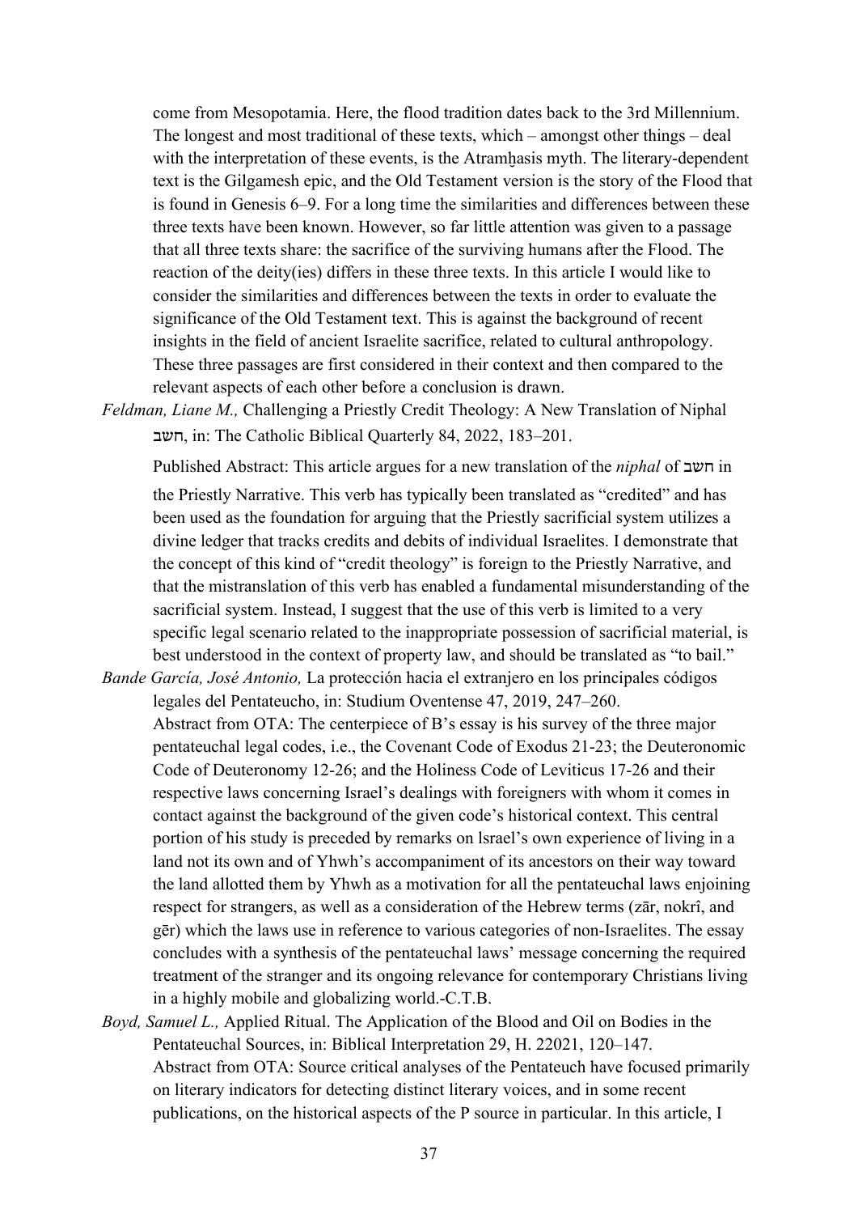come from Mesopotamia. Here, the flood tradition dates back to the 3rd Millennium. The longest and most traditional of these texts, which – amongst other things – deal with the interpretation of these events, is the Atramḫasis myth. The literary-dependent text is the Gilgamesh epic, and the Old Testament version is the story of the Flood that is found in Genesis 6–9. For a long time the similarities and differences between these three texts have been known. However, so far little attention was given to a passage that all three texts share: the sacrifice of the surviving humans after the Flood. The reaction of the deity(ies) differs in these three texts. In this article I would like to consider the similarities and differences between the texts in order to evaluate the significance of the Old Testament text. This is against the background of recent insights in the field of ancient Israelite sacrifice, related to cultural anthropology. These three passages are first considered in their context and then compared to the relevant aspects of each other before a conclusion is drawn.

*Feldman, Liane M.,* Challenging a Priestly Credit Theology: A New Translation of Niphal חשב, in: The Catholic Biblical Quarterly 84, 2022, 183–201.

Published Abstract: This article argues for a new translation of the *niphal* of חשב in the Priestly Narrative. This verb has typically been translated as "credited" and has been used as the foundation for arguing that the Priestly sacrificial system utilizes a divine ledger that tracks credits and debits of individual Israelites. I demonstrate that the concept of this kind of "credit theology" is foreign to the Priestly Narrative, and that the mistranslation of this verb has enabled a fundamental misunderstanding of the sacrificial system. Instead, I suggest that the use of this verb is limited to a very specific legal scenario related to the inappropriate possession of sacrificial material, is best understood in the context of property law, and should be translated as "to bail."

*Bande García, José Antonio,* La protección hacia el extranjero en los principales códigos legales del Pentateucho, in: Studium Oventense 47, 2019, 247–260.
Abstract from OTA: The centerpiece of B's essay is his survey of the three major pentateuchal legal codes, i.e., the Covenant Code of Exodus 21-23; the Deuteronomic Code of Deuteronomy 12-26; and the Holiness Code of Leviticus 17-26 and their respective laws concerning Israel's dealings with foreigners with whom it comes in contact against the background of the given code's historical context. This central portion of his study is preceded by remarks on lsrael's own experience of living in a land not its own and of Yhwh's accompaniment of its ancestors on their way toward the land allotted them by Yhwh as a motivation for all the pentateuchal laws enjoining respect for strangers, as well as a consideration of the Hebrew terms (zār, nokrî, and gēr) which the laws use in reference to various categories of non-Israelites. The essay concludes with a synthesis of the pentateuchal laws' message concerning the required treatment of the stranger and its ongoing relevance for contemporary Christians living in a highly mobile and globalizing world.-C.T.B.

*Boyd, Samuel L.,* Applied Ritual. The Application of the Blood and Oil on Bodies in the Pentateuchal Sources, in: Biblical Interpretation 29, H. 22021, 120–147.
Abstract from OTA: Source critical analyses of the Pentateuch have focused primarily on literary indicators for detecting distinct literary voices, and in some recent publications, on the historical aspects of the P source in particular. In this article, I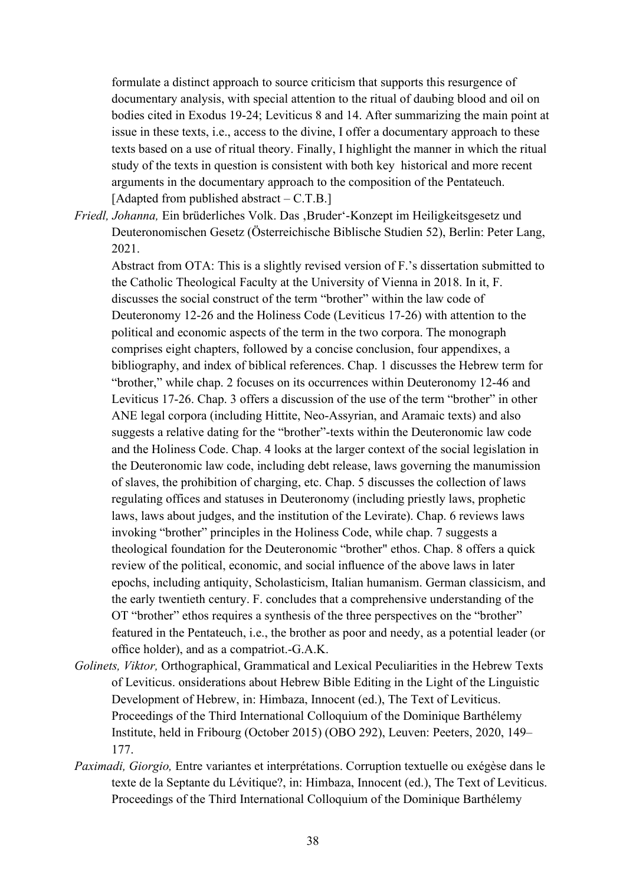formulate a distinct approach to source criticism that supports this resurgence of documentary analysis, with special attention to the ritual of daubing blood and oil on bodies cited in Exodus 19-24; Leviticus 8 and 14. After summarizing the main point at issue in these texts, i.e., access to the divine, I offer a documentary approach to these texts based on a use of ritual theory. Finally, I highlight the manner in which the ritual study of the texts in question is consistent with both key historical and more recent arguments in the documentary approach to the composition of the Pentateuch. [Adapted from published abstract – C.T.B.]

*Friedl, Johanna,* Ein brüderliches Volk. Das ‚Bruder'-Konzept im Heiligkeitsgesetz und Deuteronomischen Gesetz (Österreichische Biblische Studien 52), Berlin: Peter Lang, 2021.

Abstract from OTA: This is a slightly revised version of F.'s dissertation submitted to the Catholic Theological Faculty at the University of Vienna in 2018. In it, F. discusses the social construct of the term "brother" within the law code of Deuteronomy 12-26 and the Holiness Code (Leviticus 17-26) with attention to the political and economic aspects of the term in the two corpora. The monograph comprises eight chapters, followed by a concise conclusion, four appendixes, a bibliography, and index of biblical references. Chap. 1 discusses the Hebrew term for "brother," while chap. 2 focuses on its occurrences within Deuteronomy 12-46 and Leviticus 17-26. Chap. 3 offers a discussion of the use of the term "brother" in other ANE legal corpora (including Hittite, Neo-Assyrian, and Aramaic texts) and also suggests a relative dating for the "brother"-texts within the Deuteronomic law code and the Holiness Code. Chap. 4 looks at the larger context of the social legislation in the Deuteronomic law code, including debt release, laws governing the manumission of slaves, the prohibition of charging, etc. Chap. 5 discusses the collection of laws regulating offices and statuses in Deuteronomy (including priestly laws, prophetic laws, laws about judges, and the institution of the Levirate). Chap. 6 reviews laws invoking "brother" principles in the Holiness Code, while chap. 7 suggests a theological foundation for the Deuteronomic "brother" ethos. Chap. 8 offers a quick review of the political, economic, and social influence of the above laws in later epochs, including antiquity, Scholasticism, Italian humanism. German classicism, and the early twentieth century. F. concludes that a comprehensive understanding of the OT "brother" ethos requires a synthesis of the three perspectives on the "brother" featured in the Pentateuch, i.e., the brother as poor and needy, as a potential leader (or office holder), and as a compatriot.-G.A.K.

*Golinets, Viktor,* Orthographical, Grammatical and Lexical Peculiarities in the Hebrew Texts of Leviticus. onsiderations about Hebrew Bible Editing in the Light of the Linguistic Development of Hebrew, in: Himbaza, Innocent (ed.), The Text of Leviticus. Proceedings of the Third International Colloquium of the Dominique Barthélemy Institute, held in Fribourg (October 2015) (OBO 292), Leuven: Peeters, 2020, 149–177.

*Paximadi, Giorgio,* Entre variantes et interprétations. Corruption textuelle ou exégèse dans le texte de la Septante du Lévitique?, in: Himbaza, Innocent (ed.), The Text of Leviticus. Proceedings of the Third International Colloquium of the Dominique Barthélemy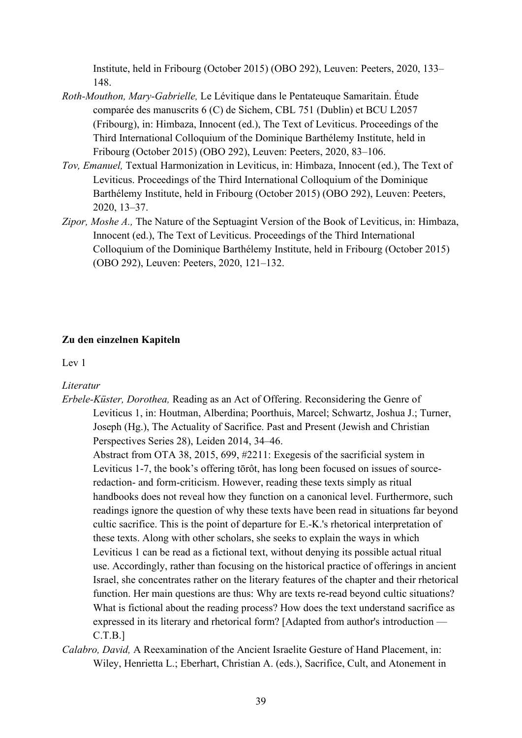Institute, held in Fribourg (October 2015) (OBO 292), Leuven: Peeters, 2020, 133–148.

*Roth-Mouthon, Mary-Gabrielle,* Le Lévitique dans le Pentateuque Samaritain. Étude comparée des manuscrits 6 (C) de Sichem, CBL 751 (Dublin) et BCU L2057 (Fribourg), in: Himbaza, Innocent (ed.), The Text of Leviticus. Proceedings of the Third International Colloquium of the Dominique Barthélemy Institute, held in Fribourg (October 2015) (OBO 292), Leuven: Peeters, 2020, 83–106.

*Tov, Emanuel,* Textual Harmonization in Leviticus, in: Himbaza, Innocent (ed.), The Text of Leviticus. Proceedings of the Third International Colloquium of the Dominique Barthélemy Institute, held in Fribourg (October 2015) (OBO 292), Leuven: Peeters, 2020, 13–37.

*Zipor, Moshe A.,* The Nature of the Septuagint Version of the Book of Leviticus, in: Himbaza, Innocent (ed.), The Text of Leviticus. Proceedings of the Third International Colloquium of the Dominique Barthélemy Institute, held in Fribourg (October 2015) (OBO 292), Leuven: Peeters, 2020, 121–132.

**Zu den einzelnen Kapiteln**

Lev 1

*Literatur*

*Erbele-Küster, Dorothea,* Reading as an Act of Offering. Reconsidering the Genre of Leviticus 1, in: Houtman, Alberdina; Poorthuis, Marcel; Schwartz, Joshua J.; Turner, Joseph (Hg.), The Actuality of Sacrifice. Past and Present (Jewish and Christian Perspectives Series 28), Leiden 2014, 34–46.
Abstract from OTA 38, 2015, 699, #2211: Exegesis of the sacrificial system in Leviticus 1-7, the book's offering tōrôt, has long been focused on issues of source-redaction- and form-criticism. However, reading these texts simply as ritual handbooks does not reveal how they function on a canonical level. Furthermore, such readings ignore the question of why these texts have been read in situations far beyond cultic sacrifice. This is the point of departure for E.-K.'s rhetorical interpretation of these texts. Along with other scholars, she seeks to explain the ways in which Leviticus 1 can be read as a fictional text, without denying its possible actual ritual use. Accordingly, rather than focusing on the historical practice of offerings in ancient Israel, she concentrates rather on the literary features of the chapter and their rhetorical function. Her main questions are thus: Why are texts re-read beyond cultic situations? What is fictional about the reading process? How does the text understand sacrifice as expressed in its literary and rhetorical form? [Adapted from author's introduction — C.T.B.]

*Calabro, David,* A Reexamination of the Ancient Israelite Gesture of Hand Placement, in: Wiley, Henrietta L.; Eberhart, Christian A. (eds.), Sacrifice, Cult, and Atonement in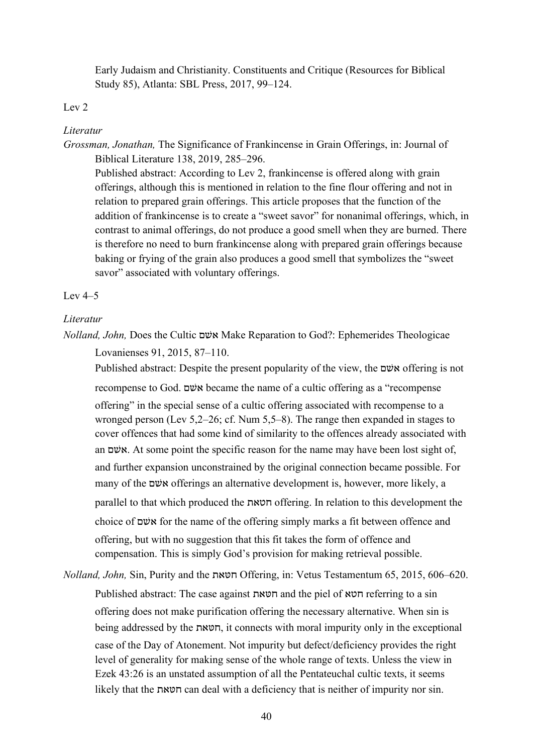Early Judaism and Christianity. Constituents and Critique (Resources for Biblical Study 85), Atlanta: SBL Press, 2017, 99–124.

Lev 2

*Literatur*

*Grossman, Jonathan,* The Significance of Frankincense in Grain Offerings, in: Journal of Biblical Literature 138, 2019, 285–296.

Published abstract: According to Lev 2, frankincense is offered along with grain offerings, although this is mentioned in relation to the fine flour offering and not in relation to prepared grain offerings. This article proposes that the function of the addition of frankincense is to create a "sweet savor" for nonanimal offerings, which, in contrast to animal offerings, do not produce a good smell when they are burned. There is therefore no need to burn frankincense along with prepared grain offerings because baking or frying of the grain also produces a good smell that symbolizes the "sweet savor" associated with voluntary offerings.

Lev 4–5

*Literatur*

*Nolland, John,* Does the Cultic אשׁם Make Reparation to God?: Ephemerides Theologicae Lovanienses 91, 2015, 87–110.

Published abstract: Despite the present popularity of the view, the אשׁם offering is not recompense to God. אשׁם became the name of a cultic offering as a "recompense offering" in the special sense of a cultic offering associated with recompense to a wronged person (Lev 5,2–26; cf. Num 5,5–8). The range then expanded in stages to cover offences that had some kind of similarity to the offences already associated with an אשׁם. At some point the specific reason for the name may have been lost sight of, and further expansion unconstrained by the original connection became possible. For many of the אשׁם offerings an alternative development is, however, more likely, a parallel to that which produced the חטאת offering. In relation to this development the choice of אשׁם for the name of the offering simply marks a fit between offence and offering, but with no suggestion that this fit takes the form of offence and compensation. This is simply God's provision for making retrieval possible.

*Nolland, John,* Sin, Purity and the חטאת Offering, in: Vetus Testamentum 65, 2015, 606–620.

Published abstract: The case against חטאת and the piel of חטא referring to a sin offering does not make purification offering the necessary alternative. When sin is being addressed by the חטאת, it connects with moral impurity only in the exceptional case of the Day of Atonement. Not impurity but defect/deficiency provides the right level of generality for making sense of the whole range of texts. Unless the view in Ezek 43:26 is an unstated assumption of all the Pentateuchal cultic texts, it seems likely that the חטאת can deal with a deficiency that is neither of impurity nor sin.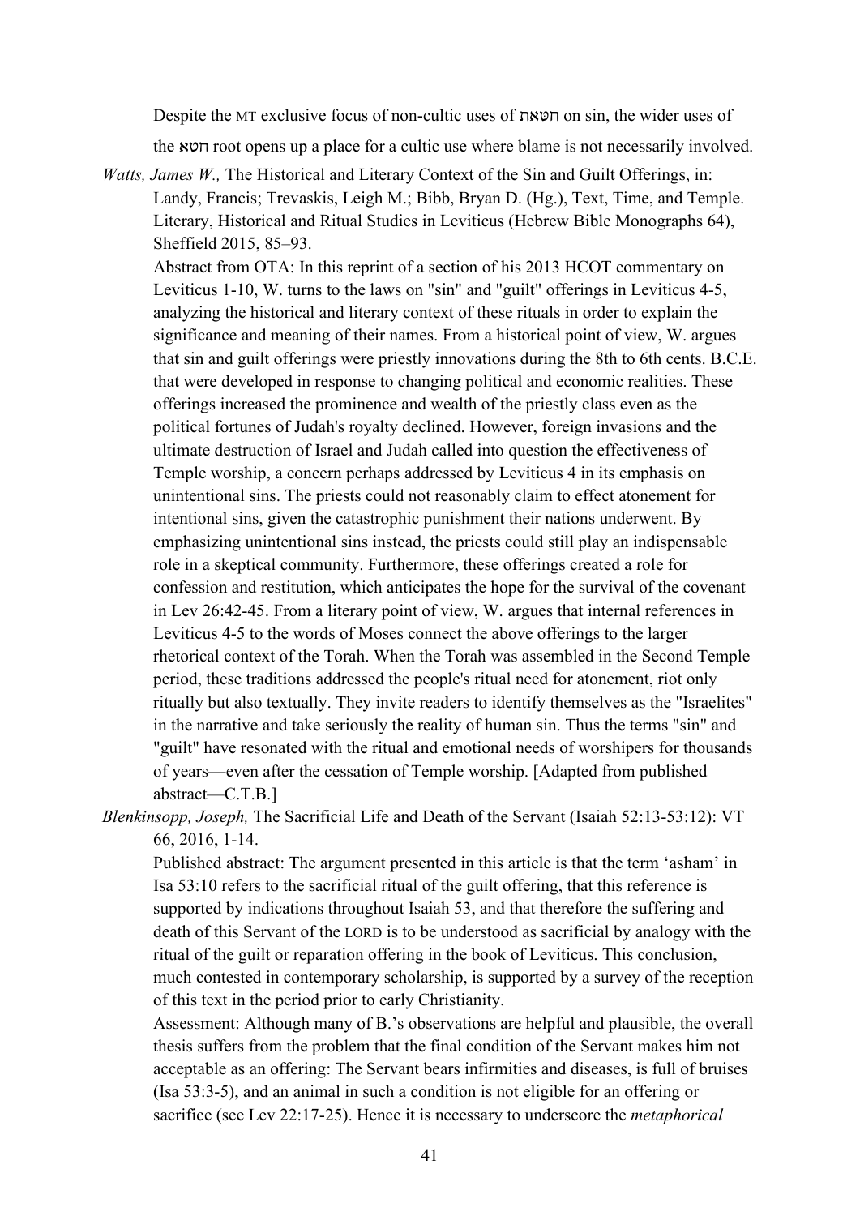Despite the MT exclusive focus of non-cultic uses of חטאת on sin, the wider uses of the חטא root opens up a place for a cultic use where blame is not necessarily involved.

*Watts, James W.,* The Historical and Literary Context of the Sin and Guilt Offerings, in: Landy, Francis; Trevaskis, Leigh M.; Bibb, Bryan D. (Hg.), Text, Time, and Temple. Literary, Historical and Ritual Studies in Leviticus (Hebrew Bible Monographs 64), Sheffield 2015, 85–93.

Abstract from OTA: In this reprint of a section of his 2013 HCOT commentary on Leviticus 1-10, W. turns to the laws on "sin" and "guilt" offerings in Leviticus 4-5, analyzing the historical and literary context of these rituals in order to explain the significance and meaning of their names. From a historical point of view, W. argues that sin and guilt offerings were priestly innovations during the 8th to 6th cents. B.C.E. that were developed in response to changing political and economic realities. These offerings increased the prominence and wealth of the priestly class even as the political fortunes of Judah's royalty declined. However, foreign invasions and the ultimate destruction of Israel and Judah called into question the effectiveness of Temple worship, a concern perhaps addressed by Leviticus 4 in its emphasis on unintentional sins. The priests could not reasonably claim to effect atonement for intentional sins, given the catastrophic punishment their nations underwent. By emphasizing unintentional sins instead, the priests could still play an indispensable role in a skeptical community. Furthermore, these offerings created a role for confession and restitution, which anticipates the hope for the survival of the covenant in Lev 26:42-45. From a literary point of view, W. argues that internal references in Leviticus 4-5 to the words of Moses connect the above offerings to the larger rhetorical context of the Torah. When the Torah was assembled in the Second Temple period, these traditions addressed the people's ritual need for atonement, riot only ritually but also textually. They invite readers to identify themselves as the "Israelites" in the narrative and take seriously the reality of human sin. Thus the terms "sin" and "guilt" have resonated with the ritual and emotional needs of worshipers for thousands of years—even after the cessation of Temple worship. [Adapted from published abstract—C.T.B.]

*Blenkinsopp, Joseph,* The Sacrificial Life and Death of the Servant (Isaiah 52:13-53:12): VT 66, 2016, 1-14.

Published abstract: The argument presented in this article is that the term 'asham' in Isa 53:10 refers to the sacrificial ritual of the guilt offering, that this reference is supported by indications throughout Isaiah 53, and that therefore the suffering and death of this Servant of the LORD is to be understood as sacrificial by analogy with the ritual of the guilt or reparation offering in the book of Leviticus. This conclusion, much contested in contemporary scholarship, is supported by a survey of the reception of this text in the period prior to early Christianity.

Assessment: Although many of B.'s observations are helpful and plausible, the overall thesis suffers from the problem that the final condition of the Servant makes him not acceptable as an offering: The Servant bears infirmities and diseases, is full of bruises (Isa 53:3-5), and an animal in such a condition is not eligible for an offering or sacrifice (see Lev 22:17-25). Hence it is necessary to underscore the *metaphorical*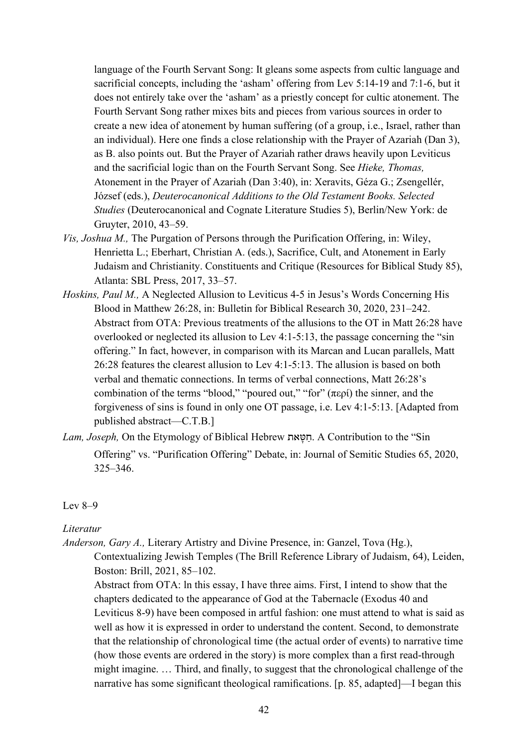language of the Fourth Servant Song: It gleans some aspects from cultic language and sacrificial concepts, including the 'asham' offering from Lev 5:14-19 and 7:1-6, but it does not entirely take over the 'asham' as a priestly concept for cultic atonement. The Fourth Servant Song rather mixes bits and pieces from various sources in order to create a new idea of atonement by human suffering (of a group, i.e., Israel, rather than an individual). Here one finds a close relationship with the Prayer of Azariah (Dan 3), as B. also points out. But the Prayer of Azariah rather draws heavily upon Leviticus and the sacrificial logic than on the Fourth Servant Song. See *Hieke, Thomas,* Atonement in the Prayer of Azariah (Dan 3:40), in: Xeravits, Géza G.; Zsengellér, József (eds.), *Deuterocanonical Additions to the Old Testament Books. Selected Studies* (Deuterocanonical and Cognate Literature Studies 5), Berlin/New York: de Gruyter, 2010, 43–59.

*Vis, Joshua M.,* The Purgation of Persons through the Purification Offering, in: Wiley, Henrietta L.; Eberhart, Christian A. (eds.), Sacrifice, Cult, and Atonement in Early Judaism and Christianity. Constituents and Critique (Resources for Biblical Study 85), Atlanta: SBL Press, 2017, 33–57.

*Hoskins, Paul M.,* A Neglected Allusion to Leviticus 4-5 in Jesus's Words Concerning His Blood in Matthew 26:28, in: Bulletin for Biblical Research 30, 2020, 231–242. Abstract from OTA: Previous treatments of the allusions to the OT in Matt 26:28 have overlooked or neglected its allusion to Lev 4:1-5:13, the passage concerning the "sin offering." In fact, however, in comparison with its Marcan and Lucan parallels, Matt 26:28 features the clearest allusion to Lev 4:1-5:13. The allusion is based on both verbal and thematic connections. In terms of verbal connections, Matt 26:28's combination of the terms "blood," "poured out," "for" (περί) the sinner, and the forgiveness of sins is found in only one OT passage, i.e. Lev 4:1-5:13. [Adapted from published abstract—C.T.B.]

*Lam, Joseph,* On the Etymology of Biblical Hebrew חַטָּאת. A Contribution to the "Sin Offering" vs. "Purification Offering" Debate, in: Journal of Semitic Studies 65, 2020, 325–346.

Lev 8–9

*Literatur*

*Anderson, Gary A.,* Literary Artistry and Divine Presence, in: Ganzel, Tova (Hg.), Contextualizing Jewish Temples (The Brill Reference Library of Judaism, 64), Leiden, Boston: Brill, 2021, 85–102.
Abstract from OTA: ln this essay, I have three aims. First, I intend to show that the chapters dedicated to the appearance of God at the Tabernacle (Exodus 40 and Leviticus 8-9) have been composed in artful fashion: one must attend to what is said as well as how it is expressed in order to understand the content. Second, to demonstrate that the relationship of chronological time (the actual order of events) to narrative time (how those events are ordered in the story) is more complex than a first read-through might imagine. … Third, and finally, to suggest that the chronological challenge of the narrative has some significant theological ramifications. [p. 85, adapted]—I began this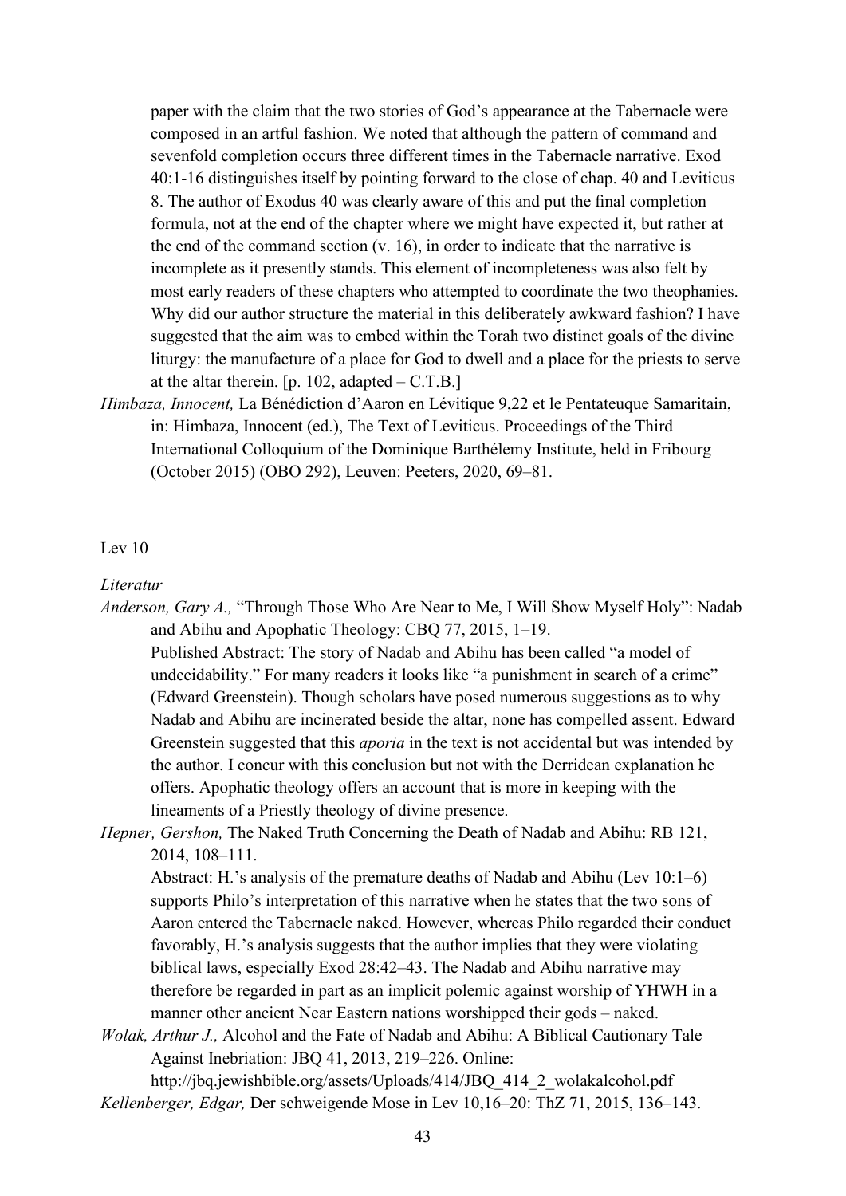paper with the claim that the two stories of God's appearance at the Tabernacle were composed in an artful fashion. We noted that although the pattern of command and sevenfold completion occurs three different times in the Tabernacle narrative. Exod 40:1-16 distinguishes itself by pointing forward to the close of chap. 40 and Leviticus 8. The author of Exodus 40 was clearly aware of this and put the final completion formula, not at the end of the chapter where we might have expected it, but rather at the end of the command section (v. 16), in order to indicate that the narrative is incomplete as it presently stands. This element of incompleteness was also felt by most early readers of these chapters who attempted to coordinate the two theophanies. Why did our author structure the material in this deliberately awkward fashion? I have suggested that the aim was to embed within the Torah two distinct goals of the divine liturgy: the manufacture of a place for God to dwell and a place for the priests to serve at the altar therein. [p. 102, adapted – C.T.B.]

*Himbaza, Innocent,* La Bénédiction d'Aaron en Lévitique 9,22 et le Pentateuque Samaritain, in: Himbaza, Innocent (ed.), The Text of Leviticus. Proceedings of the Third International Colloquium of the Dominique Barthélemy Institute, held in Fribourg (October 2015) (OBO 292), Leuven: Peeters, 2020, 69–81.

Lev 10

*Literatur*

*Anderson, Gary A.,* "Through Those Who Are Near to Me, I Will Show Myself Holy": Nadab and Abihu and Apophatic Theology: CBQ 77, 2015, 1–19.
Published Abstract: The story of Nadab and Abihu has been called "a model of undecidability." For many readers it looks like "a punishment in search of a crime" (Edward Greenstein). Though scholars have posed numerous suggestions as to why Nadab and Abihu are incinerated beside the altar, none has compelled assent. Edward Greenstein suggested that this *aporia* in the text is not accidental but was intended by the author. I concur with this conclusion but not with the Derridean explanation he offers. Apophatic theology offers an account that is more in keeping with the lineaments of a Priestly theology of divine presence.

*Hepner, Gershon,* The Naked Truth Concerning the Death of Nadab and Abihu: RB 121, 2014, 108–111.
Abstract: H.'s analysis of the premature deaths of Nadab and Abihu (Lev 10:1–6) supports Philo's interpretation of this narrative when he states that the two sons of Aaron entered the Tabernacle naked. However, whereas Philo regarded their conduct favorably, H.'s analysis suggests that the author implies that they were violating biblical laws, especially Exod 28:42–43. The Nadab and Abihu narrative may therefore be regarded in part as an implicit polemic against worship of YHWH in a manner other ancient Near Eastern nations worshipped their gods – naked.

*Wolak, Arthur J.,* Alcohol and the Fate of Nadab and Abihu: A Biblical Cautionary Tale Against Inebriation: JBQ 41, 2013, 219–226. Online: http://jbq.jewishbible.org/assets/Uploads/414/JBQ_414_2_wolakalcohol.pdf

*Kellenberger, Edgar,* Der schweigende Mose in Lev 10,16–20: ThZ 71, 2015, 136–143.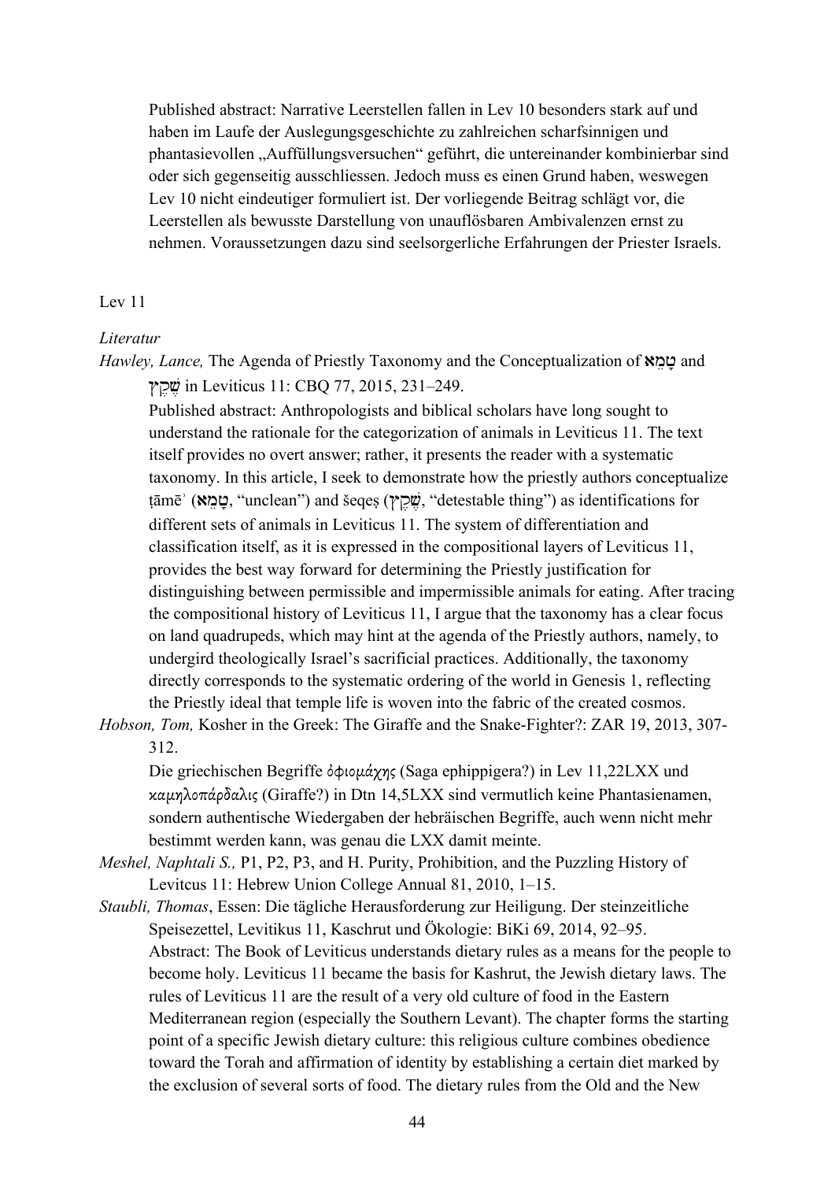Published abstract: Narrative Leerstellen fallen in Lev 10 besonders stark auf und haben im Laufe der Auslegungsgeschichte zu zahlreichen scharfsinnigen und phantasievollen „Auffüllungsversuchen" geführt, die untereinander kombinierbar sind oder sich gegenseitig ausschliessen. Jedoch muss es einen Grund haben, weswegen Lev 10 nicht eindeutiger formuliert ist. Der vorliegende Beitrag schlägt vor, die Leerstellen als bewusste Darstellung von unauflösbaren Ambivalenzen ernst zu nehmen. Voraussetzungen dazu sind seelsorgerliche Erfahrungen der Priester Israels.

## Lev 11

### *Literatur*

*Hawley, Lance,* The Agenda of Priestly Taxonomy and the Conceptualization of **טָמֵא** and שֶׁקֶץ in Leviticus 11: CBQ 77, 2015, 231–249.

Published abstract: Anthropologists and biblical scholars have long sought to understand the rationale for the categorization of animals in Leviticus 11. The text itself provides no overt answer; rather, it presents the reader with a systematic taxonomy. In this article, I seek to demonstrate how the priestly authors conceptualize ṭāmēʾ (**טָמֵא**, "unclean") and šeqeṣ (שֶׁקֶץ, "detestable thing") as identifications for different sets of animals in Leviticus 11. The system of differentiation and classification itself, as it is expressed in the compositional layers of Leviticus 11, provides the best way forward for determining the Priestly justification for distinguishing between permissible and impermissible animals for eating. After tracing the compositional history of Leviticus 11, I argue that the taxonomy has a clear focus on land quadrupeds, which may hint at the agenda of the Priestly authors, namely, to undergird theologically Israel's sacrificial practices. Additionally, the taxonomy directly corresponds to the systematic ordering of the world in Genesis 1, reflecting the Priestly ideal that temple life is woven into the fabric of the created cosmos.

*Hobson, Tom,* Kosher in the Greek: The Giraffe and the Snake-Fighter?: ZAR 19, 2013, 307-312.

Die griechischen Begriffe ὀφιομάχης (Saga ephippigera?) in Lev 11,22LXX und καμηλοπάρδαλις (Giraffe?) in Dtn 14,5LXX sind vermutlich keine Phantasienamen, sondern authentische Wiedergaben der hebräischen Begriffe, auch wenn nicht mehr bestimmt werden kann, was genau die LXX damit meinte.

*Meshel, Naphtali S.,* P1, P2, P3, and H. Purity, Prohibition, and the Puzzling History of Levitcus 11: Hebrew Union College Annual 81, 2010, 1–15.

*Staubli, Thomas*, Essen: Die tägliche Herausforderung zur Heiligung. Der steinzeitliche Speisezettel, Levitikus 11, Kaschrut und Ökologie: BiKi 69, 2014, 92–95.

Abstract: The Book of Leviticus understands dietary rules as a means for the people to become holy. Leviticus 11 became the basis for Kashrut, the Jewish dietary laws. The rules of Leviticus 11 are the result of a very old culture of food in the Eastern Mediterranean region (especially the Southern Levant). The chapter forms the starting point of a specific Jewish dietary culture: this religious culture combines obedience toward the Torah and affirmation of identity by establishing a certain diet marked by the exclusion of several sorts of food. The dietary rules from the Old and the New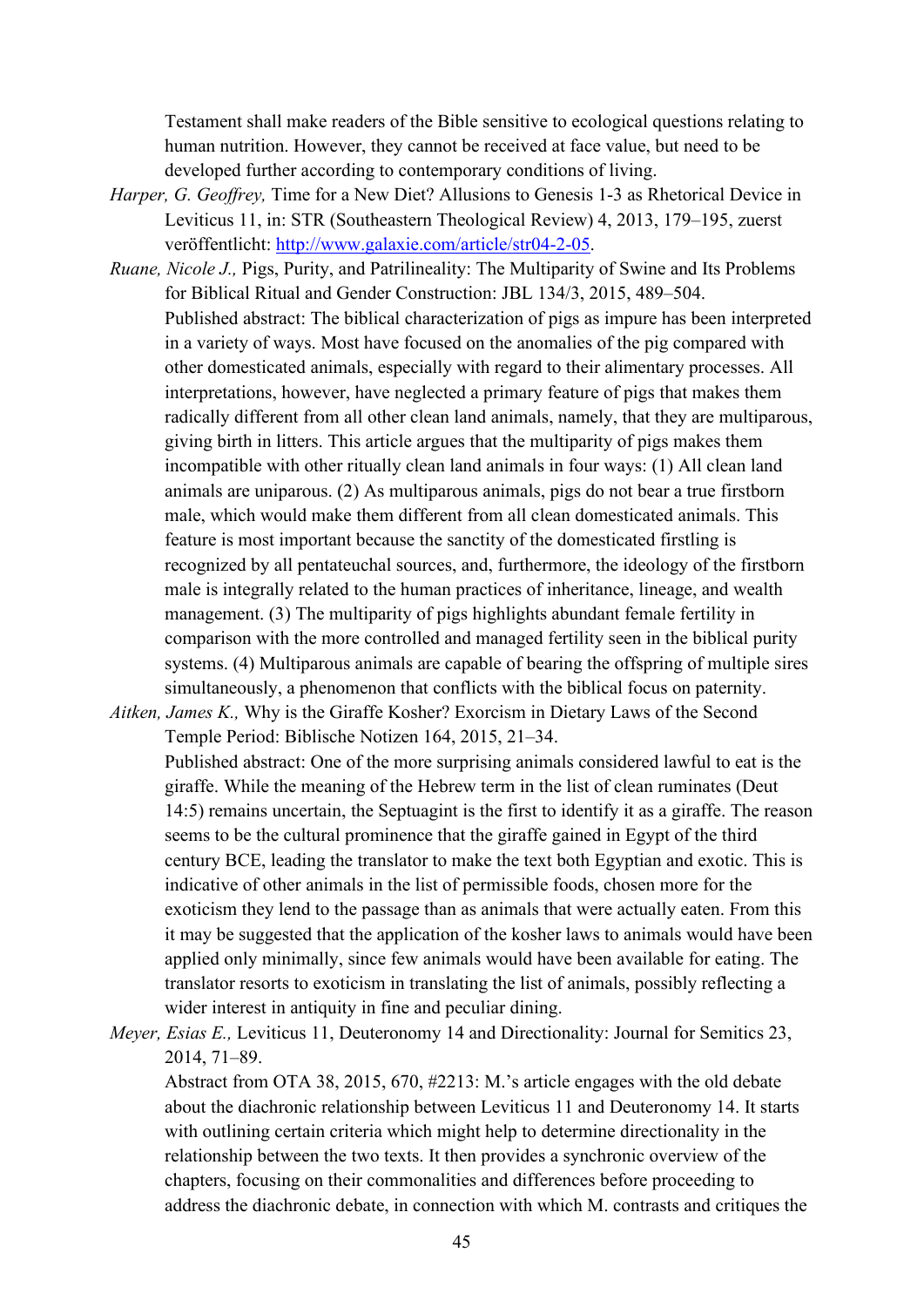Testament shall make readers of the Bible sensitive to ecological questions relating to human nutrition. However, they cannot be received at face value, but need to be developed further according to contemporary conditions of living.

*Harper, G. Geoffrey,* Time for a New Diet? Allusions to Genesis 1-3 as Rhetorical Device in Leviticus 11, in: STR (Southeastern Theological Review) 4, 2013, 179–195, zuerst veröffentlicht: http://www.galaxie.com/article/str04-2-05.

*Ruane, Nicole J.,* Pigs, Purity, and Patrilineality: The Multiparity of Swine and Its Problems for Biblical Ritual and Gender Construction: JBL 134/3, 2015, 489–504.

Published abstract: The biblical characterization of pigs as impure has been interpreted in a variety of ways. Most have focused on the anomalies of the pig compared with other domesticated animals, especially with regard to their alimentary processes. All interpretations, however, have neglected a primary feature of pigs that makes them radically different from all other clean land animals, namely, that they are multiparous, giving birth in litters. This article argues that the multiparity of pigs makes them incompatible with other ritually clean land animals in four ways: (1) All clean land animals are uniparous. (2) As multiparous animals, pigs do not bear a true firstborn male, which would make them different from all clean domesticated animals. This feature is most important because the sanctity of the domesticated firstling is recognized by all pentateuchal sources, and, furthermore, the ideology of the firstborn male is integrally related to the human practices of inheritance, lineage, and wealth management. (3) The multiparity of pigs highlights abundant female fertility in comparison with the more controlled and managed fertility seen in the biblical purity systems. (4) Multiparous animals are capable of bearing the offspring of multiple sires simultaneously, a phenomenon that conflicts with the biblical focus on paternity.

*Aitken, James K.,* Why is the Giraffe Kosher? Exorcism in Dietary Laws of the Second Temple Period: Biblische Notizen 164, 2015, 21–34.

Published abstract: One of the more surprising animals considered lawful to eat is the giraffe. While the meaning of the Hebrew term in the list of clean ruminates (Deut 14:5) remains uncertain, the Septuagint is the first to identify it as a giraffe. The reason seems to be the cultural prominence that the giraffe gained in Egypt of the third century BCE, leading the translator to make the text both Egyptian and exotic. This is indicative of other animals in the list of permissible foods, chosen more for the exoticism they lend to the passage than as animals that were actually eaten. From this it may be suggested that the application of the kosher laws to animals would have been applied only minimally, since few animals would have been available for eating. The translator resorts to exoticism in translating the list of animals, possibly reflecting a wider interest in antiquity in fine and peculiar dining.

*Meyer, Esias E.,* Leviticus 11, Deuteronomy 14 and Directionality: Journal for Semitics 23, 2014, 71–89.

Abstract from OTA 38, 2015, 670, #2213: M.'s article engages with the old debate about the diachronic relationship between Leviticus 11 and Deuteronomy 14. It starts with outlining certain criteria which might help to determine directionality in the relationship between the two texts. It then provides a synchronic overview of the chapters, focusing on their commonalities and differences before proceeding to address the diachronic debate, in connection with which M. contrasts and critiques the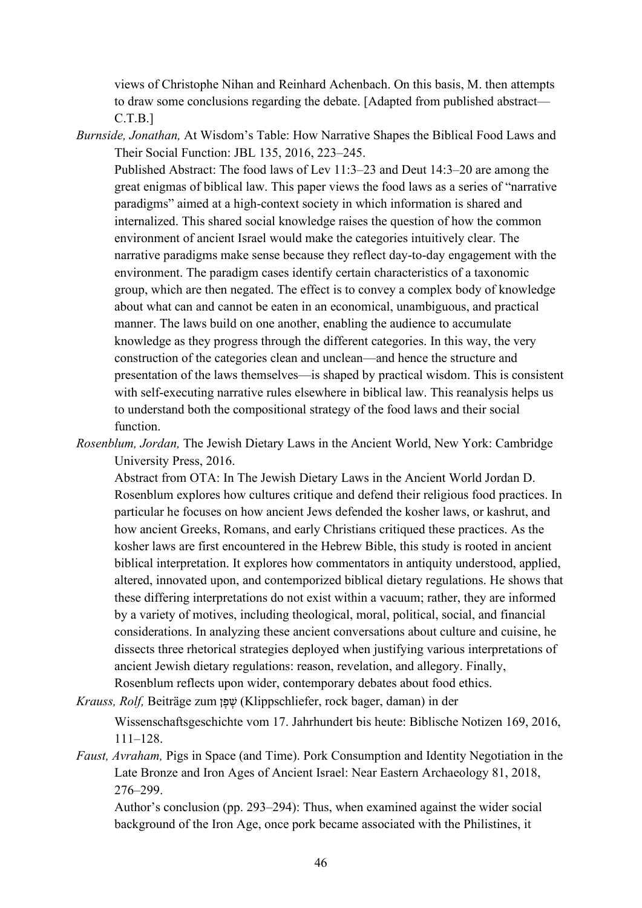views of Christophe Nihan and Reinhard Achenbach. On this basis, M. then attempts to draw some conclusions regarding the debate. [Adapted from published abstract—C.T.B.]

*Burnside, Jonathan,* At Wisdom's Table: How Narrative Shapes the Biblical Food Laws and Their Social Function: JBL 135, 2016, 223–245.

Published Abstract: The food laws of Lev 11:3–23 and Deut 14:3–20 are among the great enigmas of biblical law. This paper views the food laws as a series of "narrative paradigms" aimed at a high-context society in which information is shared and internalized. This shared social knowledge raises the question of how the common environment of ancient Israel would make the categories intuitively clear. The narrative paradigms make sense because they reflect day-to-day engagement with the environment. The paradigm cases identify certain characteristics of a taxonomic group, which are then negated. The effect is to convey a complex body of knowledge about what can and cannot be eaten in an economical, unambiguous, and practical manner. The laws build on one another, enabling the audience to accumulate knowledge as they progress through the different categories. In this way, the very construction of the categories clean and unclean—and hence the structure and presentation of the laws themselves—is shaped by practical wisdom. This is consistent with self-executing narrative rules elsewhere in biblical law. This reanalysis helps us to understand both the compositional strategy of the food laws and their social function.

*Rosenblum, Jordan,* The Jewish Dietary Laws in the Ancient World, New York: Cambridge University Press, 2016.

Abstract from OTA: In The Jewish Dietary Laws in the Ancient World Jordan D. Rosenblum explores how cultures critique and defend their religious food practices. In particular he focuses on how ancient Jews defended the kosher laws, or kashrut, and how ancient Greeks, Romans, and early Christians critiqued these practices. As the kosher laws are first encountered in the Hebrew Bible, this study is rooted in ancient biblical interpretation. It explores how commentators in antiquity understood, applied, altered, innovated upon, and contemporized biblical dietary regulations. He shows that these differing interpretations do not exist within a vacuum; rather, they are informed by a variety of motives, including theological, moral, political, social, and financial considerations. In analyzing these ancient conversations about culture and cuisine, he dissects three rhetorical strategies deployed when justifying various interpretations of ancient Jewish dietary regulations: reason, revelation, and allegory. Finally, Rosenblum reflects upon wider, contemporary debates about food ethics.

*Krauss, Rolf,* Beiträge zum שָׁפָן (Klippschliefer, rock bager, daman) in der Wissenschaftsgeschichte vom 17. Jahrhundert bis heute: Biblische Notizen 169, 2016, 111–128.

*Faust, Avraham,* Pigs in Space (and Time). Pork Consumption and Identity Negotiation in the Late Bronze and Iron Ages of Ancient Israel: Near Eastern Archaeology 81, 2018, 276–299.

Author's conclusion (pp. 293–294): Thus, when examined against the wider social background of the Iron Age, once pork became associated with the Philistines, it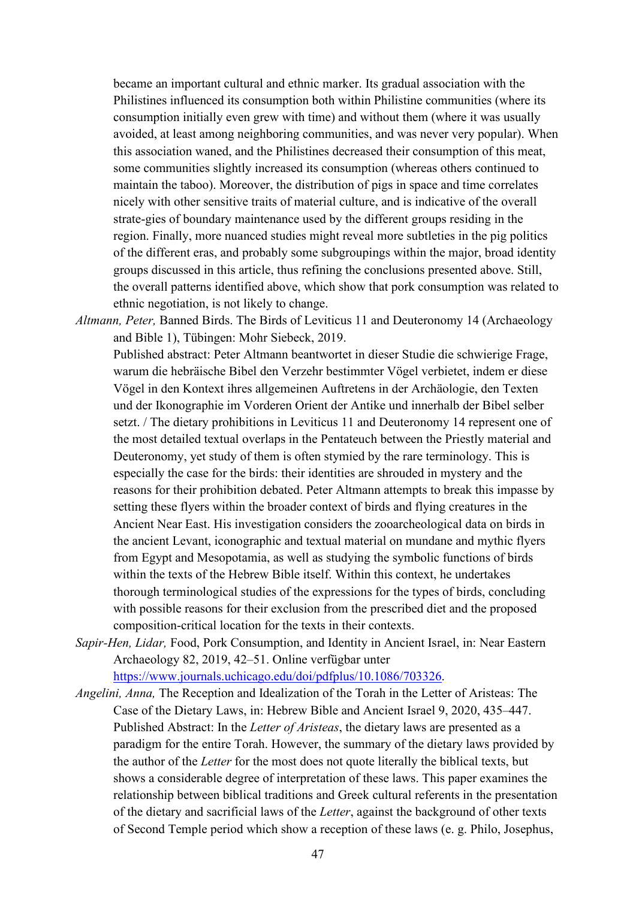became an important cultural and ethnic marker. Its gradual association with the Philistines influenced its consumption both within Philistine communities (where its consumption initially even grew with time) and without them (where it was usually avoided, at least among neighboring communities, and was never very popular). When this association waned, and the Philistines decreased their consumption of this meat, some communities slightly increased its consumption (whereas others continued to maintain the taboo). Moreover, the distribution of pigs in space and time correlates nicely with other sensitive traits of material culture, and is indicative of the overall strate-gies of boundary maintenance used by the different groups residing in the region. Finally, more nuanced studies might reveal more subtleties in the pig politics of the different eras, and probably some subgroupings within the major, broad identity groups discussed in this article, thus refining the conclusions presented above. Still, the overall patterns identified above, which show that pork consumption was related to ethnic negotiation, is not likely to change.

*Altmann, Peter,* Banned Birds. The Birds of Leviticus 11 and Deuteronomy 14 (Archaeology and Bible 1), Tübingen: Mohr Siebeck, 2019.
Published abstract: Peter Altmann beantwortet in dieser Studie die schwierige Frage, warum die hebräische Bibel den Verzehr bestimmter Vögel verbietet, indem er diese Vögel in den Kontext ihres allgemeinen Auftretens in der Archäologie, den Texten und der Ikonographie im Vorderen Orient der Antike und innerhalb der Bibel selber setzt. / The dietary prohibitions in Leviticus 11 and Deuteronomy 14 represent one of the most detailed textual overlaps in the Pentateuch between the Priestly material and Deuteronomy, yet study of them is often stymied by the rare terminology. This is especially the case for the birds: their identities are shrouded in mystery and the reasons for their prohibition debated. Peter Altmann attempts to break this impasse by setting these flyers within the broader context of birds and flying creatures in the Ancient Near East. His investigation considers the zooarcheological data on birds in the ancient Levant, iconographic and textual material on mundane and mythic flyers from Egypt and Mesopotamia, as well as studying the symbolic functions of birds within the texts of the Hebrew Bible itself. Within this context, he undertakes thorough terminological studies of the expressions for the types of birds, concluding with possible reasons for their exclusion from the prescribed diet and the proposed composition-critical location for the texts in their contexts.

*Sapir-Hen, Lidar,* Food, Pork Consumption, and Identity in Ancient Israel, in: Near Eastern Archaeology 82, 2019, 42–51. Online verfügbar unter https://www.journals.uchicago.edu/doi/pdfplus/10.1086/703326.

*Angelini, Anna,* The Reception and Idealization of the Torah in the Letter of Aristeas: The Case of the Dietary Laws, in: Hebrew Bible and Ancient Israel 9, 2020, 435–447. Published Abstract: In the *Letter of Aristeas*, the dietary laws are presented as a paradigm for the entire Torah. However, the summary of the dietary laws provided by the author of the *Letter* for the most does not quote literally the biblical texts, but shows a considerable degree of interpretation of these laws. This paper examines the relationship between biblical traditions and Greek cultural referents in the presentation of the dietary and sacrificial laws of the *Letter*, against the background of other texts of Second Temple period which show a reception of these laws (e. g. Philo, Josephus,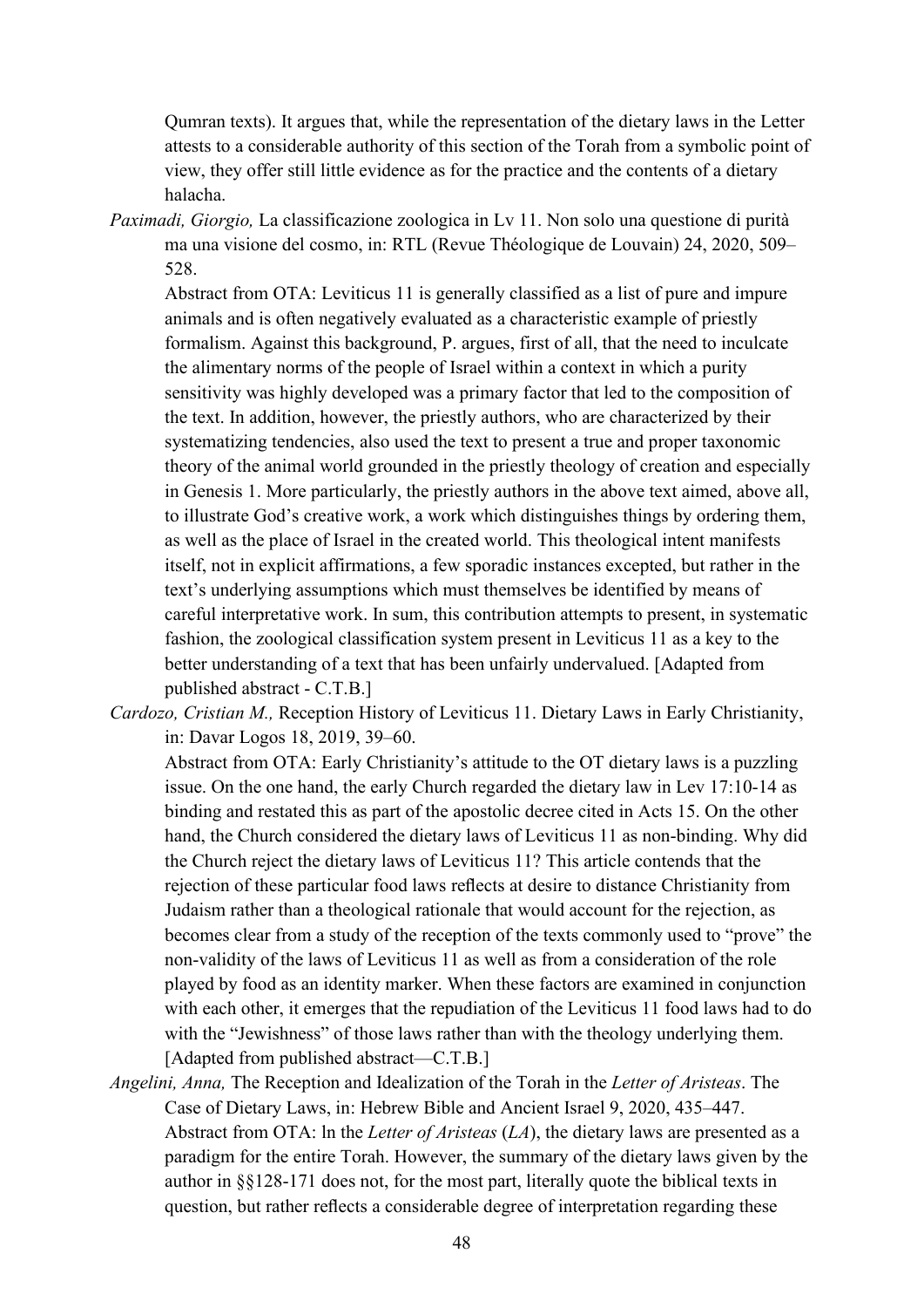Qumran texts). It argues that, while the representation of the dietary laws in the Letter attests to a considerable authority of this section of the Torah from a symbolic point of view, they offer still little evidence as for the practice and the contents of a dietary halacha.

*Paximadi, Giorgio,* La classificazione zoologica in Lv 11. Non solo una questione di purità ma una visione del cosmo, in: RTL (Revue Théologique de Louvain) 24, 2020, 509–528.

Abstract from OTA: Leviticus 11 is generally classified as a list of pure and impure animals and is often negatively evaluated as a characteristic example of priestly formalism. Against this background, P. argues, first of all, that the need to inculcate the alimentary norms of the people of Israel within a context in which a purity sensitivity was highly developed was a primary factor that led to the composition of the text. In addition, however, the priestly authors, who are characterized by their systematizing tendencies, also used the text to present a true and proper taxonomic theory of the animal world grounded in the priestly theology of creation and especially in Genesis 1. More particularly, the priestly authors in the above text aimed, above all, to illustrate God's creative work, a work which distinguishes things by ordering them, as well as the place of Israel in the created world. This theological intent manifests itself, not in explicit affirmations, a few sporadic instances excepted, but rather in the text's underlying assumptions which must themselves be identified by means of careful interpretative work. In sum, this contribution attempts to present, in systematic fashion, the zoological classification system present in Leviticus 11 as a key to the better understanding of a text that has been unfairly undervalued. [Adapted from published abstract - C.T.B.]

*Cardozo, Cristian M.,* Reception History of Leviticus 11. Dietary Laws in Early Christianity, in: Davar Logos 18, 2019, 39–60.

Abstract from OTA: Early Christianity's attitude to the OT dietary laws is a puzzling issue. On the one hand, the early Church regarded the dietary law in Lev 17:10-14 as binding and restated this as part of the apostolic decree cited in Acts 15. On the other hand, the Church considered the dietary laws of Leviticus 11 as non-binding. Why did the Church reject the dietary laws of Leviticus 11? This article contends that the rejection of these particular food laws reflects at desire to distance Christianity from Judaism rather than a theological rationale that would account for the rejection, as becomes clear from a study of the reception of the texts commonly used to "prove" the non-validity of the laws of Leviticus 11 as well as from a consideration of the role played by food as an identity marker. When these factors are examined in conjunction with each other, it emerges that the repudiation of the Leviticus 11 food laws had to do with the "Jewishness" of those laws rather than with the theology underlying them. [Adapted from published abstract—C.T.B.]

*Angelini, Anna,* The Reception and Idealization of the Torah in the *Letter of Aristeas*. The Case of Dietary Laws, in: Hebrew Bible and Ancient Israel 9, 2020, 435–447.

Abstract from OTA: ln the *Letter of Aristeas* (*LA*), the dietary laws are presented as a paradigm for the entire Torah. However, the summary of the dietary laws given by the author in §§128-171 does not, for the most part, literally quote the biblical texts in question, but rather reflects a considerable degree of interpretation regarding these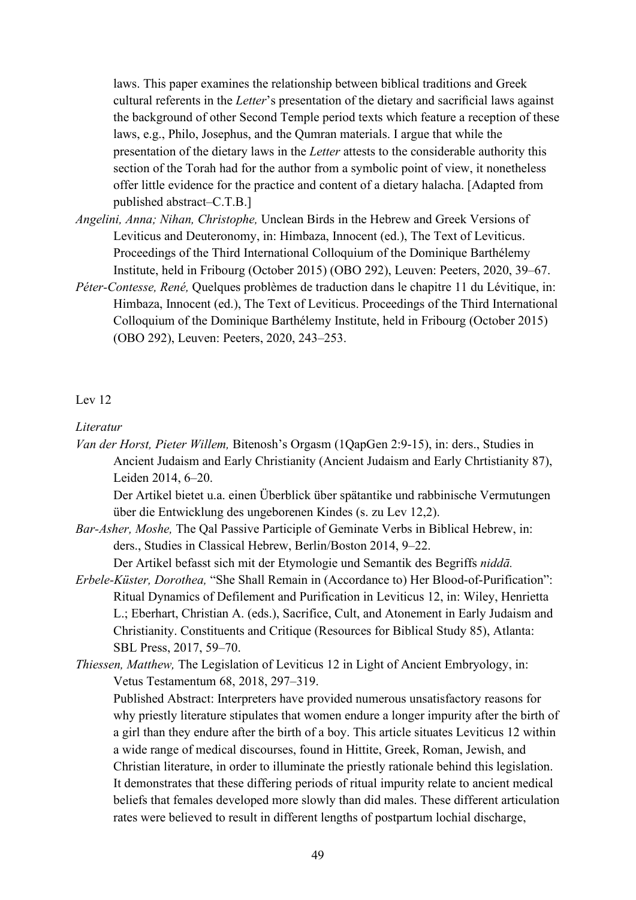laws. This paper examines the relationship between biblical traditions and Greek cultural referents in the *Letter*'s presentation of the dietary and sacrificial laws against the background of other Second Temple period texts which feature a reception of these laws, e.g., Philo, Josephus, and the Qumran materials. I argue that while the presentation of the dietary laws in the *Letter* attests to the considerable authority this section of the Torah had for the author from a symbolic point of view, it nonetheless offer little evidence for the practice and content of a dietary halacha. [Adapted from published abstract–C.T.B.]

*Angelini, Anna; Nihan, Christophe,* Unclean Birds in the Hebrew and Greek Versions of Leviticus and Deuteronomy, in: Himbaza, Innocent (ed.), The Text of Leviticus. Proceedings of the Third International Colloquium of the Dominique Barthélemy Institute, held in Fribourg (October 2015) (OBO 292), Leuven: Peeters, 2020, 39–67.

*Péter-Contesse, René,* Quelques problèmes de traduction dans le chapitre 11 du Lévitique, in: Himbaza, Innocent (ed.), The Text of Leviticus. Proceedings of the Third International Colloquium of the Dominique Barthélemy Institute, held in Fribourg (October 2015) (OBO 292), Leuven: Peeters, 2020, 243–253.

Lev 12

*Literatur*

*Van der Horst, Pieter Willem,* Bitenosh's Orgasm (1QapGen 2:9-15), in: ders., Studies in Ancient Judaism and Early Christianity (Ancient Judaism and Early Chrtistianity 87), Leiden 2014, 6–20.

Der Artikel bietet u.a. einen Überblick über spätantike und rabbinische Vermutungen über die Entwicklung des ungeborenen Kindes (s. zu Lev 12,2).

*Bar-Asher, Moshe,* The Qal Passive Participle of Geminate Verbs in Biblical Hebrew, in: ders., Studies in Classical Hebrew, Berlin/Boston 2014, 9–22.

Der Artikel befasst sich mit der Etymologie und Semantik des Begriffs *niddā.*

*Erbele-Küster, Dorothea,* "She Shall Remain in (Accordance to) Her Blood-of-Purification": Ritual Dynamics of Defilement and Purification in Leviticus 12, in: Wiley, Henrietta L.; Eberhart, Christian A. (eds.), Sacrifice, Cult, and Atonement in Early Judaism and Christianity. Constituents and Critique (Resources for Biblical Study 85), Atlanta: SBL Press, 2017, 59–70.

*Thiessen, Matthew,* The Legislation of Leviticus 12 in Light of Ancient Embryology, in: Vetus Testamentum 68, 2018, 297–319.

Published Abstract: Interpreters have provided numerous unsatisfactory reasons for why priestly literature stipulates that women endure a longer impurity after the birth of a girl than they endure after the birth of a boy. This article situates Leviticus 12 within a wide range of medical discourses, found in Hittite, Greek, Roman, Jewish, and Christian literature, in order to illuminate the priestly rationale behind this legislation. It demonstrates that these differing periods of ritual impurity relate to ancient medical beliefs that females developed more slowly than did males. These different articulation rates were believed to result in different lengths of postpartum lochial discharge,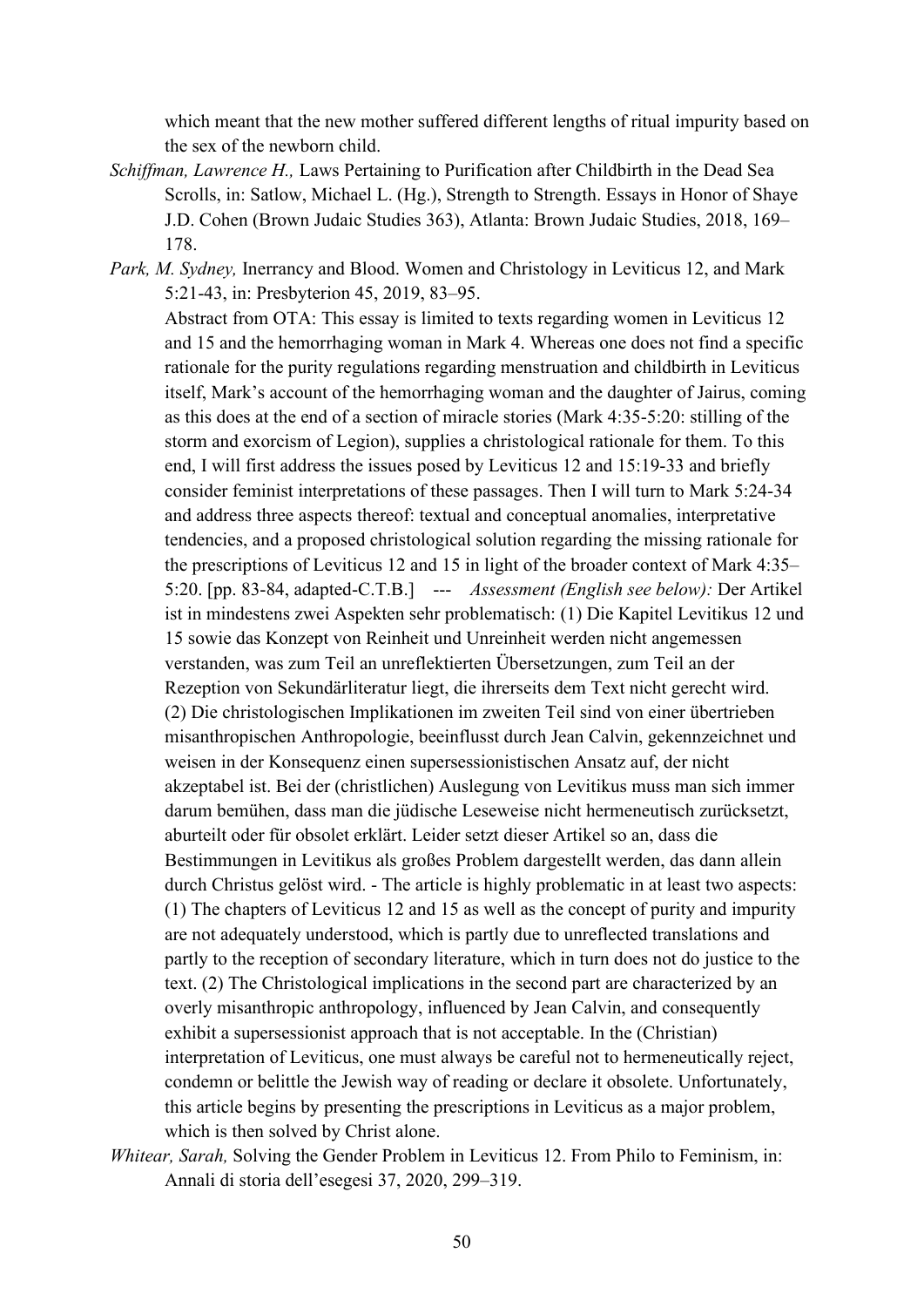which meant that the new mother suffered different lengths of ritual impurity based on the sex of the newborn child.

*Schiffman, Lawrence H.,* Laws Pertaining to Purification after Childbirth in the Dead Sea Scrolls, in: Satlow, Michael L. (Hg.), Strength to Strength. Essays in Honor of Shaye J.D. Cohen (Brown Judaic Studies 363), Atlanta: Brown Judaic Studies, 2018, 169–178.

*Park, M. Sydney,* Inerrancy and Blood. Women and Christology in Leviticus 12, and Mark 5:21-43, in: Presbyterion 45, 2019, 83–95.
Abstract from OTA: This essay is limited to texts regarding women in Leviticus 12 and 15 and the hemorrhaging woman in Mark 4. Whereas one does not find a specific rationale for the purity regulations regarding menstruation and childbirth in Leviticus itself, Mark's account of the hemorrhaging woman and the daughter of Jairus, coming as this does at the end of a section of miracle stories (Mark 4:35-5:20: stilling of the storm and exorcism of Legion), supplies a christological rationale for them. To this end, I will first address the issues posed by Leviticus 12 and 15:19-33 and briefly consider feminist interpretations of these passages. Then I will turn to Mark 5:24-34 and address three aspects thereof: textual and conceptual anomalies, interpretative tendencies, and a proposed christological solution regarding the missing rationale for the prescriptions of Leviticus 12 and 15 in light of the broader context of Mark 4:35–5:20. [pp. 83-84, adapted-C.T.B.] --- *Assessment (English see below):* Der Artikel ist in mindestens zwei Aspekten sehr problematisch: (1) Die Kapitel Levitikus 12 und 15 sowie das Konzept von Reinheit und Unreinheit werden nicht angemessen verstanden, was zum Teil an unreflektierten Übersetzungen, zum Teil an der Rezeption von Sekundärliteratur liegt, die ihrerseits dem Text nicht gerecht wird. (2) Die christologischen Implikationen im zweiten Teil sind von einer übertrieben misanthropischen Anthropologie, beeinflusst durch Jean Calvin, gekennzeichnet und weisen in der Konsequenz einen supersessionistischen Ansatz auf, der nicht akzeptabel ist. Bei der (christlichen) Auslegung von Levitikus muss man sich immer darum bemühen, dass man die jüdische Leseweise nicht hermeneutisch zurücksetzt, aburteilt oder für obsolet erklärt. Leider setzt dieser Artikel so an, dass die Bestimmungen in Levitikus als großes Problem dargestellt werden, das dann allein durch Christus gelöst wird. - The article is highly problematic in at least two aspects: (1) The chapters of Leviticus 12 and 15 as well as the concept of purity and impurity are not adequately understood, which is partly due to unreflected translations and partly to the reception of secondary literature, which in turn does not do justice to the text. (2) The Christological implications in the second part are characterized by an overly misanthropic anthropology, influenced by Jean Calvin, and consequently exhibit a supersessionist approach that is not acceptable. In the (Christian) interpretation of Leviticus, one must always be careful not to hermeneutically reject, condemn or belittle the Jewish way of reading or declare it obsolete. Unfortunately, this article begins by presenting the prescriptions in Leviticus as a major problem, which is then solved by Christ alone.

*Whitear, Sarah,* Solving the Gender Problem in Leviticus 12. From Philo to Feminism, in: Annali di storia dell'esegesi 37, 2020, 299–319.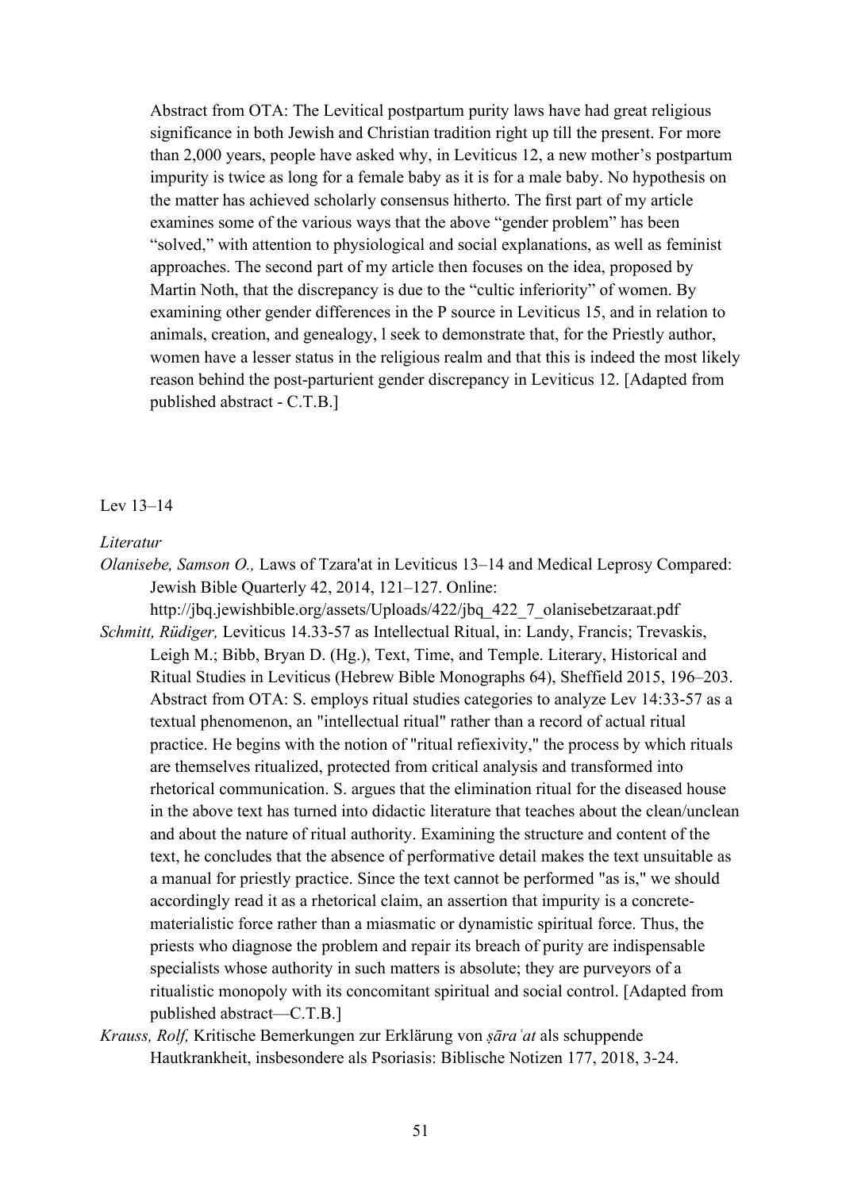Abstract from OTA: The Levitical postpartum purity laws have had great religious significance in both Jewish and Christian tradition right up till the present. For more than 2,000 years, people have asked why, in Leviticus 12, a new mother's postpartum impurity is twice as long for a female baby as it is for a male baby. No hypothesis on the matter has achieved scholarly consensus hitherto. The first part of my article examines some of the various ways that the above "gender problem" has been "solved," with attention to physiological and social explanations, as well as feminist approaches. The second part of my article then focuses on the idea, proposed by Martin Noth, that the discrepancy is due to the "cultic inferiority" of women. By examining other gender differences in the P source in Leviticus 15, and in relation to animals, creation, and genealogy, l seek to demonstrate that, for the Priestly author, women have a lesser status in the religious realm and that this is indeed the most likely reason behind the post-parturient gender discrepancy in Leviticus 12. [Adapted from published abstract - C.T.B.]

Lev 13–14

*Literatur*

*Olanisebe, Samson O.,* Laws of Tzara'at in Leviticus 13–14 and Medical Leprosy Compared: Jewish Bible Quarterly 42, 2014, 121–127. Online: http://jbq.jewishbible.org/assets/Uploads/422/jbq_422_7_olanisebetzaraat.pdf

*Schmitt, Rüdiger,* Leviticus 14.33-57 as Intellectual Ritual, in: Landy, Francis; Trevaskis, Leigh M.; Bibb, Bryan D. (Hg.), Text, Time, and Temple. Literary, Historical and Ritual Studies in Leviticus (Hebrew Bible Monographs 64), Sheffield 2015, 196–203. Abstract from OTA: S. employs ritual studies categories to analyze Lev 14:33-57 as a textual phenomenon, an "intellectual ritual" rather than a record of actual ritual practice. He begins with the notion of "ritual reflexivity," the process by which rituals are themselves ritualized, protected from critical analysis and transformed into rhetorical communication. S. argues that the elimination ritual for the diseased house in the above text has turned into didactic literature that teaches about the clean/unclean and about the nature of ritual authority. Examining the structure and content of the text, he concludes that the absence of performative detail makes the text unsuitable as a manual for priestly practice. Since the text cannot be performed "as is," we should accordingly read it as a rhetorical claim, an assertion that impurity is a concrete-materialistic force rather than a miasmatic or dynamistic spiritual force. Thus, the priests who diagnose the problem and repair its breach of purity are indispensable specialists whose authority in such matters is absolute; they are purveyors of a ritualistic monopoly with its concomitant spiritual and social control. [Adapted from published abstract—C.T.B.]

*Krauss, Rolf,* Kritische Bemerkungen zur Erklärung von *ṣāraʿat* als schuppende Hautkrankheit, insbesondere als Psoriasis: Biblische Notizen 177, 2018, 3-24.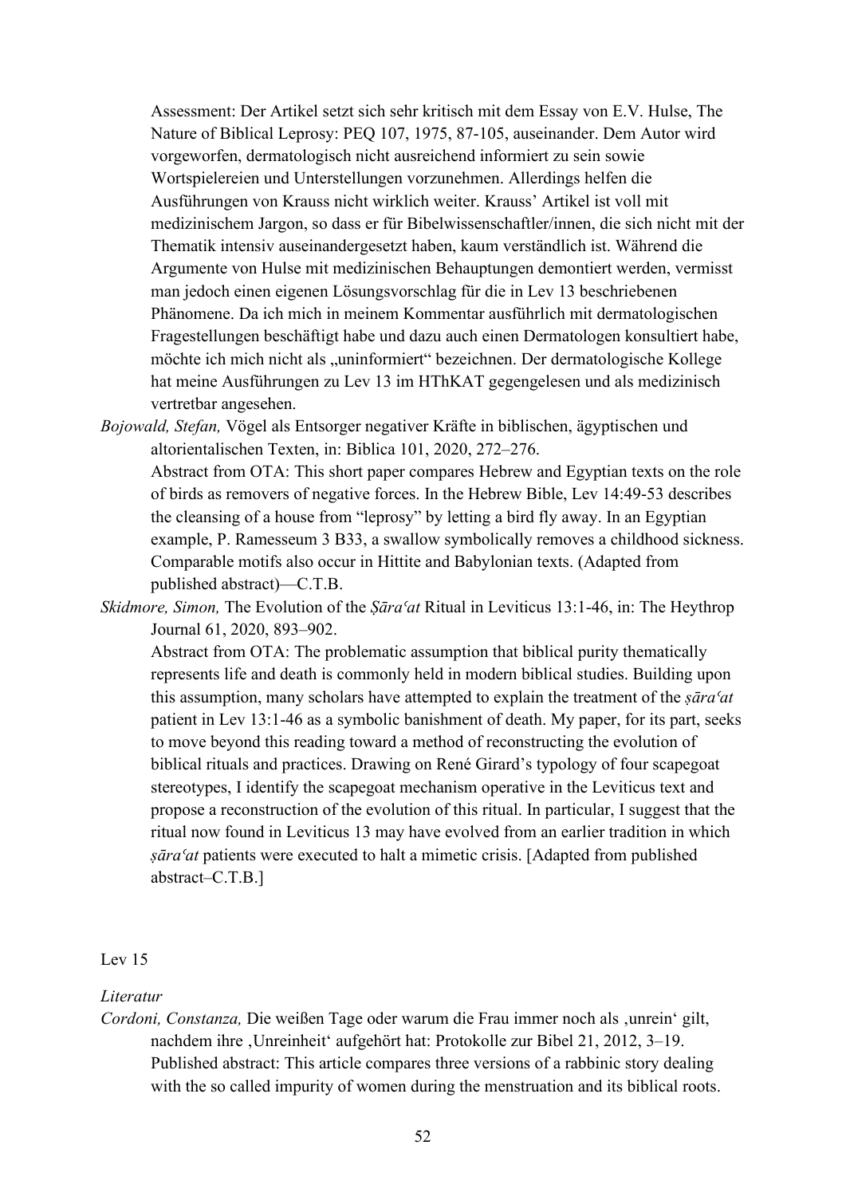Assessment: Der Artikel setzt sich sehr kritisch mit dem Essay von E.V. Hulse, The Nature of Biblical Leprosy: PEQ 107, 1975, 87-105, auseinander. Dem Autor wird vorgeworfen, dermatologisch nicht ausreichend informiert zu sein sowie Wortspielereien und Unterstellungen vorzunehmen. Allerdings helfen die Ausführungen von Krauss nicht wirklich weiter. Krauss' Artikel ist voll mit medizinischem Jargon, so dass er für Bibelwissenschaftler/innen, die sich nicht mit der Thematik intensiv auseinandergesetzt haben, kaum verständlich ist. Während die Argumente von Hulse mit medizinischen Behauptungen demontiert werden, vermisst man jedoch einen eigenen Lösungsvorschlag für die in Lev 13 beschriebenen Phänomene. Da ich mich in meinem Kommentar ausführlich mit dermatologischen Fragestellungen beschäftigt habe und dazu auch einen Dermatologen konsultiert habe, möchte ich mich nicht als „uninformiert" bezeichnen. Der dermatologische Kollege hat meine Ausführungen zu Lev 13 im HThKAT gegengelesen und als medizinisch vertretbar angesehen.

*Bojowald, Stefan,* Vögel als Entsorger negativer Kräfte in biblischen, ägyptischen und altorientalischen Texten, in: Biblica 101, 2020, 272–276.
Abstract from OTA: This short paper compares Hebrew and Egyptian texts on the role of birds as removers of negative forces. In the Hebrew Bible, Lev 14:49-53 describes the cleansing of a house from "leprosy" by letting a bird fly away. In an Egyptian example, P. Ramesseum 3 B33, a swallow symbolically removes a childhood sickness. Comparable motifs also occur in Hittite and Babylonian texts. (Adapted from published abstract)—C.T.B.

*Skidmore, Simon,* The Evolution of the *Ṣāraʿat* Ritual in Leviticus 13:1-46, in: The Heythrop Journal 61, 2020, 893–902.
Abstract from OTA: The problematic assumption that biblical purity thematically represents life and death is commonly held in modern biblical studies. Building upon this assumption, many scholars have attempted to explain the treatment of the *ṣāraʿat* patient in Lev 13:1-46 as a symbolic banishment of death. My paper, for its part, seeks to move beyond this reading toward a method of reconstructing the evolution of biblical rituals and practices. Drawing on René Girard's typology of four scapegoat stereotypes, I identify the scapegoat mechanism operative in the Leviticus text and propose a reconstruction of the evolution of this ritual. In particular, I suggest that the ritual now found in Leviticus 13 may have evolved from an earlier tradition in which *ṣāraʿat* patients were executed to halt a mimetic crisis. [Adapted from published abstract–C.T.B.]

Lev 15

*Literatur*

*Cordoni, Constanza,* Die weißen Tage oder warum die Frau immer noch als ‚unrein' gilt, nachdem ihre ‚Unreinheit' aufgehört hat: Protokolle zur Bibel 21, 2012, 3–19.
Published abstract: This article compares three versions of a rabbinic story dealing with the so called impurity of women during the menstruation and its biblical roots.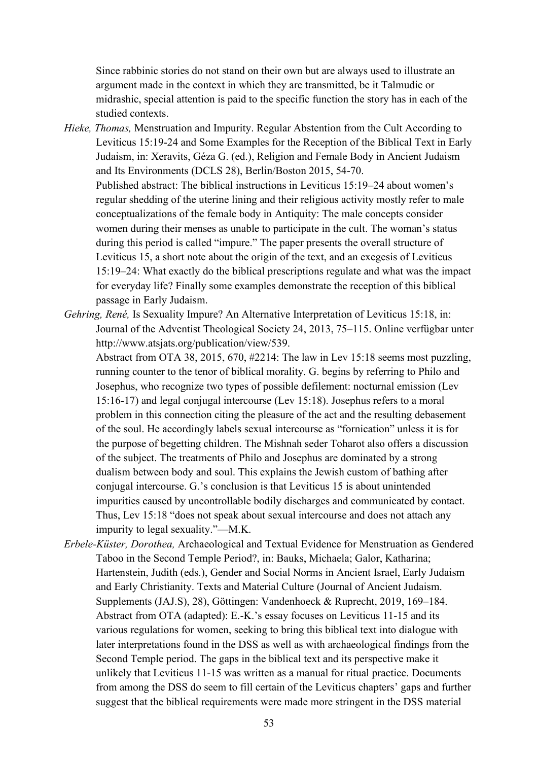Since rabbinic stories do not stand on their own but are always used to illustrate an argument made in the context in which they are transmitted, be it Talmudic or midrashic, special attention is paid to the specific function the story has in each of the studied contexts.

*Hieke, Thomas,* Menstruation and Impurity. Regular Abstention from the Cult According to Leviticus 15:19-24 and Some Examples for the Reception of the Biblical Text in Early Judaism, in: Xeravits, Géza G. (ed.), Religion and Female Body in Ancient Judaism and Its Environments (DCLS 28), Berlin/Boston 2015, 54-70.
Published abstract: The biblical instructions in Leviticus 15:19–24 about women's regular shedding of the uterine lining and their religious activity mostly refer to male conceptualizations of the female body in Antiquity: The male concepts consider women during their menses as unable to participate in the cult. The woman's status during this period is called "impure." The paper presents the overall structure of Leviticus 15, a short note about the origin of the text, and an exegesis of Leviticus 15:19–24: What exactly do the biblical prescriptions regulate and what was the impact for everyday life? Finally some examples demonstrate the reception of this biblical passage in Early Judaism.

*Gehring, René,* Is Sexuality Impure? An Alternative Interpretation of Leviticus 15:18, in: Journal of the Adventist Theological Society 24, 2013, 75–115. Online verfügbar unter http://www.atsjats.org/publication/view/539.
Abstract from OTA 38, 2015, 670, #2214: The law in Lev 15:18 seems most puzzling, running counter to the tenor of biblical morality. G. begins by referring to Philo and Josephus, who recognize two types of possible defilement: nocturnal emission (Lev 15:16-17) and legal conjugal intercourse (Lev 15:18). Josephus refers to a moral problem in this connection citing the pleasure of the act and the resulting debasement of the soul. He accordingly labels sexual intercourse as "fornication" unless it is for the purpose of begetting children. The Mishnah seder Toharot also offers a discussion of the subject. The treatments of Philo and Josephus are dominated by a strong dualism between body and soul. This explains the Jewish custom of bathing after conjugal intercourse. G.'s conclusion is that Leviticus 15 is about unintended impurities caused by uncontrollable bodily discharges and communicated by contact. Thus, Lev 15:18 "does not speak about sexual intercourse and does not attach any impurity to legal sexuality."—M.K.

*Erbele-Küster, Dorothea,* Archaeological and Textual Evidence for Menstruation as Gendered Taboo in the Second Temple Period?, in: Bauks, Michaela; Galor, Katharina; Hartenstein, Judith (eds.), Gender and Social Norms in Ancient Israel, Early Judaism and Early Christianity. Texts and Material Culture (Journal of Ancient Judaism. Supplements (JAJ.S), 28), Göttingen: Vandenhoeck & Ruprecht, 2019, 169–184.
Abstract from OTA (adapted): E.-K.'s essay focuses on Leviticus 11-15 and its various regulations for women, seeking to bring this biblical text into dialogue with later interpretations found in the DSS as well as with archaeological findings from the Second Temple period. The gaps in the biblical text and its perspective make it unlikely that Leviticus 11-15 was written as a manual for ritual practice. Documents from among the DSS do seem to fill certain of the Leviticus chapters' gaps and further suggest that the biblical requirements were made more stringent in the DSS material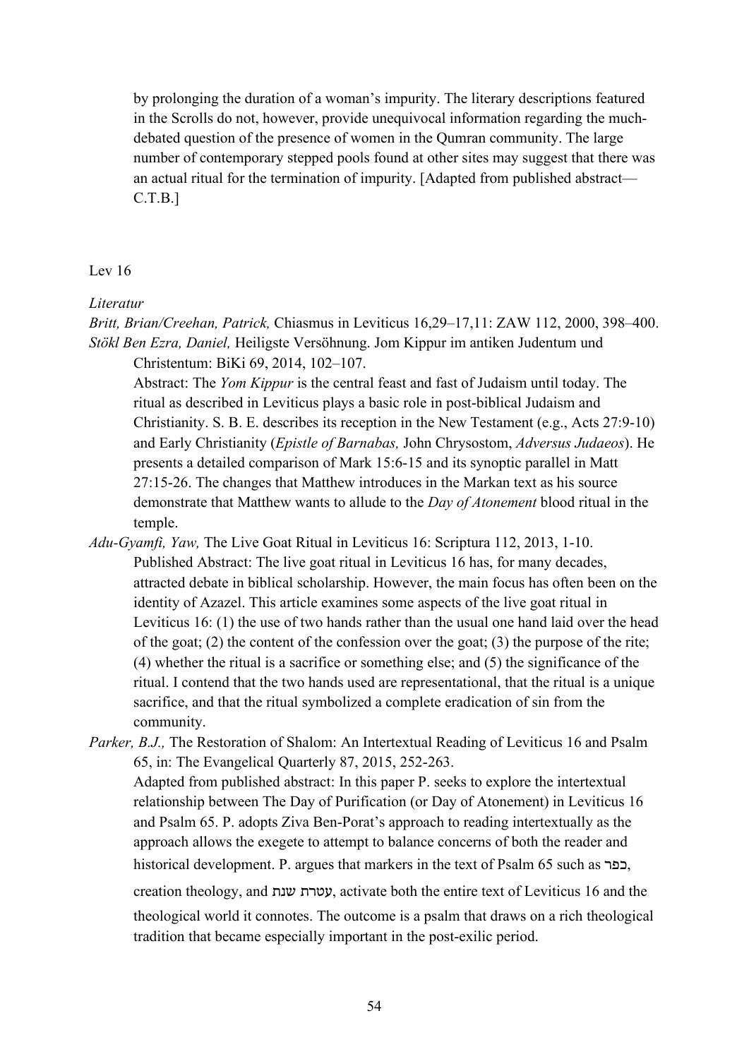by prolonging the duration of a woman's impurity. The literary descriptions featured in the Scrolls do not, however, provide unequivocal information regarding the much-debated question of the presence of women in the Qumran community. The large number of contemporary stepped pools found at other sites may suggest that there was an actual ritual for the termination of impurity. [Adapted from published abstract—C.T.B.]

Lev 16

*Literatur*

*Britt, Brian/Creehan, Patrick,* Chiasmus in Leviticus 16,29–17,11: ZAW 112, 2000, 398–400.

*Stökl Ben Ezra, Daniel,* Heiligste Versöhnung. Jom Kippur im antiken Judentum und Christentum: BiKi 69, 2014, 102–107.

Abstract: The *Yom Kippur* is the central feast and fast of Judaism until today. The ritual as described in Leviticus plays a basic role in post-biblical Judaism and Christianity. S. B. E. describes its reception in the New Testament (e.g., Acts 27:9-10) and Early Christianity (*Epistle of Barnabas,* John Chrysostom, *Adversus Judaeos*). He presents a detailed comparison of Mark 15:6-15 and its synoptic parallel in Matt 27:15-26. The changes that Matthew introduces in the Markan text as his source demonstrate that Matthew wants to allude to the *Day of Atonement* blood ritual in the temple.

*Adu-Gyamfi, Yaw,* The Live Goat Ritual in Leviticus 16: Scriptura 112, 2013, 1-10.

Published Abstract: The live goat ritual in Leviticus 16 has, for many decades, attracted debate in biblical scholarship. However, the main focus has often been on the identity of Azazel. This article examines some aspects of the live goat ritual in Leviticus 16: (1) the use of two hands rather than the usual one hand laid over the head of the goat; (2) the content of the confession over the goat; (3) the purpose of the rite; (4) whether the ritual is a sacrifice or something else; and (5) the significance of the ritual. I contend that the two hands used are representational, that the ritual is a unique sacrifice, and that the ritual symbolized a complete eradication of sin from the community.

*Parker, B.J.,* The Restoration of Shalom: An Intertextual Reading of Leviticus 16 and Psalm 65, in: The Evangelical Quarterly 87, 2015, 252-263.

Adapted from published abstract: In this paper P. seeks to explore the intertextual relationship between The Day of Purification (or Day of Atonement) in Leviticus 16 and Psalm 65. P. adopts Ziva Ben-Porat's approach to reading intertextually as the approach allows the exegete to attempt to balance concerns of both the reader and historical development. P. argues that markers in the text of Psalm 65 such as כפר, creation theology, and עטרת שנת, activate both the entire text of Leviticus 16 and the theological world it connotes. The outcome is a psalm that draws on a rich theological tradition that became especially important in the post-exilic period.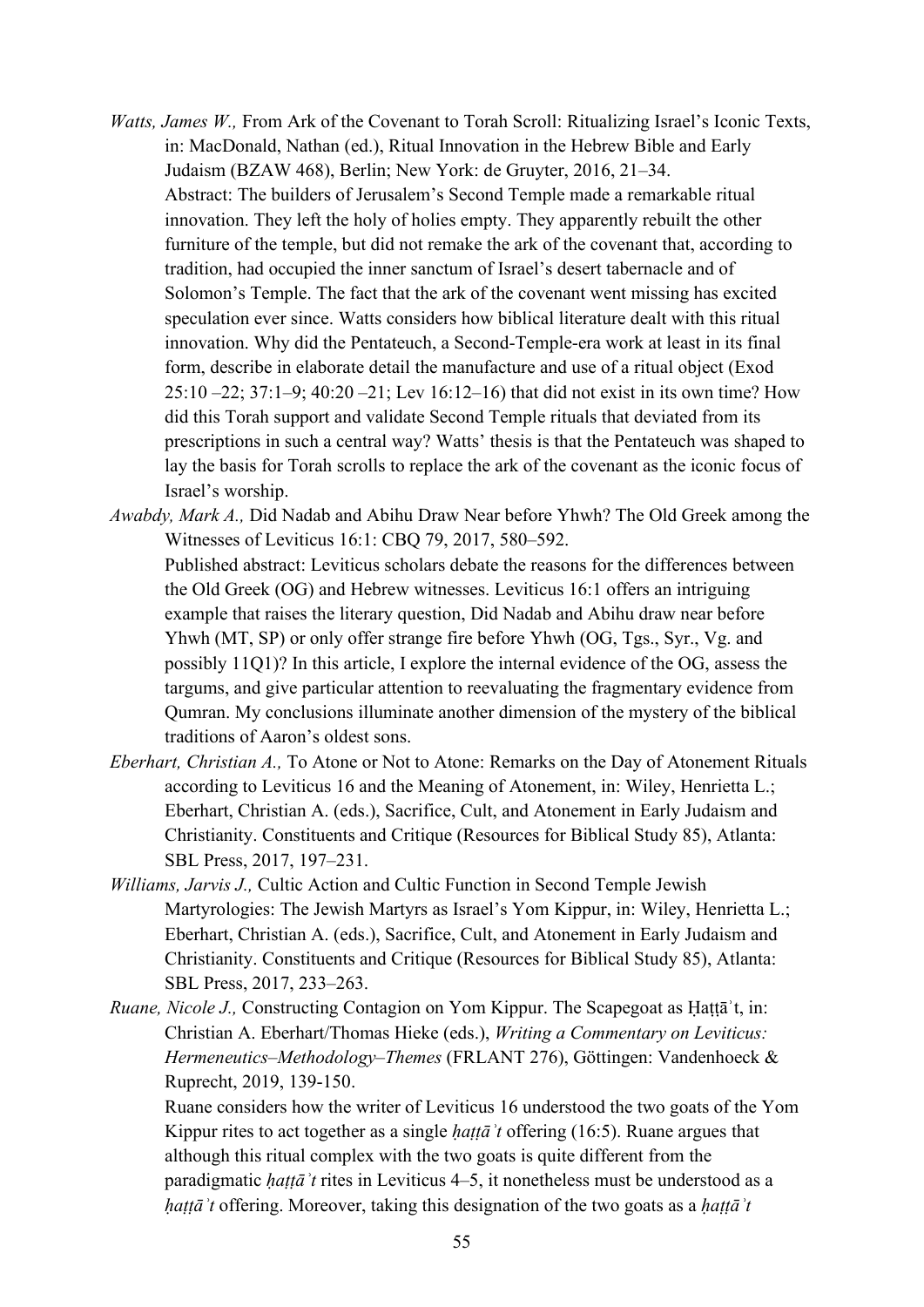*Watts, James W.,* From Ark of the Covenant to Torah Scroll: Ritualizing Israel's Iconic Texts, in: MacDonald, Nathan (ed.), Ritual Innovation in the Hebrew Bible and Early Judaism (BZAW 468), Berlin; New York: de Gruyter, 2016, 21–34.

Abstract: The builders of Jerusalem's Second Temple made a remarkable ritual innovation. They left the holy of holies empty. They apparently rebuilt the other furniture of the temple, but did not remake the ark of the covenant that, according to tradition, had occupied the inner sanctum of Israel's desert tabernacle and of Solomon's Temple. The fact that the ark of the covenant went missing has excited speculation ever since. Watts considers how biblical literature dealt with this ritual innovation. Why did the Pentateuch, a Second-Temple-era work at least in its final form, describe in elaborate detail the manufacture and use of a ritual object (Exod 25:10 –22; 37:1–9; 40:20 –21; Lev 16:12–16) that did not exist in its own time? How did this Torah support and validate Second Temple rituals that deviated from its prescriptions in such a central way? Watts' thesis is that the Pentateuch was shaped to lay the basis for Torah scrolls to replace the ark of the covenant as the iconic focus of Israel's worship.

*Awabdy, Mark A.,* Did Nadab and Abihu Draw Near before Yhwh? The Old Greek among the Witnesses of Leviticus 16:1: CBQ 79, 2017, 580–592.

Published abstract: Leviticus scholars debate the reasons for the differences between the Old Greek (OG) and Hebrew witnesses. Leviticus 16:1 offers an intriguing example that raises the literary question, Did Nadab and Abihu draw near before Yhwh (MT, SP) or only offer strange fire before Yhwh (OG, Tgs., Syr., Vg. and possibly 11Q1)? In this article, I explore the internal evidence of the OG, assess the targums, and give particular attention to reevaluating the fragmentary evidence from Qumran. My conclusions illuminate another dimension of the mystery of the biblical traditions of Aaron's oldest sons.

*Eberhart, Christian A.,* To Atone or Not to Atone: Remarks on the Day of Atonement Rituals according to Leviticus 16 and the Meaning of Atonement, in: Wiley, Henrietta L.; Eberhart, Christian A. (eds.), Sacrifice, Cult, and Atonement in Early Judaism and Christianity. Constituents and Critique (Resources for Biblical Study 85), Atlanta: SBL Press, 2017, 197–231.

*Williams, Jarvis J.,* Cultic Action and Cultic Function in Second Temple Jewish Martyrologies: The Jewish Martyrs as Israel's Yom Kippur, in: Wiley, Henrietta L.; Eberhart, Christian A. (eds.), Sacrifice, Cult, and Atonement in Early Judaism and Christianity. Constituents and Critique (Resources for Biblical Study 85), Atlanta: SBL Press, 2017, 233–263.

*Ruane, Nicole J.,* Constructing Contagion on Yom Kippur. The Scapegoat as Ḥaṭṭāʾt, in: Christian A. Eberhart/Thomas Hieke (eds.), *Writing a Commentary on Leviticus: Hermeneutics–Methodology–Themes* (FRLANT 276), Göttingen: Vandenhoeck & Ruprecht, 2019, 139-150.

Ruane considers how the writer of Leviticus 16 understood the two goats of the Yom Kippur rites to act together as a single *ḥaṭṭāʾt* offering (16:5). Ruane argues that although this ritual complex with the two goats is quite different from the paradigmatic *ḥaṭṭāʾt* rites in Leviticus 4–5, it nonetheless must be understood as a *ḥaṭṭāʾt* offering. Moreover, taking this designation of the two goats as a *ḥaṭṭāʾt*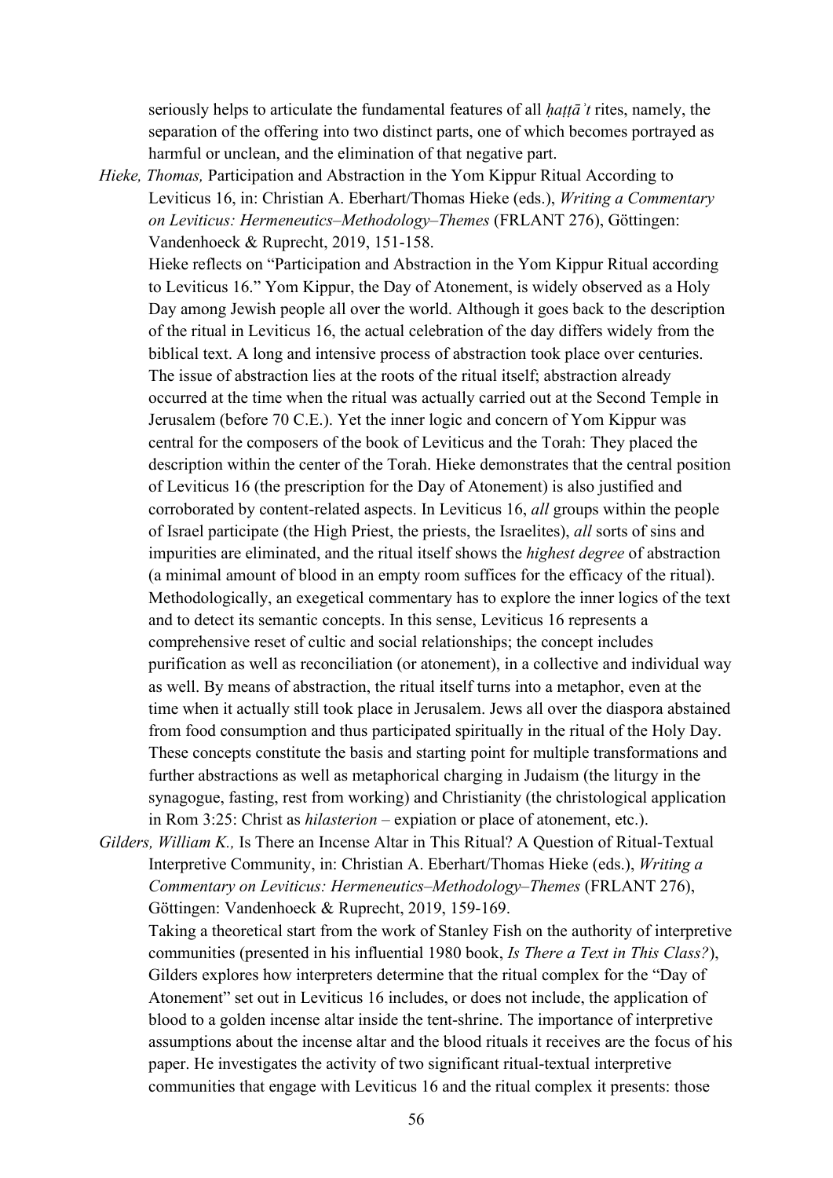seriously helps to articulate the fundamental features of all *ḥaṭṭāʾt* rites, namely, the separation of the offering into two distinct parts, one of which becomes portrayed as harmful or unclean, and the elimination of that negative part.

*Hieke, Thomas,* Participation and Abstraction in the Yom Kippur Ritual According to Leviticus 16, in: Christian A. Eberhart/Thomas Hieke (eds.), *Writing a Commentary on Leviticus: Hermeneutics–Methodology–Themes* (FRLANT 276), Göttingen: Vandenhoeck & Ruprecht, 2019, 151-158.

Hieke reflects on "Participation and Abstraction in the Yom Kippur Ritual according to Leviticus 16." Yom Kippur, the Day of Atonement, is widely observed as a Holy Day among Jewish people all over the world. Although it goes back to the description of the ritual in Leviticus 16, the actual celebration of the day differs widely from the biblical text. A long and intensive process of abstraction took place over centuries. The issue of abstraction lies at the roots of the ritual itself; abstraction already occurred at the time when the ritual was actually carried out at the Second Temple in Jerusalem (before 70 C.E.). Yet the inner logic and concern of Yom Kippur was central for the composers of the book of Leviticus and the Torah: They placed the description within the center of the Torah. Hieke demonstrates that the central position of Leviticus 16 (the prescription for the Day of Atonement) is also justified and corroborated by content-related aspects. In Leviticus 16, *all* groups within the people of Israel participate (the High Priest, the priests, the Israelites), *all* sorts of sins and impurities are eliminated, and the ritual itself shows the *highest degree* of abstraction (a minimal amount of blood in an empty room suffices for the efficacy of the ritual). Methodologically, an exegetical commentary has to explore the inner logics of the text and to detect its semantic concepts. In this sense, Leviticus 16 represents a comprehensive reset of cultic and social relationships; the concept includes purification as well as reconciliation (or atonement), in a collective and individual way as well. By means of abstraction, the ritual itself turns into a metaphor, even at the time when it actually still took place in Jerusalem. Jews all over the diaspora abstained from food consumption and thus participated spiritually in the ritual of the Holy Day. These concepts constitute the basis and starting point for multiple transformations and further abstractions as well as metaphorical charging in Judaism (the liturgy in the synagogue, fasting, rest from working) and Christianity (the christological application in Rom 3:25: Christ as *hilasterion* – expiation or place of atonement, etc.).

*Gilders, William K.,* Is There an Incense Altar in This Ritual? A Question of Ritual-Textual Interpretive Community, in: Christian A. Eberhart/Thomas Hieke (eds.), *Writing a Commentary on Leviticus: Hermeneutics–Methodology–Themes* (FRLANT 276), Göttingen: Vandenhoeck & Ruprecht, 2019, 159-169.

Taking a theoretical start from the work of Stanley Fish on the authority of interpretive communities (presented in his influential 1980 book, *Is There a Text in This Class?*), Gilders explores how interpreters determine that the ritual complex for the "Day of Atonement" set out in Leviticus 16 includes, or does not include, the application of blood to a golden incense altar inside the tent-shrine. The importance of interpretive assumptions about the incense altar and the blood rituals it receives are the focus of his paper. He investigates the activity of two significant ritual-textual interpretive communities that engage with Leviticus 16 and the ritual complex it presents: those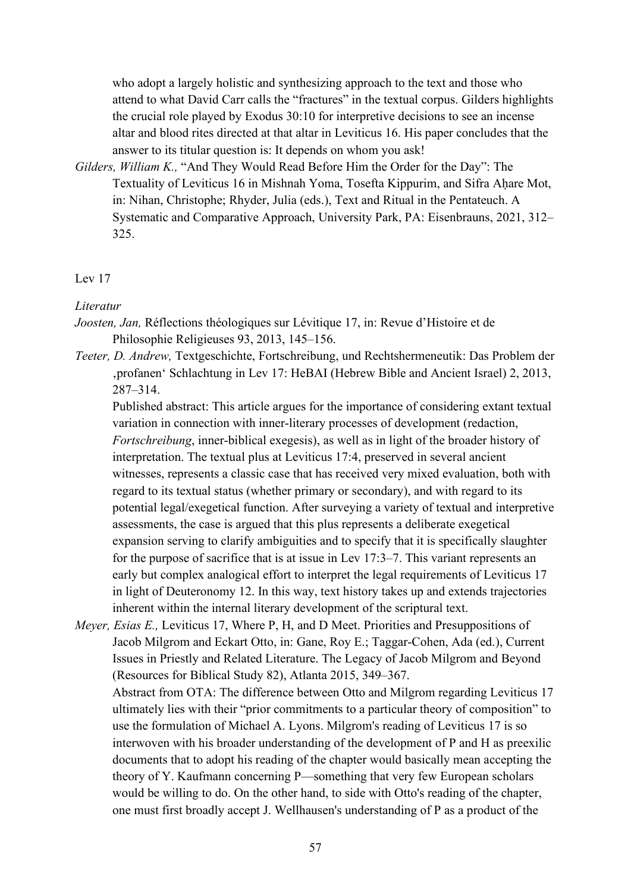who adopt a largely holistic and synthesizing approach to the text and those who attend to what David Carr calls the "fractures" in the textual corpus. Gilders highlights the crucial role played by Exodus 30:10 for interpretive decisions to see an incense altar and blood rites directed at that altar in Leviticus 16. His paper concludes that the answer to its titular question is: It depends on whom you ask!

*Gilders, William K.,* "And They Would Read Before Him the Order for the Day": The Textuality of Leviticus 16 in Mishnah Yoma, Tosefta Kippurim, and Sifra Aḥare Mot, in: Nihan, Christophe; Rhyder, Julia (eds.), Text and Ritual in the Pentateuch. A Systematic and Comparative Approach, University Park, PA: Eisenbrauns, 2021, 312–325.

Lev 17

*Literatur*

*Joosten, Jan,* Réflections théologiques sur Lévitique 17, in: Revue d'Histoire et de Philosophie Religieuses 93, 2013, 145–156.

*Teeter, D. Andrew,* Textgeschichte, Fortschreibung, und Rechtshermeneutik: Das Problem der ‚profanen' Schlachtung in Lev 17: HeBAI (Hebrew Bible and Ancient Israel) 2, 2013, 287–314.

Published abstract: This article argues for the importance of considering extant textual variation in connection with inner-literary processes of development (redaction, *Fortschreibung*, inner-biblical exegesis), as well as in light of the broader history of interpretation. The textual plus at Leviticus 17:4, preserved in several ancient witnesses, represents a classic case that has received very mixed evaluation, both with regard to its textual status (whether primary or secondary), and with regard to its potential legal/exegetical function. After surveying a variety of textual and interpretive assessments, the case is argued that this plus represents a deliberate exegetical expansion serving to clarify ambiguities and to specify that it is specifically slaughter for the purpose of sacrifice that is at issue in Lev 17:3–7. This variant represents an early but complex analogical effort to interpret the legal requirements of Leviticus 17 in light of Deuteronomy 12. In this way, text history takes up and extends trajectories inherent within the internal literary development of the scriptural text.

*Meyer, Esias E.,* Leviticus 17, Where P, H, and D Meet. Priorities and Presuppositions of Jacob Milgrom and Eckart Otto, in: Gane, Roy E.; Taggar-Cohen, Ada (ed.), Current Issues in Priestly and Related Literature. The Legacy of Jacob Milgrom and Beyond (Resources for Biblical Study 82), Atlanta 2015, 349–367.

Abstract from OTA: The difference between Otto and Milgrom regarding Leviticus 17 ultimately lies with their "prior commitments to a particular theory of composition" to use the formulation of Michael A. Lyons. Milgrom's reading of Leviticus 17 is so interwoven with his broader understanding of the development of P and H as preexilic documents that to adopt his reading of the chapter would basically mean accepting the theory of Y. Kaufmann concerning P—something that very few European scholars would be willing to do. On the other hand, to side with Otto's reading of the chapter, one must first broadly accept J. Wellhausen's understanding of P as a product of the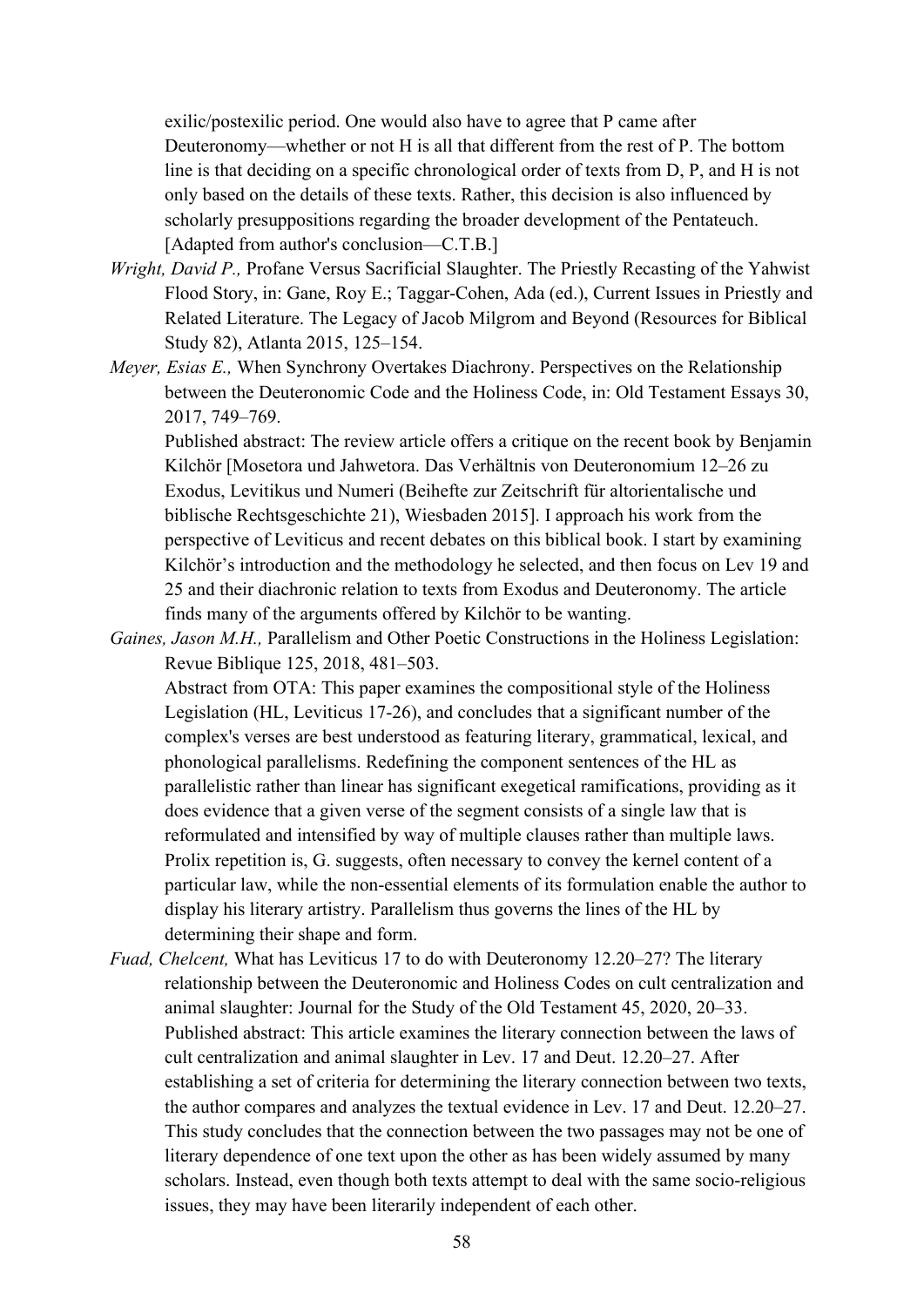exilic/postexilic period. One would also have to agree that P came after Deuteronomy—whether or not H is all that different from the rest of P. The bottom line is that deciding on a specific chronological order of texts from D, P, and H is not only based on the details of these texts. Rather, this decision is also influenced by scholarly presuppositions regarding the broader development of the Pentateuch. [Adapted from author's conclusion—C.T.B.]

*Wright, David P.,* Profane Versus Sacrificial Slaughter. The Priestly Recasting of the Yahwist Flood Story, in: Gane, Roy E.; Taggar-Cohen, Ada (ed.), Current Issues in Priestly and Related Literature. The Legacy of Jacob Milgrom and Beyond (Resources for Biblical Study 82), Atlanta 2015, 125–154.

*Meyer, Esias E.,* When Synchrony Overtakes Diachrony. Perspectives on the Relationship between the Deuteronomic Code and the Holiness Code, in: Old Testament Essays 30, 2017, 749–769.
Published abstract: The review article offers a critique on the recent book by Benjamin Kilchör [Mosetora und Jahwetora. Das Verhältnis von Deuteronomium 12–26 zu Exodus, Levitikus und Numeri (Beihefte zur Zeitschrift für altorientalische und biblische Rechtsgeschichte 21), Wiesbaden 2015]. I approach his work from the perspective of Leviticus and recent debates on this biblical book. I start by examining Kilchör's introduction and the methodology he selected, and then focus on Lev 19 and 25 and their diachronic relation to texts from Exodus and Deuteronomy. The article finds many of the arguments offered by Kilchör to be wanting.

*Gaines, Jason M.H.,* Parallelism and Other Poetic Constructions in the Holiness Legislation: Revue Biblique 125, 2018, 481–503.
Abstract from OTA: This paper examines the compositional style of the Holiness Legislation (HL, Leviticus 17-26), and concludes that a significant number of the complex's verses are best understood as featuring literary, grammatical, lexical, and phonological parallelisms. Redefining the component sentences of the HL as parallelistic rather than linear has significant exegetical ramifications, providing as it does evidence that a given verse of the segment consists of a single law that is reformulated and intensified by way of multiple clauses rather than multiple laws. Prolix repetition is, G. suggests, often necessary to convey the kernel content of a particular law, while the non-essential elements of its formulation enable the author to display his literary artistry. Parallelism thus governs the lines of the HL by determining their shape and form.

*Fuad, Chelcent,* What has Leviticus 17 to do with Deuteronomy 12.20–27? The literary relationship between the Deuteronomic and Holiness Codes on cult centralization and animal slaughter: Journal for the Study of the Old Testament 45, 2020, 20–33.
Published abstract: This article examines the literary connection between the laws of cult centralization and animal slaughter in Lev. 17 and Deut. 12.20–27. After establishing a set of criteria for determining the literary connection between two texts, the author compares and analyzes the textual evidence in Lev. 17 and Deut. 12.20–27. This study concludes that the connection between the two passages may not be one of literary dependence of one text upon the other as has been widely assumed by many scholars. Instead, even though both texts attempt to deal with the same socio-religious issues, they may have been literarily independent of each other.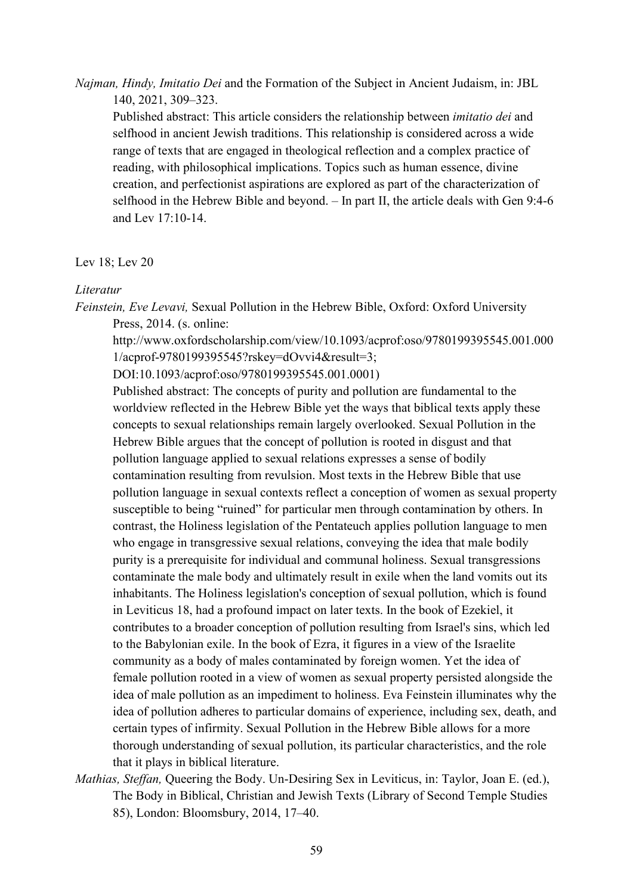*Najman, Hindy, Imitatio Dei* and the Formation of the Subject in Ancient Judaism, in: JBL 140, 2021, 309–323.

Published abstract: This article considers the relationship between *imitatio dei* and selfhood in ancient Jewish traditions. This relationship is considered across a wide range of texts that are engaged in theological reflection and a complex practice of reading, with philosophical implications. Topics such as human essence, divine creation, and perfectionist aspirations are explored as part of the characterization of selfhood in the Hebrew Bible and beyond. – In part II, the article deals with Gen 9:4-6 and Lev 17:10-14.

Lev 18; Lev 20

*Literatur*

*Feinstein, Eve Levavi,* Sexual Pollution in the Hebrew Bible, Oxford: Oxford University Press, 2014. (s. online: http://www.oxfordscholarship.com/view/10.1093/acprof:oso/9780199395545.001.0001/acprof-9780199395545?rskey=dOvvi4&result=3; DOI:10.1093/acprof:oso/9780199395545.001.0001)

Published abstract: The concepts of purity and pollution are fundamental to the worldview reflected in the Hebrew Bible yet the ways that biblical texts apply these concepts to sexual relationships remain largely overlooked. Sexual Pollution in the Hebrew Bible argues that the concept of pollution is rooted in disgust and that pollution language applied to sexual relations expresses a sense of bodily contamination resulting from revulsion. Most texts in the Hebrew Bible that use pollution language in sexual contexts reflect a conception of women as sexual property susceptible to being "ruined" for particular men through contamination by others. In contrast, the Holiness legislation of the Pentateuch applies pollution language to men who engage in transgressive sexual relations, conveying the idea that male bodily purity is a prerequisite for individual and communal holiness. Sexual transgressions contaminate the male body and ultimately result in exile when the land vomits out its inhabitants. The Holiness legislation's conception of sexual pollution, which is found in Leviticus 18, had a profound impact on later texts. In the book of Ezekiel, it contributes to a broader conception of pollution resulting from Israel's sins, which led to the Babylonian exile. In the book of Ezra, it figures in a view of the Israelite community as a body of males contaminated by foreign women. Yet the idea of female pollution rooted in a view of women as sexual property persisted alongside the idea of male pollution as an impediment to holiness. Eva Feinstein illuminates why the idea of pollution adheres to particular domains of experience, including sex, death, and certain types of infirmity. Sexual Pollution in the Hebrew Bible allows for a more thorough understanding of sexual pollution, its particular characteristics, and the role that it plays in biblical literature.

*Mathias, Steffan,* Queering the Body. Un-Desiring Sex in Leviticus, in: Taylor, Joan E. (ed.), The Body in Biblical, Christian and Jewish Texts (Library of Second Temple Studies 85), London: Bloomsbury, 2014, 17–40.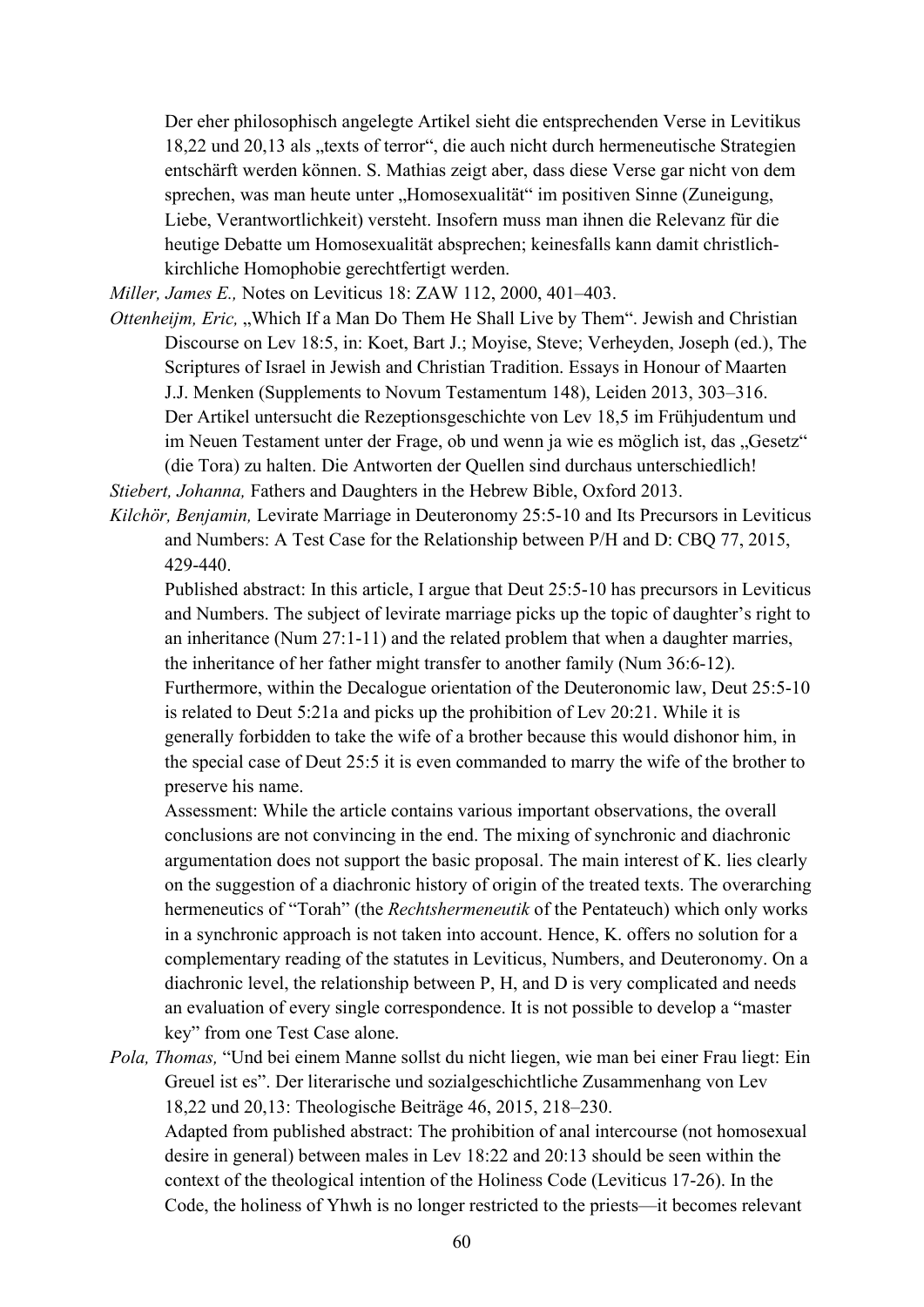Der eher philosophisch angelegte Artikel sieht die entsprechenden Verse in Levitikus 18,22 und 20,13 als „texts of terror", die auch nicht durch hermeneutische Strategien entschärft werden können. S. Mathias zeigt aber, dass diese Verse gar nicht von dem sprechen, was man heute unter „Homosexualität" im positiven Sinne (Zuneigung, Liebe, Verantwortlichkeit) versteht. Insofern muss man ihnen die Relevanz für die heutige Debatte um Homosexualität absprechen; keinesfalls kann damit christlich-kirchliche Homophobie gerechtfertigt werden.

*Miller, James E.,* Notes on Leviticus 18: ZAW 112, 2000, 401–403.

*Ottenheijm, Eric,* „Which If a Man Do Them He Shall Live by Them". Jewish and Christian Discourse on Lev 18:5, in: Koet, Bart J.; Moyise, Steve; Verheyden, Joseph (ed.), The Scriptures of Israel in Jewish and Christian Tradition. Essays in Honour of Maarten J.J. Menken (Supplements to Novum Testamentum 148), Leiden 2013, 303–316.
Der Artikel untersucht die Rezeptionsgeschichte von Lev 18,5 im Frühjudentum und im Neuen Testament unter der Frage, ob und wenn ja wie es möglich ist, das „Gesetz" (die Tora) zu halten. Die Antworten der Quellen sind durchaus unterschiedlich!

*Stiebert, Johanna,* Fathers and Daughters in the Hebrew Bible, Oxford 2013.

*Kilchör, Benjamin,* Levirate Marriage in Deuteronomy 25:5-10 and Its Precursors in Leviticus and Numbers: A Test Case for the Relationship between P/H and D: CBQ 77, 2015, 429-440.
Published abstract: In this article, I argue that Deut 25:5-10 has precursors in Leviticus and Numbers. The subject of levirate marriage picks up the topic of daughter's right to an inheritance (Num 27:1-11) and the related problem that when a daughter marries, the inheritance of her father might transfer to another family (Num 36:6-12). Furthermore, within the Decalogue orientation of the Deuteronomic law, Deut 25:5-10 is related to Deut 5:21a and picks up the prohibition of Lev 20:21. While it is generally forbidden to take the wife of a brother because this would dishonor him, in the special case of Deut 25:5 it is even commanded to marry the wife of the brother to preserve his name.
Assessment: While the article contains various important observations, the overall conclusions are not convincing in the end. The mixing of synchronic and diachronic argumentation does not support the basic proposal. The main interest of K. lies clearly on the suggestion of a diachronic history of origin of the treated texts. The overarching hermeneutics of "Torah" (the *Rechtshermeneutik* of the Pentateuch) which only works in a synchronic approach is not taken into account. Hence, K. offers no solution for a complementary reading of the statutes in Leviticus, Numbers, and Deuteronomy. On a diachronic level, the relationship between P, H, and D is very complicated and needs an evaluation of every single correspondence. It is not possible to develop a "master key" from one Test Case alone.

*Pola, Thomas,* "Und bei einem Manne sollst du nicht liegen, wie man bei einer Frau liegt: Ein Greuel ist es". Der literarische und sozialgeschichtliche Zusammenhang von Lev 18,22 und 20,13: Theologische Beiträge 46, 2015, 218–230.
Adapted from published abstract: The prohibition of anal intercourse (not homosexual desire in general) between males in Lev 18:22 and 20:13 should be seen within the context of the theological intention of the Holiness Code (Leviticus 17-26). In the Code, the holiness of Yhwh is no longer restricted to the priests—it becomes relevant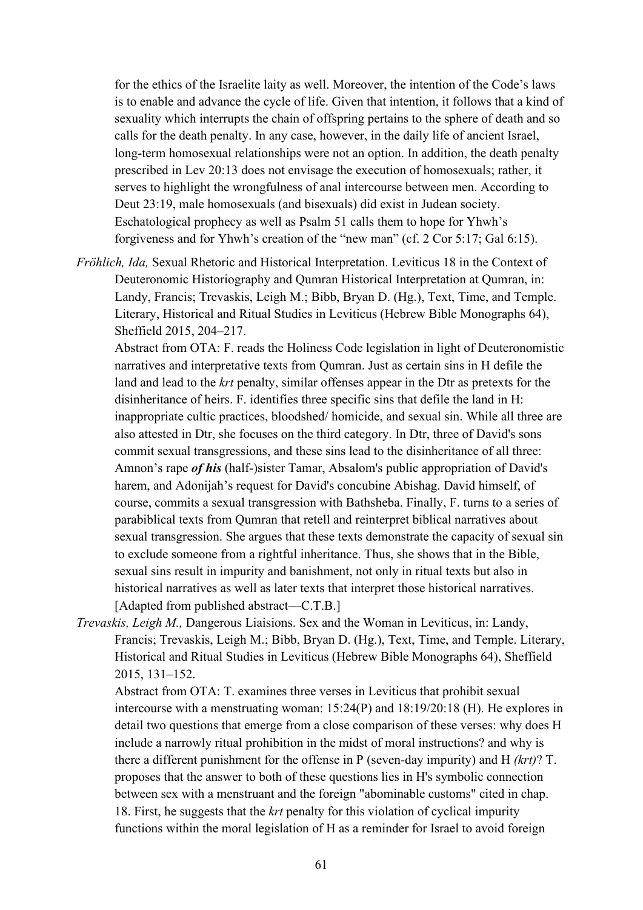for the ethics of the Israelite laity as well. Moreover, the intention of the Code's laws is to enable and advance the cycle of life. Given that intention, it follows that a kind of sexuality which interrupts the chain of offspring pertains to the sphere of death and so calls for the death penalty. In any case, however, in the daily life of ancient Israel, long-term homosexual relationships were not an option. In addition, the death penalty prescribed in Lev 20:13 does not envisage the execution of homosexuals; rather, it serves to highlight the wrongfulness of anal intercourse between men. According to Deut 23:19, male homosexuals (and bisexuals) did exist in Judean society. Eschatological prophecy as well as Psalm 51 calls them to hope for Yhwh's forgiveness and for Yhwh's creation of the "new man" (cf. 2 Cor 5:17; Gal 6:15).

*Fröhlich, Ida,* Sexual Rhetoric and Historical Interpretation. Leviticus 18 in the Context of Deuteronomic Historiography and Qumran Historical Interpretation at Qumran, in: Landy, Francis; Trevaskis, Leigh M.; Bibb, Bryan D. (Hg.), Text, Time, and Temple. Literary, Historical and Ritual Studies in Leviticus (Hebrew Bible Monographs 64), Sheffield 2015, 204–217.

Abstract from OTA: F. reads the Holiness Code legislation in light of Deuteronomistic narratives and interpretative texts from Qumran. Just as certain sins in H defile the land and lead to the *krt* penalty, similar offenses appear in the Dtr as pretexts for the disinheritance of heirs. F. identifies three specific sins that defile the land in H: inappropriate cultic practices, bloodshed/ homicide, and sexual sin. While all three are also attested in Dtr, she focuses on the third category. In Dtr, three of David's sons commit sexual transgressions, and these sins lead to the disinheritance of all three: Amnon's rape ***of his*** (half-)sister Tamar, Absalom's public appropriation of David's harem, and Adonijah's request for David's concubine Abishag. David himself, of course, commits a sexual transgression with Bathsheba. Finally, F. turns to a series of parabiblical texts from Qumran that retell and reinterpret biblical narratives about sexual transgression. She argues that these texts demonstrate the capacity of sexual sin to exclude someone from a rightful inheritance. Thus, she shows that in the Bible, sexual sins result in impurity and banishment, not only in ritual texts but also in historical narratives as well as later texts that interpret those historical narratives. [Adapted from published abstract—C.T.B.]

*Trevaskis, Leigh M.,* Dangerous Liaisions. Sex and the Woman in Leviticus, in: Landy, Francis; Trevaskis, Leigh M.; Bibb, Bryan D. (Hg.), Text, Time, and Temple. Literary, Historical and Ritual Studies in Leviticus (Hebrew Bible Monographs 64), Sheffield 2015, 131–152.

Abstract from OTA: T. examines three verses in Leviticus that prohibit sexual intercourse with a menstruating woman: 15:24(P) and 18:19/20:18 (H). He explores in detail two questions that emerge from a close comparison of these verses: why does H include a narrowly ritual prohibition in the midst of moral instructions? and why is there a different punishment for the offense in P (seven-day impurity) and H *(krt)*? T. proposes that the answer to both of these questions lies in H's symbolic connection between sex with a menstruant and the foreign "abominable customs" cited in chap. 18. First, he suggests that the *krt* penalty for this violation of cyclical impurity functions within the moral legislation of H as a reminder for Israel to avoid foreign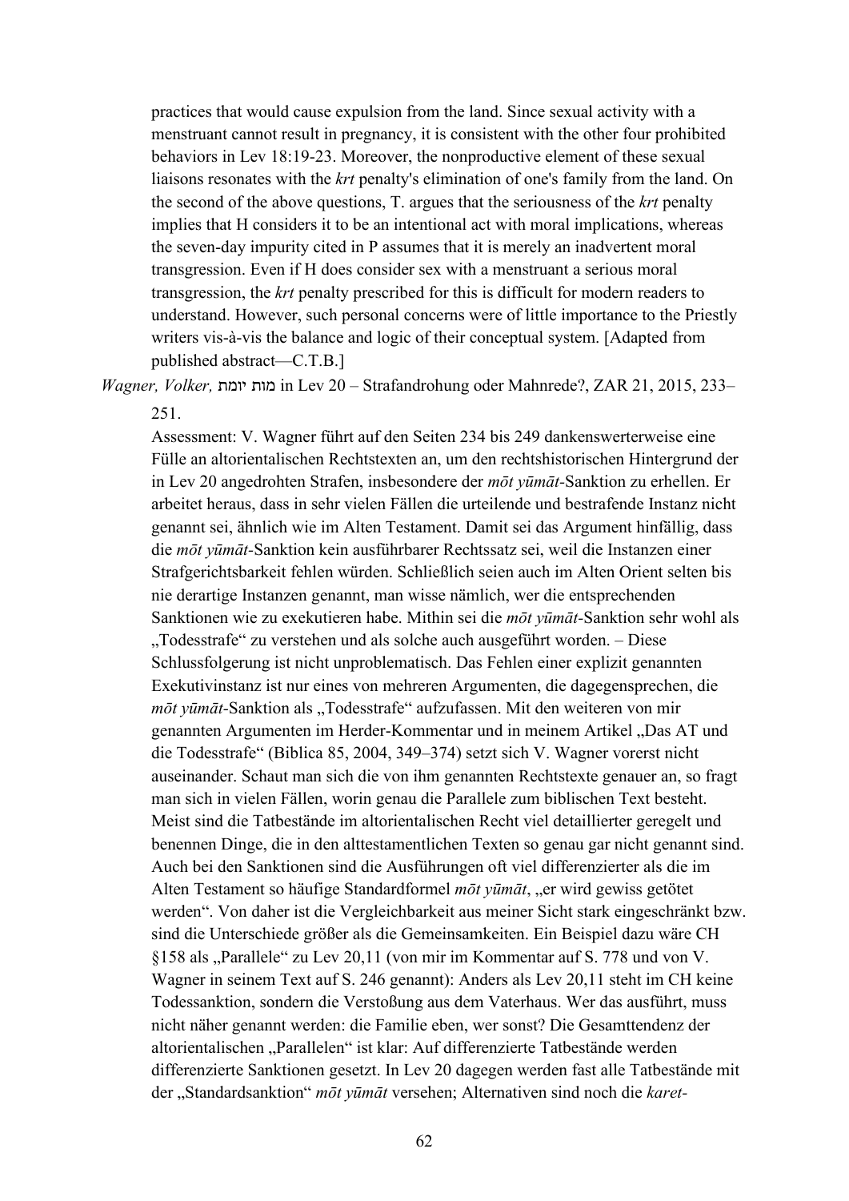practices that would cause expulsion from the land. Since sexual activity with a menstruant cannot result in pregnancy, it is consistent with the other four prohibited behaviors in Lev 18:19-23. Moreover, the nonproductive element of these sexual liaisons resonates with the *krt* penalty's elimination of one's family from the land. On the second of the above questions, T. argues that the seriousness of the *krt* penalty implies that H considers it to be an intentional act with moral implications, whereas the seven-day impurity cited in P assumes that it is merely an inadvertent moral transgression. Even if H does consider sex with a menstruant a serious moral transgression, the *krt* penalty prescribed for this is difficult for modern readers to understand. However, such personal concerns were of little importance to the Priestly writers vis-à-vis the balance and logic of their conceptual system. [Adapted from published abstract—C.T.B.]

*Wagner, Volker,* מות יומת in Lev 20 – Strafandrohung oder Mahnrede?, ZAR 21, 2015, 233–251.

Assessment: V. Wagner führt auf den Seiten 234 bis 249 dankenswerterweise eine Fülle an altorientalischen Rechtstexten an, um den rechtshistorischen Hintergrund der in Lev 20 angedrohten Strafen, insbesondere der *mōt yūmāt*-Sanktion zu erhellen. Er arbeitet heraus, dass in sehr vielen Fällen die urteilende und bestrafende Instanz nicht genannt sei, ähnlich wie im Alten Testament. Damit sei das Argument hinfällig, dass die *mōt yūmāt*-Sanktion kein ausführbarer Rechtssatz sei, weil die Instanzen einer Strafgerichtsbarkeit fehlen würden. Schließlich seien auch im Alten Orient selten bis nie derartige Instanzen genannt, man wisse nämlich, wer die entsprechenden Sanktionen wie zu exekutieren habe. Mithin sei die *mōt yūmāt*-Sanktion sehr wohl als „Todesstrafe" zu verstehen und als solche auch ausgeführt worden. – Diese Schlussfolgerung ist nicht unproblematisch. Das Fehlen einer explizit genannten Exekutivinstanz ist nur eines von mehreren Argumenten, die dagegensprechen, die *mōt yūmāt*-Sanktion als „Todesstrafe" aufzufassen. Mit den weiteren von mir genannten Argumenten im Herder-Kommentar und in meinem Artikel „Das AT und die Todesstrafe" (Biblica 85, 2004, 349–374) setzt sich V. Wagner vorerst nicht auseinander. Schaut man sich die von ihm genannten Rechtstexte genauer an, so fragt man sich in vielen Fällen, worin genau die Parallele zum biblischen Text besteht. Meist sind die Tatbestände im altorientalischen Recht viel detaillierter geregelt und benennen Dinge, die in den alttestamentlichen Texten so genau gar nicht genannt sind. Auch bei den Sanktionen sind die Ausführungen oft viel differenzierter als die im Alten Testament so häufige Standardformel *mōt yūmāt*, „er wird gewiss getötet werden". Von daher ist die Vergleichbarkeit aus meiner Sicht stark eingeschränkt bzw. sind die Unterschiede größer als die Gemeinsamkeiten. Ein Beispiel dazu wäre CH §158 als „Parallele" zu Lev 20,11 (von mir im Kommentar auf S. 778 und von V. Wagner in seinem Text auf S. 246 genannt): Anders als Lev 20,11 steht im CH keine Todessanktion, sondern die Verstoßung aus dem Vaterhaus. Wer das ausführt, muss nicht näher genannt werden: die Familie eben, wer sonst? Die Gesamttendenz der altorientalischen „Parallelen" ist klar: Auf differenzierte Tatbestände werden differenzierte Sanktionen gesetzt. In Lev 20 dagegen werden fast alle Tatbestände mit der „Standardsanktion" *mōt yūmāt* versehen; Alternativen sind noch die *karet*-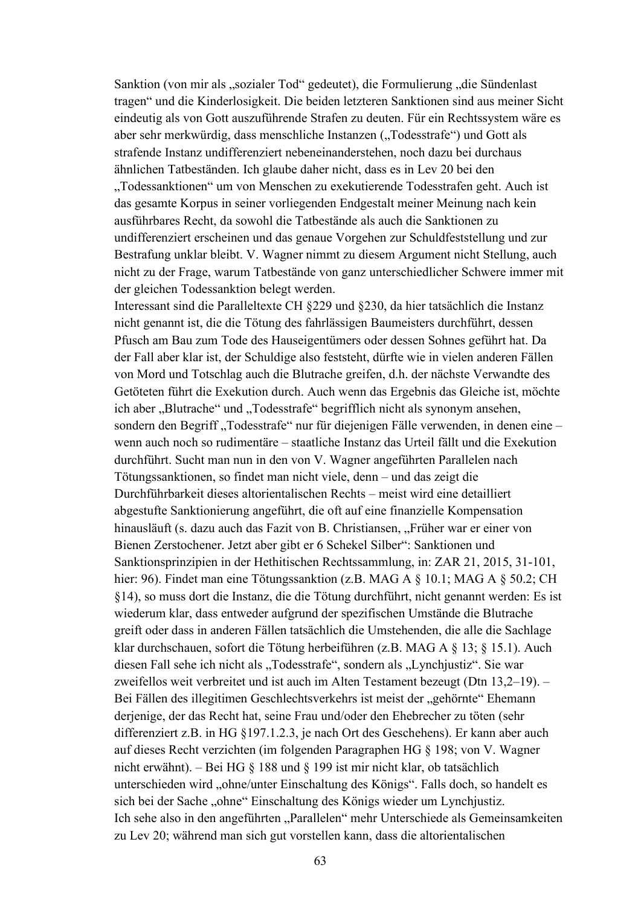Sanktion (von mir als „sozialer Tod" gedeutet), die Formulierung „die Sündenlast tragen" und die Kinderlosigkeit. Die beiden letzteren Sanktionen sind aus meiner Sicht eindeutig als von Gott auszuführende Strafen zu deuten. Für ein Rechtssystem wäre es aber sehr merkwürdig, dass menschliche Instanzen („Todesstrafe") und Gott als strafende Instanz undifferenziert nebeneinanderstehen, noch dazu bei durchaus ähnlichen Tatbeständen. Ich glaube daher nicht, dass es in Lev 20 bei den „Todessanktionen" um von Menschen zu exekutierende Todesstrafen geht. Auch ist das gesamte Korpus in seiner vorliegenden Endgestalt meiner Meinung nach kein ausführbares Recht, da sowohl die Tatbestände als auch die Sanktionen zu undifferenziert erscheinen und das genaue Vorgehen zur Schuldfeststellung und zur Bestrafung unklar bleibt. V. Wagner nimmt zu diesem Argument nicht Stellung, auch nicht zu der Frage, warum Tatbestände von ganz unterschiedlicher Schwere immer mit der gleichen Todessanktion belegt werden.

Interessant sind die Paralleltexte CH §229 und §230, da hier tatsächlich die Instanz nicht genannt ist, die die Tötung des fahrlässigen Baumeisters durchführt, dessen Pfusch am Bau zum Tode des Hauseigentümers oder dessen Sohnes geführt hat. Da der Fall aber klar ist, der Schuldige also feststeht, dürfte wie in vielen anderen Fällen von Mord und Totschlag auch die Blutrache greifen, d.h. der nächste Verwandte des Getöteten führt die Exekution durch. Auch wenn das Ergebnis das Gleiche ist, möchte ich aber „Blutrache" und „Todesstrafe" begrifflich nicht als synonym ansehen, sondern den Begriff „Todesstrafe" nur für diejenigen Fälle verwenden, in denen eine – wenn auch noch so rudimentäre – staatliche Instanz das Urteil fällt und die Exekution durchführt. Sucht man nun in den von V. Wagner angeführten Parallelen nach Tötungssanktionen, so findet man nicht viele, denn – und das zeigt die Durchführbarkeit dieses altorientalischen Rechts – meist wird eine detailliert abgestufte Sanktionierung angeführt, die oft auf eine finanzielle Kompensation hinausläuft (s. dazu auch das Fazit von B. Christiansen, „Früher war er einer von Bienen Zerstochener. Jetzt aber gibt er 6 Schekel Silber": Sanktionen und Sanktionsprinzipien in der Hethitischen Rechtssammlung, in: ZAR 21, 2015, 31-101, hier: 96). Findet man eine Tötungssanktion (z.B. MAG A § 10.1; MAG A § 50.2; CH §14), so muss dort die Instanz, die die Tötung durchführt, nicht genannt werden: Es ist wiederum klar, dass entweder aufgrund der spezifischen Umstände die Blutrache greift oder dass in anderen Fällen tatsächlich die Umstehenden, die alle die Sachlage klar durchschauen, sofort die Tötung herbeiführen (z.B. MAG A § 13; § 15.1). Auch diesen Fall sehe ich nicht als „Todesstrafe", sondern als „Lynchjustiz". Sie war zweifellos weit verbreitet und ist auch im Alten Testament bezeugt (Dtn 13,2–19). – Bei Fällen des illegitimen Geschlechtsverkehrs ist meist der „gehörnte" Ehemann derjenige, der das Recht hat, seine Frau und/oder den Ehebrecher zu töten (sehr differenziert z.B. in HG §197.1.2.3, je nach Ort des Geschehens). Er kann aber auch auf dieses Recht verzichten (im folgenden Paragraphen HG § 198; von V. Wagner nicht erwähnt). – Bei HG § 188 und § 199 ist mir nicht klar, ob tatsächlich unterschieden wird „ohne/unter Einschaltung des Königs". Falls doch, so handelt es sich bei der Sache „ohne" Einschaltung des Königs wieder um Lynchjustiz.

Ich sehe also in den angeführten „Parallelen" mehr Unterschiede als Gemeinsamkeiten zu Lev 20; während man sich gut vorstellen kann, dass die altorientalischen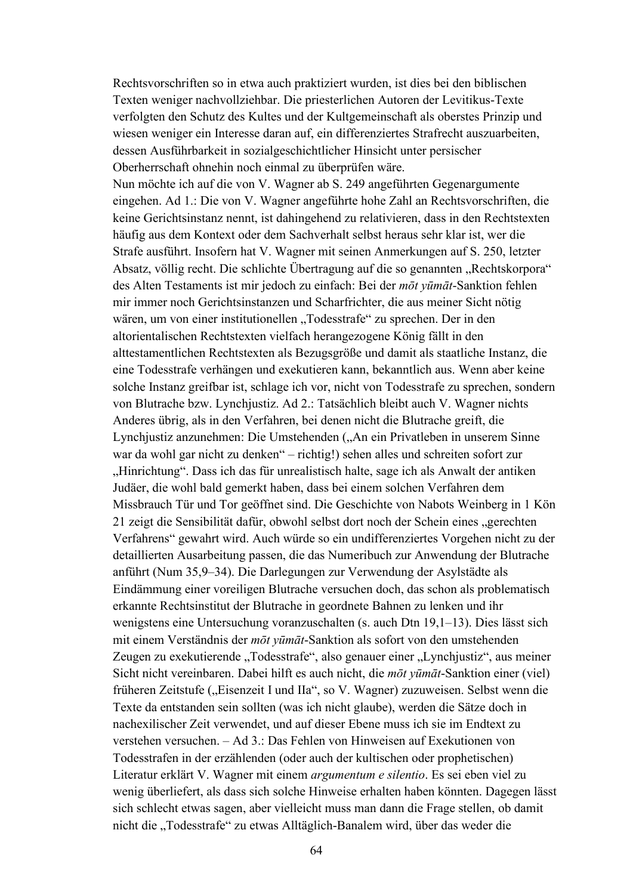Rechtsvorschriften so in etwa auch praktiziert wurden, ist dies bei den biblischen Texten weniger nachvollziehbar. Die priesterlichen Autoren der Levitikus-Texte verfolgten den Schutz des Kultes und der Kultgemeinschaft als oberstes Prinzip und wiesen weniger ein Interesse daran auf, ein differenziertes Strafrecht auszuarbeiten, dessen Ausführbarkeit in sozialgeschichtlicher Hinsicht unter persischer Oberherrschaft ohnehin noch einmal zu überprüfen wäre.

Nun möchte ich auf die von V. Wagner ab S. 249 angeführten Gegenargumente eingehen. Ad 1.: Die von V. Wagner angeführte hohe Zahl an Rechtsvorschriften, die keine Gerichtsinstanz nennt, ist dahingehend zu relativieren, dass in den Rechtstexten häufig aus dem Kontext oder dem Sachverhalt selbst heraus sehr klar ist, wer die Strafe ausführt. Insofern hat V. Wagner mit seinen Anmerkungen auf S. 250, letzter Absatz, völlig recht. Die schlichte Übertragung auf die so genannten „Rechtskorpora" des Alten Testaments ist mir jedoch zu einfach: Bei der *mōt yūmāt*-Sanktion fehlen mir immer noch Gerichtsinstanzen und Scharfrichter, die aus meiner Sicht nötig wären, um von einer institutionellen „Todesstrafe" zu sprechen. Der in den altorientalischen Rechtstexten vielfach herangezogene König fällt in den alttestamentlichen Rechtstexten als Bezugsgröße und damit als staatliche Instanz, die eine Todesstrafe verhängen und exekutieren kann, bekanntlich aus. Wenn aber keine solche Instanz greifbar ist, schlage ich vor, nicht von Todesstrafe zu sprechen, sondern von Blutrache bzw. Lynchjustiz. Ad 2.: Tatsächlich bleibt auch V. Wagner nichts Anderes übrig, als in den Verfahren, bei denen nicht die Blutrache greift, die Lynchjustiz anzunehmen: Die Umstehenden („An ein Privatleben in unserem Sinne war da wohl gar nicht zu denken" – richtig!) sehen alles und schreiten sofort zur „Hinrichtung". Dass ich das für unrealistisch halte, sage ich als Anwalt der antiken Judäer, die wohl bald gemerkt haben, dass bei einem solchen Verfahren dem Missbrauch Tür und Tor geöffnet sind. Die Geschichte von Nabots Weinberg in 1 Kön 21 zeigt die Sensibilität dafür, obwohl selbst dort noch der Schein eines „gerechten Verfahrens" gewahrt wird. Auch würde so ein undifferenziertes Vorgehen nicht zu der detaillierten Ausarbeitung passen, die das Numeribuch zur Anwendung der Blutrache anführt (Num 35,9–34). Die Darlegungen zur Verwendung der Asylstädte als Eindämmung einer voreiligen Blutrache versuchen doch, das schon als problematisch erkannte Rechtsinstitut der Blutrache in geordnete Bahnen zu lenken und ihr wenigstens eine Untersuchung voranzuschalten (s. auch Dtn 19,1–13). Dies lässt sich mit einem Verständnis der *mōt yūmāt*-Sanktion als sofort von den umstehenden Zeugen zu exekutierende „Todesstrafe", also genauer einer „Lynchjustiz", aus meiner Sicht nicht vereinbaren. Dabei hilft es auch nicht, die *mōt yūmāt*-Sanktion einer (viel) früheren Zeitstufe („Eisenzeit I und IIa", so V. Wagner) zuzuweisen. Selbst wenn die Texte da entstanden sein sollten (was ich nicht glaube), werden die Sätze doch in nachexilischer Zeit verwendet, und auf dieser Ebene muss ich sie im Endtext zu verstehen versuchen. – Ad 3.: Das Fehlen von Hinweisen auf Exekutionen von Todesstrafen in der erzählenden (oder auch der kultischen oder prophetischen) Literatur erklärt V. Wagner mit einem *argumentum e silentio*. Es sei eben viel zu wenig überliefert, als dass sich solche Hinweise erhalten haben könnten. Dagegen lässt sich schlecht etwas sagen, aber vielleicht muss man dann die Frage stellen, ob damit nicht die „Todesstrafe" zu etwas Alltäglich-Banalem wird, über das weder die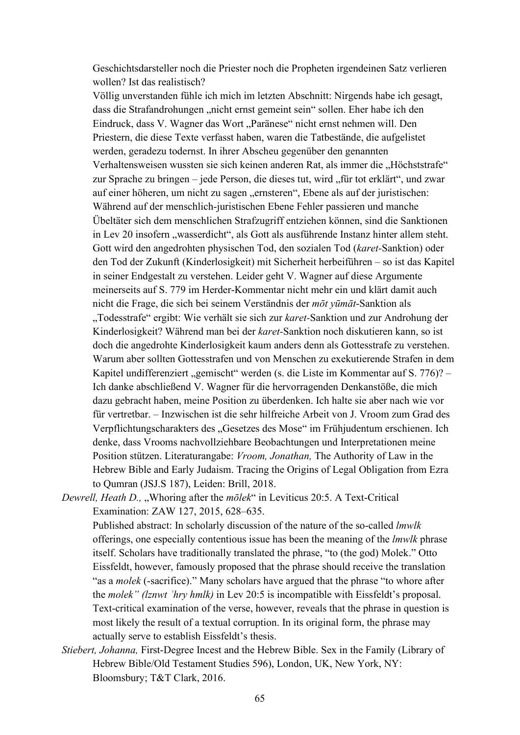Geschichtsdarsteller noch die Priester noch die Propheten irgendeinen Satz verlieren wollen? Ist das realistisch?

Völlig unverstanden fühle ich mich im letzten Abschnitt: Nirgends habe ich gesagt, dass die Strafandrohungen „nicht ernst gemeint sein" sollen. Eher habe ich den Eindruck, dass V. Wagner das Wort „Paränese" nicht ernst nehmen will. Den Priestern, die diese Texte verfasst haben, waren die Tatbestände, die aufgelistet werden, geradezu todernst. In ihrer Abscheu gegenüber den genannten Verhaltensweisen wussten sie sich keinen anderen Rat, als immer die „Höchststrafe" zur Sprache zu bringen – jede Person, die dieses tut, wird „für tot erklärt", und zwar auf einer höheren, um nicht zu sagen „ernsteren", Ebene als auf der juristischen: Während auf der menschlich-juristischen Ebene Fehler passieren und manche Übeltäter sich dem menschlichen Strafzugriff entziehen können, sind die Sanktionen in Lev 20 insofern „wasserdicht", als Gott als ausführende Instanz hinter allem steht. Gott wird den angedrohten physischen Tod, den sozialen Tod (*karet*-Sanktion) oder den Tod der Zukunft (Kinderlosigkeit) mit Sicherheit herbeiführen – so ist das Kapitel in seiner Endgestalt zu verstehen. Leider geht V. Wagner auf diese Argumente meinerseits auf S. 779 im Herder-Kommentar nicht mehr ein und klärt damit auch nicht die Frage, die sich bei seinem Verständnis der *mōt yūmāt*-Sanktion als „Todesstrafe" ergibt: Wie verhält sie sich zur *karet*-Sanktion und zur Androhung der Kinderlosigkeit? Während man bei der *karet*-Sanktion noch diskutieren kann, so ist doch die angedrohte Kinderlosigkeit kaum anders denn als Gottesstrafe zu verstehen. Warum aber sollten Gottesstrafen und von Menschen zu exekutierende Strafen in dem Kapitel undifferenziert „gemischt" werden (s. die Liste im Kommentar auf S. 776)? – Ich danke abschließend V. Wagner für die hervorragenden Denkanstöße, die mich dazu gebracht haben, meine Position zu überdenken. Ich halte sie aber nach wie vor für vertretbar. – Inzwischen ist die sehr hilfreiche Arbeit von J. Vroom zum Grad des Verpflichtungscharakters des „Gesetzes des Mose" im Frühjudentum erschienen. Ich denke, dass Vrooms nachvollziehbare Beobachtungen und Interpretationen meine Position stützen. Literaturangabe: *Vroom, Jonathan,* The Authority of Law in the Hebrew Bible and Early Judaism. Tracing the Origins of Legal Obligation from Ezra to Qumran (JSJ.S 187), Leiden: Brill, 2018.

*Dewrell, Heath D.,* „Whoring after the *mōlek*" in Leviticus 20:5. A Text-Critical Examination: ZAW 127, 2015, 628–635.

Published abstract: In scholarly discussion of the nature of the so-called *lmwlk* offerings, one especially contentious issue has been the meaning of the *lmwlk* phrase itself. Scholars have traditionally translated the phrase, "to (the god) Molek." Otto Eissfeldt, however, famously proposed that the phrase should receive the translation "as a *molek* (-sacrifice)." Many scholars have argued that the phrase "to whore after the *molek" (lznwt ʾhry hmlk)* in Lev 20:5 is incompatible with Eissfeldt's proposal. Text-critical examination of the verse, however, reveals that the phrase in question is most likely the result of a textual corruption. In its original form, the phrase may actually serve to establish Eissfeldt's thesis.

*Stiebert, Johanna,* First-Degree Incest and the Hebrew Bible. Sex in the Family (Library of Hebrew Bible/Old Testament Studies 596), London, UK, New York, NY: Bloomsbury; T&T Clark, 2016.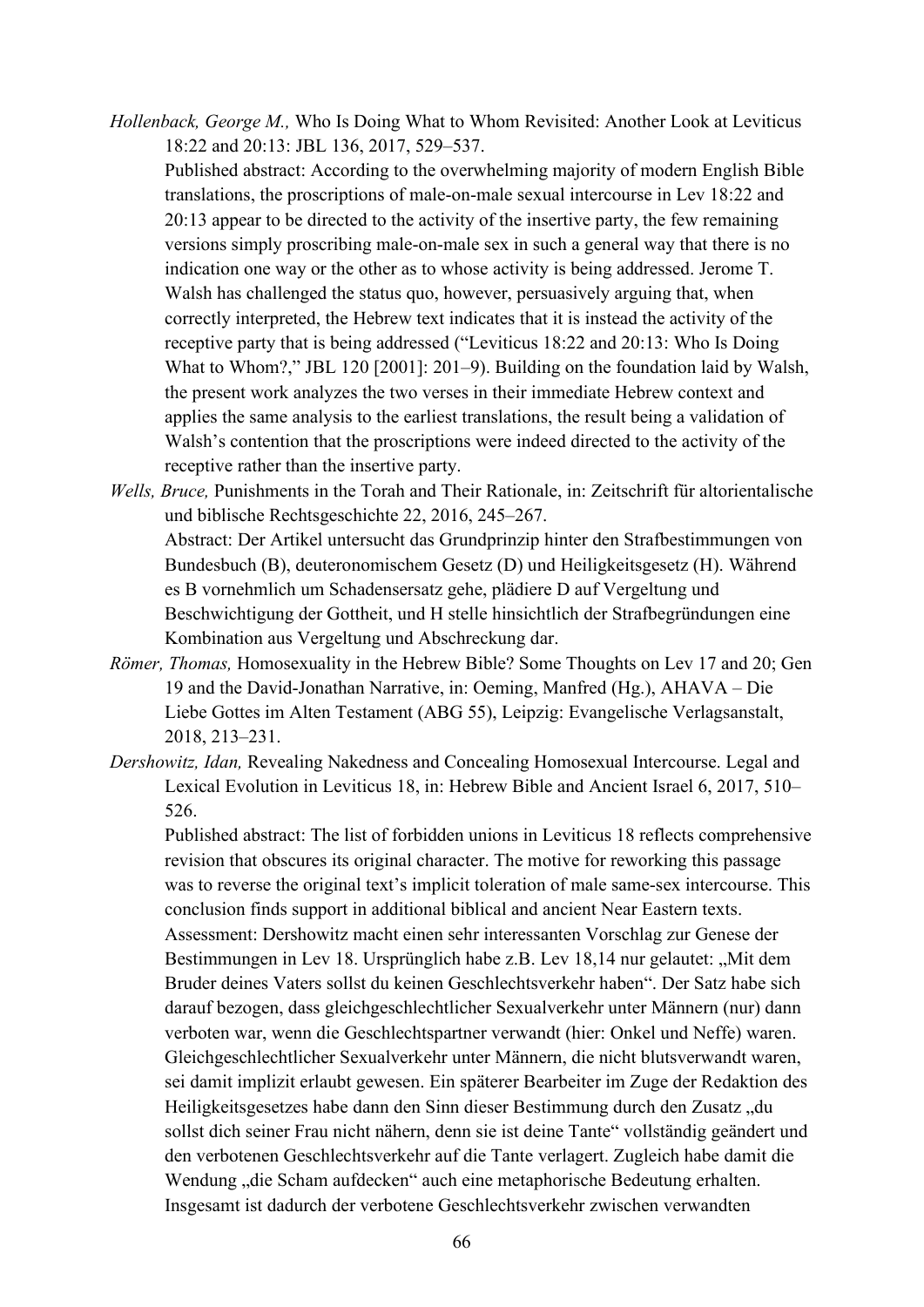*Hollenback, George M.,* Who Is Doing What to Whom Revisited: Another Look at Leviticus 18:22 and 20:13: JBL 136, 2017, 529–537.

Published abstract: According to the overwhelming majority of modern English Bible translations, the proscriptions of male-on-male sexual intercourse in Lev 18:22 and 20:13 appear to be directed to the activity of the insertive party, the few remaining versions simply proscribing male-on-male sex in such a general way that there is no indication one way or the other as to whose activity is being addressed. Jerome T. Walsh has challenged the status quo, however, persuasively arguing that, when correctly interpreted, the Hebrew text indicates that it is instead the activity of the receptive party that is being addressed ("Leviticus 18:22 and 20:13: Who Is Doing What to Whom?," JBL 120 [2001]: 201–9). Building on the foundation laid by Walsh, the present work analyzes the two verses in their immediate Hebrew context and applies the same analysis to the earliest translations, the result being a validation of Walsh's contention that the proscriptions were indeed directed to the activity of the receptive rather than the insertive party.

*Wells, Bruce,* Punishments in the Torah and Their Rationale, in: Zeitschrift für altorientalische und biblische Rechtsgeschichte 22, 2016, 245–267.

Abstract: Der Artikel untersucht das Grundprinzip hinter den Strafbestimmungen von Bundesbuch (B), deuteronomischem Gesetz (D) und Heiligkeitsgesetz (H). Während es B vornehmlich um Schadensersatz gehe, plädiere D auf Vergeltung und Beschwichtigung der Gottheit, und H stelle hinsichtlich der Strafbegründungen eine Kombination aus Vergeltung und Abschreckung dar.

*Römer, Thomas,* Homosexuality in the Hebrew Bible? Some Thoughts on Lev 17 and 20; Gen 19 and the David-Jonathan Narrative, in: Oeming, Manfred (Hg.), AHAVA – Die Liebe Gottes im Alten Testament (ABG 55), Leipzig: Evangelische Verlagsanstalt, 2018, 213–231.

*Dershowitz, Idan,* Revealing Nakedness and Concealing Homosexual Intercourse. Legal and Lexical Evolution in Leviticus 18, in: Hebrew Bible and Ancient Israel 6, 2017, 510–526.

Published abstract: The list of forbidden unions in Leviticus 18 reflects comprehensive revision that obscures its original character. The motive for reworking this passage was to reverse the original text's implicit toleration of male same-sex intercourse. This conclusion finds support in additional biblical and ancient Near Eastern texts.

Assessment: Dershowitz macht einen sehr interessanten Vorschlag zur Genese der Bestimmungen in Lev 18. Ursprünglich habe z.B. Lev 18,14 nur gelautet: „Mit dem Bruder deines Vaters sollst du keinen Geschlechtsverkehr haben". Der Satz habe sich darauf bezogen, dass gleichgeschlechtlicher Sexualverkehr unter Männern (nur) dann verboten war, wenn die Geschlechtspartner verwandt (hier: Onkel und Neffe) waren. Gleichgeschlechtlicher Sexualverkehr unter Männern, die nicht blutsverwandt waren, sei damit implizit erlaubt gewesen. Ein späterer Bearbeiter im Zuge der Redaktion des Heiligkeitsgesetzes habe dann den Sinn dieser Bestimmung durch den Zusatz „du sollst dich seiner Frau nicht nähern, denn sie ist deine Tante" vollständig geändert und den verbotenen Geschlechtsverkehr auf die Tante verlagert. Zugleich habe damit die Wendung „die Scham aufdecken" auch eine metaphorische Bedeutung erhalten. Insgesamt ist dadurch der verbotene Geschlechtsverkehr zwischen verwandten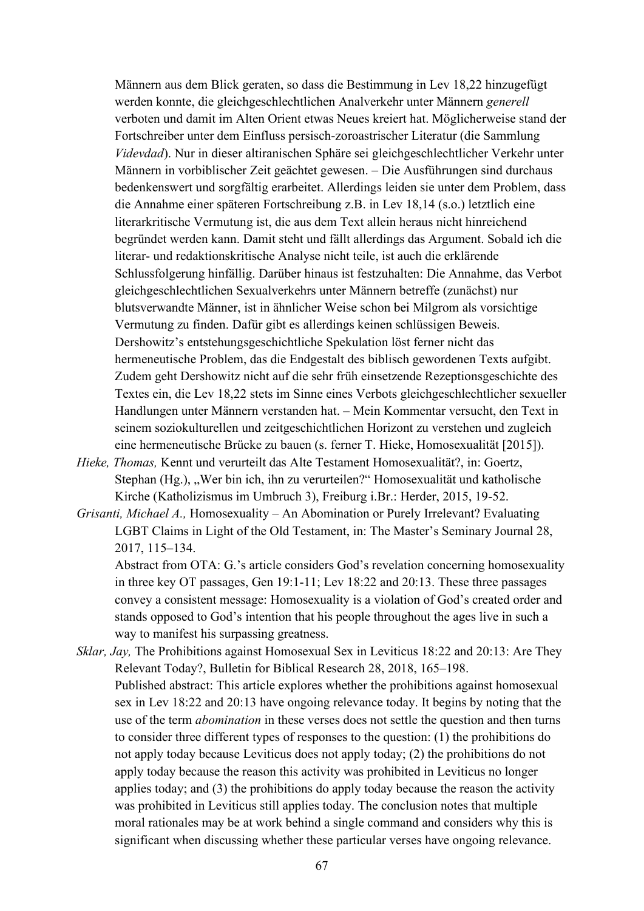Männern aus dem Blick geraten, so dass die Bestimmung in Lev 18,22 hinzugefügt werden konnte, die gleichgeschlechtlichen Analverkehr unter Männern *generell* verboten und damit im Alten Orient etwas Neues kreiert hat. Möglicherweise stand der Fortschreiber unter dem Einfluss persisch-zoroastrischer Literatur (die Sammlung *Videvdad*). Nur in dieser altiranischen Sphäre sei gleichgeschlechtlicher Verkehr unter Männern in vorbiblischer Zeit geächtet gewesen. – Die Ausführungen sind durchaus bedenkenswert und sorgfältig erarbeitet. Allerdings leiden sie unter dem Problem, dass die Annahme einer späteren Fortschreibung z.B. in Lev 18,14 (s.o.) letztlich eine literarkritische Vermutung ist, die aus dem Text allein heraus nicht hinreichend begründet werden kann. Damit steht und fällt allerdings das Argument. Sobald ich die literar- und redaktionskritische Analyse nicht teile, ist auch die erklärende Schlussfolgerung hinfällig. Darüber hinaus ist festzuhalten: Die Annahme, das Verbot gleichgeschlechtlichen Sexualverkehrs unter Männern betreffe (zunächst) nur blutsverwandte Männer, ist in ähnlicher Weise schon bei Milgrom als vorsichtige Vermutung zu finden. Dafür gibt es allerdings keinen schlüssigen Beweis. Dershowitz's entstehungsgeschichtliche Spekulation löst ferner nicht das hermeneutische Problem, das die Endgestalt des biblisch gewordenen Texts aufgibt. Zudem geht Dershowitz nicht auf die sehr früh einsetzende Rezeptionsgeschichte des Textes ein, die Lev 18,22 stets im Sinne eines Verbots gleichgeschlechtlicher sexueller Handlungen unter Männern verstanden hat. – Mein Kommentar versucht, den Text in seinem soziokulturellen und zeitgeschichtlichen Horizont zu verstehen und zugleich eine hermeneutische Brücke zu bauen (s. ferner T. Hieke, Homosexualität [2015]).

*Hieke, Thomas,* Kennt und verurteilt das Alte Testament Homosexualität?, in: Goertz, Stephan (Hg.), „Wer bin ich, ihn zu verurteilen?" Homosexualität und katholische Kirche (Katholizismus im Umbruch 3), Freiburg i.Br.: Herder, 2015, 19-52.

*Grisanti, Michael A.,* Homosexuality – An Abomination or Purely Irrelevant? Evaluating LGBT Claims in Light of the Old Testament, in: The Master's Seminary Journal 28, 2017, 115–134.
Abstract from OTA: G.'s article considers God's revelation concerning homosexuality in three key OT passages, Gen 19:1-11; Lev 18:22 and 20:13. These three passages convey a consistent message: Homosexuality is a violation of God's created order and stands opposed to God's intention that his people throughout the ages live in such a way to manifest his surpassing greatness.

*Sklar, Jay,* The Prohibitions against Homosexual Sex in Leviticus 18:22 and 20:13: Are They Relevant Today?, Bulletin for Biblical Research 28, 2018, 165–198.
Published abstract: This article explores whether the prohibitions against homosexual sex in Lev 18:22 and 20:13 have ongoing relevance today. It begins by noting that the use of the term *abomination* in these verses does not settle the question and then turns to consider three different types of responses to the question: (1) the prohibitions do not apply today because Leviticus does not apply today; (2) the prohibitions do not apply today because the reason this activity was prohibited in Leviticus no longer applies today; and (3) the prohibitions do apply today because the reason the activity was prohibited in Leviticus still applies today. The conclusion notes that multiple moral rationales may be at work behind a single command and considers why this is significant when discussing whether these particular verses have ongoing relevance.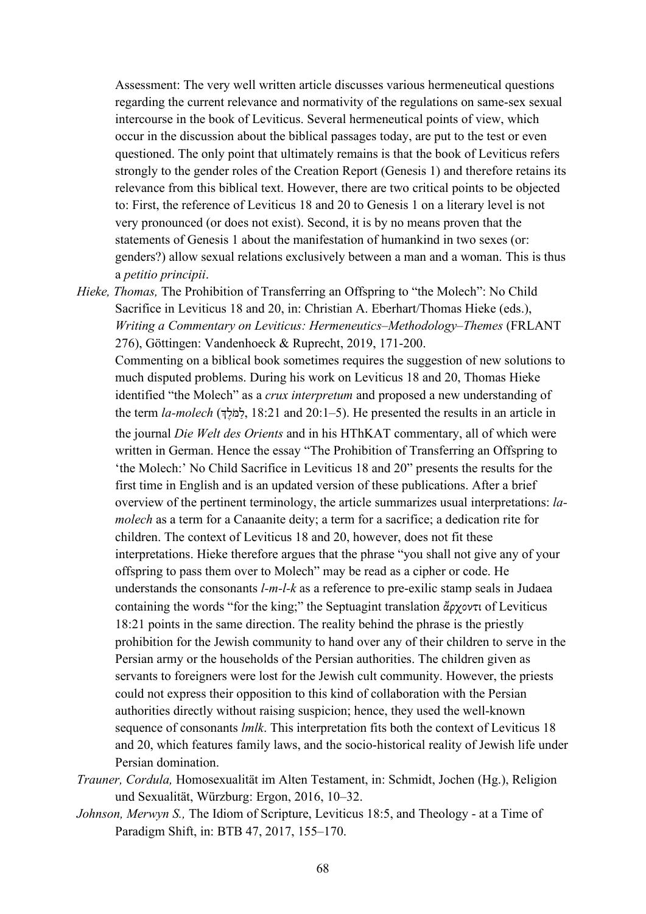Assessment: The very well written article discusses various hermeneutical questions regarding the current relevance and normativity of the regulations on same-sex sexual intercourse in the book of Leviticus. Several hermeneutical points of view, which occur in the discussion about the biblical passages today, are put to the test or even questioned. The only point that ultimately remains is that the book of Leviticus refers strongly to the gender roles of the Creation Report (Genesis 1) and therefore retains its relevance from this biblical text. However, there are two critical points to be objected to: First, the reference of Leviticus 18 and 20 to Genesis 1 on a literary level is not very pronounced (or does not exist). Second, it is by no means proven that the statements of Genesis 1 about the manifestation of humankind in two sexes (or: genders?) allow sexual relations exclusively between a man and a woman. This is thus a *petitio principii*.

*Hieke, Thomas,* The Prohibition of Transferring an Offspring to "the Molech": No Child Sacrifice in Leviticus 18 and 20, in: Christian A. Eberhart/Thomas Hieke (eds.), *Writing a Commentary on Leviticus: Hermeneutics–Methodology–Themes* (FRLANT 276), Göttingen: Vandenhoeck & Ruprecht, 2019, 171-200.

Commenting on a biblical book sometimes requires the suggestion of new solutions to much disputed problems. During his work on Leviticus 18 and 20, Thomas Hieke identified "the Molech" as a *crux interpretum* and proposed a new understanding of the term *la-molech* (לַמֹּלֶךְ, 18:21 and 20:1–5). He presented the results in an article in the journal *Die Welt des Orients* and in his HThKAT commentary, all of which were written in German. Hence the essay "The Prohibition of Transferring an Offspring to 'the Molech:' No Child Sacrifice in Leviticus 18 and 20" presents the results for the first time in English and is an updated version of these publications. After a brief overview of the pertinent terminology, the article summarizes usual interpretations: *la-molech* as a term for a Canaanite deity; a term for a sacrifice; a dedication rite for children. The context of Leviticus 18 and 20, however, does not fit these interpretations. Hieke therefore argues that the phrase "you shall not give any of your offspring to pass them over to Molech" may be read as a cipher or code. He understands the consonants *l-m-l-k* as a reference to pre-exilic stamp seals in Judaea containing the words "for the king;" the Septuagint translation ἄρχοντι of Leviticus 18:21 points in the same direction. The reality behind the phrase is the priestly prohibition for the Jewish community to hand over any of their children to serve in the Persian army or the households of the Persian authorities. The children given as servants to foreigners were lost for the Jewish cult community. However, the priests could not express their opposition to this kind of collaboration with the Persian authorities directly without raising suspicion; hence, they used the well-known sequence of consonants *lmlk*. This interpretation fits both the context of Leviticus 18 and 20, which features family laws, and the socio-historical reality of Jewish life under Persian domination.

*Trauner, Cordula,* Homosexualität im Alten Testament, in: Schmidt, Jochen (Hg.), Religion und Sexualität, Würzburg: Ergon, 2016, 10–32.

*Johnson, Merwyn S.,* The Idiom of Scripture, Leviticus 18:5, and Theology - at a Time of Paradigm Shift, in: BTB 47, 2017, 155–170.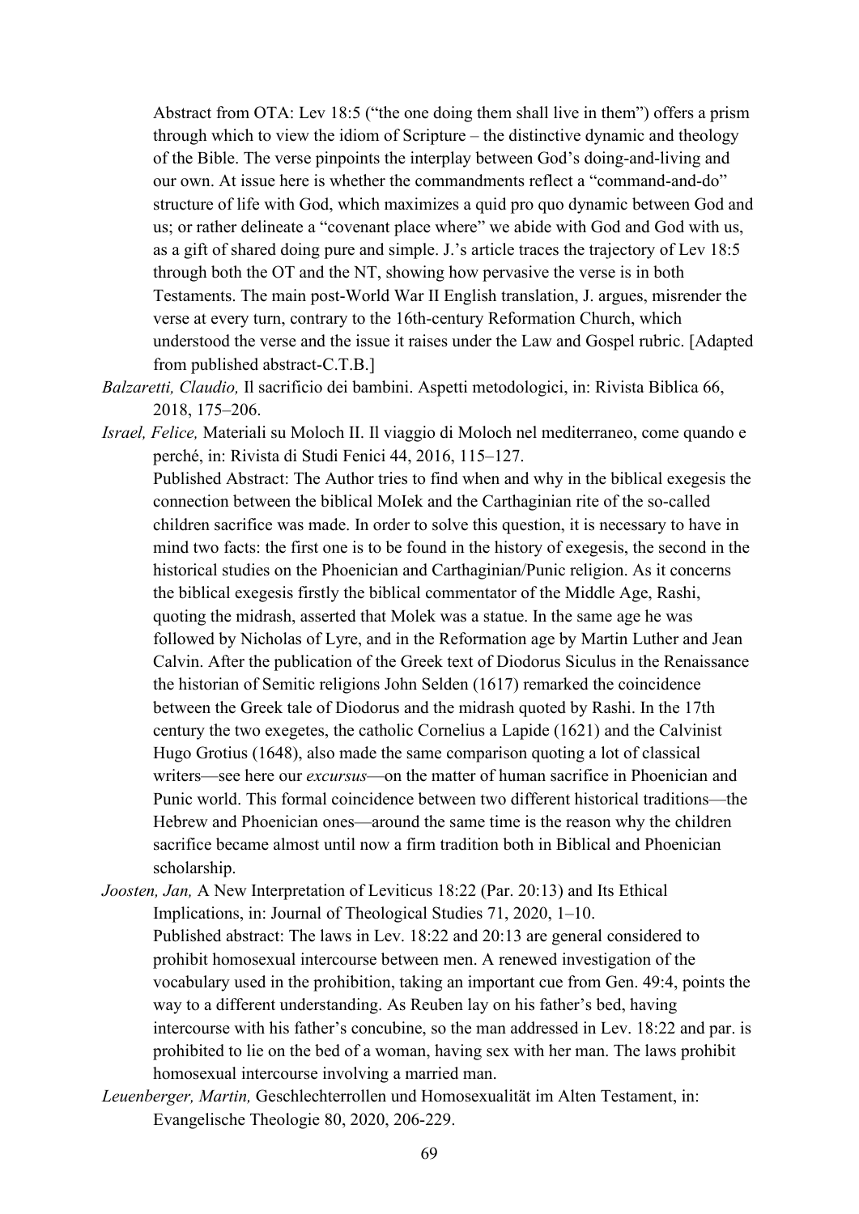Abstract from OTA: Lev 18:5 ("the one doing them shall live in them") offers a prism through which to view the idiom of Scripture – the distinctive dynamic and theology of the Bible. The verse pinpoints the interplay between God's doing-and-living and our own. At issue here is whether the commandments reflect a "command-and-do" structure of life with God, which maximizes a quid pro quo dynamic between God and us; or rather delineate a "covenant place where" we abide with God and God with us, as a gift of shared doing pure and simple. J.'s article traces the trajectory of Lev 18:5 through both the OT and the NT, showing how pervasive the verse is in both Testaments. The main post-World War II English translation, J. argues, misrender the verse at every turn, contrary to the 16th-century Reformation Church, which understood the verse and the issue it raises under the Law and Gospel rubric. [Adapted from published abstract-C.T.B.]

*Balzaretti, Claudio,* Il sacrificio dei bambini. Aspetti metodologici, in: Rivista Biblica 66, 2018, 175–206.

*Israel, Felice,* Materiali su Moloch II. Il viaggio di Moloch nel mediterraneo, come quando e perché, in: Rivista di Studi Fenici 44, 2016, 115–127.

Published Abstract: The Author tries to find when and why in the biblical exegesis the connection between the biblical MoIek and the Carthaginian rite of the so-called children sacrifice was made. In order to solve this question, it is necessary to have in mind two facts: the first one is to be found in the history of exegesis, the second in the historical studies on the Phoenician and Carthaginian/Punic religion. As it concerns the biblical exegesis firstly the biblical commentator of the Middle Age, Rashi, quoting the midrash, asserted that Molek was a statue. In the same age he was followed by Nicholas of Lyre, and in the Reformation age by Martin Luther and Jean Calvin. After the publication of the Greek text of Diodorus Siculus in the Renaissance the historian of Semitic religions John Selden (1617) remarked the coincidence between the Greek tale of Diodorus and the midrash quoted by Rashi. In the 17th century the two exegetes, the catholic Cornelius a Lapide (1621) and the Calvinist Hugo Grotius (1648), also made the same comparison quoting a lot of classical writers—see here our *excursus*—on the matter of human sacrifice in Phoenician and Punic world. This formal coincidence between two different historical traditions—the Hebrew and Phoenician ones—around the same time is the reason why the children sacrifice became almost until now a firm tradition both in Biblical and Phoenician scholarship.

*Joosten, Jan,* A New Interpretation of Leviticus 18:22 (Par. 20:13) and Its Ethical Implications, in: Journal of Theological Studies 71, 2020, 1–10.

Published abstract: The laws in Lev. 18:22 and 20:13 are general considered to prohibit homosexual intercourse between men. A renewed investigation of the vocabulary used in the prohibition, taking an important cue from Gen. 49:4, points the way to a different understanding. As Reuben lay on his father's bed, having intercourse with his father's concubine, so the man addressed in Lev. 18:22 and par. is prohibited to lie on the bed of a woman, having sex with her man. The laws prohibit homosexual intercourse involving a married man.

*Leuenberger, Martin,* Geschlechterrollen und Homosexualität im Alten Testament, in: Evangelische Theologie 80, 2020, 206-229.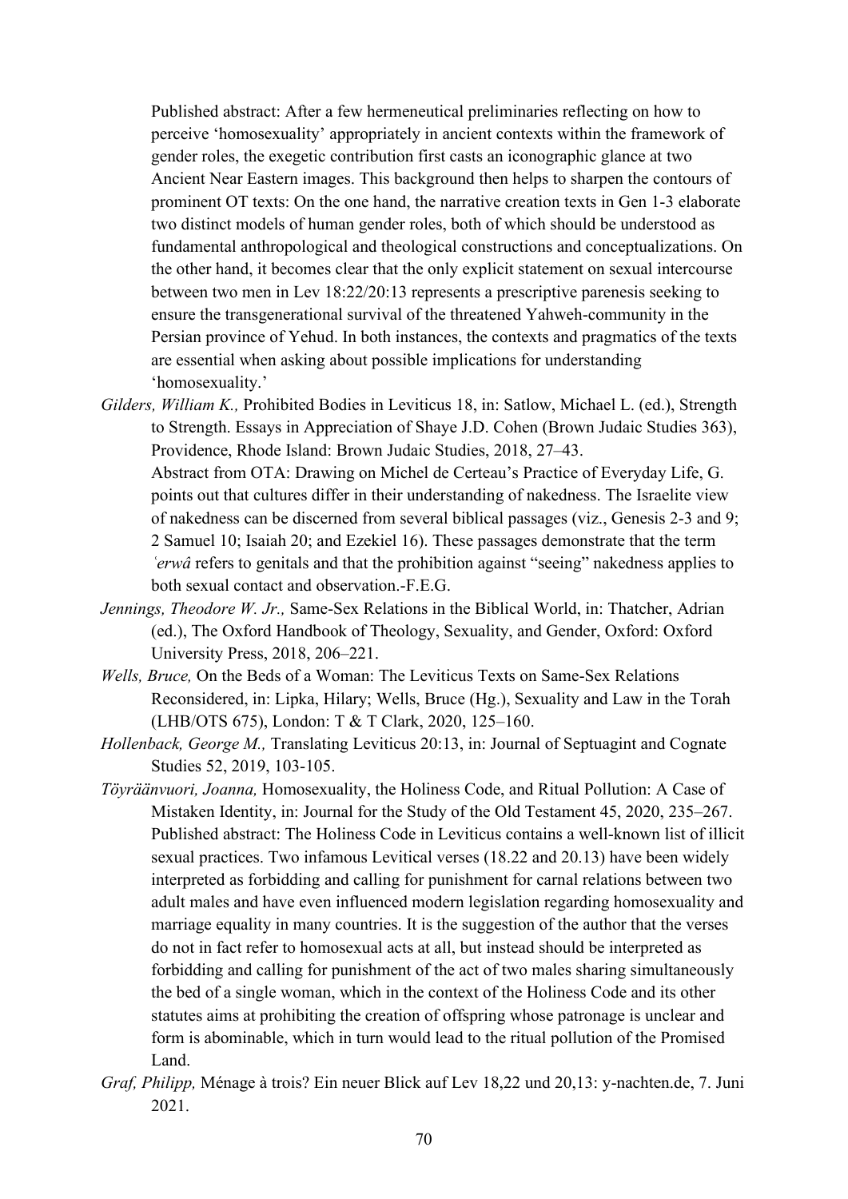Published abstract: After a few hermeneutical preliminaries reflecting on how to perceive 'homosexuality' appropriately in ancient contexts within the framework of gender roles, the exegetic contribution first casts an iconographic glance at two Ancient Near Eastern images. This background then helps to sharpen the contours of prominent OT texts: On the one hand, the narrative creation texts in Gen 1-3 elaborate two distinct models of human gender roles, both of which should be understood as fundamental anthropological and theological constructions and conceptualizations. On the other hand, it becomes clear that the only explicit statement on sexual intercourse between two men in Lev 18:22/20:13 represents a prescriptive parenesis seeking to ensure the transgenerational survival of the threatened Yahweh-community in the Persian province of Yehud. In both instances, the contexts and pragmatics of the texts are essential when asking about possible implications for understanding 'homosexuality.'

*Gilders, William K.,* Prohibited Bodies in Leviticus 18, in: Satlow, Michael L. (ed.), Strength to Strength. Essays in Appreciation of Shaye J.D. Cohen (Brown Judaic Studies 363), Providence, Rhode Island: Brown Judaic Studies, 2018, 27–43.
Abstract from OTA: Drawing on Michel de Certeau's Practice of Everyday Life, G. points out that cultures differ in their understanding of nakedness. The Israelite view of nakedness can be discerned from several biblical passages (viz., Genesis 2-3 and 9; 2 Samuel 10; Isaiah 20; and Ezekiel 16). These passages demonstrate that the term *ʿerwâ* refers to genitals and that the prohibition against "seeing" nakedness applies to both sexual contact and observation.-F.E.G.

*Jennings, Theodore W. Jr.,* Same-Sex Relations in the Biblical World, in: Thatcher, Adrian (ed.), The Oxford Handbook of Theology, Sexuality, and Gender, Oxford: Oxford University Press, 2018, 206–221.

*Wells, Bruce,* On the Beds of a Woman: The Leviticus Texts on Same-Sex Relations Reconsidered, in: Lipka, Hilary; Wells, Bruce (Hg.), Sexuality and Law in the Torah (LHB/OTS 675), London: T & T Clark, 2020, 125–160.

*Hollenback, George M.,* Translating Leviticus 20:13, in: Journal of Septuagint and Cognate Studies 52, 2019, 103-105.

*Töyräänvuori, Joanna,* Homosexuality, the Holiness Code, and Ritual Pollution: A Case of Mistaken Identity, in: Journal for the Study of the Old Testament 45, 2020, 235–267.
Published abstract: The Holiness Code in Leviticus contains a well-known list of illicit sexual practices. Two infamous Levitical verses (18.22 and 20.13) have been widely interpreted as forbidding and calling for punishment for carnal relations between two adult males and have even influenced modern legislation regarding homosexuality and marriage equality in many countries. It is the suggestion of the author that the verses do not in fact refer to homosexual acts at all, but instead should be interpreted as forbidding and calling for punishment of the act of two males sharing simultaneously the bed of a single woman, which in the context of the Holiness Code and its other statutes aims at prohibiting the creation of offspring whose patronage is unclear and form is abominable, which in turn would lead to the ritual pollution of the Promised Land.

*Graf, Philipp,* Ménage à trois? Ein neuer Blick auf Lev 18,22 und 20,13: y-nachten.de, 7. Juni 2021.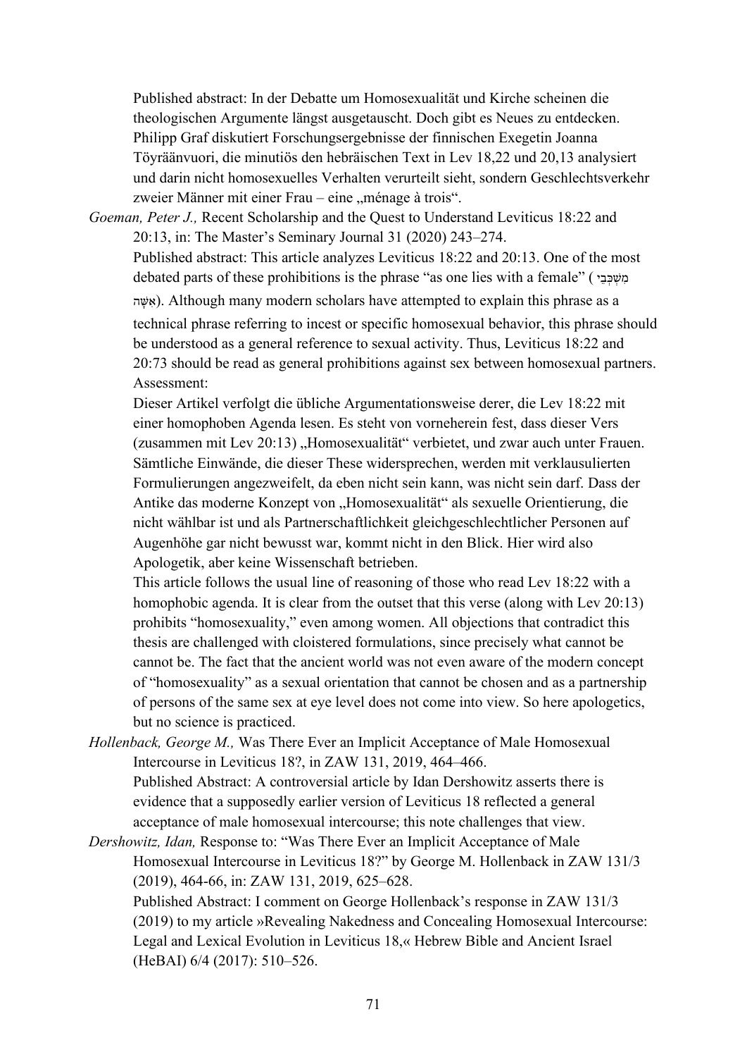Published abstract: In der Debatte um Homosexualität und Kirche scheinen die theologischen Argumente längst ausgetauscht. Doch gibt es Neues zu entdecken. Philipp Graf diskutiert Forschungsergebnisse der finnischen Exegetin Joanna Töyräänvuori, die minutiös den hebräischen Text in Lev 18,22 und 20,13 analysiert und darin nicht homosexuelles Verhalten verurteilt sieht, sondern Geschlechtsverkehr zweier Männer mit einer Frau – eine „ménage à trois".

*Goeman, Peter J.,* Recent Scholarship and the Quest to Understand Leviticus 18:22 and 20:13, in: The Master's Seminary Journal 31 (2020) 243–274.

Published abstract: This article analyzes Leviticus 18:22 and 20:13. One of the most debated parts of these prohibitions is the phrase "as one lies with a female" (מִשְׁכְּבֵי אִשָּׁה). Although many modern scholars have attempted to explain this phrase as a technical phrase referring to incest or specific homosexual behavior, this phrase should be understood as a general reference to sexual activity. Thus, Leviticus 18:22 and 20:73 should be read as general prohibitions against sex between homosexual partners.

Assessment:

Dieser Artikel verfolgt die übliche Argumentationsweise derer, die Lev 18:22 mit einer homophoben Agenda lesen. Es steht von vorneherein fest, dass dieser Vers (zusammen mit Lev 20:13) „Homosexualität" verbietet, und zwar auch unter Frauen. Sämtliche Einwände, die dieser These widersprechen, werden mit verklausulierten Formulierungen angezweifelt, da eben nicht sein kann, was nicht sein darf. Dass der Antike das moderne Konzept von „Homosexualität" als sexuelle Orientierung, die nicht wählbar ist und als Partnerschaftlichkeit gleichgeschlechtlicher Personen auf Augenhöhe gar nicht bewusst war, kommt nicht in den Blick. Hier wird also Apologetik, aber keine Wissenschaft betrieben.

This article follows the usual line of reasoning of those who read Lev 18:22 with a homophobic agenda. It is clear from the outset that this verse (along with Lev 20:13) prohibits "homosexuality," even among women. All objections that contradict this thesis are challenged with cloistered formulations, since precisely what cannot be cannot be. The fact that the ancient world was not even aware of the modern concept of "homosexuality" as a sexual orientation that cannot be chosen and as a partnership of persons of the same sex at eye level does not come into view. So here apologetics, but no science is practiced.

*Hollenback, George M.,* Was There Ever an Implicit Acceptance of Male Homosexual Intercourse in Leviticus 18?, in ZAW 131, 2019, 464–466.

Published Abstract: A controversial article by Idan Dershowitz asserts there is evidence that a supposedly earlier version of Leviticus 18 reflected a general acceptance of male homosexual intercourse; this note challenges that view.

*Dershowitz, Idan,* Response to: "Was There Ever an Implicit Acceptance of Male Homosexual Intercourse in Leviticus 18?" by George M. Hollenback in ZAW 131/3 (2019), 464-66, in: ZAW 131, 2019, 625–628.

Published Abstract: I comment on George Hollenback's response in ZAW 131/3 (2019) to my article »Revealing Nakedness and Concealing Homosexual Intercourse: Legal and Lexical Evolution in Leviticus 18,« Hebrew Bible and Ancient Israel (HeBAI) 6/4 (2017): 510–526.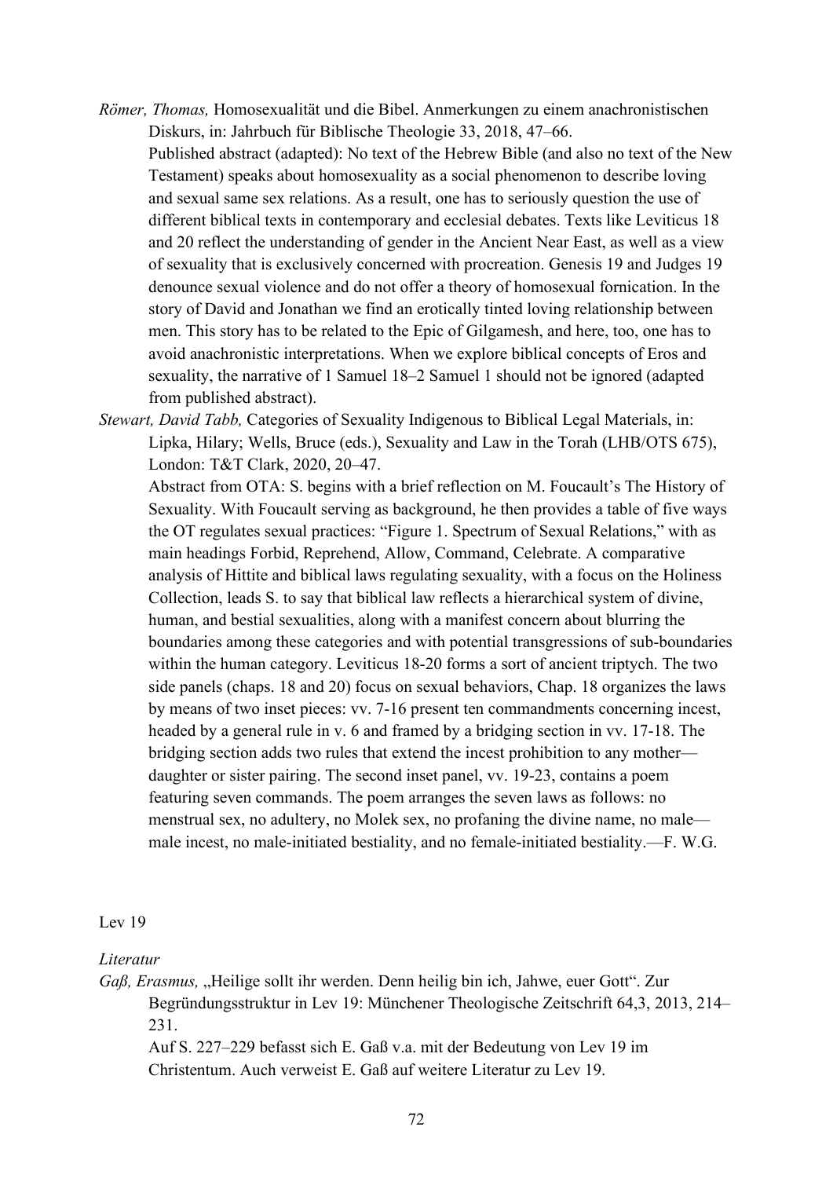*Römer, Thomas,* Homosexualität und die Bibel. Anmerkungen zu einem anachronistischen Diskurs, in: Jahrbuch für Biblische Theologie 33, 2018, 47–66.

Published abstract (adapted): No text of the Hebrew Bible (and also no text of the New Testament) speaks about homosexuality as a social phenomenon to describe loving and sexual same sex relations. As a result, one has to seriously question the use of different biblical texts in contemporary and ecclesial debates. Texts like Leviticus 18 and 20 reflect the understanding of gender in the Ancient Near East, as well as a view of sexuality that is exclusively concerned with procreation. Genesis 19 and Judges 19 denounce sexual violence and do not offer a theory of homosexual fornication. In the story of David and Jonathan we find an erotically tinted loving relationship between men. This story has to be related to the Epic of Gilgamesh, and here, too, one has to avoid anachronistic interpretations. When we explore biblical concepts of Eros and sexuality, the narrative of 1 Samuel 18–2 Samuel 1 should not be ignored (adapted from published abstract).

*Stewart, David Tabb,* Categories of Sexuality Indigenous to Biblical Legal Materials, in: Lipka, Hilary; Wells, Bruce (eds.), Sexuality and Law in the Torah (LHB/OTS 675), London: T&T Clark, 2020, 20–47.

Abstract from OTA: S. begins with a brief reflection on M. Foucault's The History of Sexuality. With Foucault serving as background, he then provides a table of five ways the OT regulates sexual practices: "Figure 1. Spectrum of Sexual Relations," with as main headings Forbid, Reprehend, Allow, Command, Celebrate. A comparative analysis of Hittite and biblical laws regulating sexuality, with a focus on the Holiness Collection, leads S. to say that biblical law reflects a hierarchical system of divine, human, and bestial sexualities, along with a manifest concern about blurring the boundaries among these categories and with potential transgressions of sub-boundaries within the human category. Leviticus 18-20 forms a sort of ancient triptych. The two side panels (chaps. 18 and 20) focus on sexual behaviors, Chap. 18 organizes the laws by means of two inset pieces: vv. 7-16 present ten commandments concerning incest, headed by a general rule in v. 6 and framed by a bridging section in vv. 17-18. The bridging section adds two rules that extend the incest prohibition to any mother—daughter or sister pairing. The second inset panel, vv. 19-23, contains a poem featuring seven commands. The poem arranges the seven laws as follows: no menstrual sex, no adultery, no Molek sex, no profaning the divine name, no male—male incest, no male-initiated bestiality, and no female-initiated bestiality.—F. W.G.

## Lev 19

### *Literatur*

*Gaß, Erasmus,* „Heilige sollt ihr werden. Denn heilig bin ich, Jahwe, euer Gott". Zur Begründungsstruktur in Lev 19: Münchener Theologische Zeitschrift 64,3, 2013, 214–231.

Auf S. 227–229 befasst sich E. Gaß v.a. mit der Bedeutung von Lev 19 im Christentum. Auch verweist E. Gaß auf weitere Literatur zu Lev 19.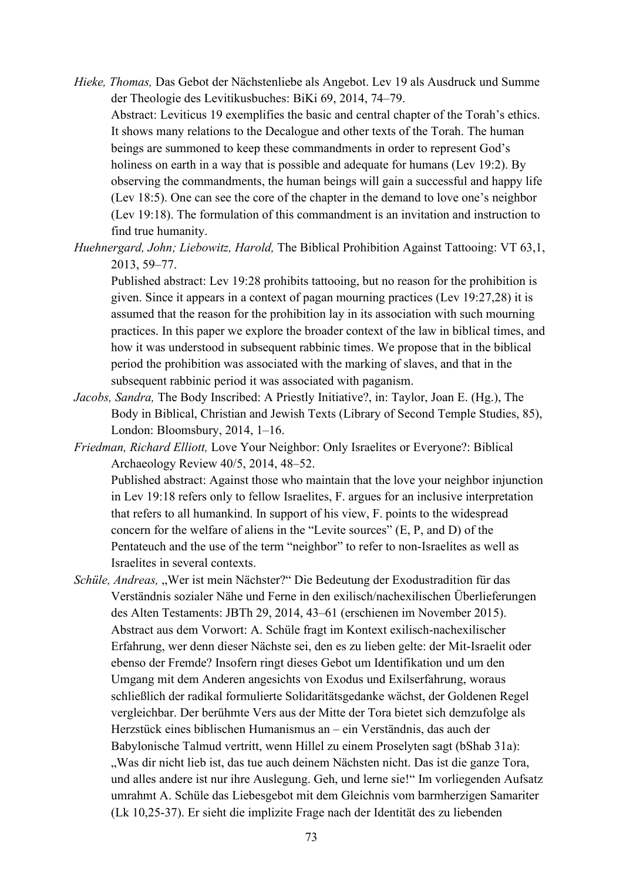*Hieke, Thomas,* Das Gebot der Nächstenliebe als Angebot. Lev 19 als Ausdruck und Summe der Theologie des Levitikusbuches: BiKi 69, 2014, 74–79.

Abstract: Leviticus 19 exemplifies the basic and central chapter of the Torah's ethics. It shows many relations to the Decalogue and other texts of the Torah. The human beings are summoned to keep these commandments in order to represent God's holiness on earth in a way that is possible and adequate for humans (Lev 19:2). By observing the commandments, the human beings will gain a successful and happy life (Lev 18:5). One can see the core of the chapter in the demand to love one's neighbor (Lev 19:18). The formulation of this commandment is an invitation and instruction to find true humanity.

*Huehnergard, John; Liebowitz, Harold,* The Biblical Prohibition Against Tattooing: VT 63,1, 2013, 59–77.

Published abstract: Lev 19:28 prohibits tattooing, but no reason for the prohibition is given. Since it appears in a context of pagan mourning practices (Lev 19:27,28) it is assumed that the reason for the prohibition lay in its association with such mourning practices. In this paper we explore the broader context of the law in biblical times, and how it was understood in subsequent rabbinic times. We propose that in the biblical period the prohibition was associated with the marking of slaves, and that in the subsequent rabbinic period it was associated with paganism.

*Jacobs, Sandra,* The Body Inscribed: A Priestly Initiative?, in: Taylor, Joan E. (Hg.), The Body in Biblical, Christian and Jewish Texts (Library of Second Temple Studies, 85), London: Bloomsbury, 2014, 1–16.

*Friedman, Richard Elliott,* Love Your Neighbor: Only Israelites or Everyone?: Biblical Archaeology Review 40/5, 2014, 48–52.

Published abstract: Against those who maintain that the love your neighbor injunction in Lev 19:18 refers only to fellow Israelites, F. argues for an inclusive interpretation that refers to all humankind. In support of his view, F. points to the widespread concern for the welfare of aliens in the "Levite sources" (E, P, and D) of the Pentateuch and the use of the term "neighbor" to refer to non-Israelites as well as Israelites in several contexts.

*Schüle, Andreas,* „Wer ist mein Nächster?" Die Bedeutung der Exodustradition für das Verständnis sozialer Nähe und Ferne in den exilisch/nachexilischen Überlieferungen des Alten Testaments: JBTh 29, 2014, 43–61 (erschienen im November 2015).

Abstract aus dem Vorwort: A. Schüle fragt im Kontext exilisch-nachexilischer Erfahrung, wer denn dieser Nächste sei, den es zu lieben gelte: der Mit-Israelit oder ebenso der Fremde? Insofern ringt dieses Gebot um Identifikation und um den Umgang mit dem Anderen angesichts von Exodus und Exilserfahrung, woraus schließlich der radikal formulierte Solidaritätsgedanke wächst, der Goldenen Regel vergleichbar. Der berühmte Vers aus der Mitte der Tora bietet sich demzufolge als Herzstück eines biblischen Humanismus an – ein Verständnis, das auch der Babylonische Talmud vertritt, wenn Hillel zu einem Proselyten sagt (bShab 31a): „Was dir nicht lieb ist, das tue auch deinem Nächsten nicht. Das ist die ganze Tora, und alles andere ist nur ihre Auslegung. Geh, und lerne sie!" Im vorliegenden Aufsatz umrahmt A. Schüle das Liebesgebot mit dem Gleichnis vom barmherzigen Samariter (Lk 10,25-37). Er sieht die implizite Frage nach der Identität des zu liebenden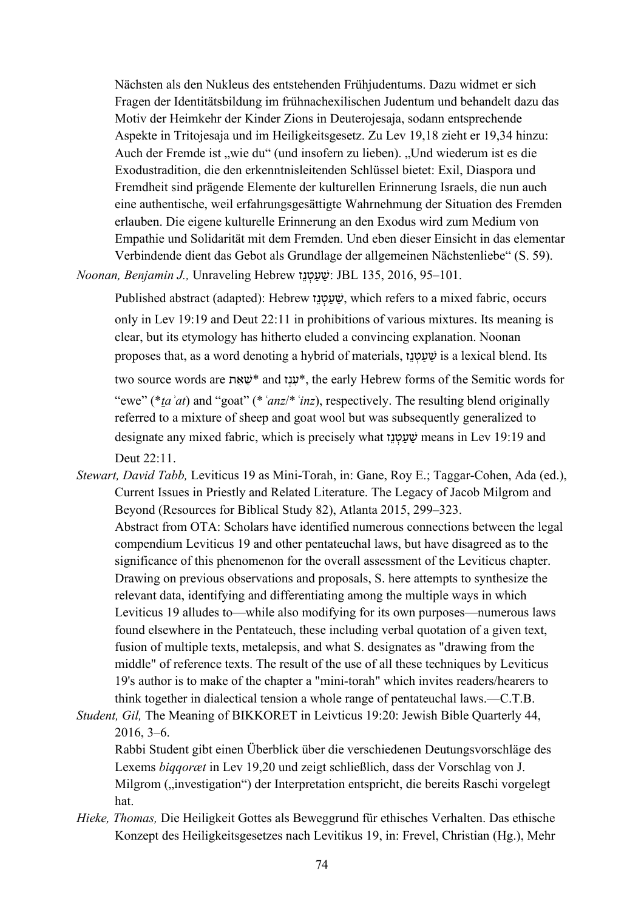Nächsten als den Nukleus des entstehenden Frühjudentums. Dazu widmet er sich Fragen der Identitätsbildung im frühnachexilischen Judentum und behandelt dazu das Motiv der Heimkehr der Kinder Zions in Deuterojesaja, sodann entsprechende Aspekte in Tritojesaja und im Heiligkeitsgesetz. Zu Lev 19,18 zieht er 19,34 hinzu: Auch der Fremde ist „wie du" (und insofern zu lieben). „Und wiederum ist es die Exodustradition, die den erkenntnisleitenden Schlüssel bietet: Exil, Diaspora und Fremdheit sind prägende Elemente der kulturellen Erinnerung Israels, die nun auch eine authentische, weil erfahrungsgesättigte Wahrnehmung der Situation des Fremden erlauben. Die eigene kulturelle Erinnerung an den Exodus wird zum Medium von Empathie und Solidarität mit dem Fremden. Und eben dieser Einsicht in das elementar Verbindende dient das Gebot als Grundlage der allgemeinen Nächstenliebe" (S. 59).

*Noonan, Benjamin J.,* Unraveling Hebrew שַׁעַטְנֵז: JBL 135, 2016, 95–101.

Published abstract (adapted): Hebrew שַׁעַטְנֵז, which refers to a mixed fabric, occurs only in Lev 19:19 and Deut 22:11 in prohibitions of various mixtures. Its meaning is clear, but its etymology has hitherto eluded a convincing explanation. Noonan proposes that, as a word denoting a hybrid of materials, שַׁעַטְנֵז is a lexical blend. Its two source words are שַׁאַת\* and עֵנְז\*, the early Hebrew forms of the Semitic words for "ewe" (\**ṯaʾat*) and "goat" (\**ʿanz*/\**ʿinz*), respectively. The resulting blend originally referred to a mixture of sheep and goat wool but was subsequently generalized to designate any mixed fabric, which is precisely what שַׁעַטְנֵז means in Lev 19:19 and Deut 22:11.

*Stewart, David Tabb,* Leviticus 19 as Mini-Torah, in: Gane, Roy E.; Taggar-Cohen, Ada (ed.), Current Issues in Priestly and Related Literature. The Legacy of Jacob Milgrom and Beyond (Resources for Biblical Study 82), Atlanta 2015, 299–323.

Abstract from OTA: Scholars have identified numerous connections between the legal compendium Leviticus 19 and other pentateuchal laws, but have disagreed as to the significance of this phenomenon for the overall assessment of the Leviticus chapter. Drawing on previous observations and proposals, S. here attempts to synthesize the relevant data, identifying and differentiating among the multiple ways in which Leviticus 19 alludes to—while also modifying for its own purposes—numerous laws found elsewhere in the Pentateuch, these including verbal quotation of a given text, fusion of multiple texts, metalepsis, and what S. designates as "drawing from the middle" of reference texts. The result of the use of all these techniques by Leviticus 19's author is to make of the chapter a "mini-torah" which invites readers/hearers to think together in dialectical tension a whole range of pentateuchal laws.—C.T.B.

*Student, Gil,* The Meaning of BIKKORET in Leivticus 19:20: Jewish Bible Quarterly 44, 2016, 3–6.

Rabbi Student gibt einen Überblick über die verschiedenen Deutungsvorschläge des Lexems *biqqoræt* in Lev 19,20 und zeigt schließlich, dass der Vorschlag von J. Milgrom („investigation") der Interpretation entspricht, die bereits Raschi vorgelegt hat.

*Hieke, Thomas,* Die Heiligkeit Gottes als Beweggrund für ethisches Verhalten. Das ethische Konzept des Heiligkeitsgesetzes nach Levitikus 19, in: Frevel, Christian (Hg.), Mehr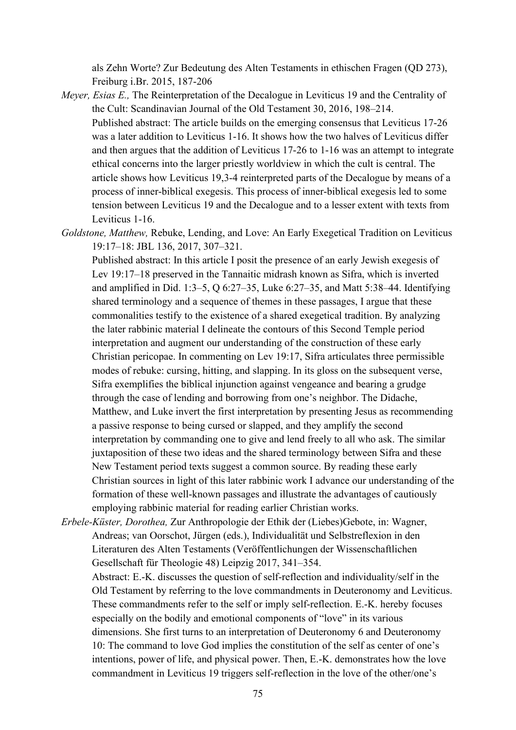als Zehn Worte? Zur Bedeutung des Alten Testaments in ethischen Fragen (QD 273), Freiburg i.Br. 2015, 187-206

*Meyer, Esias E.,* The Reinterpretation of the Decalogue in Leviticus 19 and the Centrality of the Cult: Scandinavian Journal of the Old Testament 30, 2016, 198–214.
Published abstract: The article builds on the emerging consensus that Leviticus 17-26 was a later addition to Leviticus 1-16. It shows how the two halves of Leviticus differ and then argues that the addition of Leviticus 17-26 to 1-16 was an attempt to integrate ethical concerns into the larger priestly worldview in which the cult is central. The article shows how Leviticus 19,3-4 reinterpreted parts of the Decalogue by means of a process of inner-biblical exegesis. This process of inner-biblical exegesis led to some tension between Leviticus 19 and the Decalogue and to a lesser extent with texts from Leviticus 1-16.

*Goldstone, Matthew,* Rebuke, Lending, and Love: An Early Exegetical Tradition on Leviticus 19:17–18: JBL 136, 2017, 307–321.
Published abstract: In this article I posit the presence of an early Jewish exegesis of Lev 19:17–18 preserved in the Tannaitic midrash known as Sifra, which is inverted and amplified in Did. 1:3–5, Q 6:27–35, Luke 6:27–35, and Matt 5:38–44. Identifying shared terminology and a sequence of themes in these passages, I argue that these commonalities testify to the existence of a shared exegetical tradition. By analyzing the later rabbinic material I delineate the contours of this Second Temple period interpretation and augment our understanding of the construction of these early Christian pericopae. In commenting on Lev 19:17, Sifra articulates three permissible modes of rebuke: cursing, hitting, and slapping. In its gloss on the subsequent verse, Sifra exemplifies the biblical injunction against vengeance and bearing a grudge through the case of lending and borrowing from one's neighbor. The Didache, Matthew, and Luke invert the first interpretation by presenting Jesus as recommending a passive response to being cursed or slapped, and they amplify the second interpretation by commanding one to give and lend freely to all who ask. The similar juxtaposition of these two ideas and the shared terminology between Sifra and these New Testament period texts suggest a common source. By reading these early Christian sources in light of this later rabbinic work I advance our understanding of the formation of these well-known passages and illustrate the advantages of cautiously employing rabbinic material for reading earlier Christian works.

*Erbele-Küster, Dorothea,* Zur Anthropologie der Ethik der (Liebes)Gebote, in: Wagner, Andreas; van Oorschot, Jürgen (eds.), Individualität und Selbstreflexion in den Literaturen des Alten Testaments (Veröffentlichungen der Wissenschaftlichen Gesellschaft für Theologie 48) Leipzig 2017, 341–354.
Abstract: E.-K. discusses the question of self-reflection and individuality/self in the Old Testament by referring to the love commandments in Deuteronomy and Leviticus. These commandments refer to the self or imply self-reflection. E.-K. hereby focuses especially on the bodily and emotional components of "love" in its various dimensions. She first turns to an interpretation of Deuteronomy 6 and Deuteronomy 10: The command to love God implies the constitution of the self as center of one's intentions, power of life, and physical power. Then, E.-K. demonstrates how the love commandment in Leviticus 19 triggers self-reflection in the love of the other/one's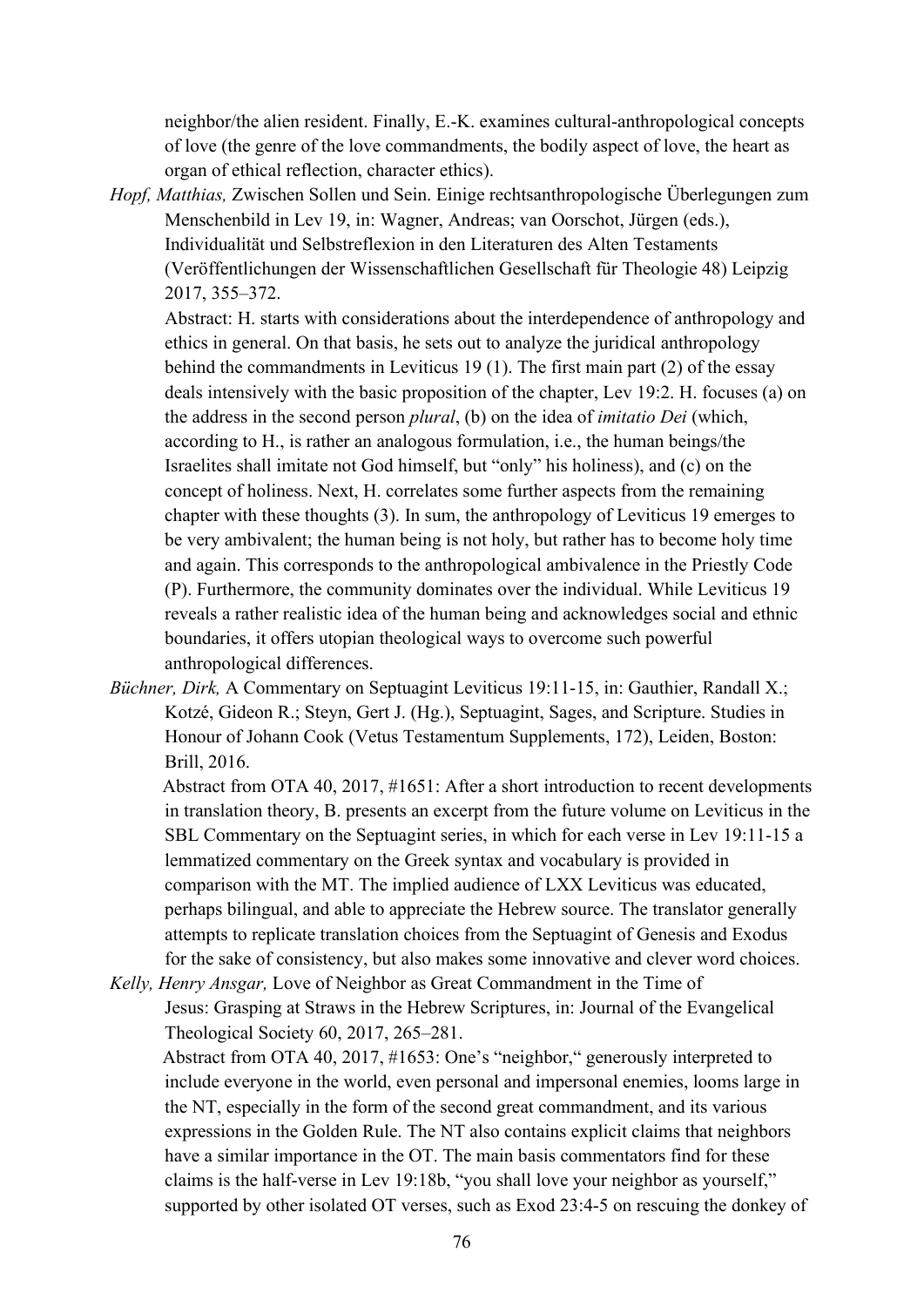neighbor/the alien resident. Finally, E.-K. examines cultural-anthropological concepts of love (the genre of the love commandments, the bodily aspect of love, the heart as organ of ethical reflection, character ethics).

*Hopf, Matthias,* Zwischen Sollen und Sein. Einige rechtsanthropologische Überlegungen zum Menschenbild in Lev 19, in: Wagner, Andreas; van Oorschot, Jürgen (eds.), Individualität und Selbstreflexion in den Literaturen des Alten Testaments (Veröffentlichungen der Wissenschaftlichen Gesellschaft für Theologie 48) Leipzig 2017, 355–372.

Abstract: H. starts with considerations about the interdependence of anthropology and ethics in general. On that basis, he sets out to analyze the juridical anthropology behind the commandments in Leviticus 19 (1). The first main part (2) of the essay deals intensively with the basic proposition of the chapter, Lev 19:2. H. focuses (a) on the address in the second person *plural*, (b) on the idea of *imitatio Dei* (which, according to H., is rather an analogous formulation, i.e., the human beings/the Israelites shall imitate not God himself, but "only" his holiness), and (c) on the concept of holiness. Next, H. correlates some further aspects from the remaining chapter with these thoughts (3). In sum, the anthropology of Leviticus 19 emerges to be very ambivalent; the human being is not holy, but rather has to become holy time and again. This corresponds to the anthropological ambivalence in the Priestly Code (P). Furthermore, the community dominates over the individual. While Leviticus 19 reveals a rather realistic idea of the human being and acknowledges social and ethnic boundaries, it offers utopian theological ways to overcome such powerful anthropological differences.

*Büchner, Dirk,* A Commentary on Septuagint Leviticus 19:11-15, in: Gauthier, Randall X.; Kotzé, Gideon R.; Steyn, Gert J. (Hg.), Septuagint, Sages, and Scripture. Studies in Honour of Johann Cook (Vetus Testamentum Supplements, 172), Leiden, Boston: Brill, 2016.

Abstract from OTA 40, 2017, #1651: After a short introduction to recent developments in translation theory, B. presents an excerpt from the future volume on Leviticus in the SBL Commentary on the Septuagint series, in which for each verse in Lev 19:11-15 a lemmatized commentary on the Greek syntax and vocabulary is provided in comparison with the MT. The implied audience of LXX Leviticus was educated, perhaps bilingual, and able to appreciate the Hebrew source. The translator generally attempts to replicate translation choices from the Septuagint of Genesis and Exodus for the sake of consistency, but also makes some innovative and clever word choices.

*Kelly, Henry Ansgar,* Love of Neighbor as Great Commandment in the Time of Jesus: Grasping at Straws in the Hebrew Scriptures, in: Journal of the Evangelical Theological Society 60, 2017, 265–281.

Abstract from OTA 40, 2017, #1653: One's "neighbor," generously interpreted to include everyone in the world, even personal and impersonal enemies, looms large in the NT, especially in the form of the second great commandment, and its various expressions in the Golden Rule. The NT also contains explicit claims that neighbors have a similar importance in the OT. The main basis commentators find for these claims is the half-verse in Lev 19:18b, "you shall love your neighbor as yourself," supported by other isolated OT verses, such as Exod 23:4-5 on rescuing the donkey of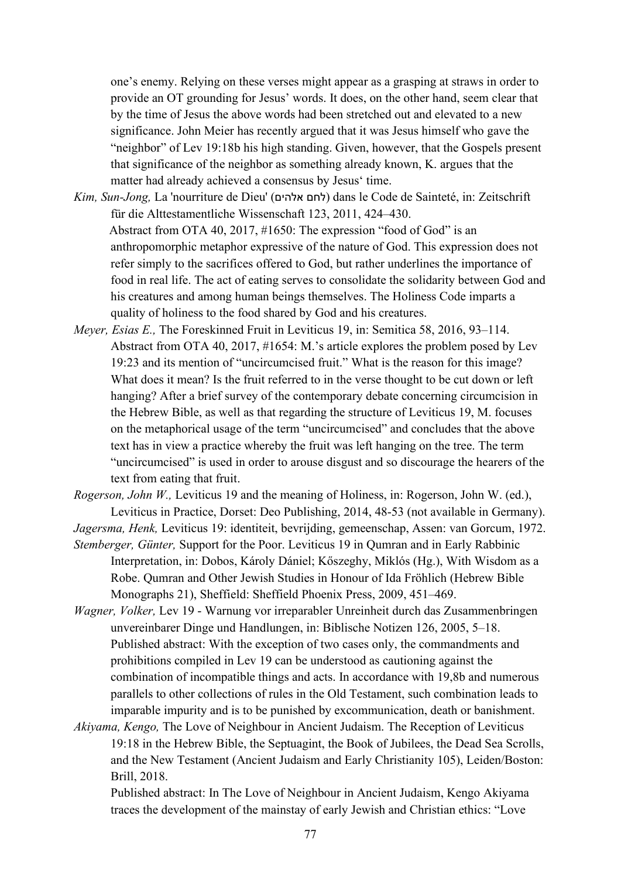one's enemy. Relying on these verses might appear as a grasping at straws in order to provide an OT grounding for Jesus' words. It does, on the other hand, seem clear that by the time of Jesus the above words had been stretched out and elevated to a new significance. John Meier has recently argued that it was Jesus himself who gave the "neighbor" of Lev 19:18b his high standing. Given, however, that the Gospels present that significance of the neighbor as something already known, K. argues that the matter had already achieved a consensus by Jesus' time.

*Kim, Sun-Jong,* La 'nourriture de Dieu' (לחם אלהים) dans le Code de Sainteté, in: Zeitschrift für die Alttestamentliche Wissenschaft 123, 2011, 424–430.
Abstract from OTA 40, 2017, #1650: The expression "food of God" is an anthropomorphic metaphor expressive of the nature of God. This expression does not refer simply to the sacrifices offered to God, but rather underlines the importance of food in real life. The act of eating serves to consolidate the solidarity between God and his creatures and among human beings themselves. The Holiness Code imparts a quality of holiness to the food shared by God and his creatures.

*Meyer, Esias E.,* The Foreskinned Fruit in Leviticus 19, in: Semitica 58, 2016, 93–114.
Abstract from OTA 40, 2017, #1654: M.'s article explores the problem posed by Lev 19:23 and its mention of "uncircumcised fruit." What is the reason for this image? What does it mean? Is the fruit referred to in the verse thought to be cut down or left hanging? After a brief survey of the contemporary debate concerning circumcision in the Hebrew Bible, as well as that regarding the structure of Leviticus 19, M. focuses on the metaphorical usage of the term "uncircumcised" and concludes that the above text has in view a practice whereby the fruit was left hanging on the tree. The term "uncircumcised" is used in order to arouse disgust and so discourage the hearers of the text from eating that fruit.

*Rogerson, John W.,* Leviticus 19 and the meaning of Holiness, in: Rogerson, John W. (ed.), Leviticus in Practice, Dorset: Deo Publishing, 2014, 48-53 (not available in Germany).

*Jagersma, Henk,* Leviticus 19: identiteit, bevrijding, gemeenschap, Assen: van Gorcum, 1972.

*Stemberger, Günter,* Support for the Poor. Leviticus 19 in Qumran and in Early Rabbinic Interpretation, in: Dobos, Károly Dániel; Kőszeghy, Miklós (Hg.), With Wisdom as a Robe. Qumran and Other Jewish Studies in Honour of Ida Fröhlich (Hebrew Bible Monographs 21), Sheffield: Sheffield Phoenix Press, 2009, 451–469.

*Wagner, Volker,* Lev 19 - Warnung vor irreparabler Unreinheit durch das Zusammenbringen unvereinbarer Dinge und Handlungen, in: Biblische Notizen 126, 2005, 5–18.
Published abstract: With the exception of two cases only, the commandments and prohibitions compiled in Lev 19 can be understood as cautioning against the combination of incompatible things and acts. In accordance with 19,8b and numerous parallels to other collections of rules in the Old Testament, such combination leads to imparable impurity and is to be punished by excommunication, death or banishment.

*Akiyama, Kengo,* The Love of Neighbour in Ancient Judaism. The Reception of Leviticus 19:18 in the Hebrew Bible, the Septuagint, the Book of Jubilees, the Dead Sea Scrolls, and the New Testament (Ancient Judaism and Early Christianity 105), Leiden/Boston: Brill, 2018.
Published abstract: In The Love of Neighbour in Ancient Judaism, Kengo Akiyama traces the development of the mainstay of early Jewish and Christian ethics: "Love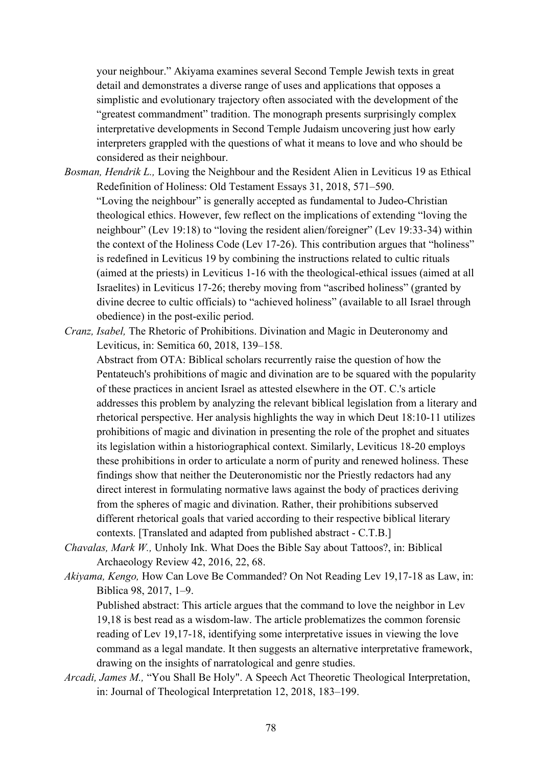your neighbour." Akiyama examines several Second Temple Jewish texts in great detail and demonstrates a diverse range of uses and applications that opposes a simplistic and evolutionary trajectory often associated with the development of the "greatest commandment" tradition. The monograph presents surprisingly complex interpretative developments in Second Temple Judaism uncovering just how early interpreters grappled with the questions of what it means to love and who should be considered as their neighbour.

*Bosman, Hendrik L.,* Loving the Neighbour and the Resident Alien in Leviticus 19 as Ethical Redefinition of Holiness: Old Testament Essays 31, 2018, 571–590.
"Loving the neighbour" is generally accepted as fundamental to Judeo-Christian theological ethics. However, few reflect on the implications of extending "loving the neighbour" (Lev 19:18) to "loving the resident alien/foreigner" (Lev 19:33-34) within the context of the Holiness Code (Lev 17-26). This contribution argues that "holiness" is redefined in Leviticus 19 by combining the instructions related to cultic rituals (aimed at the priests) in Leviticus 1-16 with the theological-ethical issues (aimed at all Israelites) in Leviticus 17-26; thereby moving from "ascribed holiness" (granted by divine decree to cultic officials) to "achieved holiness" (available to all Israel through obedience) in the post-exilic period.

*Cranz, Isabel,* The Rhetoric of Prohibitions. Divination and Magic in Deuteronomy and Leviticus, in: Semitica 60, 2018, 139–158.
Abstract from OTA: Biblical scholars recurrently raise the question of how the Pentateuch's prohibitions of magic and divination are to be squared with the popularity of these practices in ancient Israel as attested elsewhere in the OT. C.'s article addresses this problem by analyzing the relevant biblical legislation from a literary and rhetorical perspective. Her analysis highlights the way in which Deut 18:10-11 utilizes prohibitions of magic and divination in presenting the role of the prophet and situates its legislation within a historiographical context. Similarly, Leviticus 18-20 employs these prohibitions in order to articulate a norm of purity and renewed holiness. These findings show that neither the Deuteronomistic nor the Priestly redactors had any direct interest in formulating normative laws against the body of practices deriving from the spheres of magic and divination. Rather, their prohibitions subserved different rhetorical goals that varied according to their respective biblical literary contexts. [Translated and adapted from published abstract - C.T.B.]

*Chavalas, Mark W.,* Unholy Ink. What Does the Bible Say about Tattoos?, in: Biblical Archaeology Review 42, 2016, 22, 68.

*Akiyama, Kengo,* How Can Love Be Commanded? On Not Reading Lev 19,17-18 as Law, in: Biblica 98, 2017, 1–9.
Published abstract: This article argues that the command to love the neighbor in Lev 19,18 is best read as a wisdom-law. The article problematizes the common forensic reading of Lev 19,17-18, identifying some interpretative issues in viewing the love command as a legal mandate. It then suggests an alternative interpretative framework, drawing on the insights of narratological and genre studies.

*Arcadi, James M.,* "You Shall Be Holy". A Speech Act Theoretic Theological Interpretation, in: Journal of Theological Interpretation 12, 2018, 183–199.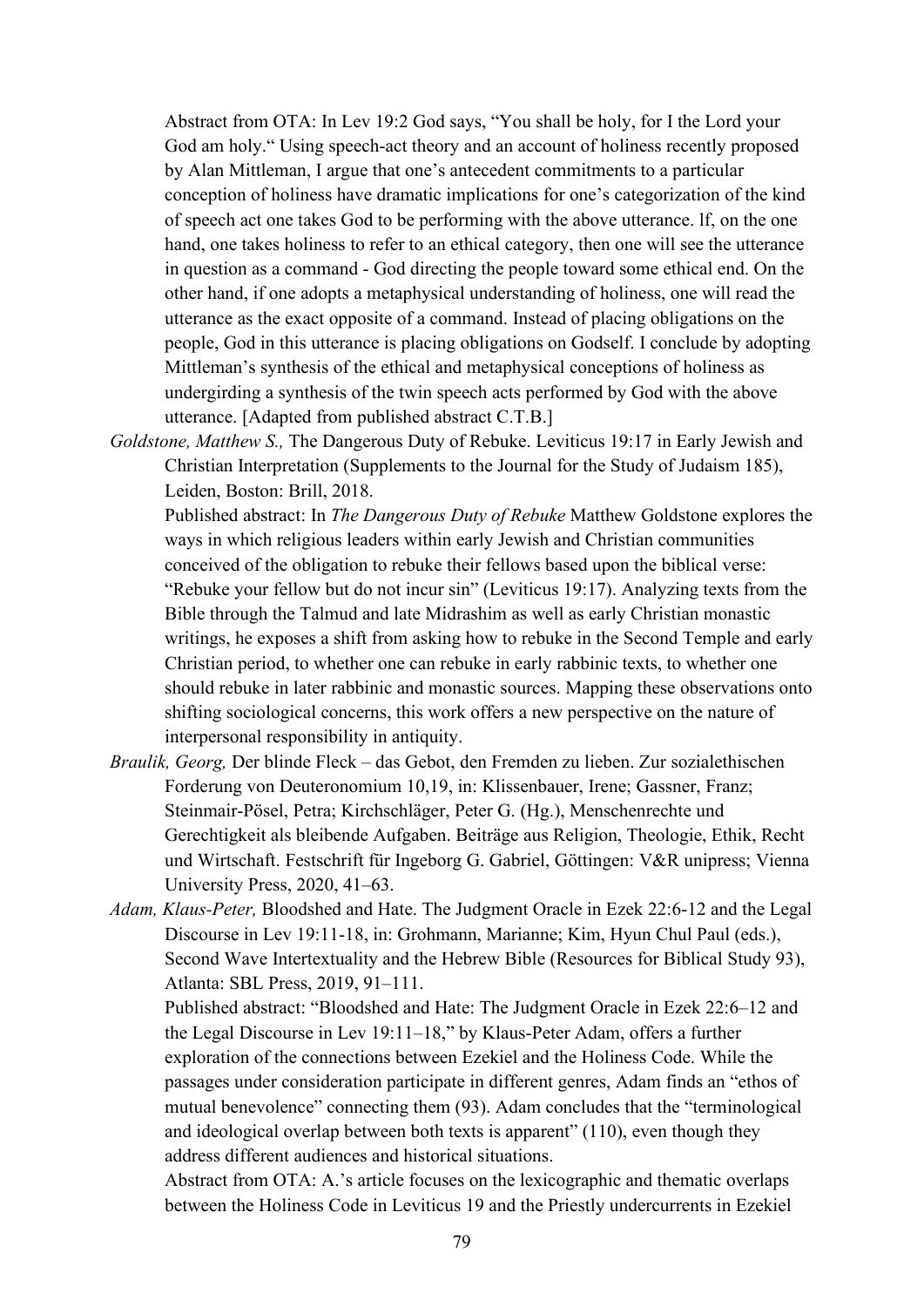Abstract from OTA: In Lev 19:2 God says, “You shall be holy, for I the Lord your God am holy.“ Using speech-act theory and an account of holiness recently proposed by Alan Mittleman, I argue that one’s antecedent commitments to a particular conception of holiness have dramatic implications for one’s categorization of the kind of speech act one takes God to be performing with the above utterance. lf, on the one hand, one takes holiness to refer to an ethical category, then one will see the utterance in question as a command - God directing the people toward some ethical end. On the other hand, if one adopts a metaphysical understanding of holiness, one will read the utterance as the exact opposite of a command. Instead of placing obligations on the people, God in this utterance is placing obligations on Godself. I conclude by adopting Mittleman’s synthesis of the ethical and metaphysical conceptions of holiness as undergirding a synthesis of the twin speech acts performed by God with the above utterance. [Adapted from published abstract C.T.B.]

*Goldstone, Matthew S.,* The Dangerous Duty of Rebuke. Leviticus 19:17 in Early Jewish and Christian Interpretation (Supplements to the Journal for the Study of Judaism 185), Leiden, Boston: Brill, 2018.

Published abstract: In *The Dangerous Duty of Rebuke* Matthew Goldstone explores the ways in which religious leaders within early Jewish and Christian communities conceived of the obligation to rebuke their fellows based upon the biblical verse: “Rebuke your fellow but do not incur sin” (Leviticus 19:17). Analyzing texts from the Bible through the Talmud and late Midrashim as well as early Christian monastic writings, he exposes a shift from asking how to rebuke in the Second Temple and early Christian period, to whether one can rebuke in early rabbinic texts, to whether one should rebuke in later rabbinic and monastic sources. Mapping these observations onto shifting sociological concerns, this work offers a new perspective on the nature of interpersonal responsibility in antiquity.

*Braulik, Georg,* Der blinde Fleck – das Gebot, den Fremden zu lieben. Zur sozialethischen Forderung von Deuteronomium 10,19, in: Klissenbauer, Irene; Gassner, Franz; Steinmair-Pösel, Petra; Kirchschläger, Peter G. (Hg.), Menschenrechte und Gerechtigkeit als bleibende Aufgaben. Beiträge aus Religion, Theologie, Ethik, Recht und Wirtschaft. Festschrift für Ingeborg G. Gabriel, Göttingen: V&R unipress; Vienna University Press, 2020, 41–63.

*Adam, Klaus-Peter,* Bloodshed and Hate. The Judgment Oracle in Ezek 22:6-12 and the Legal Discourse in Lev 19:11-18, in: Grohmann, Marianne; Kim, Hyun Chul Paul (eds.), Second Wave Intertextuality and the Hebrew Bible (Resources for Biblical Study 93), Atlanta: SBL Press, 2019, 91–111.

Published abstract: “Bloodshed and Hate: The Judgment Oracle in Ezek 22:6–12 and the Legal Discourse in Lev 19:11–18,” by Klaus-Peter Adam, offers a further exploration of the connections between Ezekiel and the Holiness Code. While the passages under consideration participate in different genres, Adam finds an “ethos of mutual benevolence” connecting them (93). Adam concludes that the “terminological and ideological overlap between both texts is apparent” (110), even though they address different audiences and historical situations.

Abstract from OTA: A.’s article focuses on the lexicographic and thematic overlaps between the Holiness Code in Leviticus 19 and the Priestly undercurrents in Ezekiel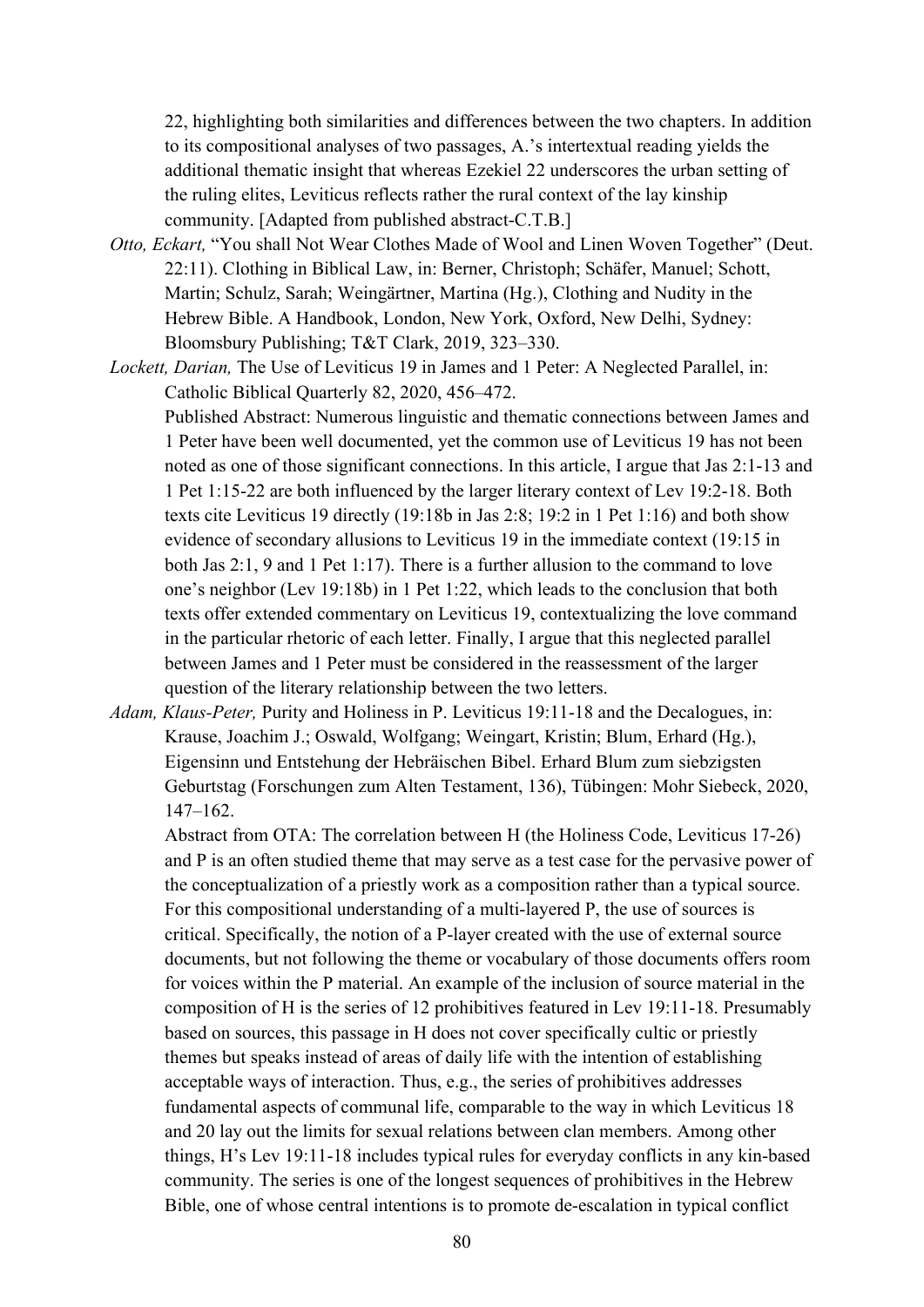22, highlighting both similarities and differences between the two chapters. In addition to its compositional analyses of two passages, A.'s intertextual reading yields the additional thematic insight that whereas Ezekiel 22 underscores the urban setting of the ruling elites, Leviticus reflects rather the rural context of the lay kinship community. [Adapted from published abstract-C.T.B.]

*Otto, Eckart,* "You shall Not Wear Clothes Made of Wool and Linen Woven Together" (Deut. 22:11). Clothing in Biblical Law, in: Berner, Christoph; Schäfer, Manuel; Schott, Martin; Schulz, Sarah; Weingärtner, Martina (Hg.), Clothing and Nudity in the Hebrew Bible. A Handbook, London, New York, Oxford, New Delhi, Sydney: Bloomsbury Publishing; T&T Clark, 2019, 323–330.

*Lockett, Darian,* The Use of Leviticus 19 in James and 1 Peter: A Neglected Parallel, in: Catholic Biblical Quarterly 82, 2020, 456–472.

Published Abstract: Numerous linguistic and thematic connections between James and 1 Peter have been well documented, yet the common use of Leviticus 19 has not been noted as one of those significant connections. In this article, I argue that Jas 2:1-13 and 1 Pet 1:15-22 are both influenced by the larger literary context of Lev 19:2-18. Both texts cite Leviticus 19 directly (19:18b in Jas 2:8; 19:2 in 1 Pet 1:16) and both show evidence of secondary allusions to Leviticus 19 in the immediate context (19:15 in both Jas 2:1, 9 and 1 Pet 1:17). There is a further allusion to the command to love one's neighbor (Lev 19:18b) in 1 Pet 1:22, which leads to the conclusion that both texts offer extended commentary on Leviticus 19, contextualizing the love command in the particular rhetoric of each letter. Finally, I argue that this neglected parallel between James and 1 Peter must be considered in the reassessment of the larger question of the literary relationship between the two letters.

*Adam, Klaus-Peter,* Purity and Holiness in P. Leviticus 19:11-18 and the Decalogues, in: Krause, Joachim J.; Oswald, Wolfgang; Weingart, Kristin; Blum, Erhard (Hg.), Eigensinn und Entstehung der Hebräischen Bibel. Erhard Blum zum siebzigsten Geburtstag (Forschungen zum Alten Testament, 136), Tübingen: Mohr Siebeck, 2020, 147–162.

Abstract from OTA: The correlation between H (the Holiness Code, Leviticus 17-26) and P is an often studied theme that may serve as a test case for the pervasive power of the conceptualization of a priestly work as a composition rather than a typical source. For this compositional understanding of a multi-layered P, the use of sources is critical. Specifically, the notion of a P-layer created with the use of external source documents, but not following the theme or vocabulary of those documents offers room for voices within the P material. An example of the inclusion of source material in the composition of H is the series of 12 prohibitives featured in Lev 19:11-18. Presumably based on sources, this passage in H does not cover specifically cultic or priestly themes but speaks instead of areas of daily life with the intention of establishing acceptable ways of interaction. Thus, e.g., the series of prohibitives addresses fundamental aspects of communal life, comparable to the way in which Leviticus 18 and 20 lay out the limits for sexual relations between clan members. Among other things, H's Lev 19:11-18 includes typical rules for everyday conflicts in any kin-based community. The series is one of the longest sequences of prohibitives in the Hebrew Bible, one of whose central intentions is to promote de-escalation in typical conflict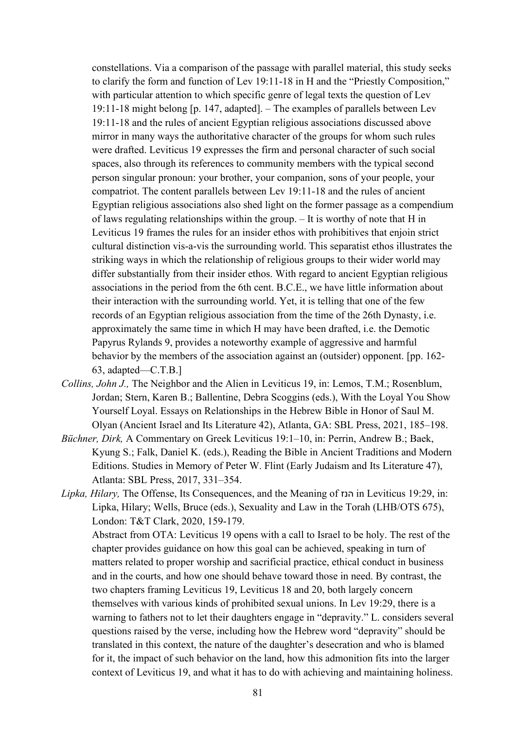constellations. Via a comparison of the passage with parallel material, this study seeks to clarify the form and function of Lev 19:11-18 in H and the "Priestly Composition," with particular attention to which specific genre of legal texts the question of Lev 19:11-18 might belong [p. 147, adapted]. – The examples of parallels between Lev 19:11-18 and the rules of ancient Egyptian religious associations discussed above mirror in many ways the authoritative character of the groups for whom such rules were drafted. Leviticus 19 expresses the firm and personal character of such social spaces, also through its references to community members with the typical second person singular pronoun: your brother, your companion, sons of your people, your compatriot. The content parallels between Lev 19:11-18 and the rules of ancient Egyptian religious associations also shed light on the former passage as a compendium of laws regulating relationships within the group. – It is worthy of note that H in Leviticus 19 frames the rules for an insider ethos with prohibitives that enjoin strict cultural distinction vis-a-vis the surrounding world. This separatist ethos illustrates the striking ways in which the relationship of religious groups to their wider world may differ substantially from their insider ethos. With regard to ancient Egyptian religious associations in the period from the 6th cent. B.C.E., we have little information about their interaction with the surrounding world. Yet, it is telling that one of the few records of an Egyptian religious association from the time of the 26th Dynasty, i.e. approximately the same time in which H may have been drafted, i.e. the Demotic Papyrus Rylands 9, provides a noteworthy example of aggressive and harmful behavior by the members of the association against an (outsider) opponent. [pp. 162-63, adapted—C.T.B.]

*Collins, John J.,* The Neighbor and the Alien in Leviticus 19, in: Lemos, T.M.; Rosenblum, Jordan; Stern, Karen B.; Ballentine, Debra Scoggins (eds.), With the Loyal You Show Yourself Loyal. Essays on Relationships in the Hebrew Bible in Honor of Saul M. Olyan (Ancient Israel and Its Literature 42), Atlanta, GA: SBL Press, 2021, 185–198.

*Büchner, Dirk,* A Commentary on Greek Leviticus 19:1–10, in: Perrin, Andrew B.; Baek, Kyung S.; Falk, Daniel K. (eds.), Reading the Bible in Ancient Traditions and Modern Editions. Studies in Memory of Peter W. Flint (Early Judaism and Its Literature 47), Atlanta: SBL Press, 2017, 331–354.

*Lipka, Hilary,* The Offense, Its Consequences, and the Meaning of הנז in Leviticus 19:29, in: Lipka, Hilary; Wells, Bruce (eds.), Sexuality and Law in the Torah (LHB/OTS 675), London: T&T Clark, 2020, 159-179.

Abstract from OTA: Leviticus 19 opens with a call to Israel to be holy. The rest of the chapter provides guidance on how this goal can be achieved, speaking in turn of matters related to proper worship and sacrificial practice, ethical conduct in business and in the courts, and how one should behave toward those in need. By contrast, the two chapters framing Leviticus 19, Leviticus 18 and 20, both largely concern themselves with various kinds of prohibited sexual unions. In Lev 19:29, there is a warning to fathers not to let their daughters engage in "depravity." L. considers several questions raised by the verse, including how the Hebrew word "depravity" should be translated in this context, the nature of the daughter's desecration and who is blamed for it, the impact of such behavior on the land, how this admonition fits into the larger context of Leviticus 19, and what it has to do with achieving and maintaining holiness.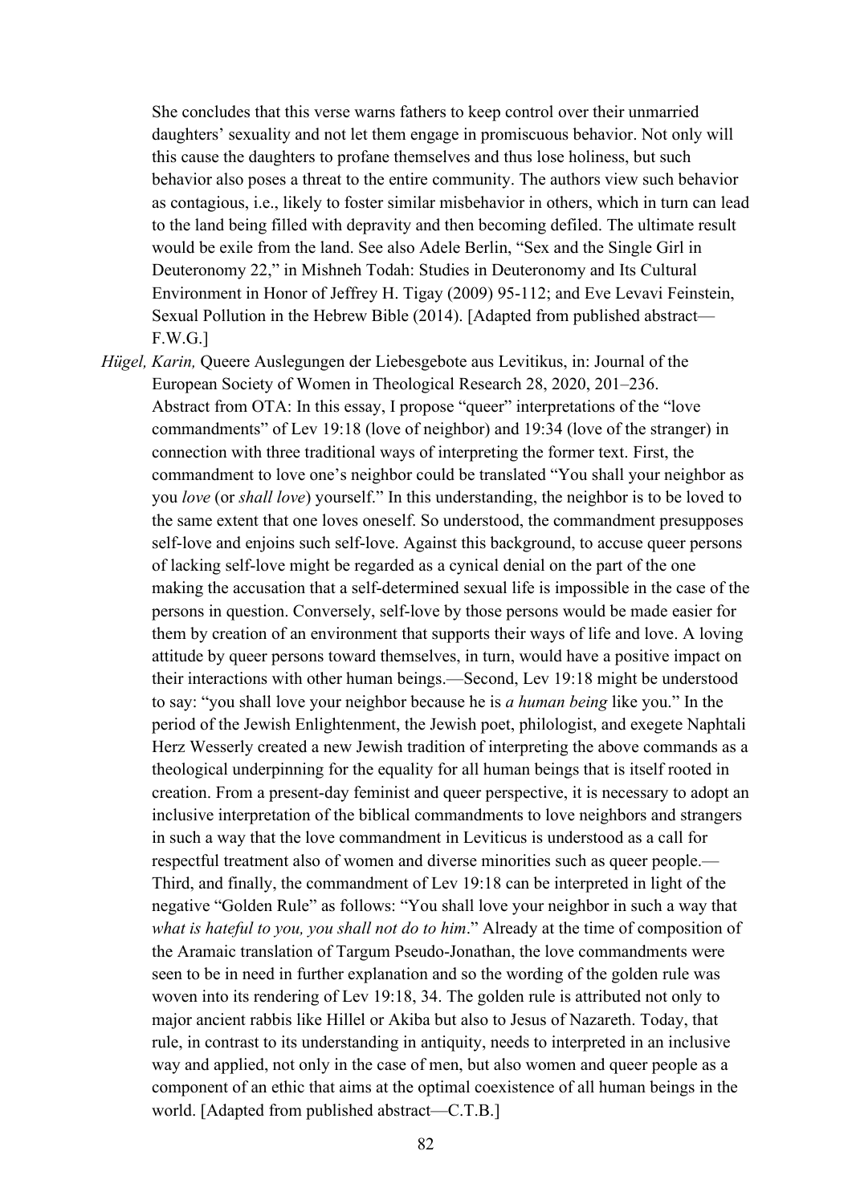She concludes that this verse warns fathers to keep control over their unmarried daughters' sexuality and not let them engage in promiscuous behavior. Not only will this cause the daughters to profane themselves and thus lose holiness, but such behavior also poses a threat to the entire community. The authors view such behavior as contagious, i.e., likely to foster similar misbehavior in others, which in turn can lead to the land being filled with depravity and then becoming defiled. The ultimate result would be exile from the land. See also Adele Berlin, "Sex and the Single Girl in Deuteronomy 22," in Mishneh Todah: Studies in Deuteronomy and Its Cultural Environment in Honor of Jeffrey H. Tigay (2009) 95-112; and Eve Levavi Feinstein, Sexual Pollution in the Hebrew Bible (2014). [Adapted from published abstract—F.W.G.]

*Hügel, Karin,* Queere Auslegungen der Liebesgebote aus Levitikus, in: Journal of the European Society of Women in Theological Research 28, 2020, 201–236.
Abstract from OTA: In this essay, I propose "queer" interpretations of the "love commandments" of Lev 19:18 (love of neighbor) and 19:34 (love of the stranger) in connection with three traditional ways of interpreting the former text. First, the commandment to love one's neighbor could be translated "You shall your neighbor as you *love* (or *shall love*) yourself." In this understanding, the neighbor is to be loved to the same extent that one loves oneself. So understood, the commandment presupposes self-love and enjoins such self-love. Against this background, to accuse queer persons of lacking self-love might be regarded as a cynical denial on the part of the one making the accusation that a self-determined sexual life is impossible in the case of the persons in question. Conversely, self-love by those persons would be made easier for them by creation of an environment that supports their ways of life and love. A loving attitude by queer persons toward themselves, in turn, would have a positive impact on their interactions with other human beings.—Second, Lev 19:18 might be understood to say: "you shall love your neighbor because he is *a human being* like you." In the period of the Jewish Enlightenment, the Jewish poet, philologist, and exegete Naphtali Herz Wesserly created a new Jewish tradition of interpreting the above commands as a theological underpinning for the equality for all human beings that is itself rooted in creation. From a present-day feminist and queer perspective, it is necessary to adopt an inclusive interpretation of the biblical commandments to love neighbors and strangers in such a way that the love commandment in Leviticus is understood as a call for respectful treatment also of women and diverse minorities such as queer people.—Third, and finally, the commandment of Lev 19:18 can be interpreted in light of the negative "Golden Rule" as follows: "You shall love your neighbor in such a way that *what is hateful to you, you shall not do to him*." Already at the time of composition of the Aramaic translation of Targum Pseudo-Jonathan, the love commandments were seen to be in need in further explanation and so the wording of the golden rule was woven into its rendering of Lev 19:18, 34. The golden rule is attributed not only to major ancient rabbis like Hillel or Akiba but also to Jesus of Nazareth. Today, that rule, in contrast to its understanding in antiquity, needs to interpreted in an inclusive way and applied, not only in the case of men, but also women and queer people as a component of an ethic that aims at the optimal coexistence of all human beings in the world. [Adapted from published abstract—C.T.B.]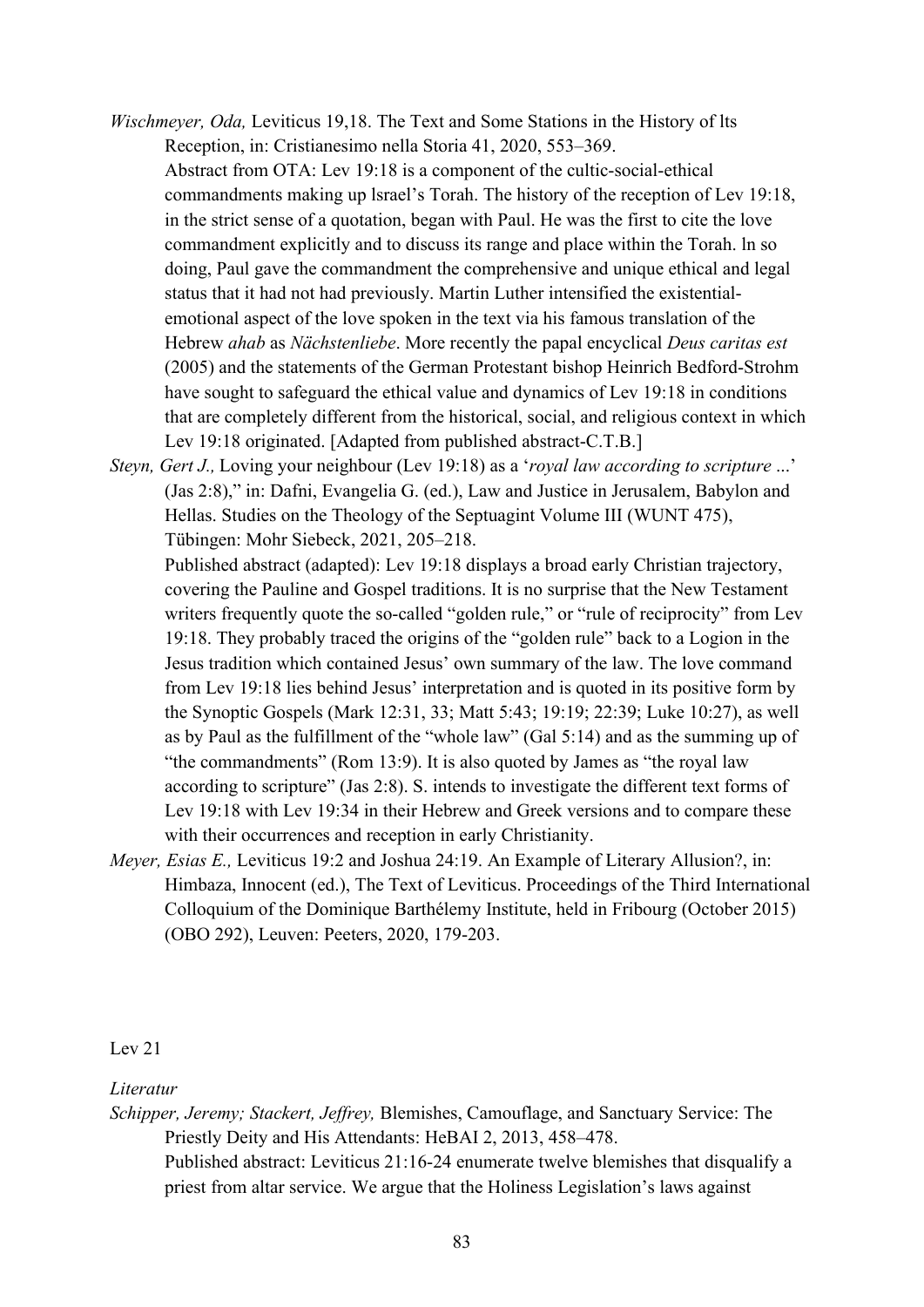*Wischmeyer, Oda,* Leviticus 19,18. The Text and Some Stations in the History of lts Reception, in: Cristianesimo nella Storia 41, 2020, 553–369.
Abstract from OTA: Lev 19:18 is a component of the cultic-social-ethical commandments making up lsrael's Torah. The history of the reception of Lev 19:18, in the strict sense of a quotation, began with Paul. He was the first to cite the love commandment explicitly and to discuss its range and place within the Torah. ln so doing, Paul gave the commandment the comprehensive and unique ethical and legal status that it had not had previously. Martin Luther intensified the existential-emotional aspect of the love spoken in the text via his famous translation of the Hebrew *ahab* as *Nächstenliebe*. More recently the papal encyclical *Deus caritas est* (2005) and the statements of the German Protestant bishop Heinrich Bedford-Strohm have sought to safeguard the ethical value and dynamics of Lev 19:18 in conditions that are completely different from the historical, social, and religious context in which Lev 19:18 originated. [Adapted from published abstract-C.T.B.]

*Steyn, Gert J.,* Loving your neighbour (Lev 19:18) as a '*royal law according to scripture* ...' (Jas 2:8)," in: Dafni, Evangelia G. (ed.), Law and Justice in Jerusalem, Babylon and Hellas. Studies on the Theology of the Septuagint Volume III (WUNT 475), Tübingen: Mohr Siebeck, 2021, 205–218.
Published abstract (adapted): Lev 19:18 displays a broad early Christian trajectory, covering the Pauline and Gospel traditions. It is no surprise that the New Testament writers frequently quote the so-called "golden rule," or "rule of reciprocity" from Lev 19:18. They probably traced the origins of the "golden rule" back to a Logion in the Jesus tradition which contained Jesus' own summary of the law. The love command from Lev 19:18 lies behind Jesus' interpretation and is quoted in its positive form by the Synoptic Gospels (Mark 12:31, 33; Matt 5:43; 19:19; 22:39; Luke 10:27), as well as by Paul as the fulfillment of the "whole law" (Gal 5:14) and as the summing up of "the commandments" (Rom 13:9). It is also quoted by James as "the royal law according to scripture" (Jas 2:8). S. intends to investigate the different text forms of Lev 19:18 with Lev 19:34 in their Hebrew and Greek versions and to compare these with their occurrences and reception in early Christianity.

*Meyer, Esias E.,* Leviticus 19:2 and Joshua 24:19. An Example of Literary Allusion?, in: Himbaza, Innocent (ed.), The Text of Leviticus. Proceedings of the Third International Colloquium of the Dominique Barthélemy Institute, held in Fribourg (October 2015) (OBO 292), Leuven: Peeters, 2020, 179-203.

Lev 21

*Literatur*

*Schipper, Jeremy; Stackert, Jeffrey,* Blemishes, Camouflage, and Sanctuary Service: The Priestly Deity and His Attendants: HeBAI 2, 2013, 458–478.
Published abstract: Leviticus 21:16-24 enumerate twelve blemishes that disqualify a priest from altar service. We argue that the Holiness Legislation's laws against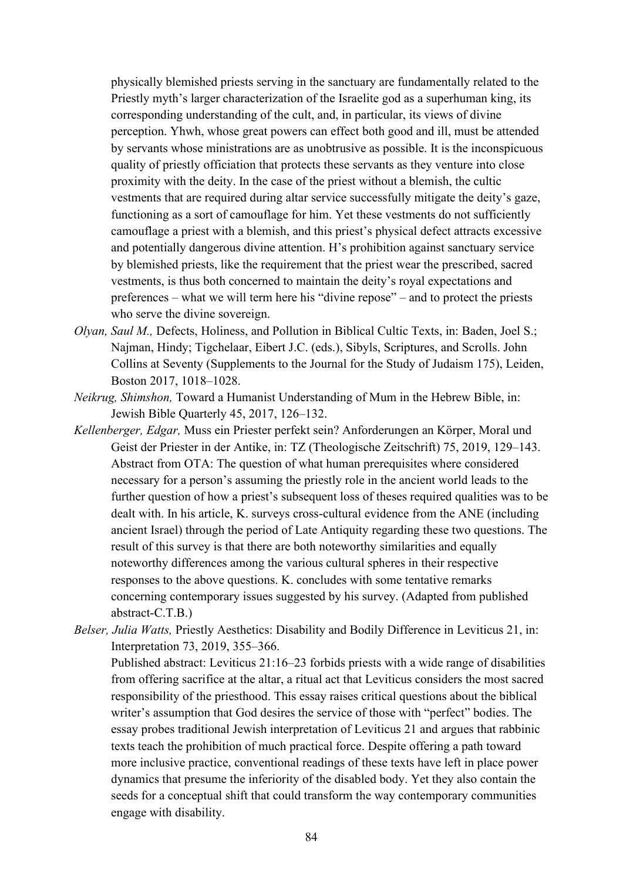physically blemished priests serving in the sanctuary are fundamentally related to the Priestly myth's larger characterization of the Israelite god as a superhuman king, its corresponding understanding of the cult, and, in particular, its views of divine perception. Yhwh, whose great powers can effect both good and ill, must be attended by servants whose ministrations are as unobtrusive as possible. It is the inconspicuous quality of priestly officiation that protects these servants as they venture into close proximity with the deity. In the case of the priest without a blemish, the cultic vestments that are required during altar service successfully mitigate the deity's gaze, functioning as a sort of camouflage for him. Yet these vestments do not sufficiently camouflage a priest with a blemish, and this priest's physical defect attracts excessive and potentially dangerous divine attention. H's prohibition against sanctuary service by blemished priests, like the requirement that the priest wear the prescribed, sacred vestments, is thus both concerned to maintain the deity's royal expectations and preferences – what we will term here his "divine repose" – and to protect the priests who serve the divine sovereign.

*Olyan, Saul M.,* Defects, Holiness, and Pollution in Biblical Cultic Texts, in: Baden, Joel S.; Najman, Hindy; Tigchelaar, Eibert J.C. (eds.), Sibyls, Scriptures, and Scrolls. John Collins at Seventy (Supplements to the Journal for the Study of Judaism 175), Leiden, Boston 2017, 1018–1028.

*Neikrug, Shimshon,* Toward a Humanist Understanding of Mum in the Hebrew Bible, in: Jewish Bible Quarterly 45, 2017, 126–132.

*Kellenberger, Edgar,* Muss ein Priester perfekt sein? Anforderungen an Körper, Moral und Geist der Priester in der Antike, in: TZ (Theologische Zeitschrift) 75, 2019, 129–143.
Abstract from OTA: The question of what human prerequisites where considered necessary for a person's assuming the priestly role in the ancient world leads to the further question of how a priest's subsequent loss of theses required qualities was to be dealt with. In his article, K. surveys cross-cultural evidence from the ANE (including ancient Israel) through the period of Late Antiquity regarding these two questions. The result of this survey is that there are both noteworthy similarities and equally noteworthy differences among the various cultural spheres in their respective responses to the above questions. K. concludes with some tentative remarks concerning contemporary issues suggested by his survey. (Adapted from published abstract-C.T.B.)

*Belser, Julia Watts,* Priestly Aesthetics: Disability and Bodily Difference in Leviticus 21, in: Interpretation 73, 2019, 355–366.
Published abstract: Leviticus 21:16–23 forbids priests with a wide range of disabilities from offering sacrifice at the altar, a ritual act that Leviticus considers the most sacred responsibility of the priesthood. This essay raises critical questions about the biblical writer's assumption that God desires the service of those with "perfect" bodies. The essay probes traditional Jewish interpretation of Leviticus 21 and argues that rabbinic texts teach the prohibition of much practical force. Despite offering a path toward more inclusive practice, conventional readings of these texts have left in place power dynamics that presume the inferiority of the disabled body. Yet they also contain the seeds for a conceptual shift that could transform the way contemporary communities engage with disability.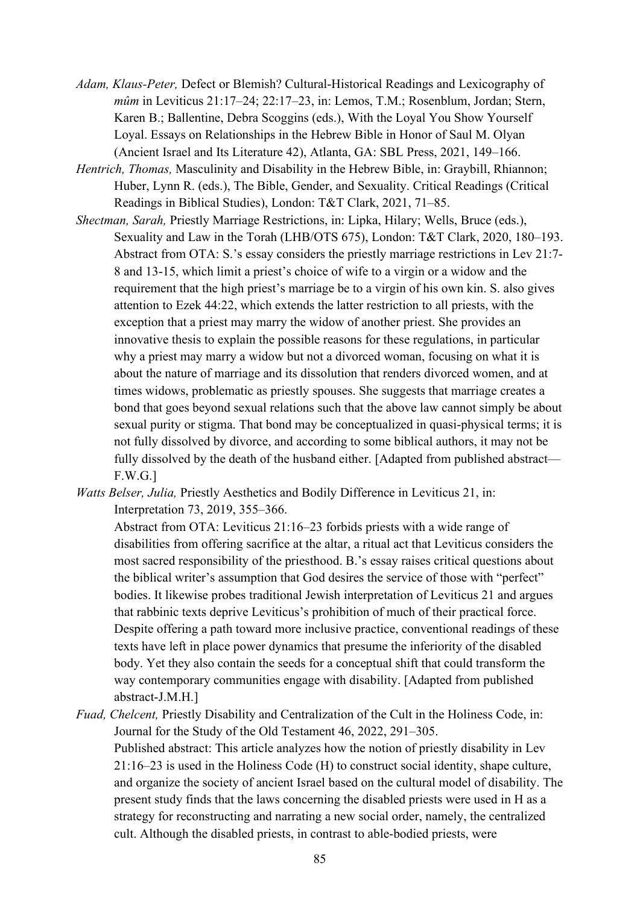*Adam, Klaus-Peter,* Defect or Blemish? Cultural-Historical Readings and Lexicography of *mûm* in Leviticus 21:17–24; 22:17–23, in: Lemos, T.M.; Rosenblum, Jordan; Stern, Karen B.; Ballentine, Debra Scoggins (eds.), With the Loyal You Show Yourself Loyal. Essays on Relationships in the Hebrew Bible in Honor of Saul M. Olyan (Ancient Israel and Its Literature 42), Atlanta, GA: SBL Press, 2021, 149–166.

*Hentrich, Thomas,* Masculinity and Disability in the Hebrew Bible, in: Graybill, Rhiannon; Huber, Lynn R. (eds.), The Bible, Gender, and Sexuality. Critical Readings (Critical Readings in Biblical Studies), London: T&T Clark, 2021, 71–85.

*Shectman, Sarah,* Priestly Marriage Restrictions, in: Lipka, Hilary; Wells, Bruce (eds.), Sexuality and Law in the Torah (LHB/OTS 675), London: T&T Clark, 2020, 180–193.
Abstract from OTA: S.'s essay considers the priestly marriage restrictions in Lev 21:7-8 and 13-15, which limit a priest's choice of wife to a virgin or a widow and the requirement that the high priest's marriage be to a virgin of his own kin. S. also gives attention to Ezek 44:22, which extends the latter restriction to all priests, with the exception that a priest may marry the widow of another priest. She provides an innovative thesis to explain the possible reasons for these regulations, in particular why a priest may marry a widow but not a divorced woman, focusing on what it is about the nature of marriage and its dissolution that renders divorced women, and at times widows, problematic as priestly spouses. She suggests that marriage creates a bond that goes beyond sexual relations such that the above law cannot simply be about sexual purity or stigma. That bond may be conceptualized in quasi-physical terms; it is not fully dissolved by divorce, and according to some biblical authors, it may not be fully dissolved by the death of the husband either. [Adapted from published abstract—F.W.G.]

*Watts Belser, Julia,* Priestly Aesthetics and Bodily Difference in Leviticus 21, in: Interpretation 73, 2019, 355–366.
Abstract from OTA: Leviticus 21:16–23 forbids priests with a wide range of disabilities from offering sacrifice at the altar, a ritual act that Leviticus considers the most sacred responsibility of the priesthood. B.'s essay raises critical questions about the biblical writer's assumption that God desires the service of those with "perfect" bodies. It likewise probes traditional Jewish interpretation of Leviticus 21 and argues that rabbinic texts deprive Leviticus's prohibition of much of their practical force. Despite offering a path toward more inclusive practice, conventional readings of these texts have left in place power dynamics that presume the inferiority of the disabled body. Yet they also contain the seeds for a conceptual shift that could transform the way contemporary communities engage with disability. [Adapted from published abstract-J.M.H.]

*Fuad, Chelcent,* Priestly Disability and Centralization of the Cult in the Holiness Code, in: Journal for the Study of the Old Testament 46, 2022, 291–305.
Published abstract: This article analyzes how the notion of priestly disability in Lev 21:16–23 is used in the Holiness Code (H) to construct social identity, shape culture, and organize the society of ancient Israel based on the cultural model of disability. The present study finds that the laws concerning the disabled priests were used in H as a strategy for reconstructing and narrating a new social order, namely, the centralized cult. Although the disabled priests, in contrast to able-bodied priests, were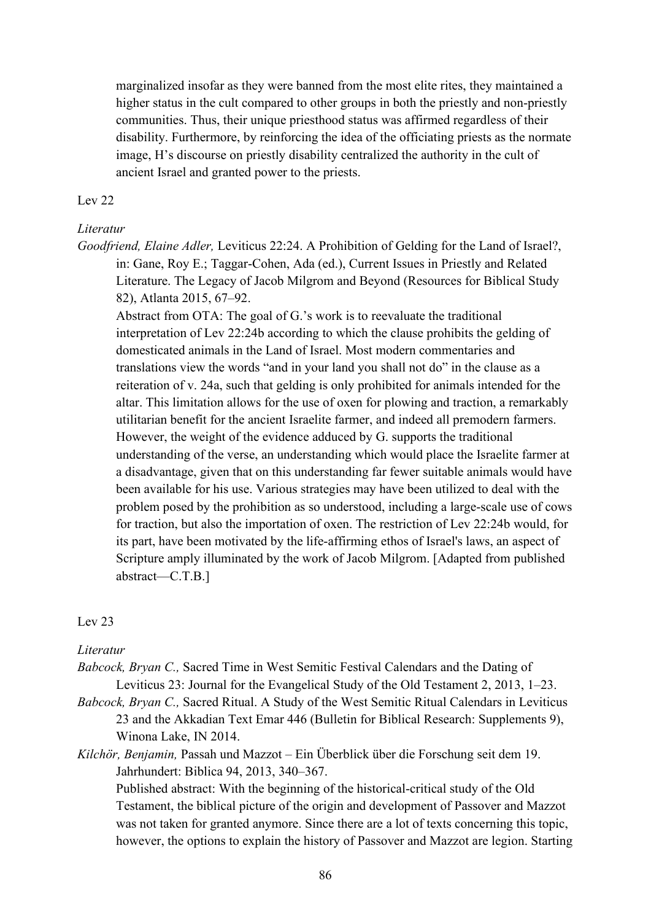marginalized insofar as they were banned from the most elite rites, they maintained a higher status in the cult compared to other groups in both the priestly and non-priestly communities. Thus, their unique priesthood status was affirmed regardless of their disability. Furthermore, by reinforcing the idea of the officiating priests as the normate image, H's discourse on priestly disability centralized the authority in the cult of ancient Israel and granted power to the priests.

Lev 22

*Literatur*

*Goodfriend, Elaine Adler,* Leviticus 22:24. A Prohibition of Gelding for the Land of Israel?, in: Gane, Roy E.; Taggar-Cohen, Ada (ed.), Current Issues in Priestly and Related Literature. The Legacy of Jacob Milgrom and Beyond (Resources for Biblical Study 82), Atlanta 2015, 67–92.

Abstract from OTA: The goal of G.'s work is to reevaluate the traditional interpretation of Lev 22:24b according to which the clause prohibits the gelding of domesticated animals in the Land of Israel. Most modern commentaries and translations view the words "and in your land you shall not do" in the clause as a reiteration of v. 24a, such that gelding is only prohibited for animals intended for the altar. This limitation allows for the use of oxen for plowing and traction, a remarkably utilitarian benefit for the ancient Israelite farmer, and indeed all premodern farmers. However, the weight of the evidence adduced by G. supports the traditional understanding of the verse, an understanding which would place the Israelite farmer at a disadvantage, given that on this understanding far fewer suitable animals would have been available for his use. Various strategies may have been utilized to deal with the problem posed by the prohibition as so understood, including a large-scale use of cows for traction, but also the importation of oxen. The restriction of Lev 22:24b would, for its part, have been motivated by the life-affirming ethos of Israel's laws, an aspect of Scripture amply illuminated by the work of Jacob Milgrom. [Adapted from published abstract—C.T.B.]

Lev 23

*Literatur*

*Babcock, Bryan C.,* Sacred Time in West Semitic Festival Calendars and the Dating of Leviticus 23: Journal for the Evangelical Study of the Old Testament 2, 2013, 1–23.

*Babcock, Bryan C.,* Sacred Ritual. A Study of the West Semitic Ritual Calendars in Leviticus 23 and the Akkadian Text Emar 446 (Bulletin for Biblical Research: Supplements 9), Winona Lake, IN 2014.

*Kilchör, Benjamin,* Passah und Mazzot – Ein Überblick über die Forschung seit dem 19. Jahrhundert: Biblica 94, 2013, 340–367.

Published abstract: With the beginning of the historical-critical study of the Old Testament, the biblical picture of the origin and development of Passover and Mazzot was not taken for granted anymore. Since there are a lot of texts concerning this topic, however, the options to explain the history of Passover and Mazzot are legion. Starting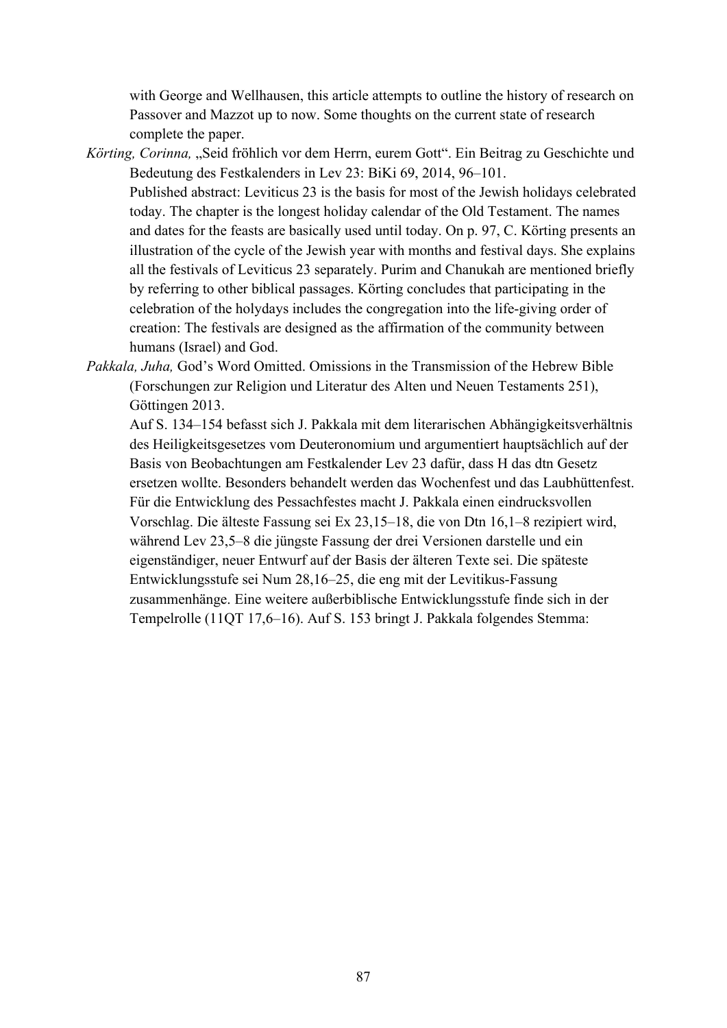with George and Wellhausen, this article attempts to outline the history of research on Passover and Mazzot up to now. Some thoughts on the current state of research complete the paper.

*Körting, Corinna,* „Seid fröhlich vor dem Herrn, eurem Gott". Ein Beitrag zu Geschichte und Bedeutung des Festkalenders in Lev 23: BiKi 69, 2014, 96–101.
Published abstract: Leviticus 23 is the basis for most of the Jewish holidays celebrated today. The chapter is the longest holiday calendar of the Old Testament. The names and dates for the feasts are basically used until today. On p. 97, C. Körting presents an illustration of the cycle of the Jewish year with months and festival days. She explains all the festivals of Leviticus 23 separately. Purim and Chanukah are mentioned briefly by referring to other biblical passages. Körting concludes that participating in the celebration of the holydays includes the congregation into the life-giving order of creation: The festivals are designed as the affirmation of the community between humans (Israel) and God.

*Pakkala, Juha,* God's Word Omitted. Omissions in the Transmission of the Hebrew Bible (Forschungen zur Religion und Literatur des Alten und Neuen Testaments 251), Göttingen 2013.
Auf S. 134–154 befasst sich J. Pakkala mit dem literarischen Abhängigkeitsverhältnis des Heiligkeitsgesetzes vom Deuteronomium und argumentiert hauptsächlich auf der Basis von Beobachtungen am Festkalender Lev 23 dafür, dass H das dtn Gesetz ersetzen wollte. Besonders behandelt werden das Wochenfest und das Laubhüttenfest. Für die Entwicklung des Pessachfestes macht J. Pakkala einen eindrucksvollen Vorschlag. Die älteste Fassung sei Ex 23,15–18, die von Dtn 16,1–8 rezipiert wird, während Lev 23,5–8 die jüngste Fassung der drei Versionen darstelle und ein eigenständiger, neuer Entwurf auf der Basis der älteren Texte sei. Die späteste Entwicklungsstufe sei Num 28,16–25, die eng mit der Levitikus-Fassung zusammenhänge. Eine weitere außerbiblische Entwicklungsstufe finde sich in der Tempelrolle (11QT 17,6–16). Auf S. 153 bringt J. Pakkala folgendes Stemma: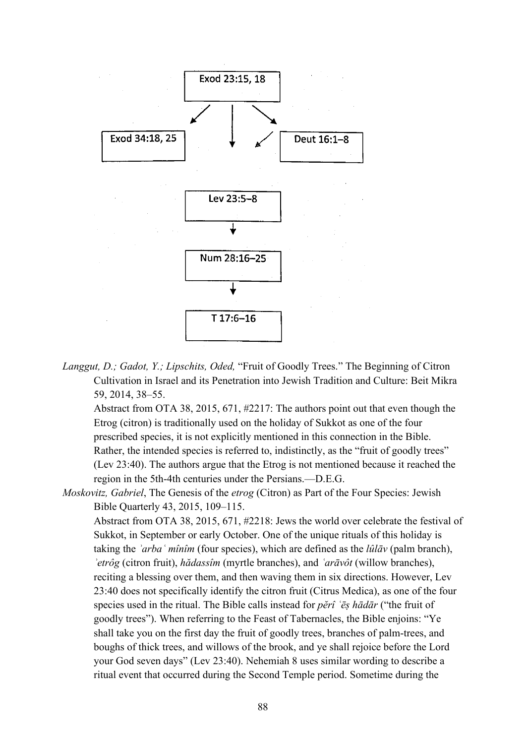Exod 23:15, 18

Exod 34:18, 25 — Deut 16:1–8

Lev 23:5–8

Num 28:16–25

T 17:6–16

*Langgut, D.; Gadot, Y.; Lipschits, Oded,* "Fruit of Goodly Trees." The Beginning of Citron Cultivation in Israel and its Penetration into Jewish Tradition and Culture: Beit Mikra 59, 2014, 38–55.

Abstract from OTA 38, 2015, 671, #2217: The authors point out that even though the Etrog (citron) is traditionally used on the holiday of Sukkot as one of the four prescribed species, it is not explicitly mentioned in this connection in the Bible. Rather, the intended species is referred to, indistinctly, as the "fruit of goodly trees" (Lev 23:40). The authors argue that the Etrog is not mentioned because it reached the region in the 5th-4th centuries under the Persians.—D.E.G.

*Moskovitz, Gabriel*, The Genesis of the *etrog* (Citron) as Part of the Four Species: Jewish Bible Quarterly 43, 2015, 109–115.

Abstract from OTA 38, 2015, 671, #2218: Jews the world over celebrate the festival of Sukkot, in September or early October. One of the unique rituals of this holiday is taking the *ʾarbaʿ mînîm* (four species), which are defined as the *lûlāv* (palm branch), *ʾetrôg* (citron fruit), *hădassîm* (myrtle branches), and *ʿarāvôt* (willow branches), reciting a blessing over them, and then waving them in six directions. However, Lev 23:40 does not specifically identify the citron fruit (Citrus Medica), as one of the four species used in the ritual. The Bible calls instead for *pĕrî ʿēṣ hādār* ("the fruit of goodly trees"). When referring to the Feast of Tabernacles, the Bible enjoins: "Ye shall take you on the first day the fruit of goodly trees, branches of palm-trees, and boughs of thick trees, and willows of the brook, and ye shall rejoice before the Lord your God seven days" (Lev 23:40). Nehemiah 8 uses similar wording to describe a ritual event that occurred during the Second Temple period. Sometime during the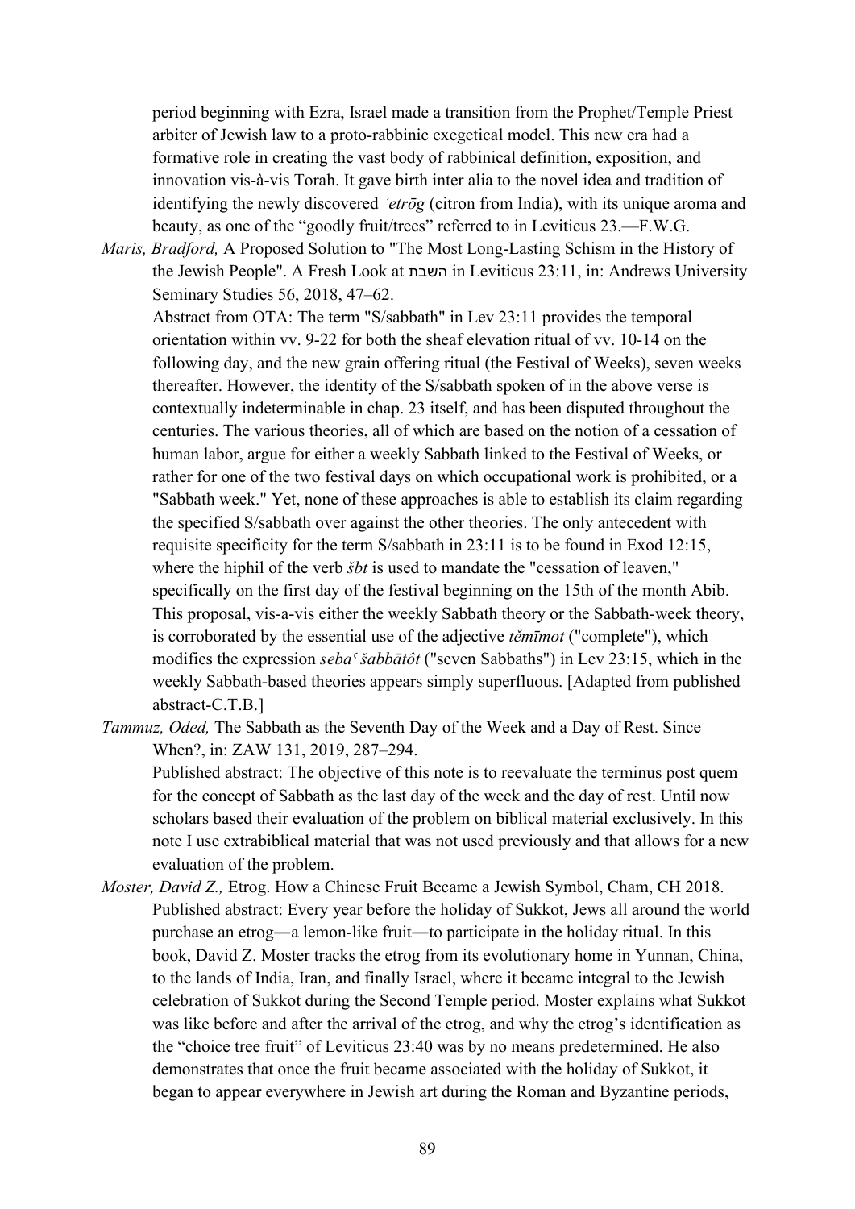period beginning with Ezra, Israel made a transition from the Prophet/Temple Priest arbiter of Jewish law to a proto-rabbinic exegetical model. This new era had a formative role in creating the vast body of rabbinical definition, exposition, and innovation vis-à-vis Torah. It gave birth inter alia to the novel idea and tradition of identifying the newly discovered *ʾetrōg* (citron from India), with its unique aroma and beauty, as one of the "goodly fruit/trees" referred to in Leviticus 23.—F.W.G.

*Maris, Bradford,* A Proposed Solution to "The Most Long-Lasting Schism in the History of the Jewish People". A Fresh Look at השבת in Leviticus 23:11, in: Andrews University Seminary Studies 56, 2018, 47–62.

Abstract from OTA: The term "S/sabbath" in Lev 23:11 provides the temporal orientation within vv. 9-22 for both the sheaf elevation ritual of vv. 10-14 on the following day, and the new grain offering ritual (the Festival of Weeks), seven weeks thereafter. However, the identity of the S/sabbath spoken of in the above verse is contextually indeterminable in chap. 23 itself, and has been disputed throughout the centuries. The various theories, all of which are based on the notion of a cessation of human labor, argue for either a weekly Sabbath linked to the Festival of Weeks, or rather for one of the two festival days on which occupational work is prohibited, or a "Sabbath week." Yet, none of these approaches is able to establish its claim regarding the specified S/sabbath over against the other theories. The only antecedent with requisite specificity for the term S/sabbath in 23:11 is to be found in Exod 12:15, where the hiphil of the verb *šbt* is used to mandate the "cessation of leaven," specifically on the first day of the festival beginning on the 15th of the month Abib. This proposal, vis-a-vis either the weekly Sabbath theory or the Sabbath-week theory, is corroborated by the essential use of the adjective *tĕmīmot* ("complete"), which modifies the expression *sebaʿ šabbātôt* ("seven Sabbaths") in Lev 23:15, which in the weekly Sabbath-based theories appears simply superfluous. [Adapted from published abstract-C.T.B.]

*Tammuz, Oded,* The Sabbath as the Seventh Day of the Week and a Day of Rest. Since When?, in: ZAW 131, 2019, 287–294.

Published abstract: The objective of this note is to reevaluate the terminus post quem for the concept of Sabbath as the last day of the week and the day of rest. Until now scholars based their evaluation of the problem on biblical material exclusively. In this note I use extrabiblical material that was not used previously and that allows for a new evaluation of the problem.

*Moster, David Z.,* Etrog. How a Chinese Fruit Became a Jewish Symbol, Cham, CH 2018.

Published abstract: Every year before the holiday of Sukkot, Jews all around the world purchase an etrog―a lemon-like fruit―to participate in the holiday ritual. In this book, David Z. Moster tracks the etrog from its evolutionary home in Yunnan, China, to the lands of India, Iran, and finally Israel, where it became integral to the Jewish celebration of Sukkot during the Second Temple period. Moster explains what Sukkot was like before and after the arrival of the etrog, and why the etrog's identification as the "choice tree fruit" of Leviticus 23:40 was by no means predetermined. He also demonstrates that once the fruit became associated with the holiday of Sukkot, it began to appear everywhere in Jewish art during the Roman and Byzantine periods,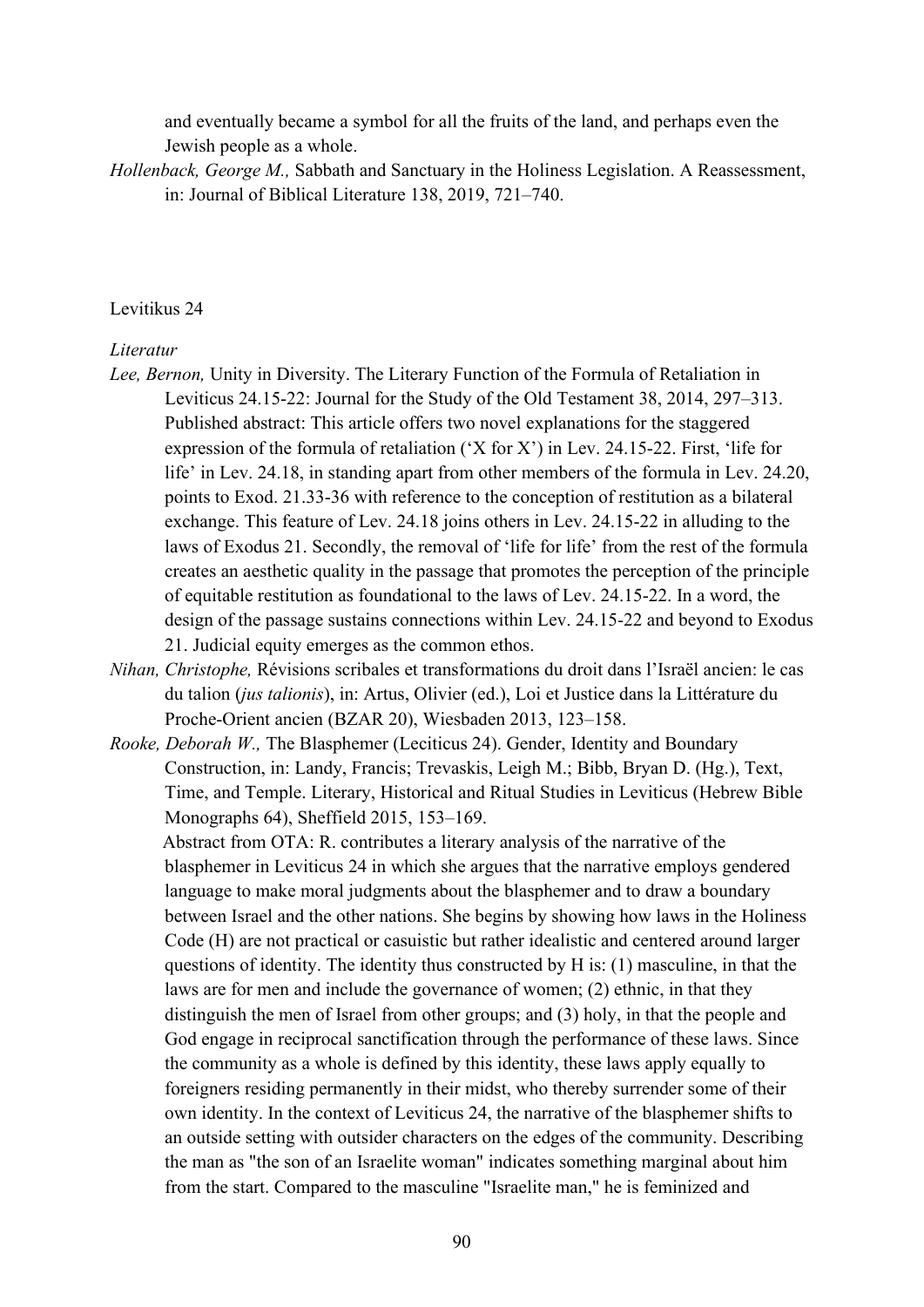and eventually became a symbol for all the fruits of the land, and perhaps even the Jewish people as a whole.

*Hollenback, George M.,* Sabbath and Sanctuary in the Holiness Legislation. A Reassessment, in: Journal of Biblical Literature 138, 2019, 721–740.

## Levitikus 24

*Literatur*

*Lee, Bernon,* Unity in Diversity. The Literary Function of the Formula of Retaliation in Leviticus 24.15-22: Journal for the Study of the Old Testament 38, 2014, 297–313.
Published abstract: This article offers two novel explanations for the staggered expression of the formula of retaliation ('X for X') in Lev. 24.15-22. First, 'life for life' in Lev. 24.18, in standing apart from other members of the formula in Lev. 24.20, points to Exod. 21.33-36 with reference to the conception of restitution as a bilateral exchange. This feature of Lev. 24.18 joins others in Lev. 24.15-22 in alluding to the laws of Exodus 21. Secondly, the removal of 'life for life' from the rest of the formula creates an aesthetic quality in the passage that promotes the perception of the principle of equitable restitution as foundational to the laws of Lev. 24.15-22. In a word, the design of the passage sustains connections within Lev. 24.15-22 and beyond to Exodus 21. Judicial equity emerges as the common ethos.

*Nihan, Christophe,* Révisions scribales et transformations du droit dans l'Israël ancien: le cas du talion (*jus talionis*), in: Artus, Olivier (ed.), Loi et Justice dans la Littérature du Proche-Orient ancien (BZAR 20), Wiesbaden 2013, 123–158.

*Rooke, Deborah W.,* The Blasphemer (Leciticus 24). Gender, Identity and Boundary Construction, in: Landy, Francis; Trevaskis, Leigh M.; Bibb, Bryan D. (Hg.), Text, Time, and Temple. Literary, Historical and Ritual Studies in Leviticus (Hebrew Bible Monographs 64), Sheffield 2015, 153–169.
Abstract from OTA: R. contributes a literary analysis of the narrative of the blasphemer in Leviticus 24 in which she argues that the narrative employs gendered language to make moral judgments about the blasphemer and to draw a boundary between Israel and the other nations. She begins by showing how laws in the Holiness Code (H) are not practical or casuistic but rather idealistic and centered around larger questions of identity. The identity thus constructed by H is: (1) masculine, in that the laws are for men and include the governance of women; (2) ethnic, in that they distinguish the men of Israel from other groups; and (3) holy, in that the people and God engage in reciprocal sanctification through the performance of these laws. Since the community as a whole is defined by this identity, these laws apply equally to foreigners residing permanently in their midst, who thereby surrender some of their own identity. In the context of Leviticus 24, the narrative of the blasphemer shifts to an outside setting with outsider characters on the edges of the community. Describing the man as "the son of an Israelite woman" indicates something marginal about him from the start. Compared to the masculine "Israelite man," he is feminized and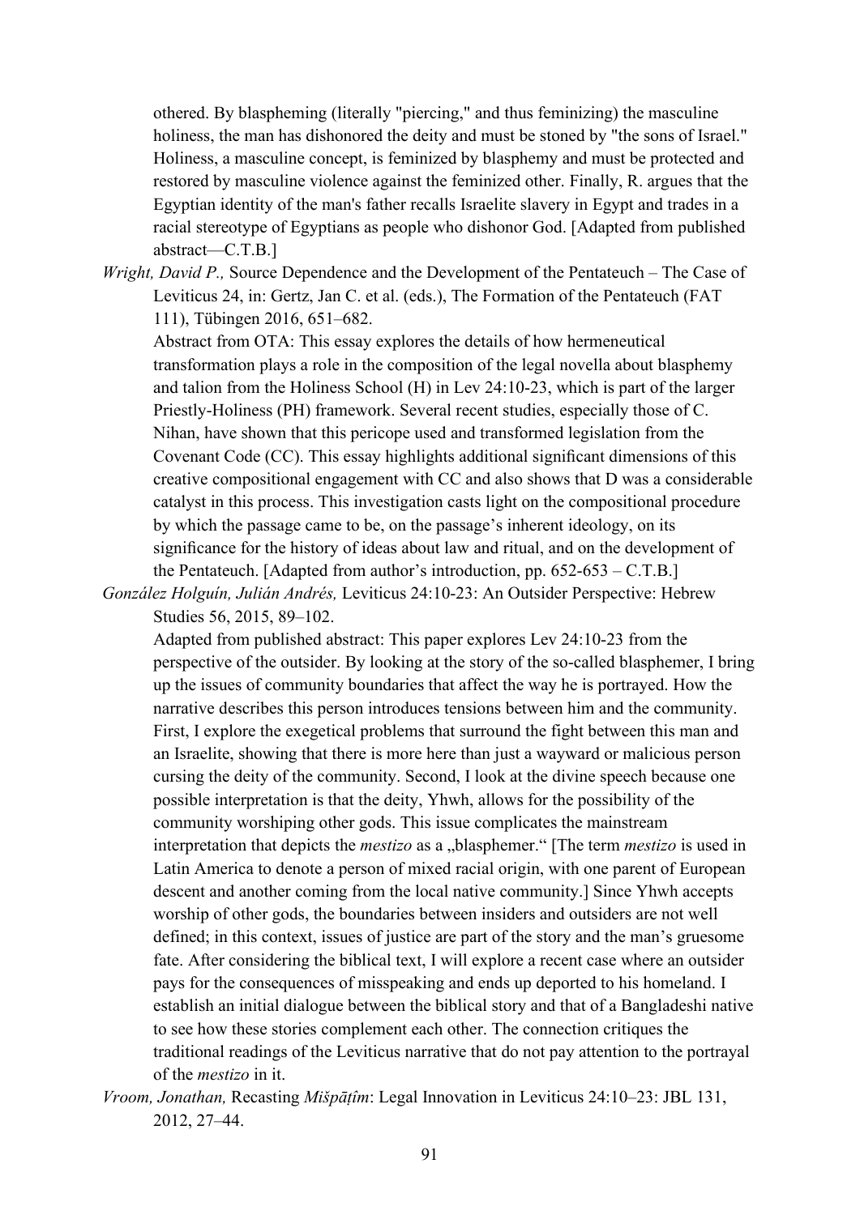othered. By blaspheming (literally "piercing," and thus feminizing) the masculine holiness, the man has dishonored the deity and must be stoned by "the sons of Israel." Holiness, a masculine concept, is feminized by blasphemy and must be protected and restored by masculine violence against the feminized other. Finally, R. argues that the Egyptian identity of the man's father recalls Israelite slavery in Egypt and trades in a racial stereotype of Egyptians as people who dishonor God. [Adapted from published abstract—C.T.B.]

*Wright, David P.,* Source Dependence and the Development of the Pentateuch – The Case of Leviticus 24, in: Gertz, Jan C. et al. (eds.), The Formation of the Pentateuch (FAT 111), Tübingen 2016, 651–682.
Abstract from OTA: This essay explores the details of how hermeneutical transformation plays a role in the composition of the legal novella about blasphemy and talion from the Holiness School (H) in Lev 24:10-23, which is part of the larger Priestly-Holiness (PH) framework. Several recent studies, especially those of C. Nihan, have shown that this pericope used and transformed legislation from the Covenant Code (CC). This essay highlights additional significant dimensions of this creative compositional engagement with CC and also shows that D was a considerable catalyst in this process. This investigation casts light on the compositional procedure by which the passage came to be, on the passage's inherent ideology, on its significance for the history of ideas about law and ritual, and on the development of the Pentateuch. [Adapted from author's introduction, pp. 652-653 – C.T.B.]

*González Holguín, Julián Andrés,* Leviticus 24:10-23: An Outsider Perspective: Hebrew Studies 56, 2015, 89–102.
Adapted from published abstract: This paper explores Lev 24:10-23 from the perspective of the outsider. By looking at the story of the so-called blasphemer, I bring up the issues of community boundaries that affect the way he is portrayed. How the narrative describes this person introduces tensions between him and the community. First, I explore the exegetical problems that surround the fight between this man and an Israelite, showing that there is more here than just a wayward or malicious person cursing the deity of the community. Second, I look at the divine speech because one possible interpretation is that the deity, Yhwh, allows for the possibility of the community worshiping other gods. This issue complicates the mainstream interpretation that depicts the *mestizo* as a „blasphemer." [The term *mestizo* is used in Latin America to denote a person of mixed racial origin, with one parent of European descent and another coming from the local native community.] Since Yhwh accepts worship of other gods, the boundaries between insiders and outsiders are not well defined; in this context, issues of justice are part of the story and the man's gruesome fate. After considering the biblical text, I will explore a recent case where an outsider pays for the consequences of misspeaking and ends up deported to his homeland. I establish an initial dialogue between the biblical story and that of a Bangladeshi native to see how these stories complement each other. The connection critiques the traditional readings of the Leviticus narrative that do not pay attention to the portrayal of the *mestizo* in it.

*Vroom, Jonathan,* Recasting *Mišpāṭîm*: Legal Innovation in Leviticus 24:10–23: JBL 131, 2012, 27–44.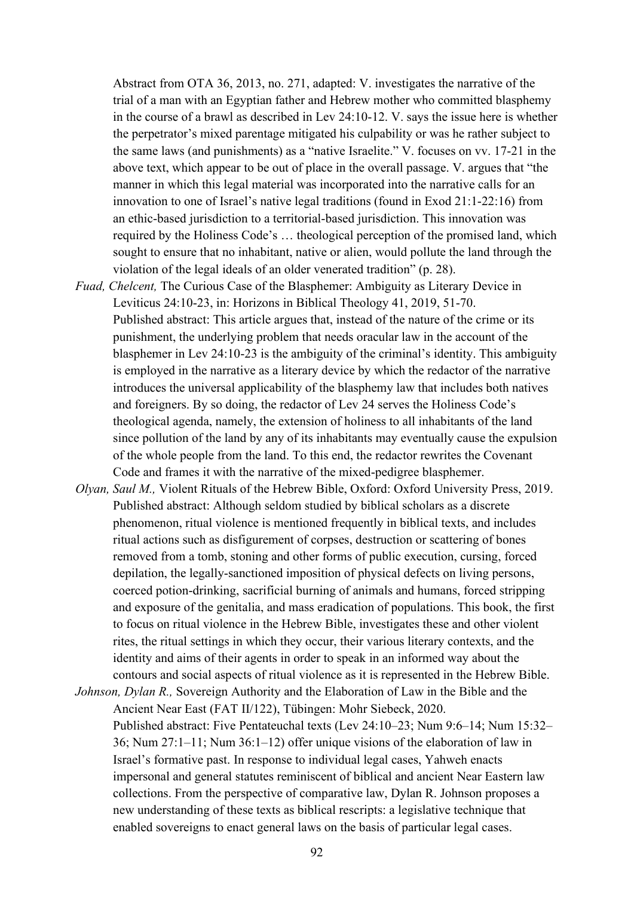Abstract from OTA 36, 2013, no. 271, adapted: V. investigates the narrative of the trial of a man with an Egyptian father and Hebrew mother who committed blasphemy in the course of a brawl as described in Lev 24:10-12. V. says the issue here is whether the perpetrator's mixed parentage mitigated his culpability or was he rather subject to the same laws (and punishments) as a "native Israelite." V. focuses on vv. 17-21 in the above text, which appear to be out of place in the overall passage. V. argues that "the manner in which this legal material was incorporated into the narrative calls for an innovation to one of Israel's native legal traditions (found in Exod 21:1-22:16) from an ethic-based jurisdiction to a territorial-based jurisdiction. This innovation was required by the Holiness Code's … theological perception of the promised land, which sought to ensure that no inhabitant, native or alien, would pollute the land through the violation of the legal ideals of an older venerated tradition" (p. 28).

*Fuad, Chelcent,* The Curious Case of the Blasphemer: Ambiguity as Literary Device in Leviticus 24:10-23, in: Horizons in Biblical Theology 41, 2019, 51-70.
Published abstract: This article argues that, instead of the nature of the crime or its punishment, the underlying problem that needs oracular law in the account of the blasphemer in Lev 24:10-23 is the ambiguity of the criminal's identity. This ambiguity is employed in the narrative as a literary device by which the redactor of the narrative introduces the universal applicability of the blasphemy law that includes both natives and foreigners. By so doing, the redactor of Lev 24 serves the Holiness Code's theological agenda, namely, the extension of holiness to all inhabitants of the land since pollution of the land by any of its inhabitants may eventually cause the expulsion of the whole people from the land. To this end, the redactor rewrites the Covenant Code and frames it with the narrative of the mixed-pedigree blasphemer.

*Olyan, Saul M.,* Violent Rituals of the Hebrew Bible, Oxford: Oxford University Press, 2019.
Published abstract: Although seldom studied by biblical scholars as a discrete phenomenon, ritual violence is mentioned frequently in biblical texts, and includes ritual actions such as disfigurement of corpses, destruction or scattering of bones removed from a tomb, stoning and other forms of public execution, cursing, forced depilation, the legally-sanctioned imposition of physical defects on living persons, coerced potion-drinking, sacrificial burning of animals and humans, forced stripping and exposure of the genitalia, and mass eradication of populations. This book, the first to focus on ritual violence in the Hebrew Bible, investigates these and other violent rites, the ritual settings in which they occur, their various literary contexts, and the identity and aims of their agents in order to speak in an informed way about the contours and social aspects of ritual violence as it is represented in the Hebrew Bible.

*Johnson, Dylan R.,* Sovereign Authority and the Elaboration of Law in the Bible and the Ancient Near East (FAT II/122), Tübingen: Mohr Siebeck, 2020.
Published abstract: Five Pentateuchal texts (Lev 24:10–23; Num 9:6–14; Num 15:32–36; Num 27:1–11; Num 36:1–12) offer unique visions of the elaboration of law in Israel's formative past. In response to individual legal cases, Yahweh enacts impersonal and general statutes reminiscent of biblical and ancient Near Eastern law collections. From the perspective of comparative law, Dylan R. Johnson proposes a new understanding of these texts as biblical rescripts: a legislative technique that enabled sovereigns to enact general laws on the basis of particular legal cases.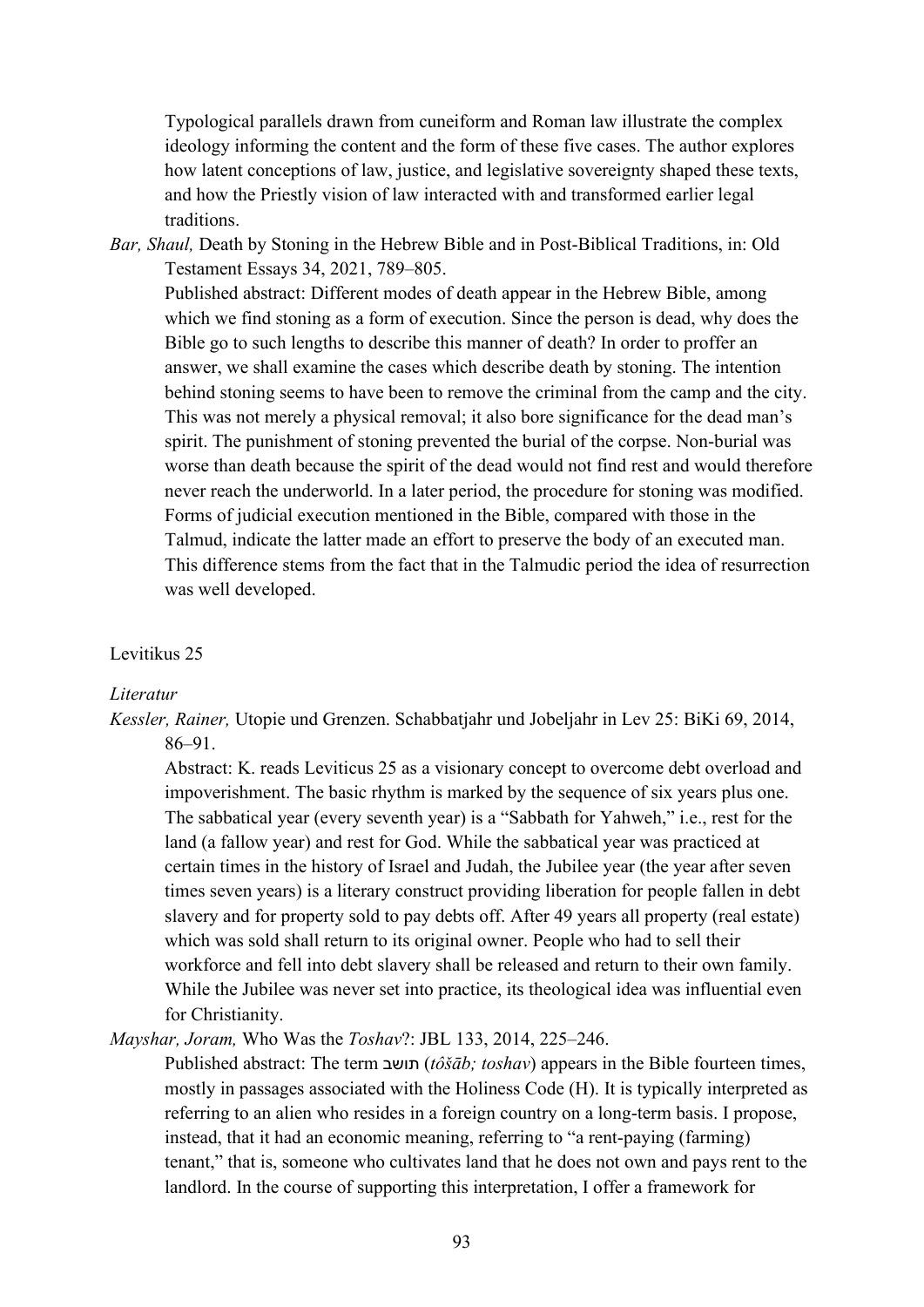Typological parallels drawn from cuneiform and Roman law illustrate the complex ideology informing the content and the form of these five cases. The author explores how latent conceptions of law, justice, and legislative sovereignty shaped these texts, and how the Priestly vision of law interacted with and transformed earlier legal traditions.

*Bar, Shaul,* Death by Stoning in the Hebrew Bible and in Post-Biblical Traditions, in: Old Testament Essays 34, 2021, 789–805.

Published abstract: Different modes of death appear in the Hebrew Bible, among which we find stoning as a form of execution. Since the person is dead, why does the Bible go to such lengths to describe this manner of death? In order to proffer an answer, we shall examine the cases which describe death by stoning. The intention behind stoning seems to have been to remove the criminal from the camp and the city. This was not merely a physical removal; it also bore significance for the dead man's spirit. The punishment of stoning prevented the burial of the corpse. Non-burial was worse than death because the spirit of the dead would not find rest and would therefore never reach the underworld. In a later period, the procedure for stoning was modified. Forms of judicial execution mentioned in the Bible, compared with those in the Talmud, indicate the latter made an effort to preserve the body of an executed man. This difference stems from the fact that in the Talmudic period the idea of resurrection was well developed.

Levitikus 25

*Literatur*

*Kessler, Rainer,* Utopie und Grenzen. Schabbatjahr und Jobeljahr in Lev 25: BiKi 69, 2014, 86–91.

Abstract: K. reads Leviticus 25 as a visionary concept to overcome debt overload and impoverishment. The basic rhythm is marked by the sequence of six years plus one. The sabbatical year (every seventh year) is a "Sabbath for Yahweh," i.e., rest for the land (a fallow year) and rest for God. While the sabbatical year was practiced at certain times in the history of Israel and Judah, the Jubilee year (the year after seven times seven years) is a literary construct providing liberation for people fallen in debt slavery and for property sold to pay debts off. After 49 years all property (real estate) which was sold shall return to its original owner. People who had to sell their workforce and fell into debt slavery shall be released and return to their own family. While the Jubilee was never set into practice, its theological idea was influential even for Christianity.

*Mayshar, Joram,* Who Was the *Toshav*?: JBL 133, 2014, 225–246.

Published abstract: The term תושב (*tôšāb; toshav*) appears in the Bible fourteen times, mostly in passages associated with the Holiness Code (H). It is typically interpreted as referring to an alien who resides in a foreign country on a long-term basis. I propose, instead, that it had an economic meaning, referring to "a rent-paying (farming) tenant," that is, someone who cultivates land that he does not own and pays rent to the landlord. In the course of supporting this interpretation, I offer a framework for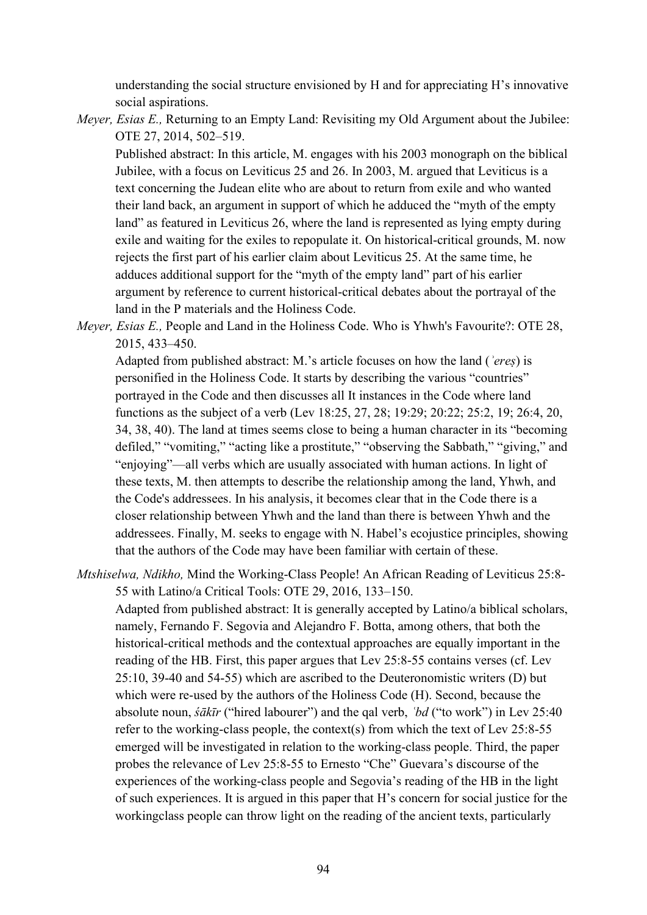understanding the social structure envisioned by H and for appreciating H's innovative social aspirations.

*Meyer, Esias E.,* Returning to an Empty Land: Revisiting my Old Argument about the Jubilee: OTE 27, 2014, 502–519.

Published abstract: In this article, M. engages with his 2003 monograph on the biblical Jubilee, with a focus on Leviticus 25 and 26. In 2003, M. argued that Leviticus is a text concerning the Judean elite who are about to return from exile and who wanted their land back, an argument in support of which he adduced the "myth of the empty land" as featured in Leviticus 26, where the land is represented as lying empty during exile and waiting for the exiles to repopulate it. On historical-critical grounds, M. now rejects the first part of his earlier claim about Leviticus 25. At the same time, he adduces additional support for the "myth of the empty land" part of his earlier argument by reference to current historical-critical debates about the portrayal of the land in the P materials and the Holiness Code.

*Meyer, Esias E.,* People and Land in the Holiness Code. Who is Yhwh's Favourite?: OTE 28, 2015, 433–450.

Adapted from published abstract: M.'s article focuses on how the land (*ʾereṣ*) is personified in the Holiness Code. It starts by describing the various "countries" portrayed in the Code and then discusses all It instances in the Code where land functions as the subject of a verb (Lev 18:25, 27, 28; 19:29; 20:22; 25:2, 19; 26:4, 20, 34, 38, 40). The land at times seems close to being a human character in its "becoming defiled," "vomiting," "acting like a prostitute," "observing the Sabbath," "giving," and "enjoying"—all verbs which are usually associated with human actions. In light of these texts, M. then attempts to describe the relationship among the land, Yhwh, and the Code's addressees. In his analysis, it becomes clear that in the Code there is a closer relationship between Yhwh and the land than there is between Yhwh and the addressees. Finally, M. seeks to engage with N. Habel's ecojustice principles, showing that the authors of the Code may have been familiar with certain of these.

*Mtshiselwa, Ndikho,* Mind the Working-Class People! An African Reading of Leviticus 25:8-55 with Latino/a Critical Tools: OTE 29, 2016, 133–150.

Adapted from published abstract: It is generally accepted by Latino/a biblical scholars, namely, Fernando F. Segovia and Alejandro F. Botta, among others, that both the historical-critical methods and the contextual approaches are equally important in the reading of the HB. First, this paper argues that Lev 25:8-55 contains verses (cf. Lev 25:10, 39-40 and 54-55) which are ascribed to the Deuteronomistic writers (D) but which were re-used by the authors of the Holiness Code (H). Second, because the absolute noun, *śākīr* ("hired labourer") and the qal verb, *ʿbd* ("to work") in Lev 25:40 refer to the working-class people, the context(s) from which the text of Lev 25:8-55 emerged will be investigated in relation to the working-class people. Third, the paper probes the relevance of Lev 25:8-55 to Ernesto "Che" Guevara's discourse of the experiences of the working-class people and Segovia's reading of the HB in the light of such experiences. It is argued in this paper that H's concern for social justice for the workingclass people can throw light on the reading of the ancient texts, particularly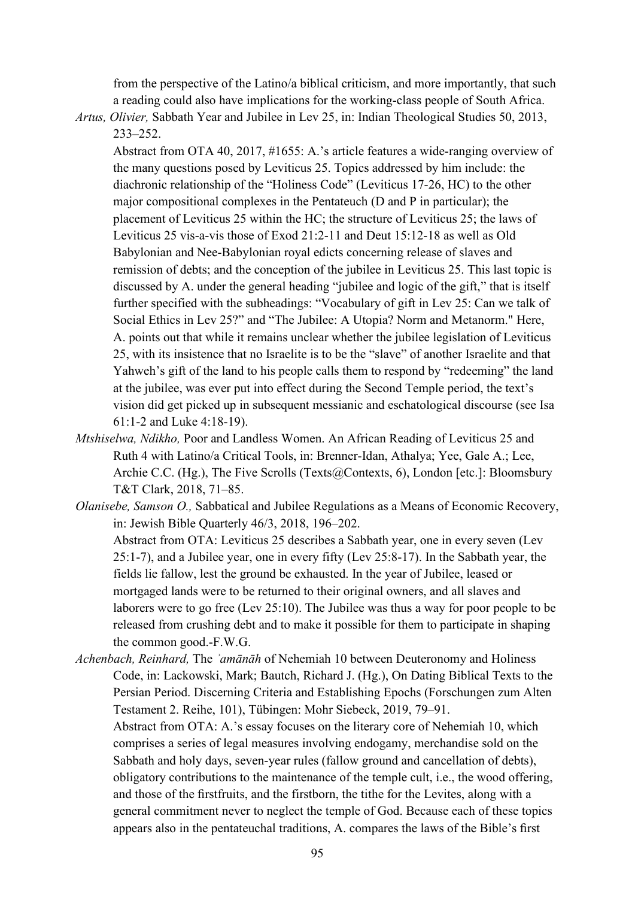from the perspective of the Latino/a biblical criticism, and more importantly, that such a reading could also have implications for the working-class people of South Africa.

*Artus, Olivier,* Sabbath Year and Jubilee in Lev 25, in: Indian Theological Studies 50, 2013, 233–252.

Abstract from OTA 40, 2017, #1655: A.'s article features a wide-ranging overview of the many questions posed by Leviticus 25. Topics addressed by him include: the diachronic relationship of the "Holiness Code" (Leviticus 17-26, HC) to the other major compositional complexes in the Pentateuch (D and P in particular); the placement of Leviticus 25 within the HC; the structure of Leviticus 25; the laws of Leviticus 25 vis-a-vis those of Exod 21:2-11 and Deut 15:12-18 as well as Old Babylonian and Nee-Babylonian royal edicts concerning release of slaves and remission of debts; and the conception of the jubilee in Leviticus 25. This last topic is discussed by A. under the general heading "jubilee and logic of the gift," that is itself further specified with the subheadings: "Vocabulary of gift in Lev 25: Can we talk of Social Ethics in Lev 25?" and "The Jubilee: A Utopia? Norm and Metanorm." Here, A. points out that while it remains unclear whether the jubilee legislation of Leviticus 25, with its insistence that no Israelite is to be the "slave" of another Israelite and that Yahweh's gift of the land to his people calls them to respond by "redeeming" the land at the jubilee, was ever put into effect during the Second Temple period, the text's vision did get picked up in subsequent messianic and eschatological discourse (see Isa 61:1-2 and Luke 4:18-19).

*Mtshiselwa, Ndikho,* Poor and Landless Women. An African Reading of Leviticus 25 and Ruth 4 with Latino/a Critical Tools, in: Brenner-Idan, Athalya; Yee, Gale A.; Lee, Archie C.C. (Hg.), The Five Scrolls (Texts@Contexts, 6), London [etc.]: Bloomsbury T&T Clark, 2018, 71–85.

*Olanisebe, Samson O.,* Sabbatical and Jubilee Regulations as a Means of Economic Recovery, in: Jewish Bible Quarterly 46/3, 2018, 196–202.

Abstract from OTA: Leviticus 25 describes a Sabbath year, one in every seven (Lev 25:1-7), and a Jubilee year, one in every fifty (Lev 25:8-17). In the Sabbath year, the fields lie fallow, lest the ground be exhausted. In the year of Jubilee, leased or mortgaged lands were to be returned to their original owners, and all slaves and laborers were to go free (Lev 25:10). The Jubilee was thus a way for poor people to be released from crushing debt and to make it possible for them to participate in shaping the common good.-F.W.G.

*Achenbach, Reinhard,* The *ʾamānāh* of Nehemiah 10 between Deuteronomy and Holiness Code, in: Lackowski, Mark; Bautch, Richard J. (Hg.), On Dating Biblical Texts to the Persian Period. Discerning Criteria and Establishing Epochs (Forschungen zum Alten Testament 2. Reihe, 101), Tübingen: Mohr Siebeck, 2019, 79–91.

Abstract from OTA: A.'s essay focuses on the literary core of Nehemiah 10, which comprises a series of legal measures involving endogamy, merchandise sold on the Sabbath and holy days, seven-year rules (fallow ground and cancellation of debts), obligatory contributions to the maintenance of the temple cult, i.e., the wood offering, and those of the firstfruits, and the firstborn, the tithe for the Levites, along with a general commitment never to neglect the temple of God. Because each of these topics appears also in the pentateuchal traditions, A. compares the laws of the Bible's first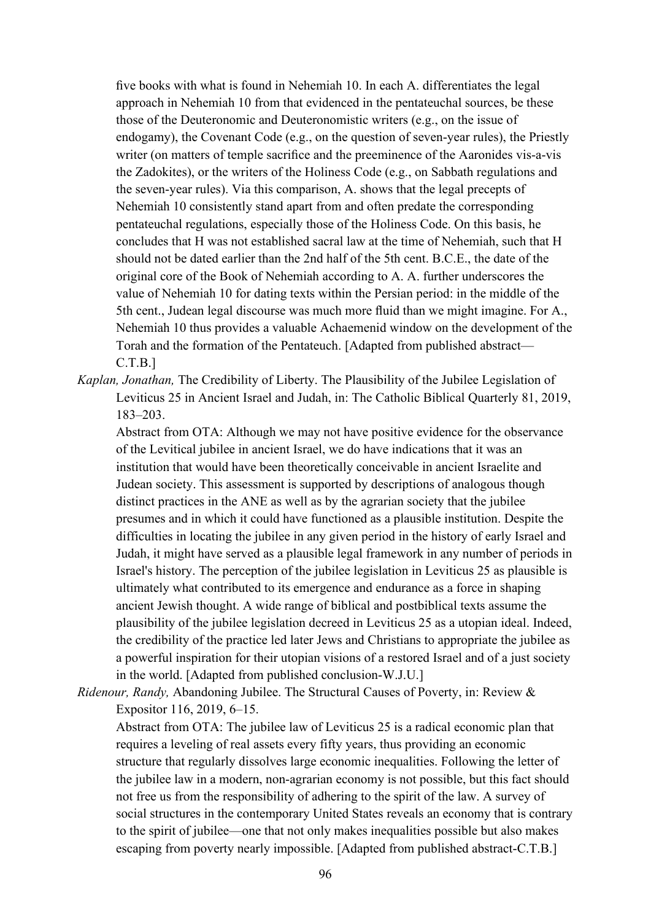five books with what is found in Nehemiah 10. In each A. differentiates the legal approach in Nehemiah 10 from that evidenced in the pentateuchal sources, be these those of the Deuteronomic and Deuteronomistic writers (e.g., on the issue of endogamy), the Covenant Code (e.g., on the question of seven-year rules), the Priestly writer (on matters of temple sacrifice and the preeminence of the Aaronides vis-a-vis the Zadokites), or the writers of the Holiness Code (e.g., on Sabbath regulations and the seven-year rules). Via this comparison, A. shows that the legal precepts of Nehemiah 10 consistently stand apart from and often predate the corresponding pentateuchal regulations, especially those of the Holiness Code. On this basis, he concludes that H was not established sacral law at the time of Nehemiah, such that H should not be dated earlier than the 2nd half of the 5th cent. B.C.E., the date of the original core of the Book of Nehemiah according to A. A. further underscores the value of Nehemiah 10 for dating texts within the Persian period: in the middle of the 5th cent., Judean legal discourse was much more fluid than we might imagine. For A., Nehemiah 10 thus provides a valuable Achaemenid window on the development of the Torah and the formation of the Pentateuch. [Adapted from published abstract—C.T.B.]

*Kaplan, Jonathan,* The Credibility of Liberty. The Plausibility of the Jubilee Legislation of Leviticus 25 in Ancient Israel and Judah, in: The Catholic Biblical Quarterly 81, 2019, 183–203.

Abstract from OTA: Although we may not have positive evidence for the observance of the Levitical jubilee in ancient Israel, we do have indications that it was an institution that would have been theoretically conceivable in ancient Israelite and Judean society. This assessment is supported by descriptions of analogous though distinct practices in the ANE as well as by the agrarian society that the jubilee presumes and in which it could have functioned as a plausible institution. Despite the difficulties in locating the jubilee in any given period in the history of early Israel and Judah, it might have served as a plausible legal framework in any number of periods in Israel's history. The perception of the jubilee legislation in Leviticus 25 as plausible is ultimately what contributed to its emergence and endurance as a force in shaping ancient Jewish thought. A wide range of biblical and postbiblical texts assume the plausibility of the jubilee legislation decreed in Leviticus 25 as a utopian ideal. Indeed, the credibility of the practice led later Jews and Christians to appropriate the jubilee as a powerful inspiration for their utopian visions of a restored Israel and of a just society in the world. [Adapted from published conclusion-W.J.U.]

*Ridenour, Randy,* Abandoning Jubilee. The Structural Causes of Poverty, in: Review & Expositor 116, 2019, 6–15.

Abstract from OTA: The jubilee law of Leviticus 25 is a radical economic plan that requires a leveling of real assets every fifty years, thus providing an economic structure that regularly dissolves large economic inequalities. Following the letter of the jubilee law in a modern, non-agrarian economy is not possible, but this fact should not free us from the responsibility of adhering to the spirit of the law. A survey of social structures in the contemporary United States reveals an economy that is contrary to the spirit of jubilee—one that not only makes inequalities possible but also makes escaping from poverty nearly impossible. [Adapted from published abstract-C.T.B.]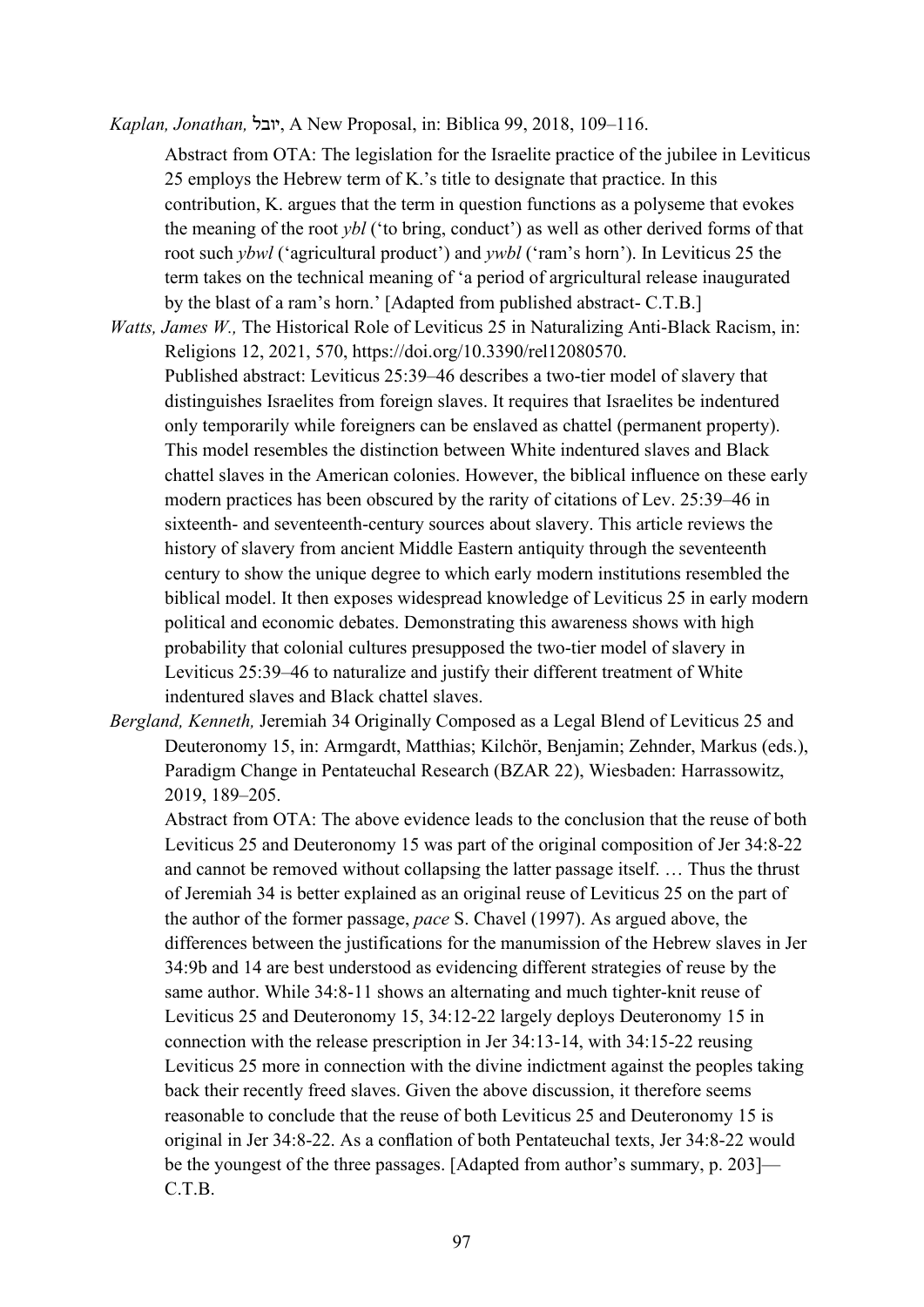*Kaplan, Jonathan,* יובל, A New Proposal, in: Biblica 99, 2018, 109–116.

Abstract from OTA: The legislation for the Israelite practice of the jubilee in Leviticus 25 employs the Hebrew term of K.'s title to designate that practice. In this contribution, K. argues that the term in question functions as a polyseme that evokes the meaning of the root *ybl* ('to bring, conduct') as well as other derived forms of that root such *ybwl* ('agricultural product') and *ywbl* ('ram's horn'). In Leviticus 25 the term takes on the technical meaning of 'a period of argricultural release inaugurated by the blast of a ram's horn.' [Adapted from published abstract- C.T.B.]

*Watts, James W.,* The Historical Role of Leviticus 25 in Naturalizing Anti-Black Racism, in: Religions 12, 2021, 570, https://doi.org/10.3390/rel12080570.

Published abstract: Leviticus 25:39–46 describes a two-tier model of slavery that distinguishes Israelites from foreign slaves. It requires that Israelites be indentured only temporarily while foreigners can be enslaved as chattel (permanent property). This model resembles the distinction between White indentured slaves and Black chattel slaves in the American colonies. However, the biblical influence on these early modern practices has been obscured by the rarity of citations of Lev. 25:39–46 in sixteenth- and seventeenth-century sources about slavery. This article reviews the history of slavery from ancient Middle Eastern antiquity through the seventeenth century to show the unique degree to which early modern institutions resembled the biblical model. It then exposes widespread knowledge of Leviticus 25 in early modern political and economic debates. Demonstrating this awareness shows with high probability that colonial cultures presupposed the two-tier model of slavery in Leviticus 25:39–46 to naturalize and justify their different treatment of White indentured slaves and Black chattel slaves.

*Bergland, Kenneth,* Jeremiah 34 Originally Composed as a Legal Blend of Leviticus 25 and Deuteronomy 15, in: Armgardt, Matthias; Kilchör, Benjamin; Zehnder, Markus (eds.), Paradigm Change in Pentateuchal Research (BZAR 22), Wiesbaden: Harrassowitz, 2019, 189–205.

Abstract from OTA: The above evidence leads to the conclusion that the reuse of both Leviticus 25 and Deuteronomy 15 was part of the original composition of Jer 34:8-22 and cannot be removed without collapsing the latter passage itself. … Thus the thrust of Jeremiah 34 is better explained as an original reuse of Leviticus 25 on the part of the author of the former passage, *pace* S. Chavel (1997). As argued above, the differences between the justifications for the manumission of the Hebrew slaves in Jer 34:9b and 14 are best understood as evidencing different strategies of reuse by the same author. While 34:8-11 shows an alternating and much tighter-knit reuse of Leviticus 25 and Deuteronomy 15, 34:12-22 largely deploys Deuteronomy 15 in connection with the release prescription in Jer 34:13-14, with 34:15-22 reusing Leviticus 25 more in connection with the divine indictment against the peoples taking back their recently freed slaves. Given the above discussion, it therefore seems reasonable to conclude that the reuse of both Leviticus 25 and Deuteronomy 15 is original in Jer 34:8-22. As a conflation of both Pentateuchal texts, Jer 34:8-22 would be the youngest of the three passages. [Adapted from author's summary, p. 203]—C.T.B.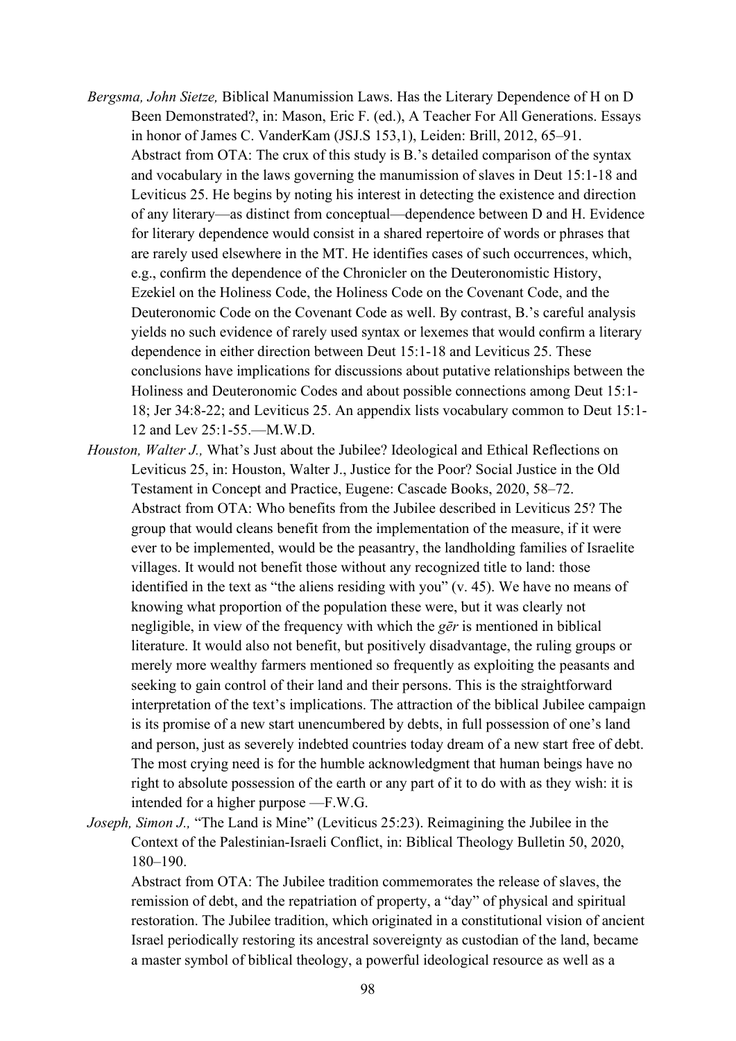*Bergsma, John Sietze,* Biblical Manumission Laws. Has the Literary Dependence of H on D Been Demonstrated?, in: Mason, Eric F. (ed.), A Teacher For All Generations. Essays in honor of James C. VanderKam (JSJ.S 153,1), Leiden: Brill, 2012, 65–91.
Abstract from OTA: The crux of this study is B.'s detailed comparison of the syntax and vocabulary in the laws governing the manumission of slaves in Deut 15:1-18 and Leviticus 25. He begins by noting his interest in detecting the existence and direction of any literary—as distinct from conceptual—dependence between D and H. Evidence for literary dependence would consist in a shared repertoire of words or phrases that are rarely used elsewhere in the MT. He identifies cases of such occurrences, which, e.g., confirm the dependence of the Chronicler on the Deuteronomistic History, Ezekiel on the Holiness Code, the Holiness Code on the Covenant Code, and the Deuteronomic Code on the Covenant Code as well. By contrast, B.'s careful analysis yields no such evidence of rarely used syntax or lexemes that would confirm a literary dependence in either direction between Deut 15:1-18 and Leviticus 25. These conclusions have implications for discussions about putative relationships between the Holiness and Deuteronomic Codes and about possible connections among Deut 15:1-18; Jer 34:8-22; and Leviticus 25. An appendix lists vocabulary common to Deut 15:1-12 and Lev 25:1-55.—M.W.D.

*Houston, Walter J.,* What's Just about the Jubilee? Ideological and Ethical Reflections on Leviticus 25, in: Houston, Walter J., Justice for the Poor? Social Justice in the Old Testament in Concept and Practice, Eugene: Cascade Books, 2020, 58–72.
Abstract from OTA: Who benefits from the Jubilee described in Leviticus 25? The group that would cleans benefit from the implementation of the measure, if it were ever to be implemented, would be the peasantry, the landholding families of Israelite villages. It would not benefit those without any recognized title to land: those identified in the text as "the aliens residing with you" (v. 45). We have no means of knowing what proportion of the population these were, but it was clearly not negligible, in view of the frequency with which the *gēr* is mentioned in biblical literature. It would also not benefit, but positively disadvantage, the ruling groups or merely more wealthy farmers mentioned so frequently as exploiting the peasants and seeking to gain control of their land and their persons. This is the straightforward interpretation of the text's implications. The attraction of the biblical Jubilee campaign is its promise of a new start unencumbered by debts, in full possession of one's land and person, just as severely indebted countries today dream of a new start free of debt. The most crying need is for the humble acknowledgment that human beings have no right to absolute possession of the earth or any part of it to do with as they wish: it is intended for a higher purpose —F.W.G.

*Joseph, Simon J.,* "The Land is Mine" (Leviticus 25:23). Reimagining the Jubilee in the Context of the Palestinian-Israeli Conflict, in: Biblical Theology Bulletin 50, 2020, 180–190.
Abstract from OTA: The Jubilee tradition commemorates the release of slaves, the remission of debt, and the repatriation of property, a "day" of physical and spiritual restoration. The Jubilee tradition, which originated in a constitutional vision of ancient Israel periodically restoring its ancestral sovereignty as custodian of the land, became a master symbol of biblical theology, a powerful ideological resource as well as a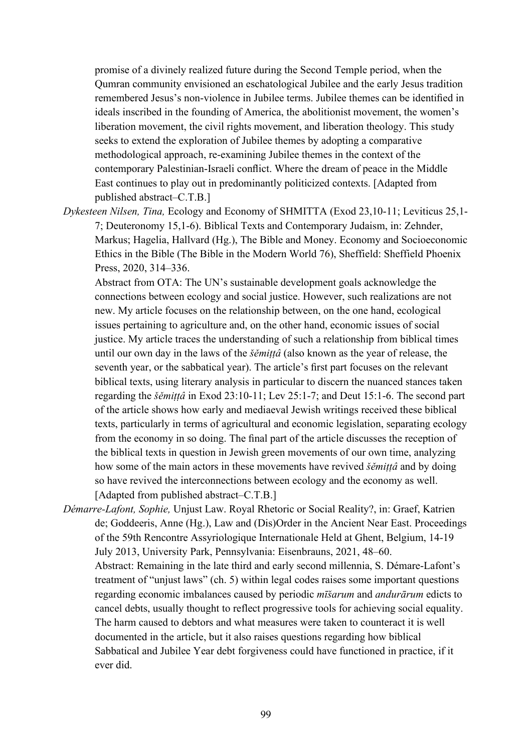promise of a divinely realized future during the Second Temple period, when the Qumran community envisioned an eschatological Jubilee and the early Jesus tradition remembered Jesus's non-violence in Jubilee terms. Jubilee themes can be identified in ideals inscribed in the founding of America, the abolitionist movement, the women's liberation movement, the civil rights movement, and liberation theology. This study seeks to extend the exploration of Jubilee themes by adopting a comparative methodological approach, re-examining Jubilee themes in the context of the contemporary Palestinian-Israeli conflict. Where the dream of peace in the Middle East continues to play out in predominantly politicized contexts. [Adapted from published abstract–C.T.B.]

*Dykesteen Nilsen, Tina,* Ecology and Economy of SHMITTA (Exod 23,10-11; Leviticus 25,1-7; Deuteronomy 15,1-6). Biblical Texts and Contemporary Judaism, in: Zehnder, Markus; Hagelia, Hallvard (Hg.), The Bible and Money. Economy and Socioeconomic Ethics in the Bible (The Bible in the Modern World 76), Sheffield: Sheffield Phoenix Press, 2020, 314–336.
Abstract from OTA: The UN's sustainable development goals acknowledge the connections between ecology and social justice. However, such realizations are not new. My article focuses on the relationship between, on the one hand, ecological issues pertaining to agriculture and, on the other hand, economic issues of social justice. My article traces the understanding of such a relationship from biblical times until our own day in the laws of the *šĕmiṭṭâ* (also known as the year of release, the seventh year, or the sabbatical year). The article's first part focuses on the relevant biblical texts, using literary analysis in particular to discern the nuanced stances taken regarding the *šĕmiṭṭâ* in Exod 23:10-11; Lev 25:1-7; and Deut 15:1-6. The second part of the article shows how early and mediaeval Jewish writings received these biblical texts, particularly in terms of agricultural and economic legislation, separating ecology from the economy in so doing. The final part of the article discusses the reception of the biblical texts in question in Jewish green movements of our own time, analyzing how some of the main actors in these movements have revived *šĕmiṭṭâ* and by doing so have revived the interconnections between ecology and the economy as well. [Adapted from published abstract–C.T.B.]

*Démarre-Lafont, Sophie,* Unjust Law. Royal Rhetoric or Social Reality?, in: Graef, Katrien de; Goddeeris, Anne (Hg.), Law and (Dis)Order in the Ancient Near East. Proceedings of the 59th Rencontre Assyriologique Internationale Held at Ghent, Belgium, 14-19 July 2013, University Park, Pennsylvania: Eisenbrauns, 2021, 48–60.
Abstract: Remaining in the late third and early second millennia, S. Démare-Lafont's treatment of "unjust laws" (ch. 5) within legal codes raises some important questions regarding economic imbalances caused by periodic *mīšarum* and *andurārum* edicts to cancel debts, usually thought to reflect progressive tools for achieving social equality. The harm caused to debtors and what measures were taken to counteract it is well documented in the article, but it also raises questions regarding how biblical Sabbatical and Jubilee Year debt forgiveness could have functioned in practice, if it ever did.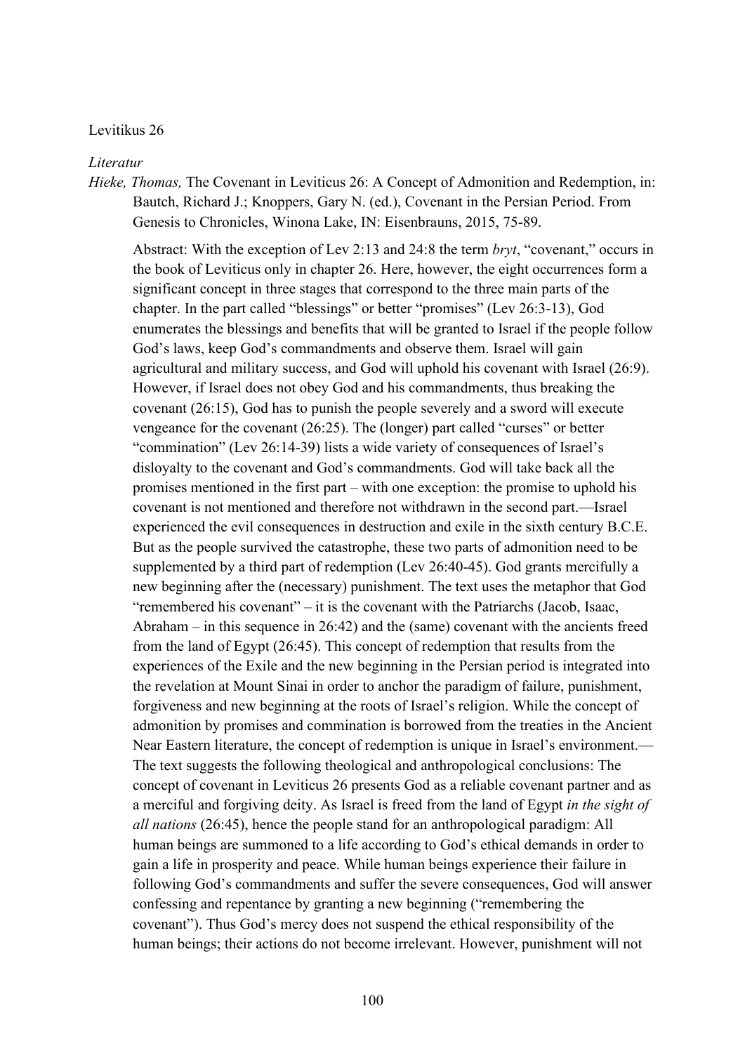Levitikus 26

*Literatur*

*Hieke, Thomas,* The Covenant in Leviticus 26: A Concept of Admonition and Redemption, in: Bautch, Richard J.; Knoppers, Gary N. (ed.), Covenant in the Persian Period. From Genesis to Chronicles, Winona Lake, IN: Eisenbrauns, 2015, 75-89.

Abstract: With the exception of Lev 2:13 and 24:8 the term *bryt*, "covenant," occurs in the book of Leviticus only in chapter 26. Here, however, the eight occurrences form a significant concept in three stages that correspond to the three main parts of the chapter. In the part called "blessings" or better "promises" (Lev 26:3-13), God enumerates the blessings and benefits that will be granted to Israel if the people follow God's laws, keep God's commandments and observe them. Israel will gain agricultural and military success, and God will uphold his covenant with Israel (26:9). However, if Israel does not obey God and his commandments, thus breaking the covenant (26:15), God has to punish the people severely and a sword will execute vengeance for the covenant (26:25). The (longer) part called "curses" or better "commination" (Lev 26:14-39) lists a wide variety of consequences of Israel's disloyalty to the covenant and God's commandments. God will take back all the promises mentioned in the first part – with one exception: the promise to uphold his covenant is not mentioned and therefore not withdrawn in the second part.—Israel experienced the evil consequences in destruction and exile in the sixth century B.C.E. But as the people survived the catastrophe, these two parts of admonition need to be supplemented by a third part of redemption (Lev 26:40-45). God grants mercifully a new beginning after the (necessary) punishment. The text uses the metaphor that God "remembered his covenant" – it is the covenant with the Patriarchs (Jacob, Isaac, Abraham – in this sequence in 26:42) and the (same) covenant with the ancients freed from the land of Egypt (26:45). This concept of redemption that results from the experiences of the Exile and the new beginning in the Persian period is integrated into the revelation at Mount Sinai in order to anchor the paradigm of failure, punishment, forgiveness and new beginning at the roots of Israel's religion. While the concept of admonition by promises and commination is borrowed from the treaties in the Ancient Near Eastern literature, the concept of redemption is unique in Israel's environment.—The text suggests the following theological and anthropological conclusions: The concept of covenant in Leviticus 26 presents God as a reliable covenant partner and as a merciful and forgiving deity. As Israel is freed from the land of Egypt *in the sight of all nations* (26:45), hence the people stand for an anthropological paradigm: All human beings are summoned to a life according to God's ethical demands in order to gain a life in prosperity and peace. While human beings experience their failure in following God's commandments and suffer the severe consequences, God will answer confessing and repentance by granting a new beginning ("remembering the covenant"). Thus God's mercy does not suspend the ethical responsibility of the human beings; their actions do not become irrelevant. However, punishment will not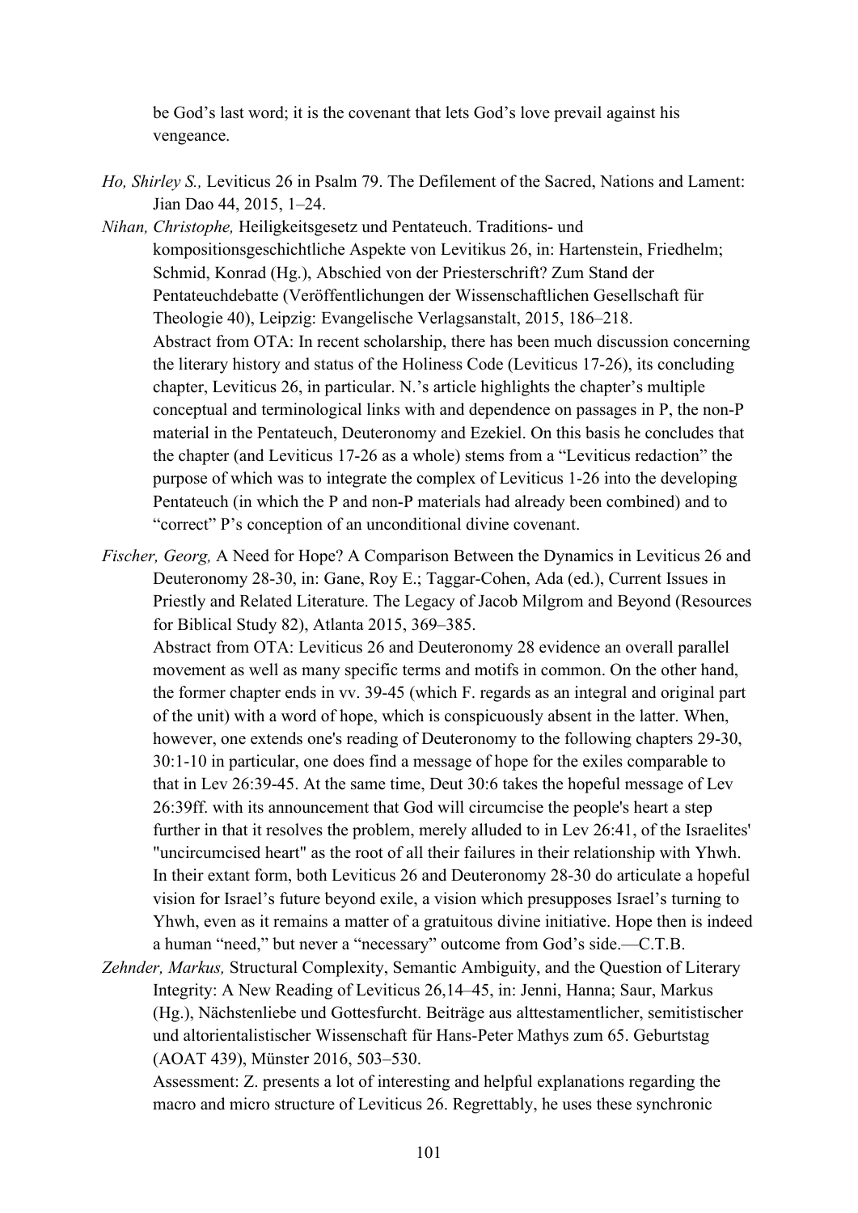be God's last word; it is the covenant that lets God's love prevail against his vengeance.

*Ho, Shirley S.,* Leviticus 26 in Psalm 79. The Defilement of the Sacred, Nations and Lament: Jian Dao 44, 2015, 1–24.

*Nihan, Christophe,* Heiligkeitsgesetz und Pentateuch. Traditions- und kompositionsgeschichtliche Aspekte von Levitikus 26, in: Hartenstein, Friedhelm; Schmid, Konrad (Hg.), Abschied von der Priesterschrift? Zum Stand der Pentateuchdebatte (Veröffentlichungen der Wissenschaftlichen Gesellschaft für Theologie 40), Leipzig: Evangelische Verlagsanstalt, 2015, 186–218.
Abstract from OTA: In recent scholarship, there has been much discussion concerning the literary history and status of the Holiness Code (Leviticus 17-26), its concluding chapter, Leviticus 26, in particular. N.'s article highlights the chapter's multiple conceptual and terminological links with and dependence on passages in P, the non-P material in the Pentateuch, Deuteronomy and Ezekiel. On this basis he concludes that the chapter (and Leviticus 17-26 as a whole) stems from a "Leviticus redaction" the purpose of which was to integrate the complex of Leviticus 1-26 into the developing Pentateuch (in which the P and non-P materials had already been combined) and to "correct" P's conception of an unconditional divine covenant.

*Fischer, Georg,* A Need for Hope? A Comparison Between the Dynamics in Leviticus 26 and Deuteronomy 28-30, in: Gane, Roy E.; Taggar-Cohen, Ada (ed.), Current Issues in Priestly and Related Literature. The Legacy of Jacob Milgrom and Beyond (Resources for Biblical Study 82), Atlanta 2015, 369–385.
Abstract from OTA: Leviticus 26 and Deuteronomy 28 evidence an overall parallel movement as well as many specific terms and motifs in common. On the other hand, the former chapter ends in vv. 39-45 (which F. regards as an integral and original part of the unit) with a word of hope, which is conspicuously absent in the latter. When, however, one extends one's reading of Deuteronomy to the following chapters 29-30, 30:1-10 in particular, one does find a message of hope for the exiles comparable to that in Lev 26:39-45. At the same time, Deut 30:6 takes the hopeful message of Lev 26:39ff. with its announcement that God will circumcise the people's heart a step further in that it resolves the problem, merely alluded to in Lev 26:41, of the Israelites' "uncircumcised heart" as the root of all their failures in their relationship with Yhwh. In their extant form, both Leviticus 26 and Deuteronomy 28-30 do articulate a hopeful vision for Israel's future beyond exile, a vision which presupposes Israel's turning to Yhwh, even as it remains a matter of a gratuitous divine initiative. Hope then is indeed a human "need," but never a "necessary" outcome from God's side.—C.T.B.

*Zehnder, Markus,* Structural Complexity, Semantic Ambiguity, and the Question of Literary Integrity: A New Reading of Leviticus 26,14–45, in: Jenni, Hanna; Saur, Markus (Hg.), Nächstenliebe und Gottesfurcht. Beiträge aus alttestamentlicher, semitistischer und altorientalistischer Wissenschaft für Hans-Peter Mathys zum 65. Geburtstag (AOAT 439), Münster 2016, 503–530.
Assessment: Z. presents a lot of interesting and helpful explanations regarding the macro and micro structure of Leviticus 26. Regrettably, he uses these synchronic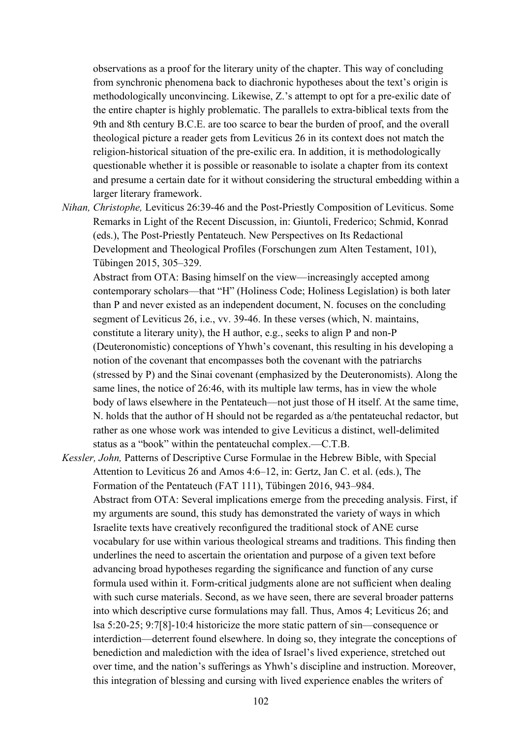observations as a proof for the literary unity of the chapter. This way of concluding from synchronic phenomena back to diachronic hypotheses about the text's origin is methodologically unconvincing. Likewise, Z.'s attempt to opt for a pre-exilic date of the entire chapter is highly problematic. The parallels to extra-biblical texts from the 9th and 8th century B.C.E. are too scarce to bear the burden of proof, and the overall theological picture a reader gets from Leviticus 26 in its context does not match the religion-historical situation of the pre-exilic era. In addition, it is methodologically questionable whether it is possible or reasonable to isolate a chapter from its context and presume a certain date for it without considering the structural embedding within a larger literary framework.

*Nihan, Christophe,* Leviticus 26:39-46 and the Post-Priestly Composition of Leviticus. Some Remarks in Light of the Recent Discussion, in: Giuntoli, Frederico; Schmid, Konrad (eds.), The Post-Priestly Pentateuch. New Perspectives on Its Redactional Development and Theological Profiles (Forschungen zum Alten Testament, 101), Tübingen 2015, 305–329.
Abstract from OTA: Basing himself on the view—increasingly accepted among contemporary scholars—that "H" (Holiness Code; Holiness Legislation) is both later than P and never existed as an independent document, N. focuses on the concluding segment of Leviticus 26, i.e., vv. 39-46. In these verses (which, N. maintains, constitute a literary unity), the H author, e.g., seeks to align P and non-P (Deuteronomistic) conceptions of Yhwh's covenant, this resulting in his developing a notion of the covenant that encompasses both the covenant with the patriarchs (stressed by P) and the Sinai covenant (emphasized by the Deuteronomists). Along the same lines, the notice of 26:46, with its multiple law terms, has in view the whole body of laws elsewhere in the Pentateuch—not just those of H itself. At the same time, N. holds that the author of H should not be regarded as a/the pentateuchal redactor, but rather as one whose work was intended to give Leviticus a distinct, well-delimited status as a "book" within the pentateuchal complex.—C.T.B.

*Kessler, John,* Patterns of Descriptive Curse Formulae in the Hebrew Bible, with Special Attention to Leviticus 26 and Amos 4:6–12, in: Gertz, Jan C. et al. (eds.), The Formation of the Pentateuch (FAT 111), Tübingen 2016, 943–984.
Abstract from OTA: Several implications emerge from the preceding analysis. First, if my arguments are sound, this study has demonstrated the variety of ways in which Israelite texts have creatively reconfigured the traditional stock of ANE curse vocabulary for use within various theological streams and traditions. This finding then underlines the need to ascertain the orientation and purpose of a given text before advancing broad hypotheses regarding the significance and function of any curse formula used within it. Form-critical judgments alone are not sufficient when dealing with such curse materials. Second, as we have seen, there are several broader patterns into which descriptive curse formulations may fall. Thus, Amos 4; Leviticus 26; and lsa 5:20-25; 9:7[8]-10:4 historicize the more static pattern of sin—consequence or interdiction—deterrent found elsewhere. ln doing so, they integrate the conceptions of benediction and malediction with the idea of Israel's lived experience, stretched out over time, and the nation's sufferings as Yhwh's discipline and instruction. Moreover, this integration of blessing and cursing with lived experience enables the writers of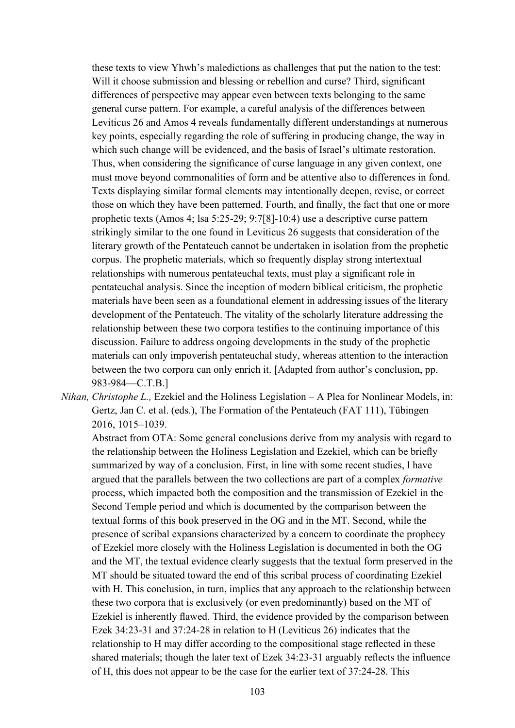these texts to view Yhwh's maledictions as challenges that put the nation to the test: Will it choose submission and blessing or rebellion and curse? Third, significant differences of perspective may appear even between texts belonging to the same general curse pattern. For example, a careful analysis of the differences between Leviticus 26 and Amos 4 reveals fundamentally different understandings at numerous key points, especially regarding the role of suffering in producing change, the way in which such change will be evidenced, and the basis of Israel's ultimate restoration. Thus, when considering the significance of curse language in any given context, one must move beyond commonalities of form and be attentive also to differences in fond. Texts displaying similar formal elements may intentionally deepen, revise, or correct those on which they have been patterned. Fourth, and finally, the fact that one or more prophetic texts (Amos 4; lsa 5:25-29; 9:7[8]-10:4) use a descriptive curse pattern strikingly similar to the one found in Leviticus 26 suggests that consideration of the literary growth of the Pentateuch cannot be undertaken in isolation from the prophetic corpus. The prophetic materials, which so frequently display strong intertextual relationships with numerous pentateuchal texts, must play a significant role in pentateuchal analysis. Since the inception of modern biblical criticism, the prophetic materials have been seen as a foundational element in addressing issues of the literary development of the Pentateuch. The vitality of the scholarly literature addressing the relationship between these two corpora testifies to the continuing importance of this discussion. Failure to address ongoing developments in the study of the prophetic materials can only impoverish pentateuchal study, whereas attention to the interaction between the two corpora can only enrich it. [Adapted from author's conclusion, pp. 983-984—C.T.B.]

*Nihan, Christophe L.,* Ezekiel and the Holiness Legislation – A Plea for Nonlinear Models, in: Gertz, Jan C. et al. (eds.), The Formation of the Pentateuch (FAT 111), Tübingen 2016, 1015–1039.

Abstract from OTA: Some general conclusions derive from my analysis with regard to the relationship between the Holiness Legislation and Ezekiel, which can be briefly summarized by way of a conclusion. First, in line with some recent studies, l have argued that the parallels between the two collections are part of a complex *formative* process, which impacted both the composition and the transmission of Ezekiel in the Second Temple period and which is documented by the comparison between the textual forms of this book preserved in the OG and in the MT. Second, while the presence of scribal expansions characterized by a concern to coordinate the prophecy of Ezekiel more closely with the Holiness Legislation is documented in both the OG and the MT, the textual evidence clearly suggests that the textual form preserved in the MT should be situated toward the end of this scribal process of coordinating Ezekiel with H. This conclusion, in turn, implies that any approach to the relationship between these two corpora that is exclusively (or even predominantly) based on the MT of Ezekiel is inherently flawed. Third, the evidence provided by the comparison between Ezek 34:23-31 and 37:24-28 in relation to H (Leviticus 26) indicates that the relationship to H may differ according to the compositional stage reflected in these shared materials; though the later text of Ezek 34:23-31 arguably reflects the influence of H, this does not appear to be the case for the earlier text of 37:24-28. This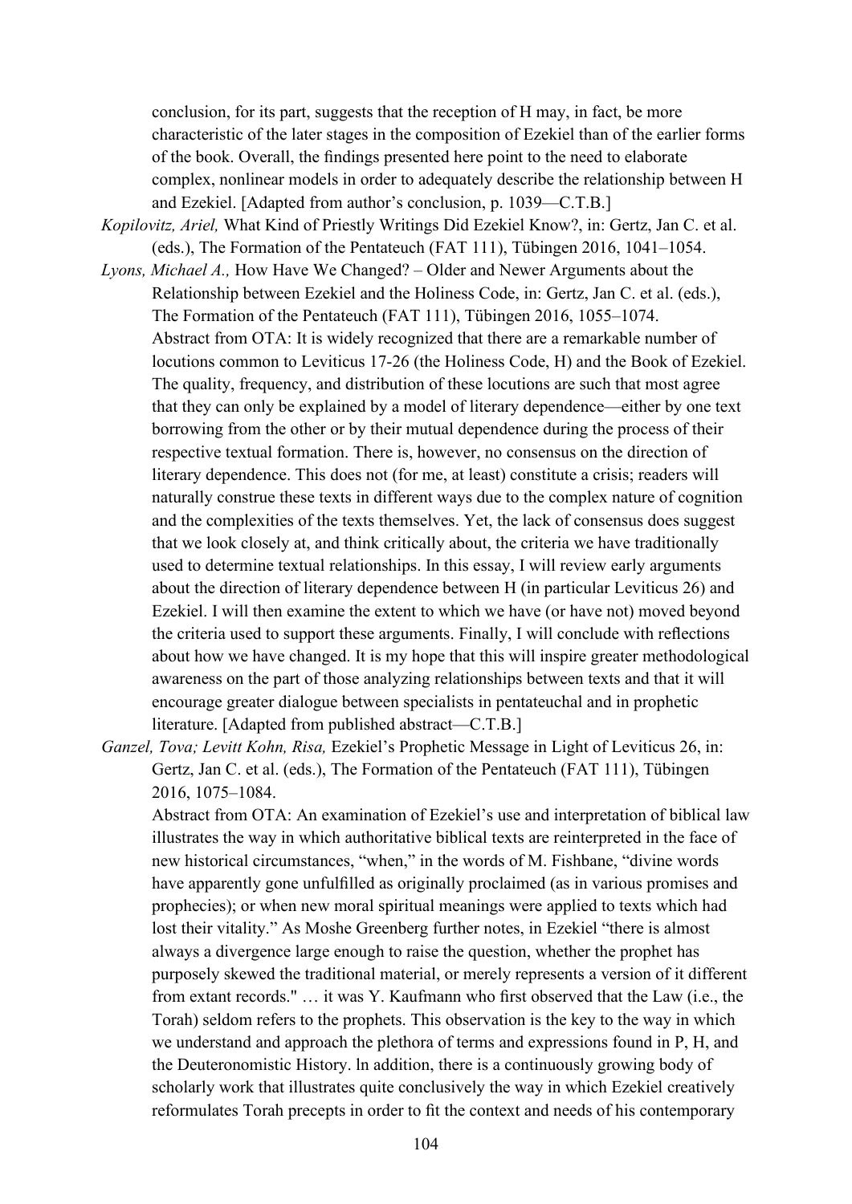conclusion, for its part, suggests that the reception of H may, in fact, be more characteristic of the later stages in the composition of Ezekiel than of the earlier forms of the book. Overall, the findings presented here point to the need to elaborate complex, nonlinear models in order to adequately describe the relationship between H and Ezekiel. [Adapted from author's conclusion, p. 1039—C.T.B.]

*Kopilovitz, Ariel,* What Kind of Priestly Writings Did Ezekiel Know?, in: Gertz, Jan C. et al. (eds.), The Formation of the Pentateuch (FAT 111), Tübingen 2016, 1041–1054.

*Lyons, Michael A.,* How Have We Changed? – Older and Newer Arguments about the Relationship between Ezekiel and the Holiness Code, in: Gertz, Jan C. et al. (eds.), The Formation of the Pentateuch (FAT 111), Tübingen 2016, 1055–1074.
Abstract from OTA: It is widely recognized that there are a remarkable number of locutions common to Leviticus 17-26 (the Holiness Code, H) and the Book of Ezekiel. The quality, frequency, and distribution of these locutions are such that most agree that they can only be explained by a model of literary dependence—either by one text borrowing from the other or by their mutual dependence during the process of their respective textual formation. There is, however, no consensus on the direction of literary dependence. This does not (for me, at least) constitute a crisis; readers will naturally construe these texts in different ways due to the complex nature of cognition and the complexities of the texts themselves. Yet, the lack of consensus does suggest that we look closely at, and think critically about, the criteria we have traditionally used to determine textual relationships. In this essay, I will review early arguments about the direction of literary dependence between H (in particular Leviticus 26) and Ezekiel. I will then examine the extent to which we have (or have not) moved beyond the criteria used to support these arguments. Finally, I will conclude with reflections about how we have changed. It is my hope that this will inspire greater methodological awareness on the part of those analyzing relationships between texts and that it will encourage greater dialogue between specialists in pentateuchal and in prophetic literature. [Adapted from published abstract—C.T.B.]

*Ganzel, Tova; Levitt Kohn, Risa,* Ezekiel's Prophetic Message in Light of Leviticus 26, in: Gertz, Jan C. et al. (eds.), The Formation of the Pentateuch (FAT 111), Tübingen 2016, 1075–1084.
Abstract from OTA: An examination of Ezekiel's use and interpretation of biblical law illustrates the way in which authoritative biblical texts are reinterpreted in the face of new historical circumstances, "when," in the words of M. Fishbane, "divine words have apparently gone unfulfilled as originally proclaimed (as in various promises and prophecies); or when new moral spiritual meanings were applied to texts which had lost their vitality." As Moshe Greenberg further notes, in Ezekiel "there is almost always a divergence large enough to raise the question, whether the prophet has purposely skewed the traditional material, or merely represents a version of it different from extant records." … it was Y. Kaufmann who first observed that the Law (i.e., the Torah) seldom refers to the prophets. This observation is the key to the way in which we understand and approach the plethora of terms and expressions found in P, H, and the Deuteronomistic History. ln addition, there is a continuously growing body of scholarly work that illustrates quite conclusively the way in which Ezekiel creatively reformulates Torah precepts in order to fit the context and needs of his contemporary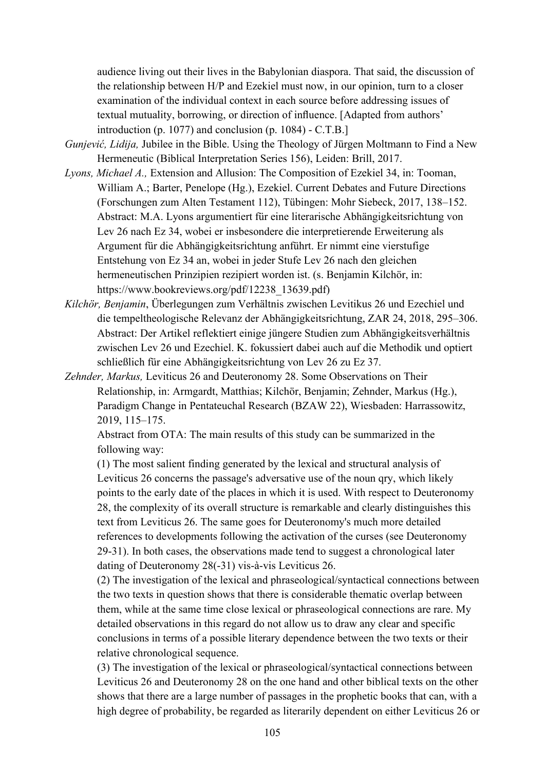audience living out their lives in the Babylonian diaspora. That said, the discussion of the relationship between H/P and Ezekiel must now, in our opinion, turn to a closer examination of the individual context in each source before addressing issues of textual mutuality, borrowing, or direction of influence. [Adapted from authors' introduction (p. 1077) and conclusion (p. 1084) - C.T.B.]

*Gunjević, Lidija,* Jubilee in the Bible. Using the Theology of Jürgen Moltmann to Find a New Hermeneutic (Biblical Interpretation Series 156), Leiden: Brill, 2017.

*Lyons, Michael A.,* Extension and Allusion: The Composition of Ezekiel 34, in: Tooman, William A.; Barter, Penelope (Hg.), Ezekiel. Current Debates and Future Directions (Forschungen zum Alten Testament 112), Tübingen: Mohr Siebeck, 2017, 138–152.
Abstract: M.A. Lyons argumentiert für eine literarische Abhängigkeitsrichtung von Lev 26 nach Ez 34, wobei er insbesondere die interpretierende Erweiterung als Argument für die Abhängigkeitsrichtung anführt. Er nimmt eine vierstufige Entstehung von Ez 34 an, wobei in jeder Stufe Lev 26 nach den gleichen hermeneutischen Prinzipien rezipiert worden ist. (s. Benjamin Kilchör, in: https://www.bookreviews.org/pdf/12238_13639.pdf)

*Kilchör, Benjamin*, Überlegungen zum Verhältnis zwischen Levitikus 26 und Ezechiel und die tempeltheologische Relevanz der Abhängigkeitsrichtung, ZAR 24, 2018, 295–306.
Abstract: Der Artikel reflektiert einige jüngere Studien zum Abhängigkeitsverhältnis zwischen Lev 26 und Ezechiel. K. fokussiert dabei auch auf die Methodik und optiert schließlich für eine Abhängigkeitsrichtung von Lev 26 zu Ez 37.

*Zehnder, Markus,* Leviticus 26 and Deuteronomy 28. Some Observations on Their Relationship, in: Armgardt, Matthias; Kilchör, Benjamin; Zehnder, Markus (Hg.), Paradigm Change in Pentateuchal Research (BZAW 22), Wiesbaden: Harrassowitz, 2019, 115–175.
Abstract from OTA: The main results of this study can be summarized in the following way:
(1) The most salient finding generated by the lexical and structural analysis of Leviticus 26 concerns the passage's adversative use of the noun qry, which likely points to the early date of the places in which it is used. With respect to Deuteronomy 28, the complexity of its overall structure is remarkable and clearly distinguishes this text from Leviticus 26. The same goes for Deuteronomy's much more detailed references to developments following the activation of the curses (see Deuteronomy 29-31). In both cases, the observations made tend to suggest a chronological later dating of Deuteronomy 28(-31) vis-à-vis Leviticus 26.
(2) The investigation of the lexical and phraseological/syntactical connections between the two texts in question shows that there is considerable thematic overlap between them, while at the same time close lexical or phraseological connections are rare. My detailed observations in this regard do not allow us to draw any clear and specific conclusions in terms of a possible literary dependence between the two texts or their relative chronological sequence.
(3) The investigation of the lexical or phraseological/syntactical connections between Leviticus 26 and Deuteronomy 28 on the one hand and other biblical texts on the other shows that there are a large number of passages in the prophetic books that can, with a high degree of probability, be regarded as literarily dependent on either Leviticus 26 or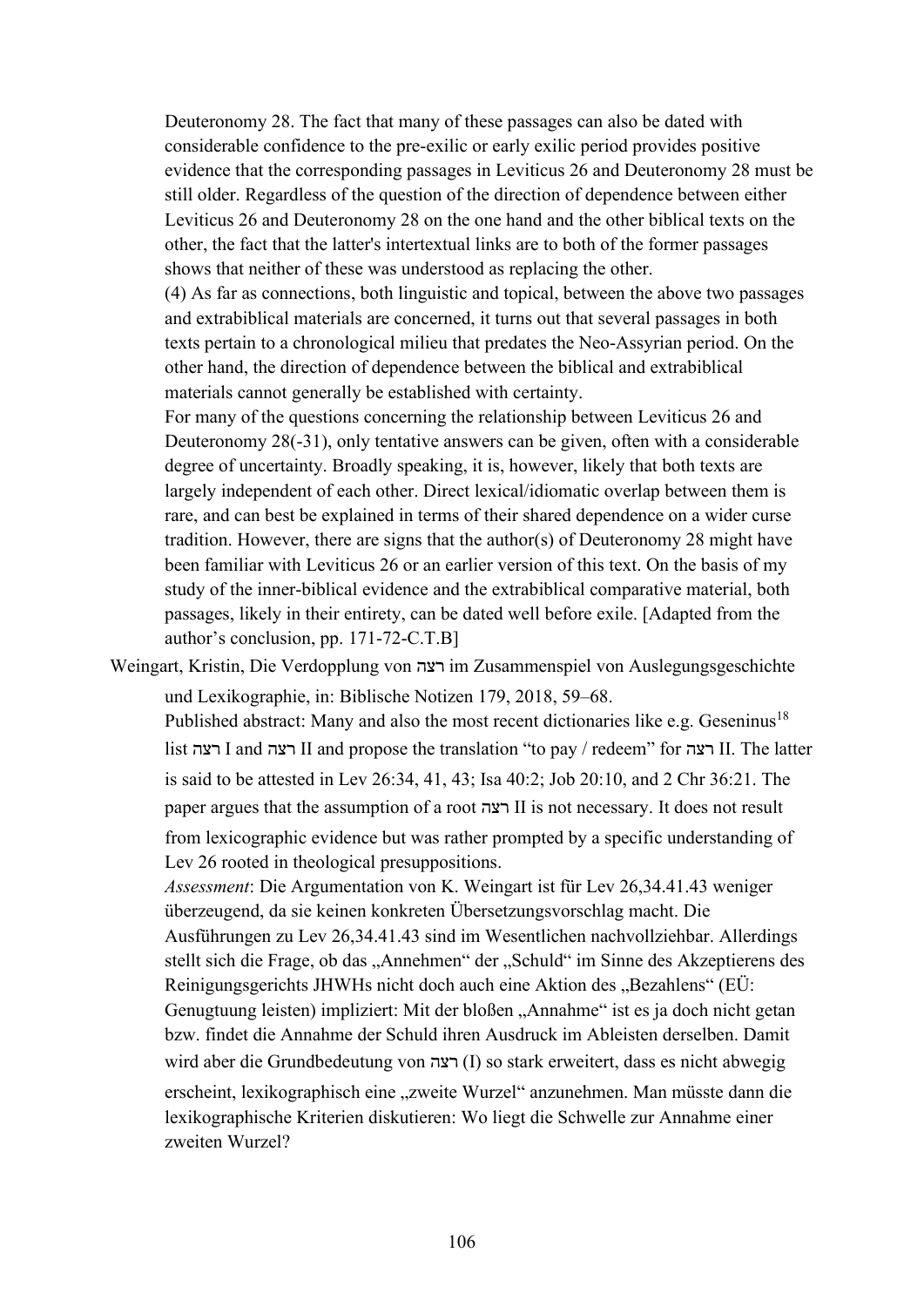Deuteronomy 28. The fact that many of these passages can also be dated with considerable confidence to the pre-exilic or early exilic period provides positive evidence that the corresponding passages in Leviticus 26 and Deuteronomy 28 must be still older. Regardless of the question of the direction of dependence between either Leviticus 26 and Deuteronomy 28 on the one hand and the other biblical texts on the other, the fact that the latter's intertextual links are to both of the former passages shows that neither of these was understood as replacing the other.

(4) As far as connections, both linguistic and topical, between the above two passages and extrabiblical materials are concerned, it turns out that several passages in both texts pertain to a chronological milieu that predates the Neo-Assyrian period. On the other hand, the direction of dependence between the biblical and extrabiblical materials cannot generally be established with certainty.

For many of the questions concerning the relationship between Leviticus 26 and Deuteronomy 28(-31), only tentative answers can be given, often with a considerable degree of uncertainty. Broadly speaking, it is, however, likely that both texts are largely independent of each other. Direct lexical/idiomatic overlap between them is rare, and can best be explained in terms of their shared dependence on a wider curse tradition. However, there are signs that the author(s) of Deuteronomy 28 might have been familiar with Leviticus 26 or an earlier version of this text. On the basis of my study of the inner-biblical evidence and the extrabiblical comparative material, both passages, likely in their entirety, can be dated well before exile. [Adapted from the author's conclusion, pp. 171-72-C.T.B]

Weingart, Kristin, Die Verdopplung von רצה im Zusammenspiel von Auslegungsgeschichte und Lexikographie, in: Biblische Notizen 179, 2018, 59–68.

Published abstract: Many and also the most recent dictionaries like e.g. Geseninus[18] list רצה I and רצה II and propose the translation "to pay / redeem" for רצה II. The latter is said to be attested in Lev 26:34, 41, 43; Isa 40:2; Job 20:10, and 2 Chr 36:21. The paper argues that the assumption of a root רצה II is not necessary. It does not result from lexicographic evidence but was rather prompted by a specific understanding of Lev 26 rooted in theological presuppositions.

*Assessment*: Die Argumentation von K. Weingart ist für Lev 26,34.41.43 weniger überzeugend, da sie keinen konkreten Übersetzungsvorschlag macht. Die Ausführungen zu Lev 26,34.41.43 sind im Wesentlichen nachvollziehbar. Allerdings stellt sich die Frage, ob das „Annehmen" der „Schuld" im Sinne des Akzeptierens des Reinigungsgerichts JHWHs nicht doch auch eine Aktion des „Bezahlens" (EÜ: Genugtuung leisten) impliziert: Mit der bloßen „Annahme" ist es ja doch nicht getan bzw. findet die Annahme der Schuld ihren Ausdruck im Ableisten derselben. Damit wird aber die Grundbedeutung von רצה (I) so stark erweitert, dass es nicht abwegig erscheint, lexikographisch eine „zweite Wurzel" anzunehmen. Man müsste dann die lexikographische Kriterien diskutieren: Wo liegt die Schwelle zur Annahme einer zweiten Wurzel?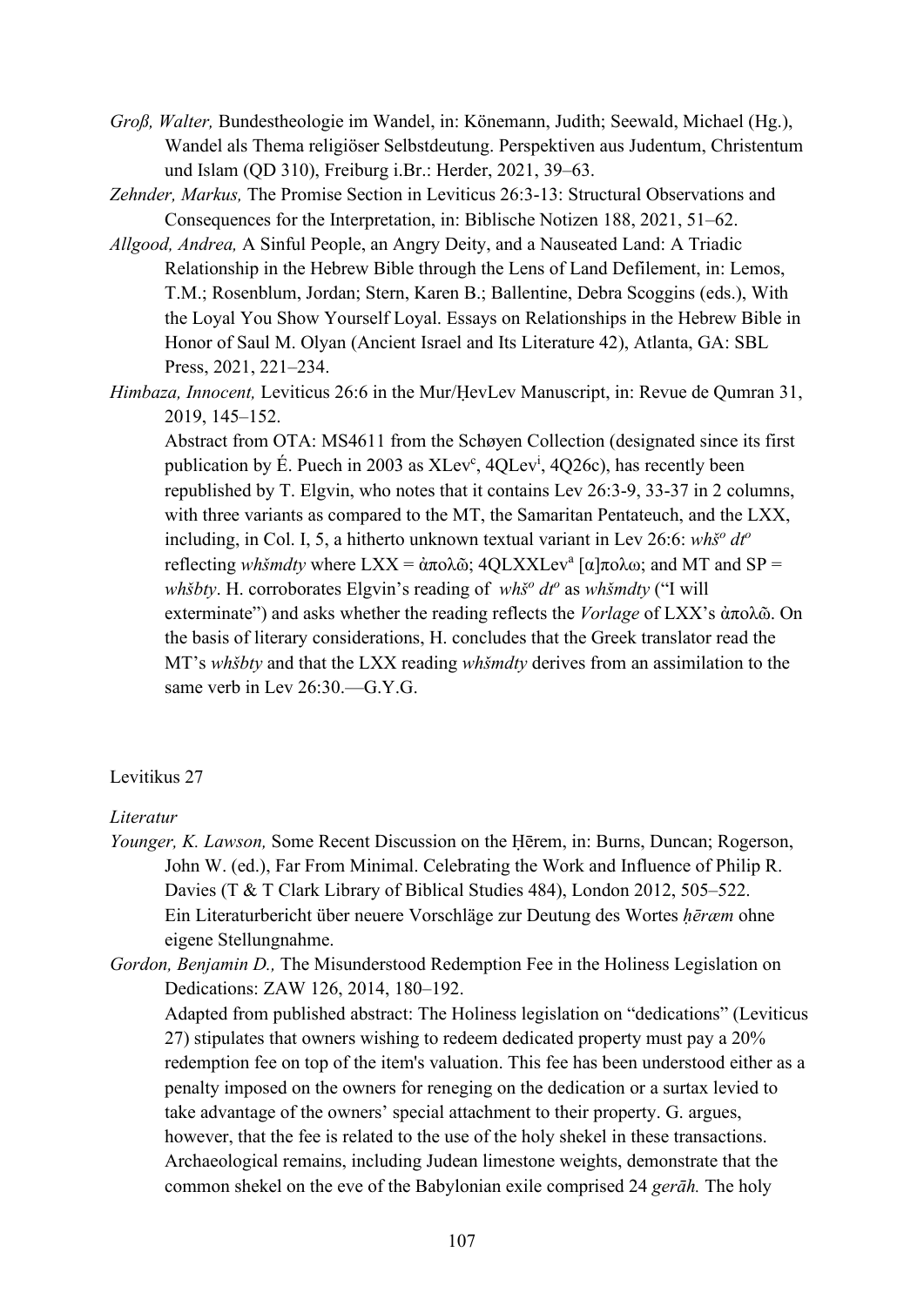*Groß, Walter,* Bundestheologie im Wandel, in: Könemann, Judith; Seewald, Michael (Hg.), Wandel als Thema religiöser Selbstdeutung. Perspektiven aus Judentum, Christentum und Islam (QD 310), Freiburg i.Br.: Herder, 2021, 39–63.

*Zehnder, Markus,* The Promise Section in Leviticus 26:3-13: Structural Observations and Consequences for the Interpretation, in: Biblische Notizen 188, 2021, 51–62.

*Allgood, Andrea,* A Sinful People, an Angry Deity, and a Nauseated Land: A Triadic Relationship in the Hebrew Bible through the Lens of Land Defilement, in: Lemos, T.M.; Rosenblum, Jordan; Stern, Karen B.; Ballentine, Debra Scoggins (eds.), With the Loyal You Show Yourself Loyal. Essays on Relationships in the Hebrew Bible in Honor of Saul M. Olyan (Ancient Israel and Its Literature 42), Atlanta, GA: SBL Press, 2021, 221–234.

*Himbaza, Innocent,* Leviticus 26:6 in the Mur/ḤevLev Manuscript, in: Revue de Qumran 31, 2019, 145–152.

Abstract from OTA: MS4611 from the Schøyen Collection (designated since its first publication by É. Puech in 2003 as XLev[c], 4QLev[i], 4Q26c), has recently been republished by T. Elgvin, who notes that it contains Lev 26:3-9, 33-37 in 2 columns, with three variants as compared to the MT, the Samaritan Pentateuch, and the LXX, including, in Col. I, 5, a hitherto unknown textual variant in Lev 26:6: *whš[o] dt[o]* reflecting *whšmdty* where LXX = ἀπολῶ; 4QLXXLev[a] [α]πολω; and MT and SP = *whšbty*. H. corroborates Elgvin's reading of *whš[o] dt[o]* as *whšmdty* ("I will exterminate") and asks whether the reading reflects the *Vorlage* of LXX's ἀπολῶ. On the basis of literary considerations, H. concludes that the Greek translator read the MT's *whšbty* and that the LXX reading *whšmdty* derives from an assimilation to the same verb in Lev 26:30.—G.Y.G.

Levitikus 27

*Literatur*

*Younger, K. Lawson,* Some Recent Discussion on the Ḥērem, in: Burns, Duncan; Rogerson, John W. (ed.), Far From Minimal. Celebrating the Work and Influence of Philip R. Davies (T & T Clark Library of Biblical Studies 484), London 2012, 505–522.

Ein Literaturbericht über neuere Vorschläge zur Deutung des Wortes *ḥērœm* ohne eigene Stellungnahme.

*Gordon, Benjamin D.,* The Misunderstood Redemption Fee in the Holiness Legislation on Dedications: ZAW 126, 2014, 180–192.

Adapted from published abstract: The Holiness legislation on "dedications" (Leviticus 27) stipulates that owners wishing to redeem dedicated property must pay a 20% redemption fee on top of the item's valuation. This fee has been understood either as a penalty imposed on the owners for reneging on the dedication or a surtax levied to take advantage of the owners' special attachment to their property. G. argues, however, that the fee is related to the use of the holy shekel in these transactions. Archaeological remains, including Judean limestone weights, demonstrate that the common shekel on the eve of the Babylonian exile comprised 24 *gerāh.* The holy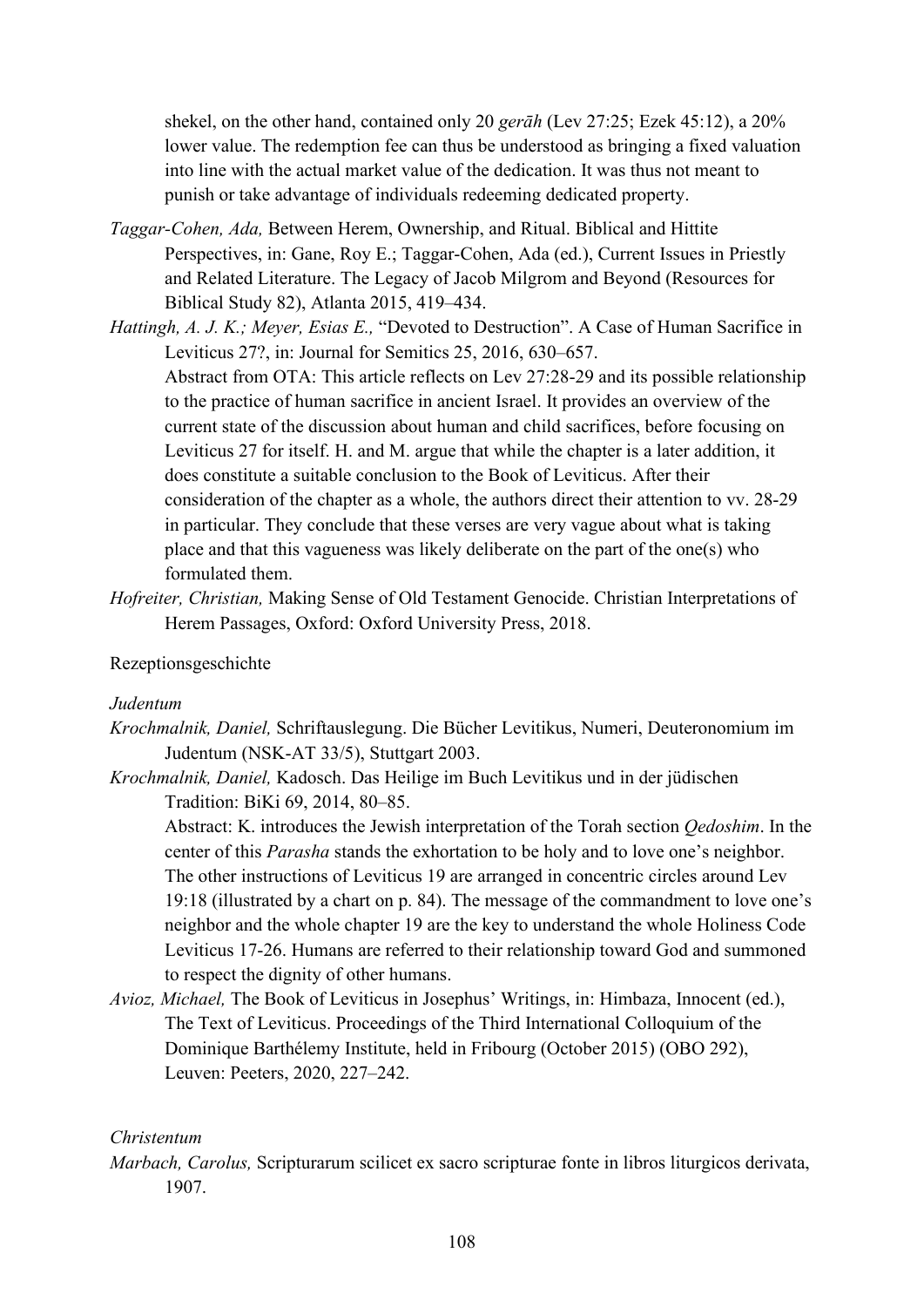shekel, on the other hand, contained only 20 *gerāh* (Lev 27:25; Ezek 45:12), a 20% lower value. The redemption fee can thus be understood as bringing a fixed valuation into line with the actual market value of the dedication. It was thus not meant to punish or take advantage of individuals redeeming dedicated property.

*Taggar-Cohen, Ada,* Between Herem, Ownership, and Ritual. Biblical and Hittite Perspectives, in: Gane, Roy E.; Taggar-Cohen, Ada (ed.), Current Issues in Priestly and Related Literature. The Legacy of Jacob Milgrom and Beyond (Resources for Biblical Study 82), Atlanta 2015, 419–434.

*Hattingh, A. J. K.; Meyer, Esias E.,* "Devoted to Destruction". A Case of Human Sacrifice in Leviticus 27?, in: Journal for Semitics 25, 2016, 630–657.
Abstract from OTA: This article reflects on Lev 27:28-29 and its possible relationship to the practice of human sacrifice in ancient Israel. It provides an overview of the current state of the discussion about human and child sacrifices, before focusing on Leviticus 27 for itself. H. and M. argue that while the chapter is a later addition, it does constitute a suitable conclusion to the Book of Leviticus. After their consideration of the chapter as a whole, the authors direct their attention to vv. 28-29 in particular. They conclude that these verses are very vague about what is taking place and that this vagueness was likely deliberate on the part of the one(s) who formulated them.

*Hofreiter, Christian,* Making Sense of Old Testament Genocide. Christian Interpretations of Herem Passages, Oxford: Oxford University Press, 2018.

Rezeptionsgeschichte

*Judentum*

*Krochmalnik, Daniel,* Schriftauslegung. Die Bücher Levitikus, Numeri, Deuteronomium im Judentum (NSK-AT 33/5), Stuttgart 2003.

*Krochmalnik, Daniel,* Kadosch. Das Heilige im Buch Levitikus und in der jüdischen Tradition: BiKi 69, 2014, 80–85.
Abstract: K. introduces the Jewish interpretation of the Torah section *Qedoshim*. In the center of this *Parasha* stands the exhortation to be holy and to love one's neighbor. The other instructions of Leviticus 19 are arranged in concentric circles around Lev 19:18 (illustrated by a chart on p. 84). The message of the commandment to love one's neighbor and the whole chapter 19 are the key to understand the whole Holiness Code Leviticus 17-26. Humans are referred to their relationship toward God and summoned to respect the dignity of other humans.

*Avioz, Michael,* The Book of Leviticus in Josephus' Writings, in: Himbaza, Innocent (ed.), The Text of Leviticus. Proceedings of the Third International Colloquium of the Dominique Barthélemy Institute, held in Fribourg (October 2015) (OBO 292), Leuven: Peeters, 2020, 227–242.

*Christentum*

*Marbach, Carolus,* Scripturarum scilicet ex sacro scripturae fonte in libros liturgicos derivata, 1907.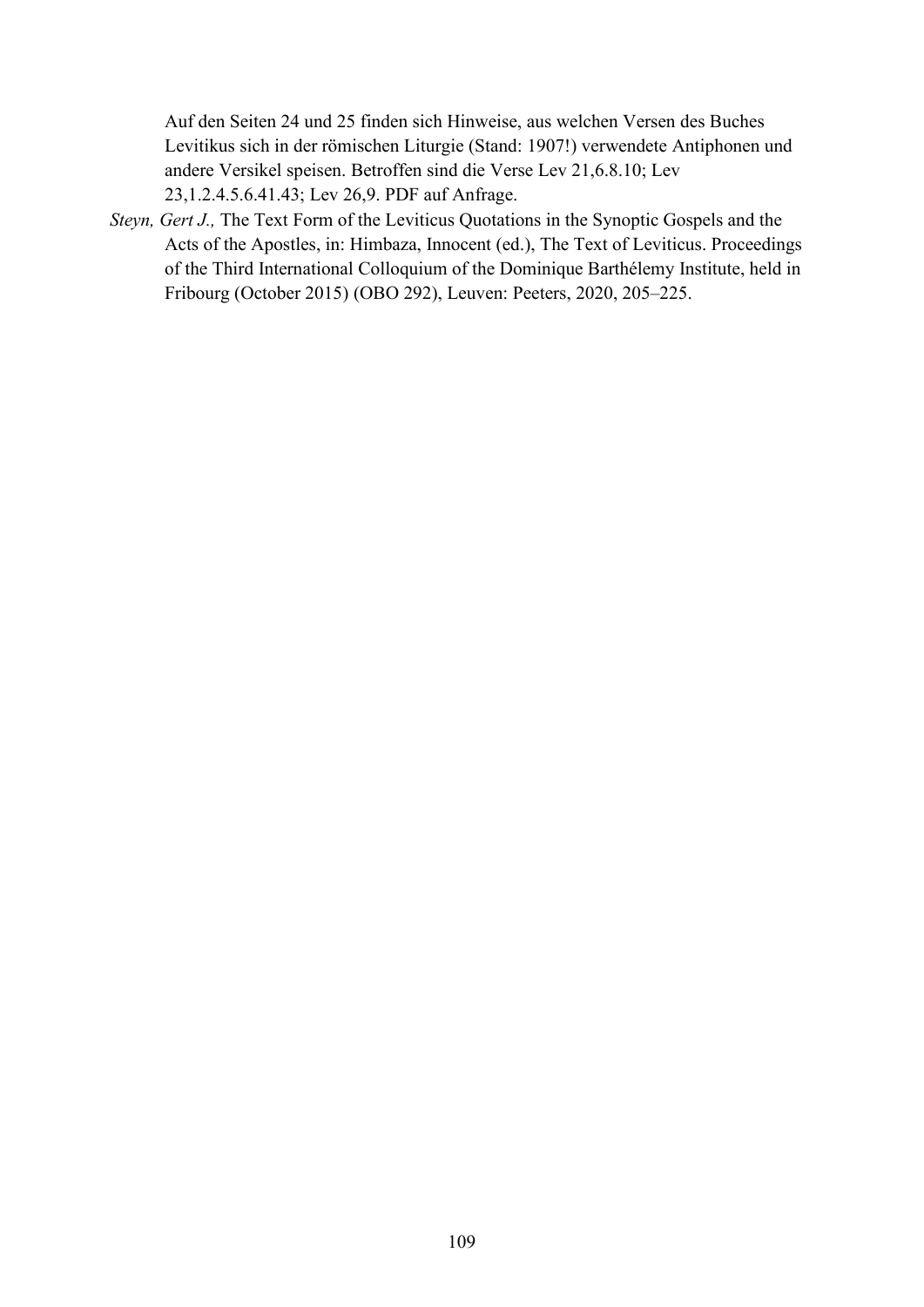Auf den Seiten 24 und 25 finden sich Hinweise, aus welchen Versen des Buches Levitikus sich in der römischen Liturgie (Stand: 1907!) verwendete Antiphonen und andere Versikel speisen. Betroffen sind die Verse Lev 21,6.8.10; Lev 23,1.2.4.5.6.41.43; Lev 26,9. PDF auf Anfrage.

*Steyn, Gert J.,* The Text Form of the Leviticus Quotations in the Synoptic Gospels and the Acts of the Apostles, in: Himbaza, Innocent (ed.), The Text of Leviticus. Proceedings of the Third International Colloquium of the Dominique Barthélemy Institute, held in Fribourg (October 2015) (OBO 292), Leuven: Peeters, 2020, 205–225.